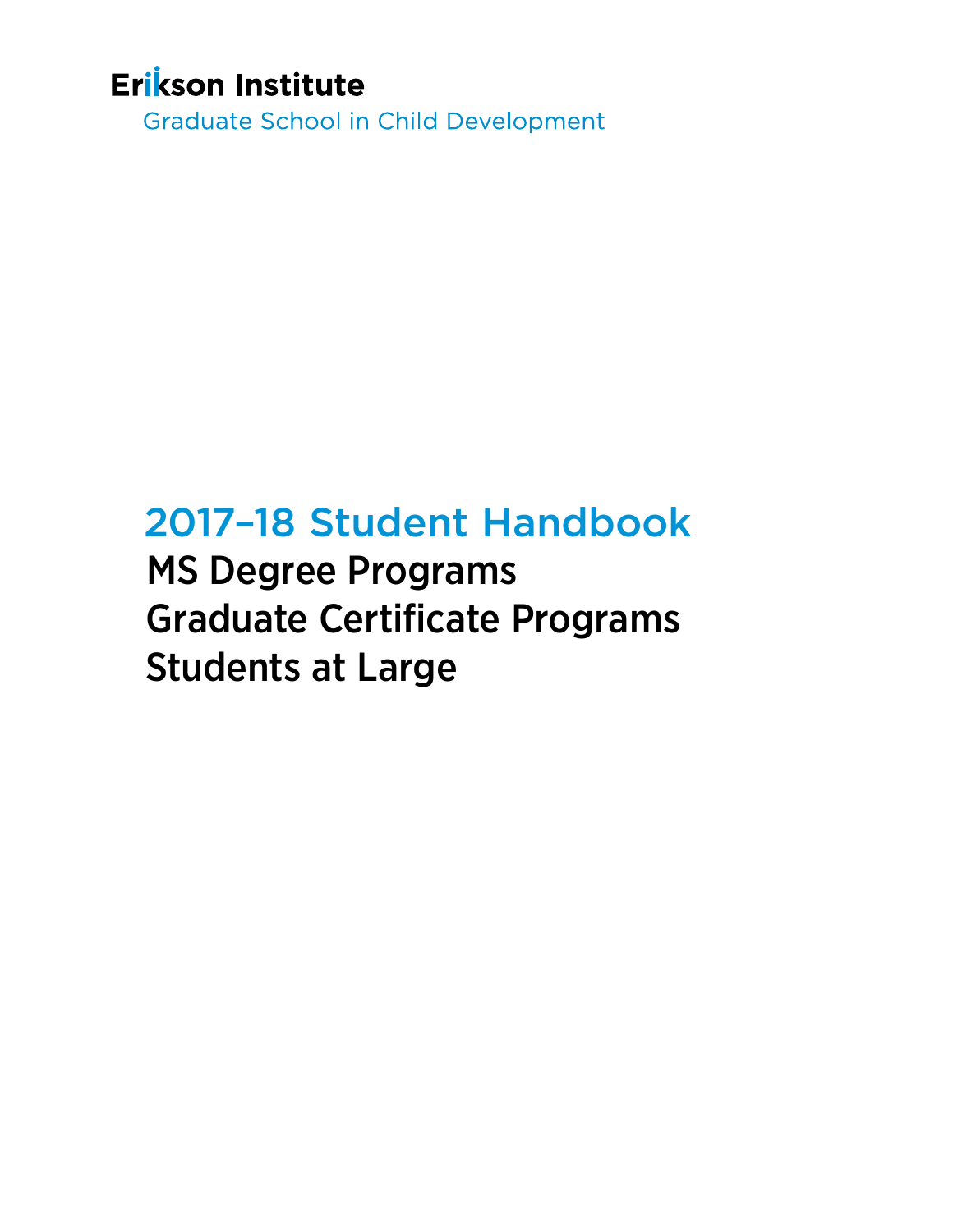Erikson Institute

Graduate School in Child Development

# 2017–18 Student Handbook

## MS Degree Programs
## Graduate Certificate Programs
## Students at Large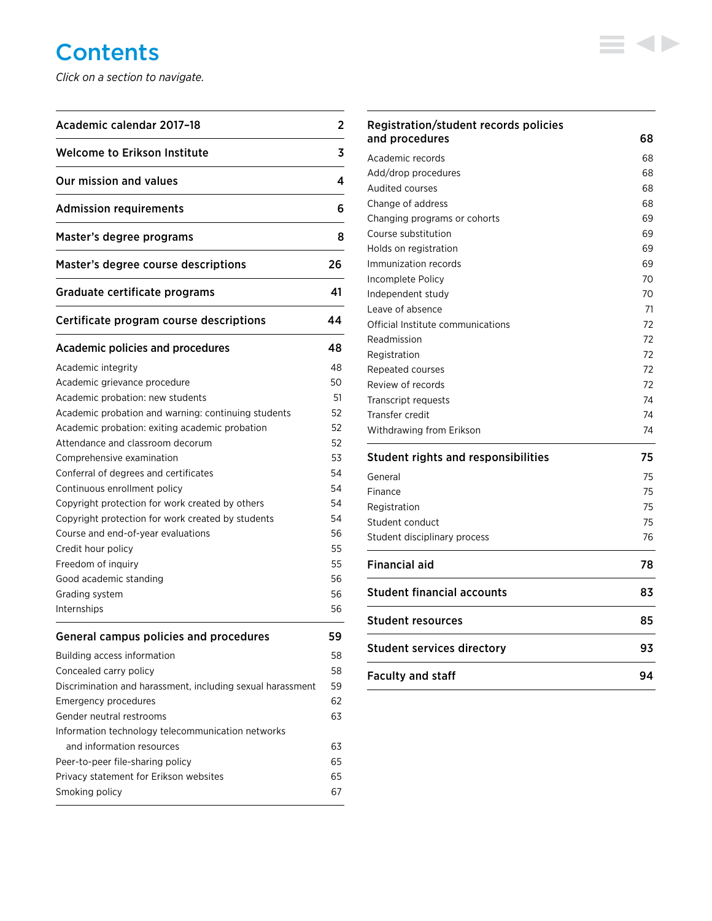# Contents

*Click on a section to navigate.*

| Section | Page |
|---|---|
| **Academic calendar 2017–18** | **2** |
| **Welcome to Erikson Institute** | **3** |
| **Our mission and values** | **4** |
| **Admission requirements** | **6** |
| **Master's degree programs** | **8** |
| **Master's degree course descriptions** | **26** |
| **Graduate certificate programs** | **41** |
| **Certificate program course descriptions** | **44** |
| **Academic policies and procedures** | **48** |
| Academic integrity | 48 |
| Academic grievance procedure | 50 |
| Academic probation: new students | 51 |
| Academic probation and warning: continuing students | 52 |
| Academic probation: exiting academic probation | 52 |
| Attendance and classroom decorum | 52 |
| Comprehensive examination | 53 |
| Conferral of degrees and certificates | 54 |
| Continuous enrollment policy | 54 |
| Copyright protection for work created by others | 54 |
| Copyright protection for work created by students | 54 |
| Course and end-of-year evaluations | 56 |
| Credit hour policy | 55 |
| Freedom of inquiry | 55 |
| Good academic standing | 56 |
| Grading system | 56 |
| Internships | 56 |
| **General campus policies and procedures** | **59** |
| Building access information | 58 |
| Concealed carry policy | 58 |
| Discrimination and harassment, including sexual harassment | 59 |
| Emergency procedures | 62 |
| Gender neutral restrooms | 63 |
| Information technology telecommunication networks and information resources | 63 |
| Peer-to-peer file-sharing policy | 65 |
| Privacy statement for Erikson websites | 65 |
| Smoking policy | 67 |
| **Registration/student records policies and procedures** | **68** |
| Academic records | 68 |
| Add/drop procedures | 68 |
| Audited courses | 68 |
| Change of address | 68 |
| Changing programs or cohorts | 69 |
| Course substitution | 69 |
| Holds on registration | 69 |
| Immunization records | 69 |
| Incomplete Policy | 70 |
| Independent study | 70 |
| Leave of absence | 71 |
| Official Institute communications | 72 |
| Readmission | 72 |
| Registration | 72 |
| Repeated courses | 72 |
| Review of records | 72 |
| Transcript requests | 74 |
| Transfer credit | 74 |
| Withdrawing from Erikson | 74 |
| **Student rights and responsibilities** | **75** |
| General | 75 |
| Finance | 75 |
| Registration | 75 |
| Student conduct | 75 |
| Student disciplinary process | 76 |
| **Financial aid** | **78** |
| **Student financial accounts** | **83** |
| **Student resources** | **85** |
| **Student services directory** | **93** |
| **Faculty and staff** | **94** |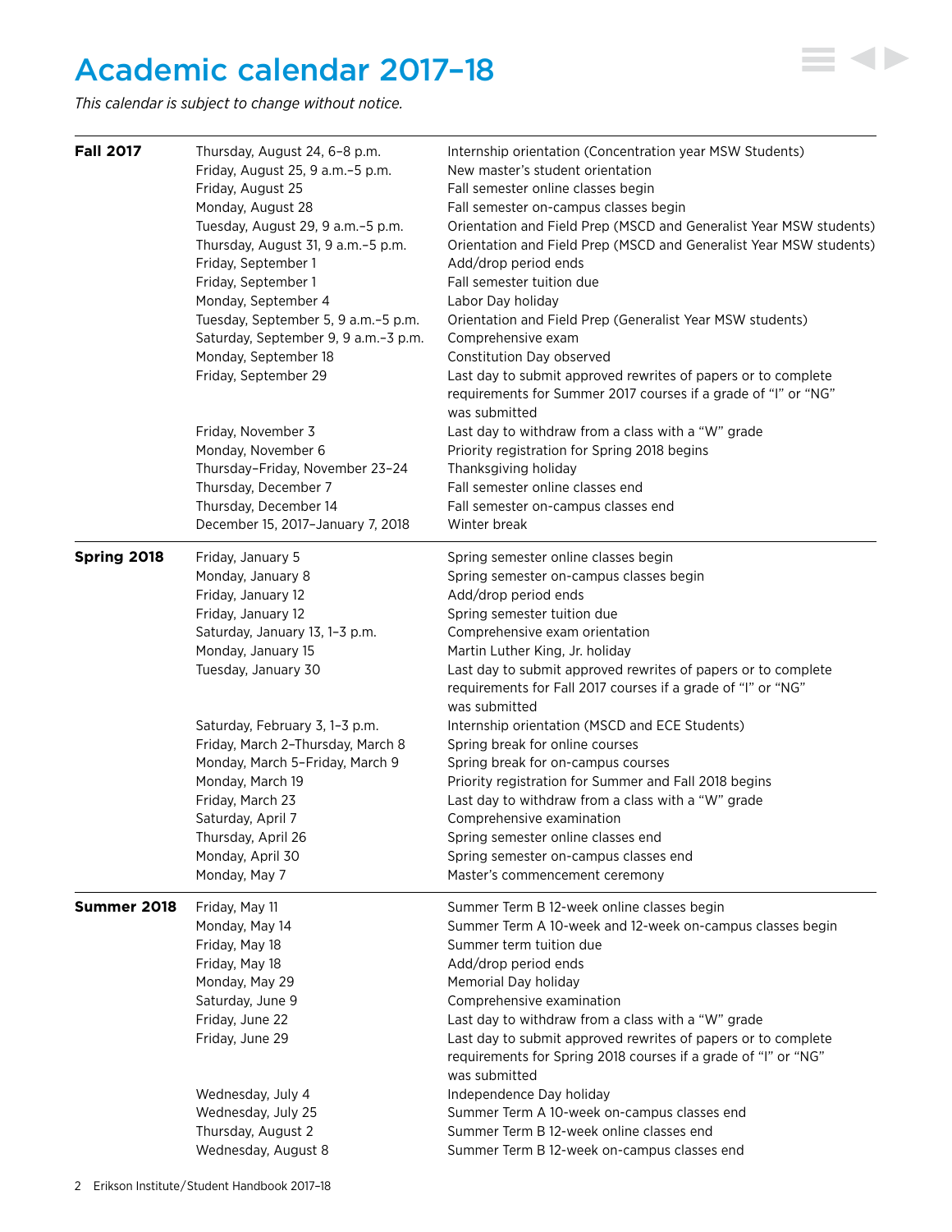# Academic calendar 2017–18

*This calendar is subject to change without notice.*

| Term | Date | Event |
|---|---|---|
| **Fall 2017** | Thursday, August 24, 6–8 p.m. | Internship orientation (Concentration year MSW Students) |
| | Friday, August 25, 9 a.m.–5 p.m. | New master's student orientation |
| | Friday, August 25 | Fall semester online classes begin |
| | Monday, August 28 | Fall semester on-campus classes begin |
| | Tuesday, August 29, 9 a.m.–5 p.m. | Orientation and Field Prep (MSCD and Generalist Year MSW students) |
| | Thursday, August 31, 9 a.m.–5 p.m. | Orientation and Field Prep (MSCD and Generalist Year MSW students) |
| | Friday, September 1 | Add/drop period ends |
| | Friday, September 1 | Fall semester tuition due |
| | Monday, September 4 | Labor Day holiday |
| | Tuesday, September 5, 9 a.m.–5 p.m. | Orientation and Field Prep (Generalist Year MSW students) |
| | Saturday, September 9, 9 a.m.–3 p.m. | Comprehensive exam |
| | Monday, September 18 | Constitution Day observed |
| | Friday, September 29 | Last day to submit approved rewrites of papers or to complete requirements for Summer 2017 courses if a grade of "I" or "NG" was submitted |
| | Friday, November 3 | Last day to withdraw from a class with a "W" grade |
| | Monday, November 6 | Priority registration for Spring 2018 begins |
| | Thursday–Friday, November 23–24 | Thanksgiving holiday |
| | Thursday, December 7 | Fall semester online classes end |
| | Thursday, December 14 | Fall semester on-campus classes end |
| | December 15, 2017–January 7, 2018 | Winter break |
| **Spring 2018** | Friday, January 5 | Spring semester online classes begin |
| | Monday, January 8 | Spring semester on-campus classes begin |
| | Friday, January 12 | Add/drop period ends |
| | Friday, January 12 | Spring semester tuition due |
| | Saturday, January 13, 1–3 p.m. | Comprehensive exam orientation |
| | Monday, January 15 | Martin Luther King, Jr. holiday |
| | Tuesday, January 30 | Last day to submit approved rewrites of papers or to complete requirements for Fall 2017 courses if a grade of "I" or "NG" was submitted |
| | Saturday, February 3, 1–3 p.m. | Internship orientation (MSCD and ECE Students) |
| | Friday, March 2–Thursday, March 8 | Spring break for online courses |
| | Monday, March 5–Friday, March 9 | Spring break for on-campus courses |
| | Monday, March 19 | Priority registration for Summer and Fall 2018 begins |
| | Friday, March 23 | Last day to withdraw from a class with a "W" grade |
| | Saturday, April 7 | Comprehensive examination |
| | Thursday, April 26 | Spring semester online classes end |
| | Monday, April 30 | Spring semester on-campus classes end |
| | Monday, May 7 | Master's commencement ceremony |
| **Summer 2018** | Friday, May 11 | Summer Term B 12-week online classes begin |
| | Monday, May 14 | Summer Term A 10-week and 12-week on-campus classes begin |
| | Friday, May 18 | Summer term tuition due |
| | Friday, May 18 | Add/drop period ends |
| | Monday, May 29 | Memorial Day holiday |
| | Saturday, June 9 | Comprehensive examination |
| | Friday, June 22 | Last day to withdraw from a class with a "W" grade |
| | Friday, June 29 | Last day to submit approved rewrites of papers or to complete requirements for Spring 2018 courses if a grade of "I" or "NG" was submitted |
| | Wednesday, July 4 | Independence Day holiday |
| | Wednesday, July 25 | Summer Term A 10-week on-campus classes end |
| | Thursday, August 2 | Summer Term B 12-week online classes end |
| | Wednesday, August 8 | Summer Term B 12-week on-campus classes end |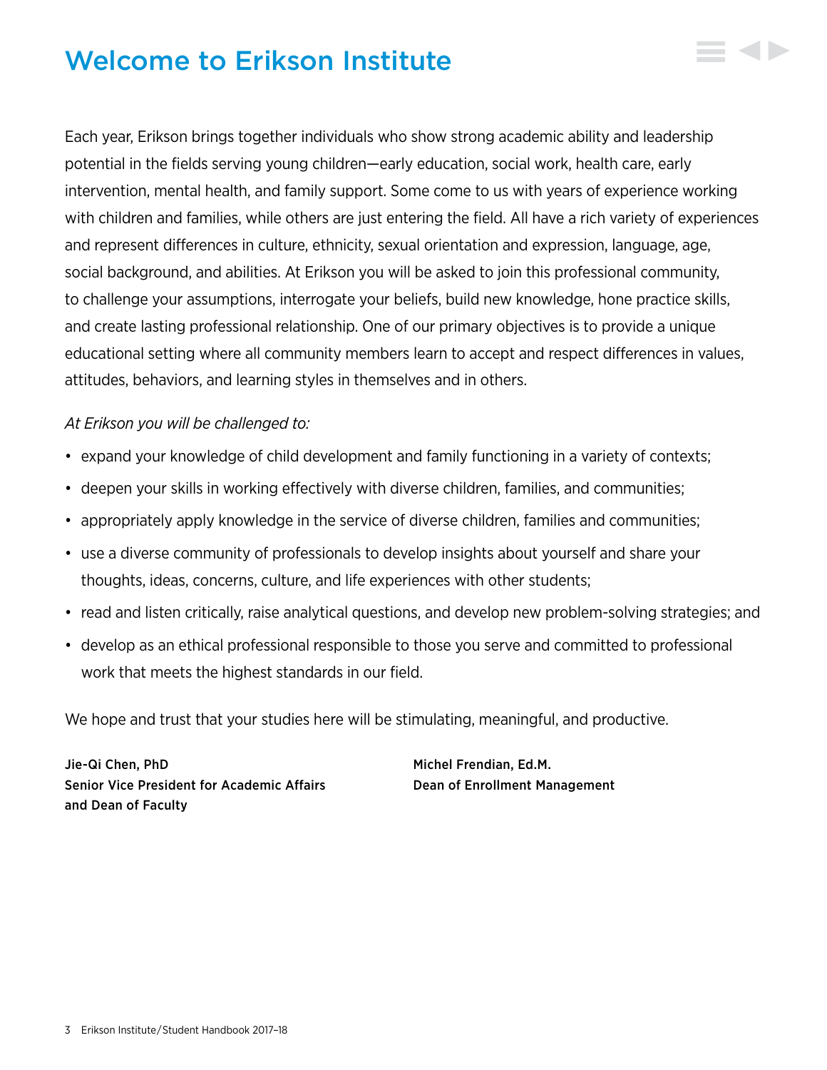# Welcome to Erikson Institute

Each year, Erikson brings together individuals who show strong academic ability and leadership potential in the fields serving young children—early education, social work, health care, early intervention, mental health, and family support. Some come to us with years of experience working with children and families, while others are just entering the field. All have a rich variety of experiences and represent differences in culture, ethnicity, sexual orientation and expression, language, age, social background, and abilities. At Erikson you will be asked to join this professional community, to challenge your assumptions, interrogate your beliefs, build new knowledge, hone practice skills, and create lasting professional relationship. One of our primary objectives is to provide a unique educational setting where all community members learn to accept and respect differences in values, attitudes, behaviors, and learning styles in themselves and in others.

*At Erikson you will be challenged to:*

- expand your knowledge of child development and family functioning in a variety of contexts;
- deepen your skills in working effectively with diverse children, families, and communities;
- appropriately apply knowledge in the service of diverse children, families and communities;
- use a diverse community of professionals to develop insights about yourself and share your thoughts, ideas, concerns, culture, and life experiences with other students;
- read and listen critically, raise analytical questions, and develop new problem-solving strategies; and
- develop as an ethical professional responsible to those you serve and committed to professional work that meets the highest standards in our field.

We hope and trust that your studies here will be stimulating, meaningful, and productive.

**Jie-Qi Chen, PhD**
**Senior Vice President for Academic Affairs and Dean of Faculty**

**Michel Frendian, Ed.M.**
**Dean of Enrollment Management**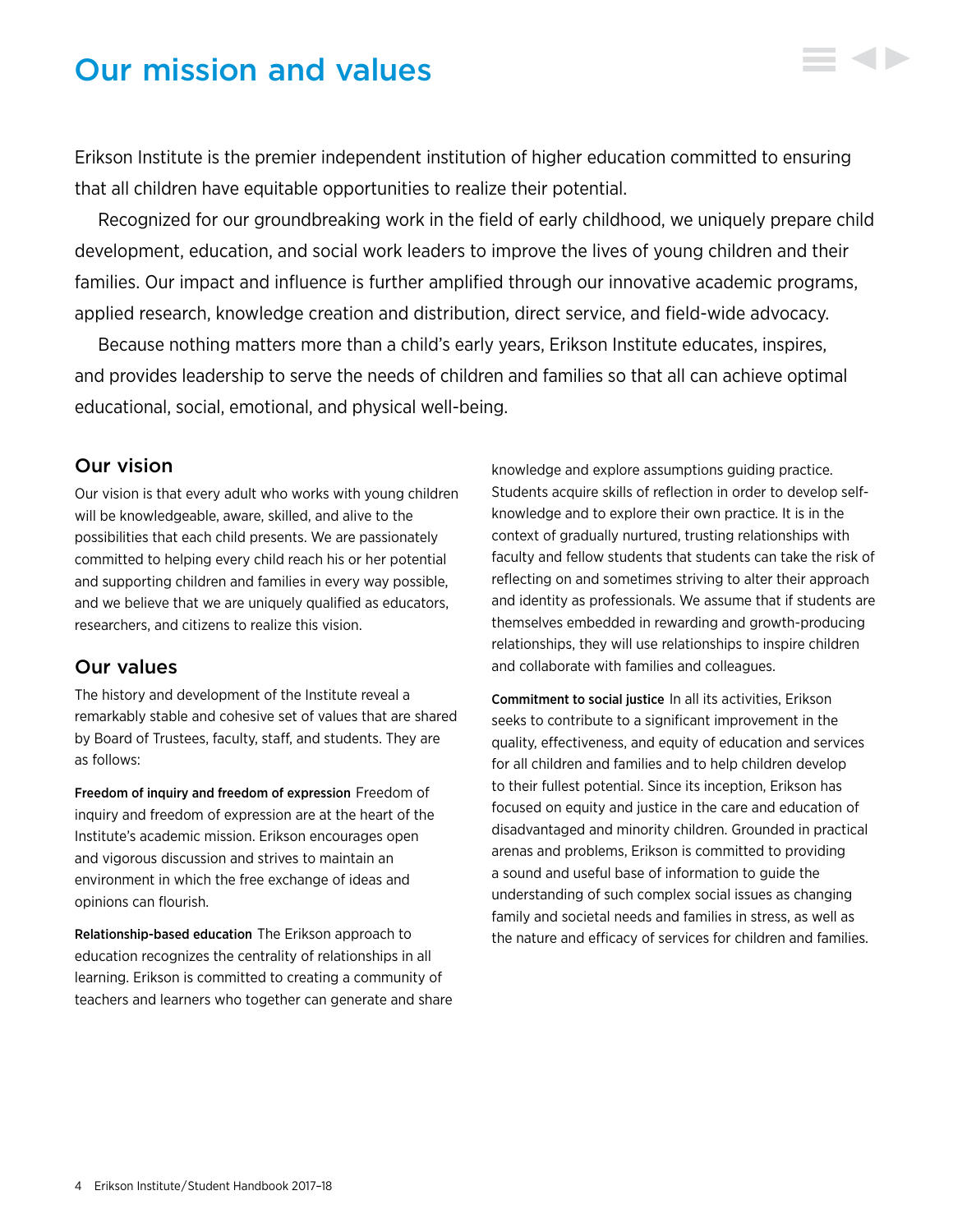# Our mission and values

Erikson Institute is the premier independent institution of higher education committed to ensuring that all children have equitable opportunities to realize their potential.

Recognized for our groundbreaking work in the field of early childhood, we uniquely prepare child development, education, and social work leaders to improve the lives of young children and their families. Our impact and influence is further amplified through our innovative academic programs, applied research, knowledge creation and distribution, direct service, and field-wide advocacy.

Because nothing matters more than a child's early years, Erikson Institute educates, inspires, and provides leadership to serve the needs of children and families so that all can achieve optimal educational, social, emotional, and physical well-being.

## Our vision

Our vision is that every adult who works with young children will be knowledgeable, aware, skilled, and alive to the possibilities that each child presents. We are passionately committed to helping every child reach his or her potential and supporting children and families in every way possible, and we believe that we are uniquely qualified as educators, researchers, and citizens to realize this vision.

## Our values

The history and development of the Institute reveal a remarkably stable and cohesive set of values that are shared by Board of Trustees, faculty, staff, and students. They are as follows:

**Freedom of inquiry and freedom of expression** Freedom of inquiry and freedom of expression are at the heart of the Institute's academic mission. Erikson encourages open and vigorous discussion and strives to maintain an environment in which the free exchange of ideas and opinions can flourish.

**Relationship-based education** The Erikson approach to education recognizes the centrality of relationships in all learning. Erikson is committed to creating a community of teachers and learners who together can generate and share knowledge and explore assumptions guiding practice. Students acquire skills of reflection in order to develop self-knowledge and to explore their own practice. It is in the context of gradually nurtured, trusting relationships with faculty and fellow students that students can take the risk of reflecting on and sometimes striving to alter their approach and identity as professionals. We assume that if students are themselves embedded in rewarding and growth-producing relationships, they will use relationships to inspire children and collaborate with families and colleagues.

**Commitment to social justice** In all its activities, Erikson seeks to contribute to a significant improvement in the quality, effectiveness, and equity of education and services for all children and families and to help children develop to their fullest potential. Since its inception, Erikson has focused on equity and justice in the care and education of disadvantaged and minority children. Grounded in practical arenas and problems, Erikson is committed to providing a sound and useful base of information to guide the understanding of such complex social issues as changing family and societal needs and families in stress, as well as the nature and efficacy of services for children and families.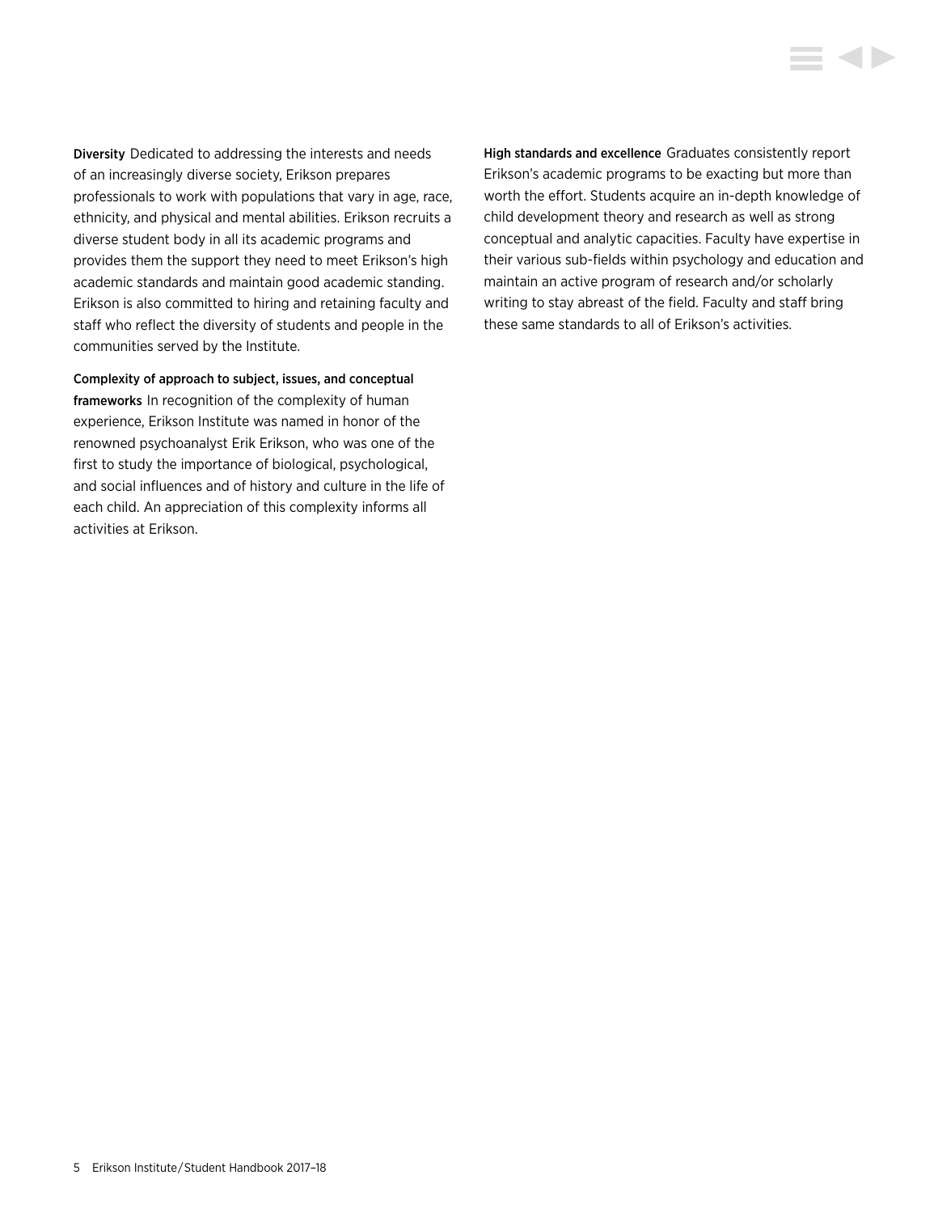**Diversity** Dedicated to addressing the interests and needs of an increasingly diverse society, Erikson prepares professionals to work with populations that vary in age, race, ethnicity, and physical and mental abilities. Erikson recruits a diverse student body in all its academic programs and provides them the support they need to meet Erikson's high academic standards and maintain good academic standing. Erikson is also committed to hiring and retaining faculty and staff who reflect the diversity of students and people in the communities served by the Institute.

**Complexity of approach to subject, issues, and conceptual frameworks** In recognition of the complexity of human experience, Erikson Institute was named in honor of the renowned psychoanalyst Erik Erikson, who was one of the first to study the importance of biological, psychological, and social influences and of history and culture in the life of each child. An appreciation of this complexity informs all activities at Erikson.

**High standards and excellence** Graduates consistently report Erikson's academic programs to be exacting but more than worth the effort. Students acquire an in-depth knowledge of child development theory and research as well as strong conceptual and analytic capacities. Faculty have expertise in their various sub-fields within psychology and education and maintain an active program of research and/or scholarly writing to stay abreast of the field. Faculty and staff bring these same standards to all of Erikson's activities.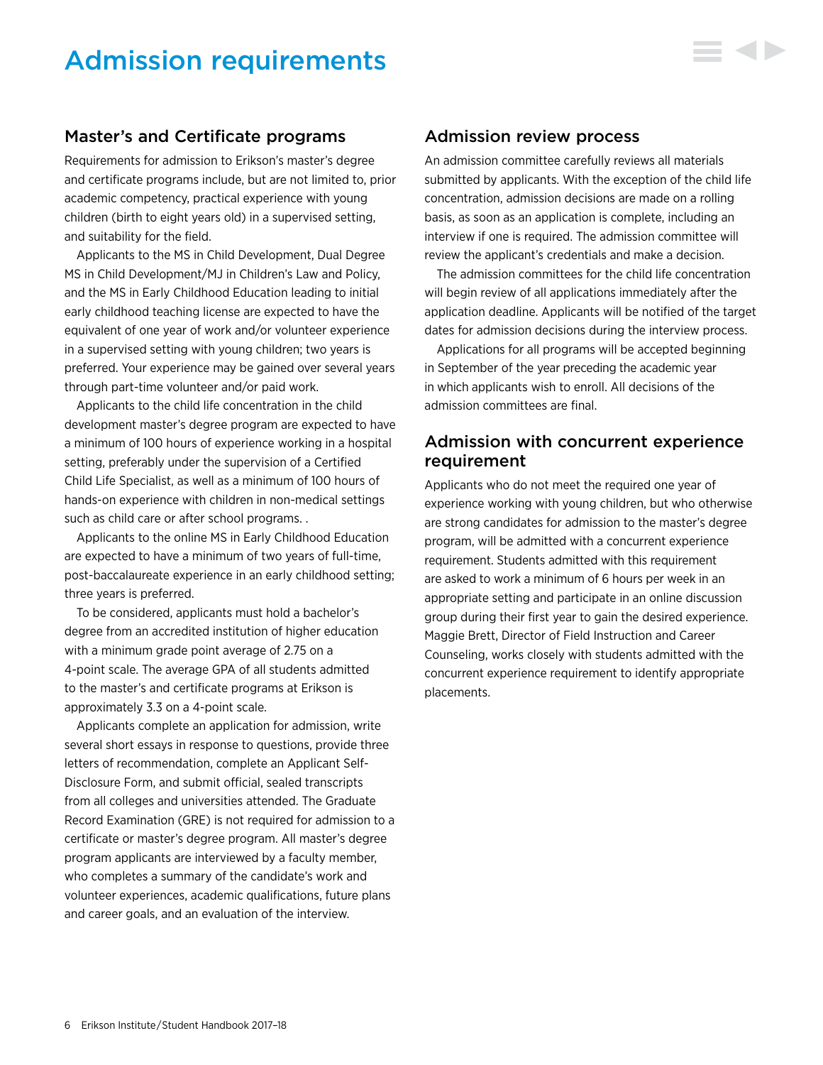# Admission requirements

## Master's and Certificate programs

Requirements for admission to Erikson's master's degree and certificate programs include, but are not limited to, prior academic competency, practical experience with young children (birth to eight years old) in a supervised setting, and suitability for the field.

Applicants to the MS in Child Development, Dual Degree MS in Child Development/MJ in Children's Law and Policy, and the MS in Early Childhood Education leading to initial early childhood teaching license are expected to have the equivalent of one year of work and/or volunteer experience in a supervised setting with young children; two years is preferred. Your experience may be gained over several years through part-time volunteer and/or paid work.

Applicants to the child life concentration in the child development master's degree program are expected to have a minimum of 100 hours of experience working in a hospital setting, preferably under the supervision of a Certified Child Life Specialist, as well as a minimum of 100 hours of hands-on experience with children in non-medical settings such as child care or after school programs. .

Applicants to the online MS in Early Childhood Education are expected to have a minimum of two years of full-time, post-baccalaureate experience in an early childhood setting; three years is preferred.

To be considered, applicants must hold a bachelor's degree from an accredited institution of higher education with a minimum grade point average of 2.75 on a 4-point scale. The average GPA of all students admitted to the master's and certificate programs at Erikson is approximately 3.3 on a 4-point scale.

Applicants complete an application for admission, write several short essays in response to questions, provide three letters of recommendation, complete an Applicant Self-Disclosure Form, and submit official, sealed transcripts from all colleges and universities attended. The Graduate Record Examination (GRE) is not required for admission to a certificate or master's degree program. All master's degree program applicants are interviewed by a faculty member, who completes a summary of the candidate's work and volunteer experiences, academic qualifications, future plans and career goals, and an evaluation of the interview.

## Admission review process

An admission committee carefully reviews all materials submitted by applicants. With the exception of the child life concentration, admission decisions are made on a rolling basis, as soon as an application is complete, including an interview if one is required. The admission committee will review the applicant's credentials and make a decision.

The admission committees for the child life concentration will begin review of all applications immediately after the application deadline. Applicants will be notified of the target dates for admission decisions during the interview process.

Applications for all programs will be accepted beginning in September of the year preceding the academic year in which applicants wish to enroll. All decisions of the admission committees are final.

## Admission with concurrent experience requirement

Applicants who do not meet the required one year of experience working with young children, but who otherwise are strong candidates for admission to the master's degree program, will be admitted with a concurrent experience requirement. Students admitted with this requirement are asked to work a minimum of 6 hours per week in an appropriate setting and participate in an online discussion group during their first year to gain the desired experience. Maggie Brett, Director of Field Instruction and Career Counseling, works closely with students admitted with the concurrent experience requirement to identify appropriate placements.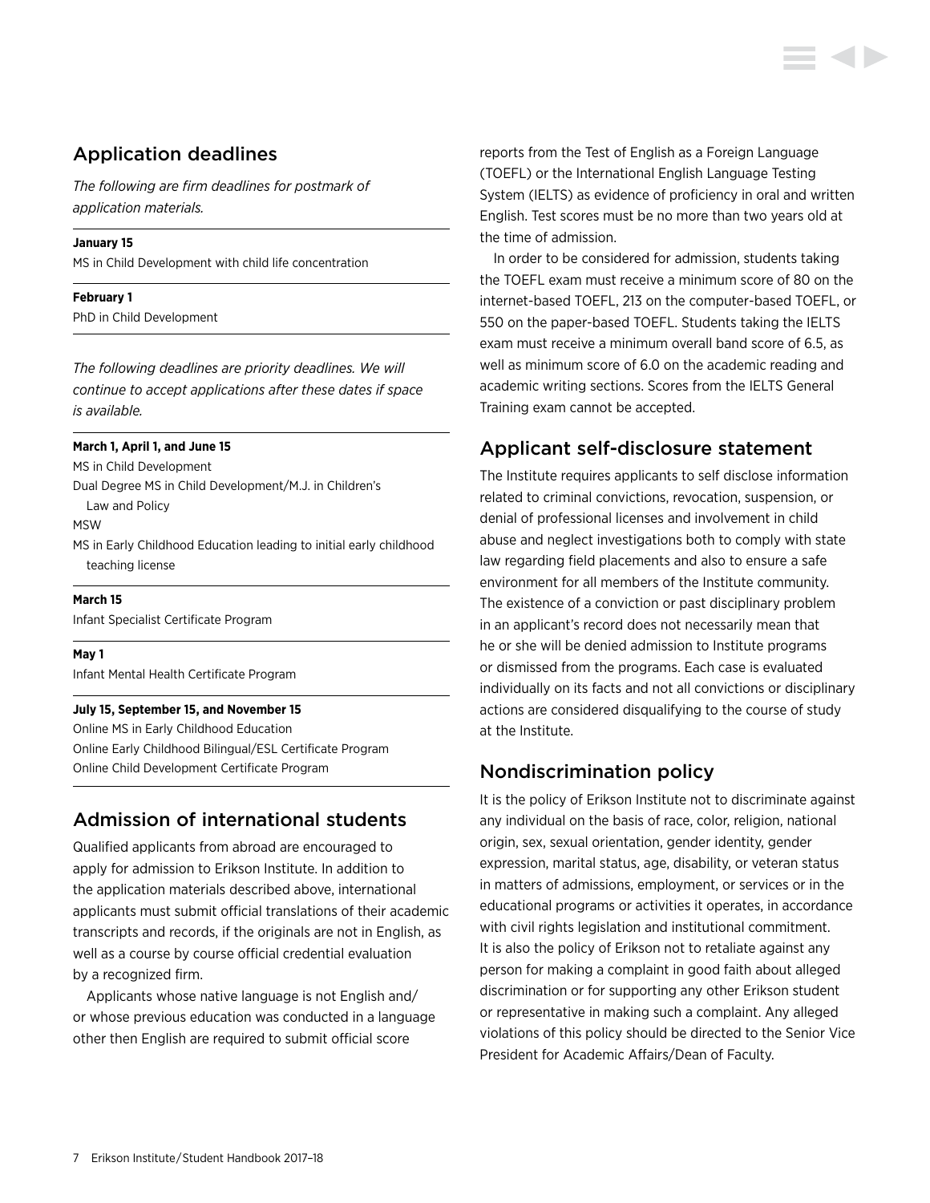## Application deadlines

*The following are firm deadlines for postmark of application materials.*

**January 15**
MS in Child Development with child life concentration

**February 1**
PhD in Child Development

*The following deadlines are priority deadlines. We will continue to accept applications after these dates if space is available.*

**March 1, April 1, and June 15**
MS in Child Development
Dual Degree MS in Child Development/M.J. in Children's Law and Policy
MSW
MS in Early Childhood Education leading to initial early childhood teaching license

**March 15**
Infant Specialist Certificate Program

**May 1**
Infant Mental Health Certificate Program

**July 15, September 15, and November 15**
Online MS in Early Childhood Education
Online Early Childhood Bilingual/ESL Certificate Program
Online Child Development Certificate Program

## Admission of international students

Qualified applicants from abroad are encouraged to apply for admission to Erikson Institute. In addition to the application materials described above, international applicants must submit official translations of their academic transcripts and records, if the originals are not in English, as well as a course by course official credential evaluation by a recognized firm.

Applicants whose native language is not English and/or whose previous education was conducted in a language other then English are required to submit official score reports from the Test of English as a Foreign Language (TOEFL) or the International English Language Testing System (IELTS) as evidence of proficiency in oral and written English. Test scores must be no more than two years old at the time of admission.

In order to be considered for admission, students taking the TOEFL exam must receive a minimum score of 80 on the internet-based TOEFL, 213 on the computer-based TOEFL, or 550 on the paper-based TOEFL. Students taking the IELTS exam must receive a minimum overall band score of 6.5, as well as minimum score of 6.0 on the academic reading and academic writing sections. Scores from the IELTS General Training exam cannot be accepted.

## Applicant self-disclosure statement

The Institute requires applicants to self disclose information related to criminal convictions, revocation, suspension, or denial of professional licenses and involvement in child abuse and neglect investigations both to comply with state law regarding field placements and also to ensure a safe environment for all members of the Institute community. The existence of a conviction or past disciplinary problem in an applicant's record does not necessarily mean that he or she will be denied admission to Institute programs or dismissed from the programs. Each case is evaluated individually on its facts and not all convictions or disciplinary actions are considered disqualifying to the course of study at the Institute.

## Nondiscrimination policy

It is the policy of Erikson Institute not to discriminate against any individual on the basis of race, color, religion, national origin, sex, sexual orientation, gender identity, gender expression, marital status, age, disability, or veteran status in matters of admissions, employment, or services or in the educational programs or activities it operates, in accordance with civil rights legislation and institutional commitment. It is also the policy of Erikson not to retaliate against any person for making a complaint in good faith about alleged discrimination or for supporting any other Erikson student or representative in making such a complaint. Any alleged violations of this policy should be directed to the Senior Vice President for Academic Affairs/Dean of Faculty.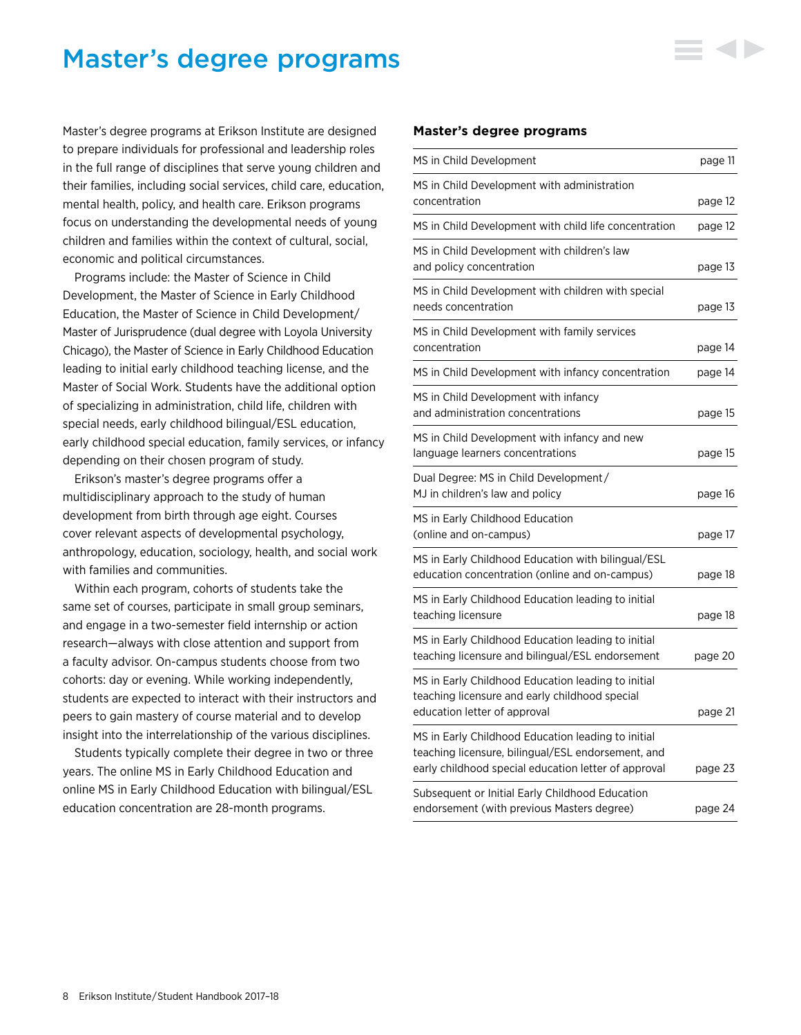# Master's degree programs

Master's degree programs at Erikson Institute are designed to prepare individuals for professional and leadership roles in the full range of disciplines that serve young children and their families, including social services, child care, education, mental health, policy, and health care. Erikson programs focus on understanding the developmental needs of young children and families within the context of cultural, social, economic and political circumstances.

Programs include: the Master of Science in Child Development, the Master of Science in Early Childhood Education, the Master of Science in Child Development/ Master of Jurisprudence (dual degree with Loyola University Chicago), the Master of Science in Early Childhood Education leading to initial early childhood teaching license, and the Master of Social Work. Students have the additional option of specializing in administration, child life, children with special needs, early childhood bilingual/ESL education, early childhood special education, family services, or infancy depending on their chosen program of study.

Erikson's master's degree programs offer a multidisciplinary approach to the study of human development from birth through age eight. Courses cover relevant aspects of developmental psychology, anthropology, education, sociology, health, and social work with families and communities.

Within each program, cohorts of students take the same set of courses, participate in small group seminars, and engage in a two-semester field internship or action research—always with close attention and support from a faculty advisor. On-campus students choose from two cohorts: day or evening. While working independently, students are expected to interact with their instructors and peers to gain mastery of course material and to develop insight into the interrelationship of the various disciplines.

Students typically complete their degree in two or three years. The online MS in Early Childhood Education and online MS in Early Childhood Education with bilingual/ESL education concentration are 28-month programs.

### Master's degree programs

| Program | Page |
|---|---|
| MS in Child Development | page 11 |
| MS in Child Development with administration concentration | page 12 |
| MS in Child Development with child life concentration | page 12 |
| MS in Child Development with children's law and policy concentration | page 13 |
| MS in Child Development with children with special needs concentration | page 13 |
| MS in Child Development with family services concentration | page 14 |
| MS in Child Development with infancy concentration | page 14 |
| MS in Child Development with infancy and administration concentrations | page 15 |
| MS in Child Development with infancy and new language learners concentrations | page 15 |
| Dual Degree: MS in Child Development/ MJ in children's law and policy | page 16 |
| MS in Early Childhood Education (online and on-campus) | page 17 |
| MS in Early Childhood Education with bilingual/ESL education concentration (online and on-campus) | page 18 |
| MS in Early Childhood Education leading to initial teaching licensure | page 18 |
| MS in Early Childhood Education leading to initial teaching licensure and bilingual/ESL endorsement | page 20 |
| MS in Early Childhood Education leading to initial teaching licensure and early childhood special education letter of approval | page 21 |
| MS in Early Childhood Education leading to initial teaching licensure, bilingual/ESL endorsement, and early childhood special education letter of approval | page 23 |
| Subsequent or Initial Early Childhood Education endorsement (with previous Masters degree) | page 24 |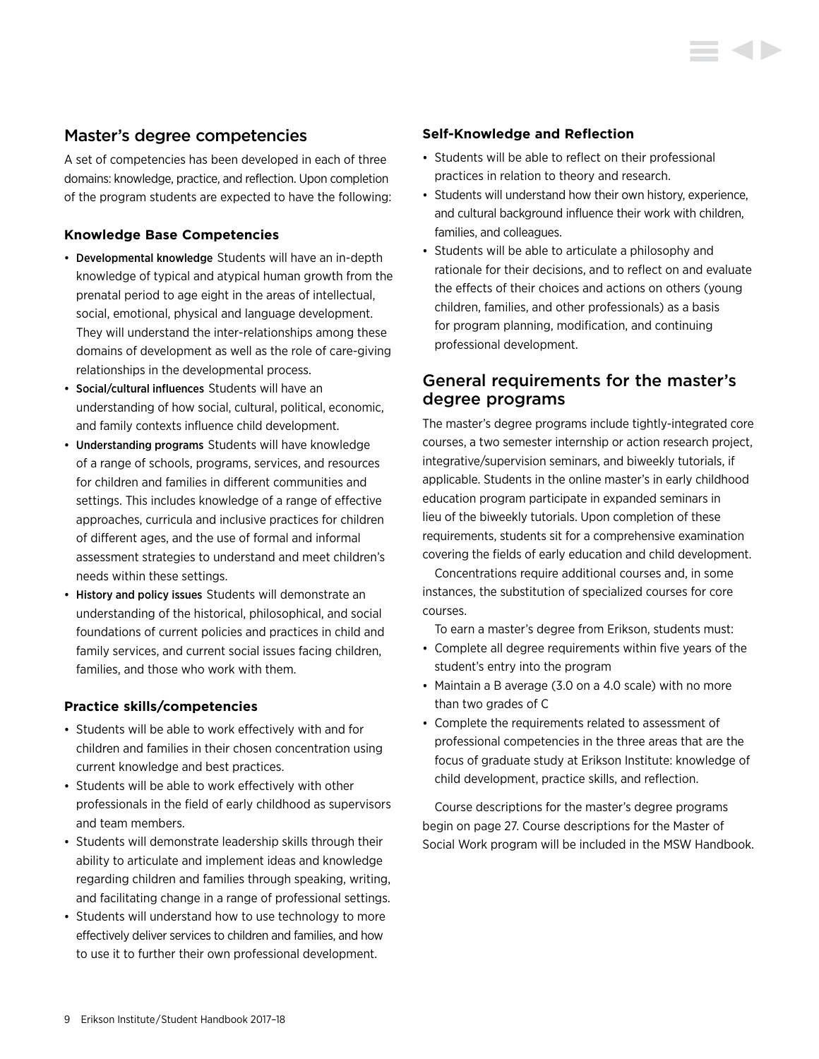## Master's degree competencies

A set of competencies has been developed in each of three domains: knowledge, practice, and reflection. Upon completion of the program students are expected to have the following:

### Knowledge Base Competencies

- Developmental knowledge Students will have an in-depth knowledge of typical and atypical human growth from the prenatal period to age eight in the areas of intellectual, social, emotional, physical and language development. They will understand the inter-relationships among these domains of development as well as the role of care-giving relationships in the developmental process.
- Social/cultural influences Students will have an understanding of how social, cultural, political, economic, and family contexts influence child development.
- Understanding programs Students will have knowledge of a range of schools, programs, services, and resources for children and families in different communities and settings. This includes knowledge of a range of effective approaches, curricula and inclusive practices for children of different ages, and the use of formal and informal assessment strategies to understand and meet children's needs within these settings.
- History and policy issues Students will demonstrate an understanding of the historical, philosophical, and social foundations of current policies and practices in child and family services, and current social issues facing children, families, and those who work with them.

### Practice skills/competencies

- Students will be able to work effectively with and for children and families in their chosen concentration using current knowledge and best practices.
- Students will be able to work effectively with other professionals in the field of early childhood as supervisors and team members.
- Students will demonstrate leadership skills through their ability to articulate and implement ideas and knowledge regarding children and families through speaking, writing, and facilitating change in a range of professional settings.
- Students will understand how to use technology to more effectively deliver services to children and families, and how to use it to further their own professional development.

### Self-Knowledge and Reflection

- Students will be able to reflect on their professional practices in relation to theory and research.
- Students will understand how their own history, experience, and cultural background influence their work with children, families, and colleagues.
- Students will be able to articulate a philosophy and rationale for their decisions, and to reflect on and evaluate the effects of their choices and actions on others (young children, families, and other professionals) as a basis for program planning, modification, and continuing professional development.

## General requirements for the master's degree programs

The master's degree programs include tightly-integrated core courses, a two semester internship or action research project, integrative/supervision seminars, and biweekly tutorials, if applicable. Students in the online master's in early childhood education program participate in expanded seminars in lieu of the biweekly tutorials. Upon completion of these requirements, students sit for a comprehensive examination covering the fields of early education and child development.

Concentrations require additional courses and, in some instances, the substitution of specialized courses for core courses.

To earn a master's degree from Erikson, students must:

- Complete all degree requirements within five years of the student's entry into the program
- Maintain a B average (3.0 on a 4.0 scale) with no more than two grades of C
- Complete the requirements related to assessment of professional competencies in the three areas that are the focus of graduate study at Erikson Institute: knowledge of child development, practice skills, and reflection.

Course descriptions for the master's degree programs begin on page 27. Course descriptions for the Master of Social Work program will be included in the MSW Handbook.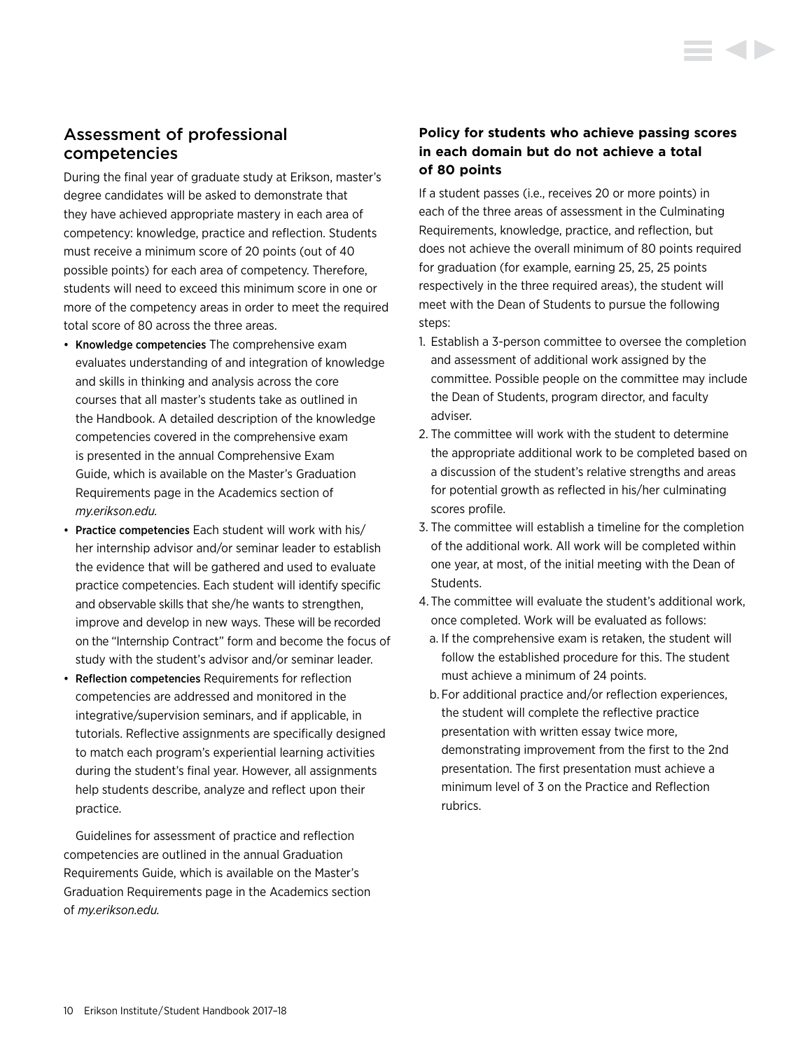## Assessment of professional competencies

During the final year of graduate study at Erikson, master's degree candidates will be asked to demonstrate that they have achieved appropriate mastery in each area of competency: knowledge, practice and reflection. Students must receive a minimum score of 20 points (out of 40 possible points) for each area of competency. Therefore, students will need to exceed this minimum score in one or more of the competency areas in order to meet the required total score of 80 across the three areas.

- Knowledge competencies The comprehensive exam evaluates understanding of and integration of knowledge and skills in thinking and analysis across the core courses that all master's students take as outlined in the Handbook. A detailed description of the knowledge competencies covered in the comprehensive exam is presented in the annual Comprehensive Exam Guide, which is available on the Master's Graduation Requirements page in the Academics section of *my.erikson.edu.*
- Practice competencies Each student will work with his/her internship advisor and/or seminar leader to establish the evidence that will be gathered and used to evaluate practice competencies. Each student will identify specific and observable skills that she/he wants to strengthen, improve and develop in new ways. These will be recorded on the "Internship Contract" form and become the focus of study with the student's advisor and/or seminar leader.
- Reflection competencies Requirements for reflection competencies are addressed and monitored in the integrative/supervision seminars, and if applicable, in tutorials. Reflective assignments are specifically designed to match each program's experiential learning activities during the student's final year. However, all assignments help students describe, analyze and reflect upon their practice.

Guidelines for assessment of practice and reflection competencies are outlined in the annual Graduation Requirements Guide, which is available on the Master's Graduation Requirements page in the Academics section of *my.erikson.edu.*

### Policy for students who achieve passing scores in each domain but do not achieve a total of 80 points

If a student passes (i.e., receives 20 or more points) in each of the three areas of assessment in the Culminating Requirements, knowledge, practice, and reflection, but does not achieve the overall minimum of 80 points required for graduation (for example, earning 25, 25, 25 points respectively in the three required areas), the student will meet with the Dean of Students to pursue the following steps:

1. Establish a 3-person committee to oversee the completion and assessment of additional work assigned by the committee. Possible people on the committee may include the Dean of Students, program director, and faculty adviser.
2. The committee will work with the student to determine the appropriate additional work to be completed based on a discussion of the student's relative strengths and areas for potential growth as reflected in his/her culminating scores profile.
3. The committee will establish a timeline for the completion of the additional work. All work will be completed within one year, at most, of the initial meeting with the Dean of Students.
4. The committee will evaluate the student's additional work, once completed. Work will be evaluated as follows:
   a. If the comprehensive exam is retaken, the student will follow the established procedure for this. The student must achieve a minimum of 24 points.
   b. For additional practice and/or reflection experiences, the student will complete the reflective practice presentation with written essay twice more, demonstrating improvement from the first to the 2nd presentation. The first presentation must achieve a minimum level of 3 on the Practice and Reflection rubrics.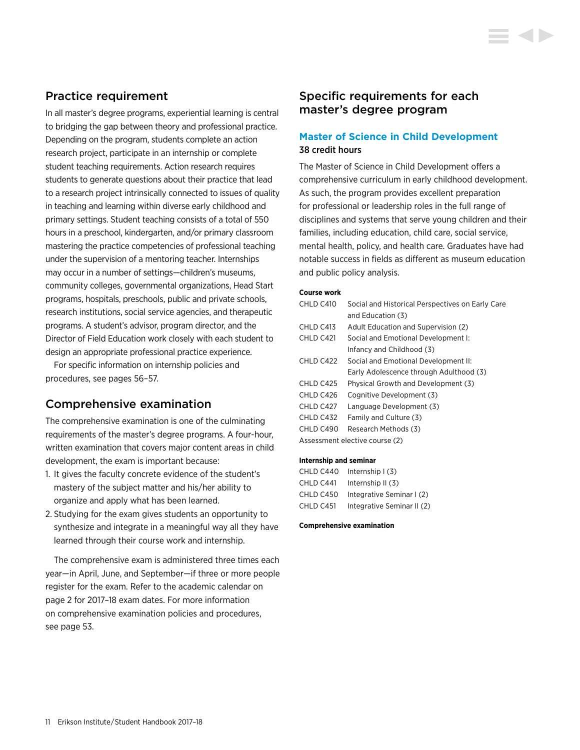## Practice requirement

In all master's degree programs, experiential learning is central to bridging the gap between theory and professional practice. Depending on the program, students complete an action research project, participate in an internship or complete student teaching requirements. Action research requires students to generate questions about their practice that lead to a research project intrinsically connected to issues of quality in teaching and learning within diverse early childhood and primary settings. Student teaching consists of a total of 550 hours in a preschool, kindergarten, and/or primary classroom mastering the practice competencies of professional teaching under the supervision of a mentoring teacher. Internships may occur in a number of settings—children's museums, community colleges, governmental organizations, Head Start programs, hospitals, preschools, public and private schools, research institutions, social service agencies, and therapeutic programs. A student's advisor, program director, and the Director of Field Education work closely with each student to design an appropriate professional practice experience.

For specific information on internship policies and procedures, see pages 56–57.

## Comprehensive examination

The comprehensive examination is one of the culminating requirements of the master's degree programs. A four-hour, written examination that covers major content areas in child development, the exam is important because:

1. It gives the faculty concrete evidence of the student's mastery of the subject matter and his/her ability to organize and apply what has been learned.
2. Studying for the exam gives students an opportunity to synthesize and integrate in a meaningful way all they have learned through their course work and internship.

The comprehensive exam is administered three times each year—in April, June, and September—if three or more people register for the exam. Refer to the academic calendar on page 2 for 2017–18 exam dates. For more information on comprehensive examination policies and procedures, see page 53.

## Specific requirements for each master's degree program

### Master of Science in Child Development

38 credit hours

The Master of Science in Child Development offers a comprehensive curriculum in early childhood development. As such, the program provides excellent preparation for professional or leadership roles in the full range of disciplines and systems that serve young children and their families, including education, child care, social service, mental health, policy, and health care. Graduates have had notable success in fields as different as museum education and public policy analysis.

**Course work**

| | |
|---|---|
| CHLD C410 | Social and Historical Perspectives on Early Care and Education (3) |
| CHLD C413 | Adult Education and Supervision (2) |
| CHLD C421 | Social and Emotional Development I: Infancy and Childhood (3) |
| CHLD C422 | Social and Emotional Development II: Early Adolescence through Adulthood (3) |
| CHLD C425 | Physical Growth and Development (3) |
| CHLD C426 | Cognitive Development (3) |
| CHLD C427 | Language Development (3) |
| CHLD C432 | Family and Culture (3) |
| CHLD C490 | Research Methods (3) |

Assessment elective course (2)

**Internship and seminar**

| | |
|---|---|
| CHLD C440 | Internship I (3) |
| CHLD C441 | Internship II (3) |
| CHLD C450 | Integrative Seminar I (2) |
| CHLD C451 | Integrative Seminar II (2) |

**Comprehensive examination**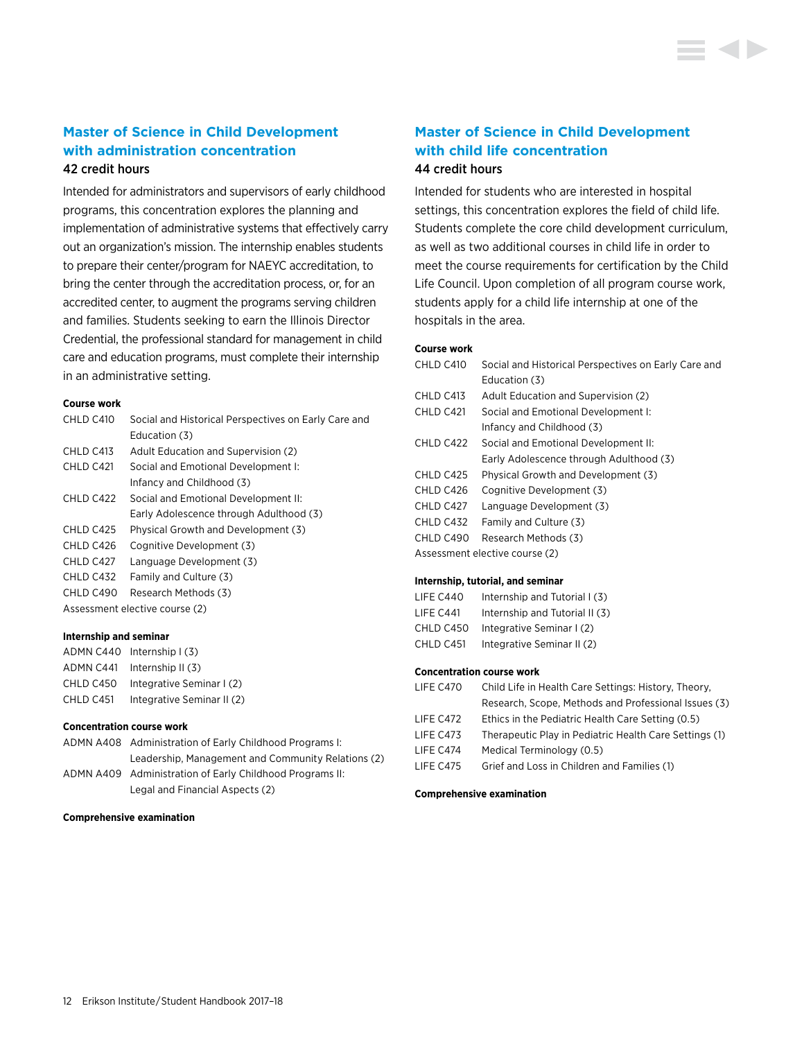## Master of Science in Child Development with administration concentration

42 credit hours

Intended for administrators and supervisors of early childhood programs, this concentration explores the planning and implementation of administrative systems that effectively carry out an organization's mission. The internship enables students to prepare their center/program for NAEYC accreditation, to bring the center through the accreditation process, or, for an accredited center, to augment the programs serving children and families. Students seeking to earn the Illinois Director Credential, the professional standard for management in child care and education programs, must complete their internship in an administrative setting.

**Course work**

| | |
|---|---|
| CHLD C410 | Social and Historical Perspectives on Early Care and Education (3) |
| CHLD C413 | Adult Education and Supervision (2) |
| CHLD C421 | Social and Emotional Development I: Infancy and Childhood (3) |
| CHLD C422 | Social and Emotional Development II: Early Adolescence through Adulthood (3) |
| CHLD C425 | Physical Growth and Development (3) |
| CHLD C426 | Cognitive Development (3) |
| CHLD C427 | Language Development (3) |
| CHLD C432 | Family and Culture (3) |
| CHLD C490 | Research Methods (3) |

Assessment elective course (2)

**Internship and seminar**

| | |
|---|---|
| ADMN C440 | Internship I (3) |
| ADMN C441 | Internship II (3) |
| CHLD C450 | Integrative Seminar I (2) |
| CHLD C451 | Integrative Seminar II (2) |

**Concentration course work**

| | |
|---|---|
| ADMN A408 | Administration of Early Childhood Programs I: Leadership, Management and Community Relations (2) |
| ADMN A409 | Administration of Early Childhood Programs II: Legal and Financial Aspects (2) |

**Comprehensive examination**

## Master of Science in Child Development with child life concentration

44 credit hours

Intended for students who are interested in hospital settings, this concentration explores the field of child life. Students complete the core child development curriculum, as well as two additional courses in child life in order to meet the course requirements for certification by the Child Life Council. Upon completion of all program course work, students apply for a child life internship at one of the hospitals in the area.

**Course work**

| | |
|---|---|
| CHLD C410 | Social and Historical Perspectives on Early Care and Education (3) |
| CHLD C413 | Adult Education and Supervision (2) |
| CHLD C421 | Social and Emotional Development I: Infancy and Childhood (3) |
| CHLD C422 | Social and Emotional Development II: Early Adolescence through Adulthood (3) |
| CHLD C425 | Physical Growth and Development (3) |
| CHLD C426 | Cognitive Development (3) |
| CHLD C427 | Language Development (3) |
| CHLD C432 | Family and Culture (3) |
| CHLD C490 | Research Methods (3) |

Assessment elective course (2)

**Internship, tutorial, and seminar**

| | |
|---|---|
| LIFE C440 | Internship and Tutorial I (3) |
| LIFE C441 | Internship and Tutorial II (3) |
| CHLD C450 | Integrative Seminar I (2) |
| CHLD C451 | Integrative Seminar II (2) |

**Concentration course work**

| | |
|---|---|
| LIFE C470 | Child Life in Health Care Settings: History, Theory, Research, Scope, Methods and Professional Issues (3) |
| LIFE C472 | Ethics in the Pediatric Health Care Setting (0.5) |
| LIFE C473 | Therapeutic Play in Pediatric Health Care Settings (1) |
| LIFE C474 | Medical Terminology (0.5) |
| LIFE C475 | Grief and Loss in Children and Families (1) |

**Comprehensive examination**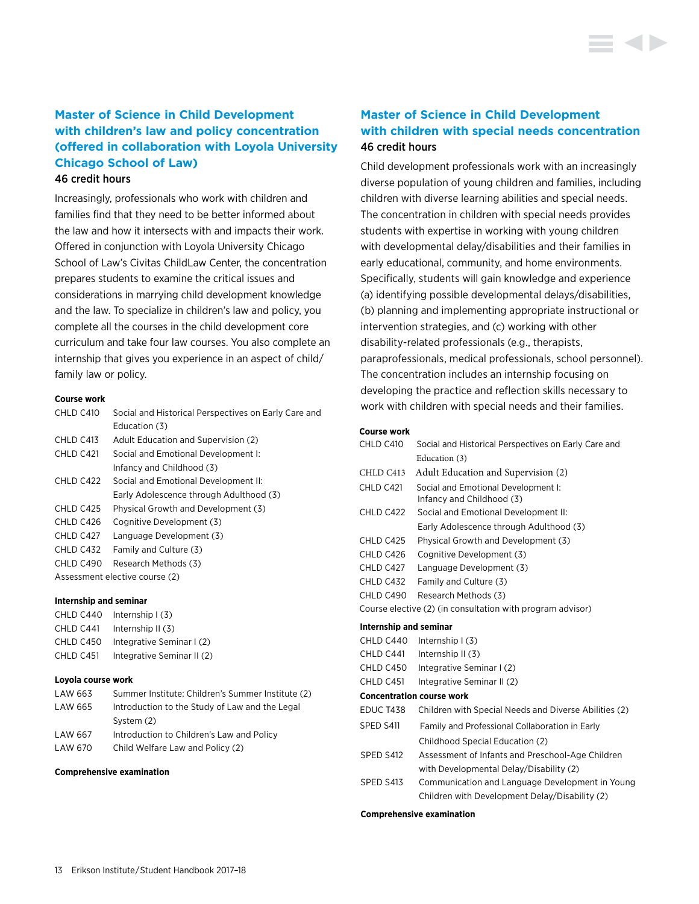## Master of Science in Child Development with children's law and policy concentration (offered in collaboration with Loyola University Chicago School of Law)

46 credit hours

Increasingly, professionals who work with children and families find that they need to be better informed about the law and how it intersects with and impacts their work. Offered in conjunction with Loyola University Chicago School of Law's Civitas ChildLaw Center, the concentration prepares students to examine the critical issues and considerations in marrying child development knowledge and the law. To specialize in children's law and policy, you complete all the courses in the child development core curriculum and take four law courses. You also complete an internship that gives you experience in an aspect of child/family law or policy.

**Course work**

| | |
|---|---|
| CHLD C410 | Social and Historical Perspectives on Early Care and Education (3) |
| CHLD C413 | Adult Education and Supervision (2) |
| CHLD C421 | Social and Emotional Development I: Infancy and Childhood (3) |
| CHLD C422 | Social and Emotional Development II: Early Adolescence through Adulthood (3) |
| CHLD C425 | Physical Growth and Development (3) |
| CHLD C426 | Cognitive Development (3) |
| CHLD C427 | Language Development (3) |
| CHLD C432 | Family and Culture (3) |
| CHLD C490 | Research Methods (3) |

Assessment elective course (2)

**Internship and seminar**

| | |
|---|---|
| CHLD C440 | Internship I (3) |
| CHLD C441 | Internship II (3) |
| CHLD C450 | Integrative Seminar I (2) |
| CHLD C451 | Integrative Seminar II (2) |

**Loyola course work**

| | |
|---|---|
| LAW 663 | Summer Institute: Children's Summer Institute (2) |
| LAW 665 | Introduction to the Study of Law and the Legal System (2) |
| LAW 667 | Introduction to Children's Law and Policy |
| LAW 670 | Child Welfare Law and Policy (2) |

**Comprehensive examination**

## Master of Science in Child Development with children with special needs concentration

46 credit hours

Child development professionals work with an increasingly diverse population of young children and families, including children with diverse learning abilities and special needs. The concentration in children with special needs provides students with expertise in working with young children with developmental delay/disabilities and their families in early educational, community, and home environments. Specifically, students will gain knowledge and experience (a) identifying possible developmental delays/disabilities, (b) planning and implementing appropriate instructional or intervention strategies, and (c) working with other disability-related professionals (e.g., therapists, paraprofessionals, medical professionals, school personnel). The concentration includes an internship focusing on developing the practice and reflection skills necessary to work with children with special needs and their families.

**Course work**

| | |
|---|---|
| CHLD C410 | Social and Historical Perspectives on Early Care and Education (3) |
| CHLD C413 | Adult Education and Supervision (2) |
| CHLD C421 | Social and Emotional Development I: Infancy and Childhood (3) |
| CHLD C422 | Social and Emotional Development II: Early Adolescence through Adulthood (3) |
| CHLD C425 | Physical Growth and Development (3) |
| CHLD C426 | Cognitive Development (3) |
| CHLD C427 | Language Development (3) |
| CHLD C432 | Family and Culture (3) |
| CHLD C490 | Research Methods (3) |

Course elective (2) (in consultation with program advisor)

**Internship and seminar**

| | |
|---|---|
| CHLD C440 | Internship I (3) |
| CHLD C441 | Internship II (3) |
| CHLD C450 | Integrative Seminar I (2) |
| CHLD C451 | Integrative Seminar II (2) |

**Concentration course work**

| | |
|---|---|
| EDUC T438 | Children with Special Needs and Diverse Abilities (2) |
| SPED S411 | Family and Professional Collaboration in Early Childhood Special Education (2) |
| SPED S412 | Assessment of Infants and Preschool-Age Children with Developmental Delay/Disability (2) |
| SPED S413 | Communication and Language Development in Young Children with Development Delay/Disability (2) |

**Comprehensive examination**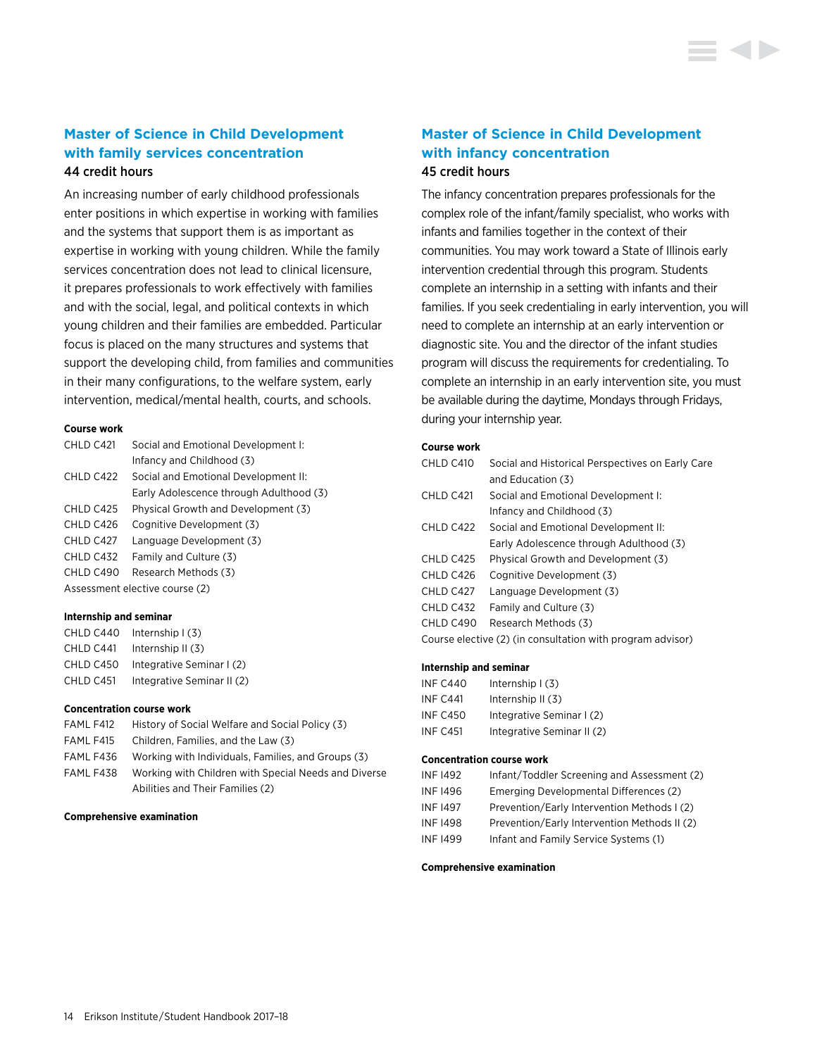## Master of Science in Child Development with family services concentration

**44 credit hours**

An increasing number of early childhood professionals enter positions in which expertise in working with families and the systems that support them is as important as expertise in working with young children. While the family services concentration does not lead to clinical licensure, it prepares professionals to work effectively with families and with the social, legal, and political contexts in which young children and their families are embedded. Particular focus is placed on the many structures and systems that support the developing child, from families and communities in their many configurations, to the welfare system, early intervention, medical/mental health, courts, and schools.

**Course work**

| | |
|---|---|
| CHLD C421 | Social and Emotional Development I: Infancy and Childhood (3) |
| CHLD C422 | Social and Emotional Development II: Early Adolescence through Adulthood (3) |
| CHLD C425 | Physical Growth and Development (3) |
| CHLD C426 | Cognitive Development (3) |
| CHLD C427 | Language Development (3) |
| CHLD C432 | Family and Culture (3) |
| CHLD C490 | Research Methods (3) |

Assessment elective course (2)

**Internship and seminar**

| | |
|---|---|
| CHLD C440 | Internship I (3) |
| CHLD C441 | Internship II (3) |
| CHLD C450 | Integrative Seminar I (2) |
| CHLD C451 | Integrative Seminar II (2) |

**Concentration course work**

| | |
|---|---|
| FAML F412 | History of Social Welfare and Social Policy (3) |
| FAML F415 | Children, Families, and the Law (3) |
| FAML F436 | Working with Individuals, Families, and Groups (3) |
| FAML F438 | Working with Children with Special Needs and Diverse Abilities and Their Families (2) |

**Comprehensive examination**

## Master of Science in Child Development with infancy concentration

**45 credit hours**

The infancy concentration prepares professionals for the complex role of the infant/family specialist, who works with infants and families together in the context of their communities. You may work toward a State of Illinois early intervention credential through this program. Students complete an internship in a setting with infants and their families. If you seek credentialing in early intervention, you will need to complete an internship at an early intervention or diagnostic site. You and the director of the infant studies program will discuss the requirements for credentialing. To complete an internship in an early intervention site, you must be available during the daytime, Mondays through Fridays, during your internship year.

**Course work**

| | |
|---|---|
| CHLD C410 | Social and Historical Perspectives on Early Care and Education (3) |
| CHLD C421 | Social and Emotional Development I: Infancy and Childhood (3) |
| CHLD C422 | Social and Emotional Development II: Early Adolescence through Adulthood (3) |
| CHLD C425 | Physical Growth and Development (3) |
| CHLD C426 | Cognitive Development (3) |
| CHLD C427 | Language Development (3) |
| CHLD C432 | Family and Culture (3) |
| CHLD C490 | Research Methods (3) |

Course elective (2) (in consultation with program advisor)

**Internship and seminar**

| | |
|---|---|
| INF C440 | Internship I (3) |
| INF C441 | Internship II (3) |
| INF C450 | Integrative Seminar I (2) |
| INF C451 | Integrative Seminar II (2) |

**Concentration course work**

| | |
|---|---|
| INF I492 | Infant/Toddler Screening and Assessment (2) |
| INF I496 | Emerging Developmental Differences (2) |
| INF I497 | Prevention/Early Intervention Methods I (2) |
| INF I498 | Prevention/Early Intervention Methods II (2) |
| INF I499 | Infant and Family Service Systems (1) |

**Comprehensive examination**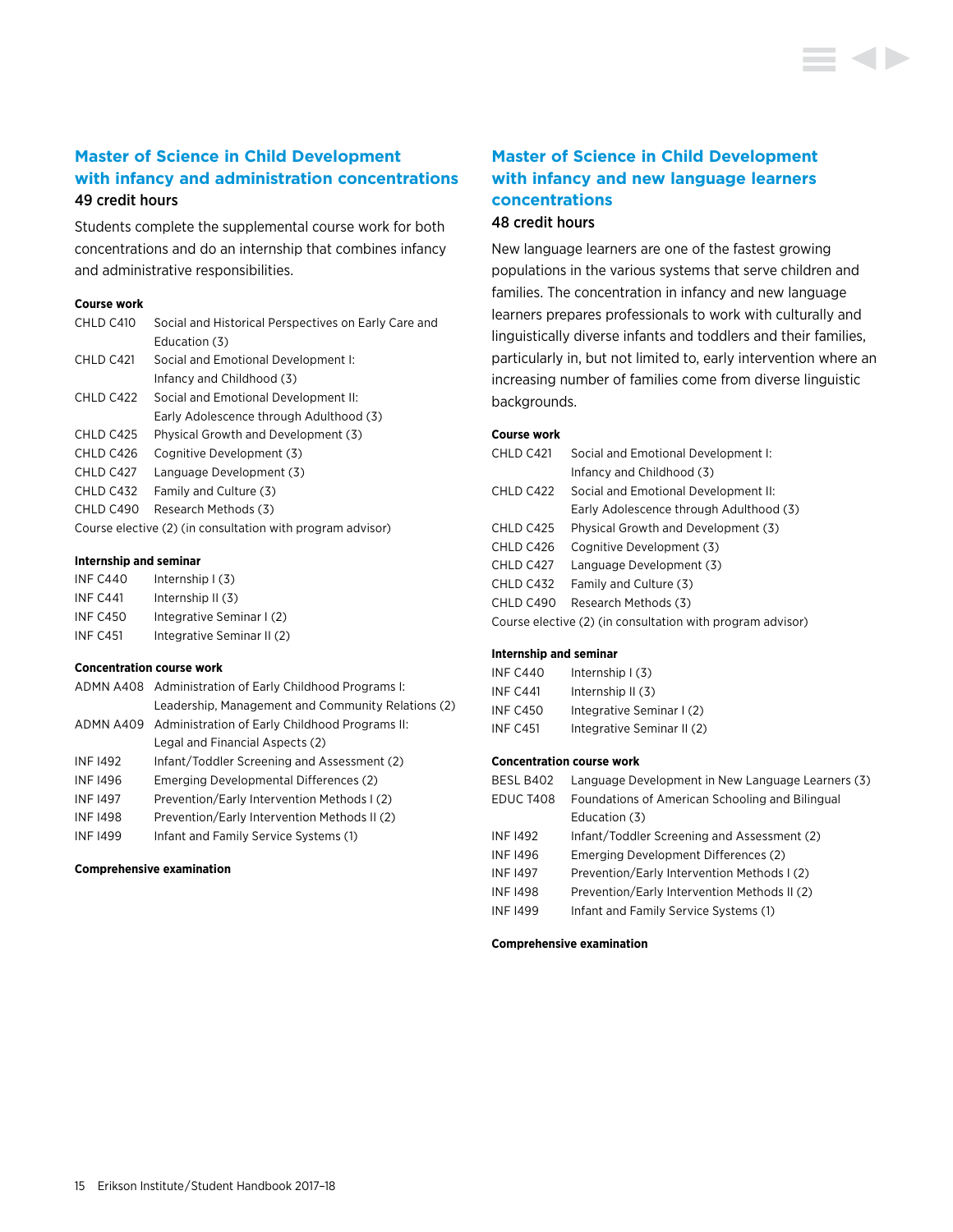## Master of Science in Child Development with infancy and administration concentrations

49 credit hours

Students complete the supplemental course work for both concentrations and do an internship that combines infancy and administrative responsibilities.

**Course work**

| | |
|---|---|
| CHLD C410 | Social and Historical Perspectives on Early Care and Education (3) |
| CHLD C421 | Social and Emotional Development I: Infancy and Childhood (3) |
| CHLD C422 | Social and Emotional Development II: Early Adolescence through Adulthood (3) |
| CHLD C425 | Physical Growth and Development (3) |
| CHLD C426 | Cognitive Development (3) |
| CHLD C427 | Language Development (3) |
| CHLD C432 | Family and Culture (3) |
| CHLD C490 | Research Methods (3) |

Course elective (2) (in consultation with program advisor)

**Internship and seminar**

| | |
|---|---|
| INF C440 | Internship I (3) |
| INF C441 | Internship II (3) |
| INF C450 | Integrative Seminar I (2) |
| INF C451 | Integrative Seminar II (2) |

**Concentration course work**

| | |
|---|---|
| ADMN A408 | Administration of Early Childhood Programs I: Leadership, Management and Community Relations (2) |
| ADMN A409 | Administration of Early Childhood Programs II: Legal and Financial Aspects (2) |
| INF I492 | Infant/Toddler Screening and Assessment (2) |
| INF I496 | Emerging Developmental Differences (2) |
| INF I497 | Prevention/Early Intervention Methods I (2) |
| INF I498 | Prevention/Early Intervention Methods II (2) |
| INF I499 | Infant and Family Service Systems (1) |

**Comprehensive examination**

## Master of Science in Child Development with infancy and new language learners concentrations

48 credit hours

New language learners are one of the fastest growing populations in the various systems that serve children and families. The concentration in infancy and new language learners prepares professionals to work with culturally and linguistically diverse infants and toddlers and their families, particularly in, but not limited to, early intervention where an increasing number of families come from diverse linguistic backgrounds.

**Course work**

| | |
|---|---|
| CHLD C421 | Social and Emotional Development I: Infancy and Childhood (3) |
| CHLD C422 | Social and Emotional Development II: Early Adolescence through Adulthood (3) |
| CHLD C425 | Physical Growth and Development (3) |
| CHLD C426 | Cognitive Development (3) |
| CHLD C427 | Language Development (3) |
| CHLD C432 | Family and Culture (3) |
| CHLD C490 | Research Methods (3) |

Course elective (2) (in consultation with program advisor)

**Internship and seminar**

| | |
|---|---|
| INF C440 | Internship I (3) |
| INF C441 | Internship II (3) |
| INF C450 | Integrative Seminar I (2) |
| INF C451 | Integrative Seminar II (2) |

**Concentration course work**

| | |
|---|---|
| BESL B402 | Language Development in New Language Learners (3) |
| EDUC T408 | Foundations of American Schooling and Bilingual Education (3) |
| INF I492 | Infant/Toddler Screening and Assessment (2) |
| INF I496 | Emerging Development Differences (2) |
| INF I497 | Prevention/Early Intervention Methods I (2) |
| INF I498 | Prevention/Early Intervention Methods II (2) |
| INF I499 | Infant and Family Service Systems (1) |

**Comprehensive examination**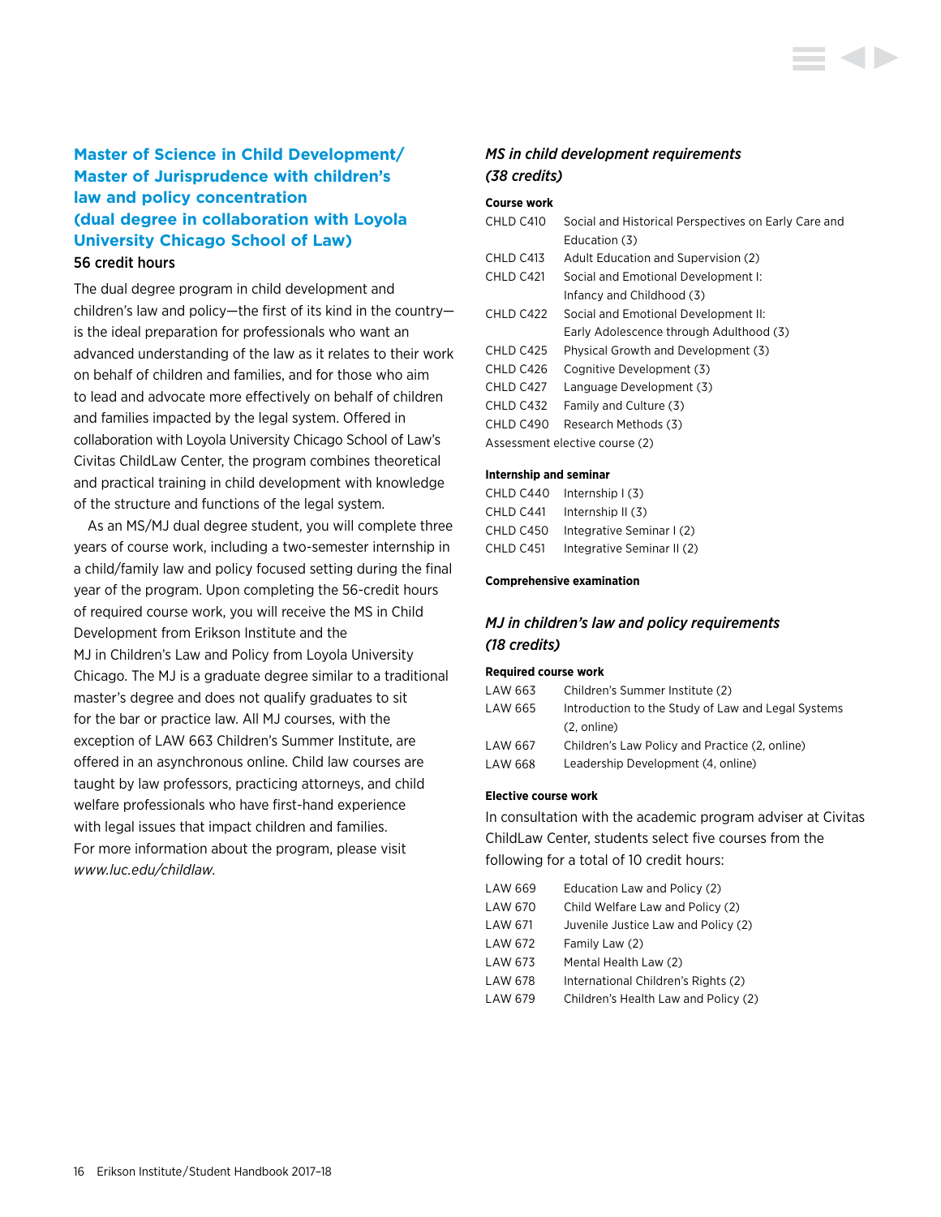## Master of Science in Child Development/ Master of Jurisprudence with children's law and policy concentration (dual degree in collaboration with Loyola University Chicago School of Law)

56 credit hours

The dual degree program in child development and children's law and policy—the first of its kind in the country—is the ideal preparation for professionals who want an advanced understanding of the law as it relates to their work on behalf of children and families, and for those who aim to lead and advocate more effectively on behalf of children and families impacted by the legal system. Offered in collaboration with Loyola University Chicago School of Law's Civitas ChildLaw Center, the program combines theoretical and practical training in child development with knowledge of the structure and functions of the legal system.

As an MS/MJ dual degree student, you will complete three years of course work, including a two-semester internship in a child/family law and policy focused setting during the final year of the program. Upon completing the 56-credit hours of required course work, you will receive the MS in Child Development from Erikson Institute and the MJ in Children's Law and Policy from Loyola University Chicago. The MJ is a graduate degree similar to a traditional master's degree and does not qualify graduates to sit for the bar or practice law. All MJ courses, with the exception of LAW 663 Children's Summer Institute, are offered in an asynchronous online. Child law courses are taught by law professors, practicing attorneys, and child welfare professionals who have first-hand experience with legal issues that impact children and families. For more information about the program, please visit *www.luc.edu/childlaw*.

### *MS in child development requirements (38 credits)*

**Course work**

| | |
|---|---|
| CHLD C410 | Social and Historical Perspectives on Early Care and Education (3) |
| CHLD C413 | Adult Education and Supervision (2) |
| CHLD C421 | Social and Emotional Development I: Infancy and Childhood (3) |
| CHLD C422 | Social and Emotional Development II: Early Adolescence through Adulthood (3) |
| CHLD C425 | Physical Growth and Development (3) |
| CHLD C426 | Cognitive Development (3) |
| CHLD C427 | Language Development (3) |
| CHLD C432 | Family and Culture (3) |
| CHLD C490 | Research Methods (3) |

Assessment elective course (2)

**Internship and seminar**

| | |
|---|---|
| CHLD C440 | Internship I (3) |
| CHLD C441 | Internship II (3) |
| CHLD C450 | Integrative Seminar I (2) |
| CHLD C451 | Integrative Seminar II (2) |

**Comprehensive examination**

### *MJ in children's law and policy requirements (18 credits)*

**Required course work**

| | |
|---|---|
| LAW 663 | Children's Summer Institute (2) |
| LAW 665 | Introduction to the Study of Law and Legal Systems (2, online) |
| LAW 667 | Children's Law Policy and Practice (2, online) |
| LAW 668 | Leadership Development (4, online) |

**Elective course work**

In consultation with the academic program adviser at Civitas ChildLaw Center, students select five courses from the following for a total of 10 credit hours:

| | |
|---|---|
| LAW 669 | Education Law and Policy (2) |
| LAW 670 | Child Welfare Law and Policy (2) |
| LAW 671 | Juvenile Justice Law and Policy (2) |
| LAW 672 | Family Law (2) |
| LAW 673 | Mental Health Law (2) |
| LAW 678 | International Children's Rights (2) |
| LAW 679 | Children's Health Law and Policy (2) |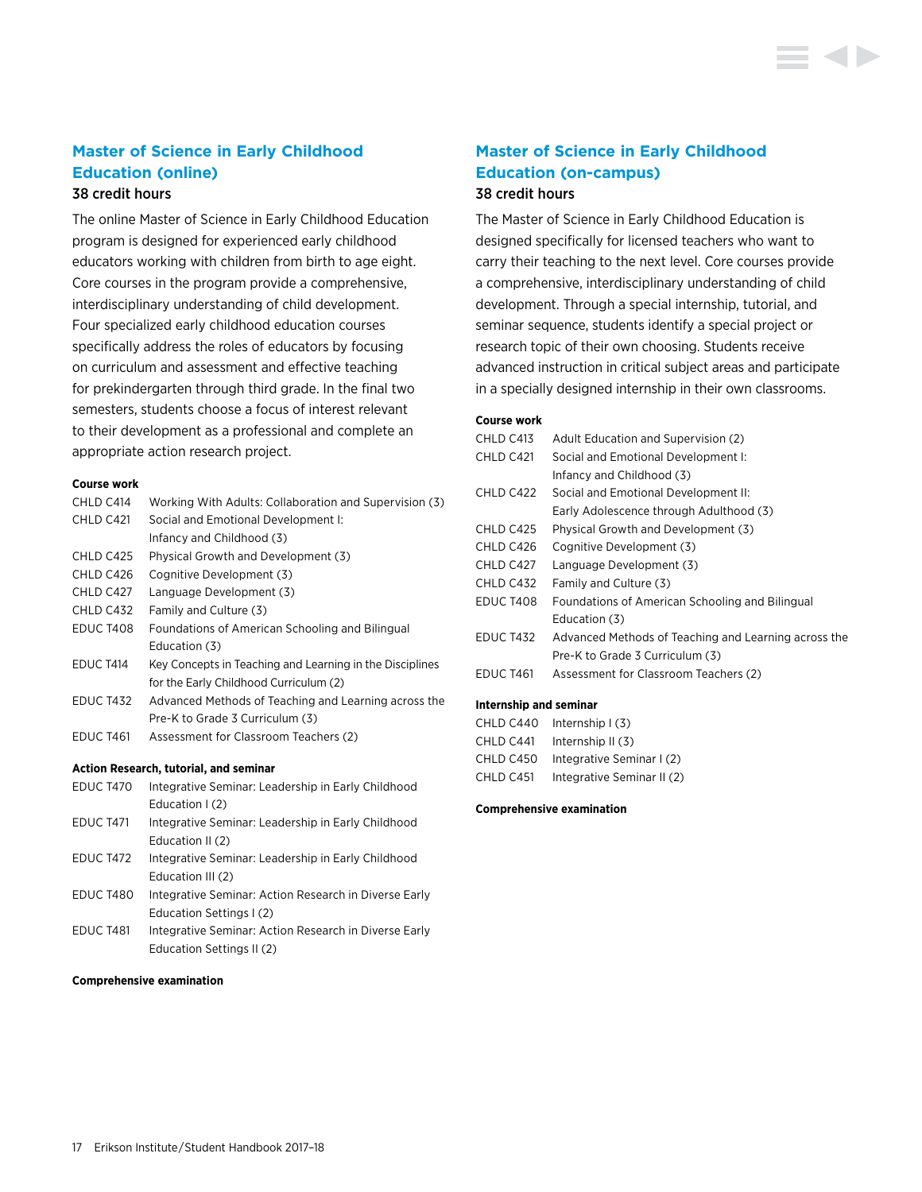## Master of Science in Early Childhood Education (online)

**38 credit hours**

The online Master of Science in Early Childhood Education program is designed for experienced early childhood educators working with children from birth to age eight. Core courses in the program provide a comprehensive, interdisciplinary understanding of child development. Four specialized early childhood education courses specifically address the roles of educators by focusing on curriculum and assessment and effective teaching for prekindergarten through third grade. In the final two semesters, students choose a focus of interest relevant to their development as a professional and complete an appropriate action research project.

**Course work**

| | |
|---|---|
| CHLD C414 | Working With Adults: Collaboration and Supervision (3) |
| CHLD C421 | Social and Emotional Development I: Infancy and Childhood (3) |
| CHLD C425 | Physical Growth and Development (3) |
| CHLD C426 | Cognitive Development (3) |
| CHLD C427 | Language Development (3) |
| CHLD C432 | Family and Culture (3) |
| EDUC T408 | Foundations of American Schooling and Bilingual Education (3) |
| EDUC T414 | Key Concepts in Teaching and Learning in the Disciplines for the Early Childhood Curriculum (2) |
| EDUC T432 | Advanced Methods of Teaching and Learning across the Pre-K to Grade 3 Curriculum (3) |
| EDUC T461 | Assessment for Classroom Teachers (2) |

**Action Research, tutorial, and seminar**

| | |
|---|---|
| EDUC T470 | Integrative Seminar: Leadership in Early Childhood Education I (2) |
| EDUC T471 | Integrative Seminar: Leadership in Early Childhood Education II (2) |
| EDUC T472 | Integrative Seminar: Leadership in Early Childhood Education III (2) |
| EDUC T480 | Integrative Seminar: Action Research in Diverse Early Education Settings I (2) |
| EDUC T481 | Integrative Seminar: Action Research in Diverse Early Education Settings II (2) |

**Comprehensive examination**

## Master of Science in Early Childhood Education (on-campus)

**38 credit hours**

The Master of Science in Early Childhood Education is designed specifically for licensed teachers who want to carry their teaching to the next level. Core courses provide a comprehensive, interdisciplinary understanding of child development. Through a special internship, tutorial, and seminar sequence, students identify a special project or research topic of their own choosing. Students receive advanced instruction in critical subject areas and participate in a specially designed internship in their own classrooms.

**Course work**

| | |
|---|---|
| CHLD C413 | Adult Education and Supervision (2) |
| CHLD C421 | Social and Emotional Development I: Infancy and Childhood (3) |
| CHLD C422 | Social and Emotional Development II: Early Adolescence through Adulthood (3) |
| CHLD C425 | Physical Growth and Development (3) |
| CHLD C426 | Cognitive Development (3) |
| CHLD C427 | Language Development (3) |
| CHLD C432 | Family and Culture (3) |
| EDUC T408 | Foundations of American Schooling and Bilingual Education (3) |
| EDUC T432 | Advanced Methods of Teaching and Learning across the Pre-K to Grade 3 Curriculum (3) |
| EDUC T461 | Assessment for Classroom Teachers (2) |

**Internship and seminar**

| | |
|---|---|
| CHLD C440 | Internship I (3) |
| CHLD C441 | Internship II (3) |
| CHLD C450 | Integrative Seminar I (2) |
| CHLD C451 | Integrative Seminar II (2) |

**Comprehensive examination**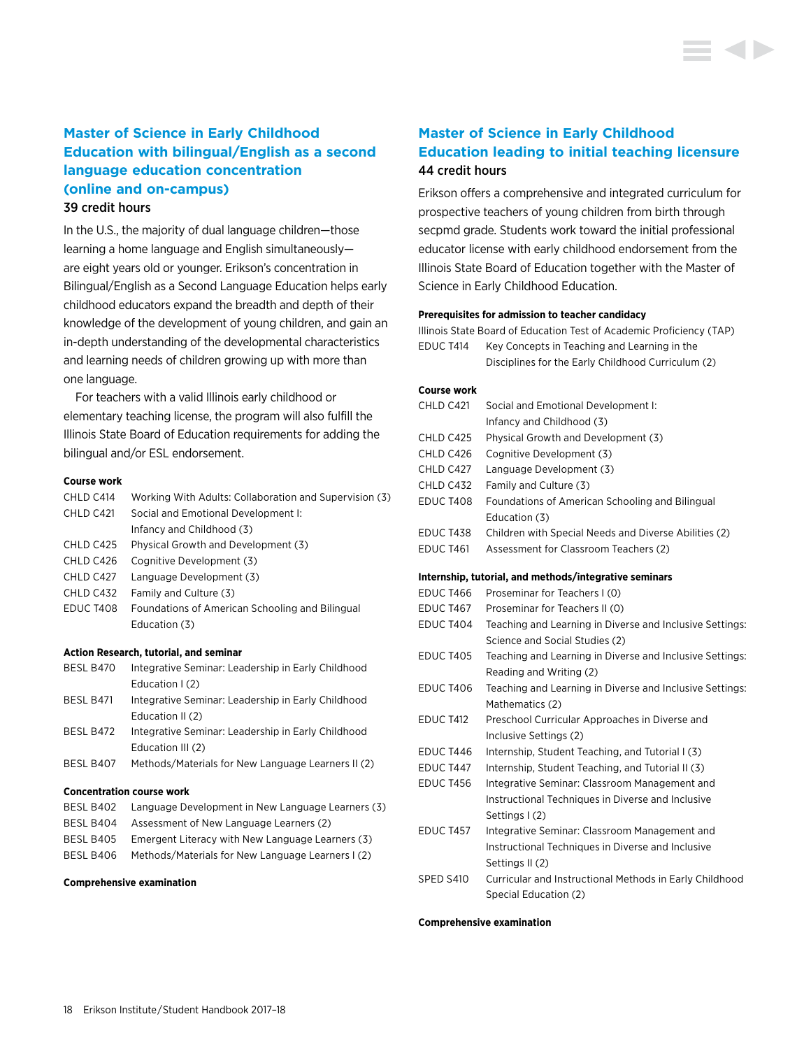## Master of Science in Early Childhood Education with bilingual/English as a second language education concentration (online and on-campus)

39 credit hours

In the U.S., the majority of dual language children—those learning a home language and English simultaneously—are eight years old or younger. Erikson's concentration in Bilingual/English as a Second Language Education helps early childhood educators expand the breadth and depth of their knowledge of the development of young children, and gain an in-depth understanding of the developmental characteristics and learning needs of children growing up with more than one language.

For teachers with a valid Illinois early childhood or elementary teaching license, the program will also fulfill the Illinois State Board of Education requirements for adding the bilingual and/or ESL endorsement.

**Course work**

| | |
|---|---|
| CHLD C414 | Working With Adults: Collaboration and Supervision (3) |
| CHLD C421 | Social and Emotional Development I: Infancy and Childhood (3) |
| CHLD C425 | Physical Growth and Development (3) |
| CHLD C426 | Cognitive Development (3) |
| CHLD C427 | Language Development (3) |
| CHLD C432 | Family and Culture (3) |
| EDUC T408 | Foundations of American Schooling and Bilingual Education (3) |

**Action Research, tutorial, and seminar**

| | |
|---|---|
| BESL B470 | Integrative Seminar: Leadership in Early Childhood Education I (2) |
| BESL B471 | Integrative Seminar: Leadership in Early Childhood Education II (2) |
| BESL B472 | Integrative Seminar: Leadership in Early Childhood Education III (2) |
| BESL B407 | Methods/Materials for New Language Learners II (2) |

**Concentration course work**

| | |
|---|---|
| BESL B402 | Language Development in New Language Learners (3) |
| BESL B404 | Assessment of New Language Learners (2) |
| BESL B405 | Emergent Literacy with New Language Learners (3) |
| BESL B406 | Methods/Materials for New Language Learners I (2) |

**Comprehensive examination**

## Master of Science in Early Childhood Education leading to initial teaching licensure

44 credit hours

Erikson offers a comprehensive and integrated curriculum for prospective teachers of young children from birth through secpmd grade. Students work toward the initial professional educator license with early childhood endorsement from the Illinois State Board of Education together with the Master of Science in Early Childhood Education.

**Prerequisites for admission to teacher candidacy**

Illinois State Board of Education Test of Academic Proficiency (TAP)

| | |
|---|---|
| EDUC T414 | Key Concepts in Teaching and Learning in the Disciplines for the Early Childhood Curriculum (2) |

**Course work**

| | |
|---|---|
| CHLD C421 | Social and Emotional Development I: Infancy and Childhood (3) |
| CHLD C425 | Physical Growth and Development (3) |
| CHLD C426 | Cognitive Development (3) |
| CHLD C427 | Language Development (3) |
| CHLD C432 | Family and Culture (3) |
| EDUC T408 | Foundations of American Schooling and Bilingual Education (3) |
| EDUC T438 | Children with Special Needs and Diverse Abilities (2) |
| EDUC T461 | Assessment for Classroom Teachers (2) |

**Internship, tutorial, and methods/integrative seminars**

| | |
|---|---|
| EDUC T466 | Proseminar for Teachers I (0) |
| EDUC T467 | Proseminar for Teachers II (0) |
| EDUC T404 | Teaching and Learning in Diverse and Inclusive Settings: Science and Social Studies (2) |
| EDUC T405 | Teaching and Learning in Diverse and Inclusive Settings: Reading and Writing (2) |
| EDUC T406 | Teaching and Learning in Diverse and Inclusive Settings: Mathematics (2) |
| EDUC T412 | Preschool Curricular Approaches in Diverse and Inclusive Settings (2) |
| EDUC T446 | Internship, Student Teaching, and Tutorial I (3) |
| EDUC T447 | Internship, Student Teaching, and Tutorial II (3) |
| EDUC T456 | Integrative Seminar: Classroom Management and Instructional Techniques in Diverse and Inclusive Settings I (2) |
| EDUC T457 | Integrative Seminar: Classroom Management and Instructional Techniques in Diverse and Inclusive Settings II (2) |
| SPED S410 | Curricular and Instructional Methods in Early Childhood Special Education (2) |

**Comprehensive examination**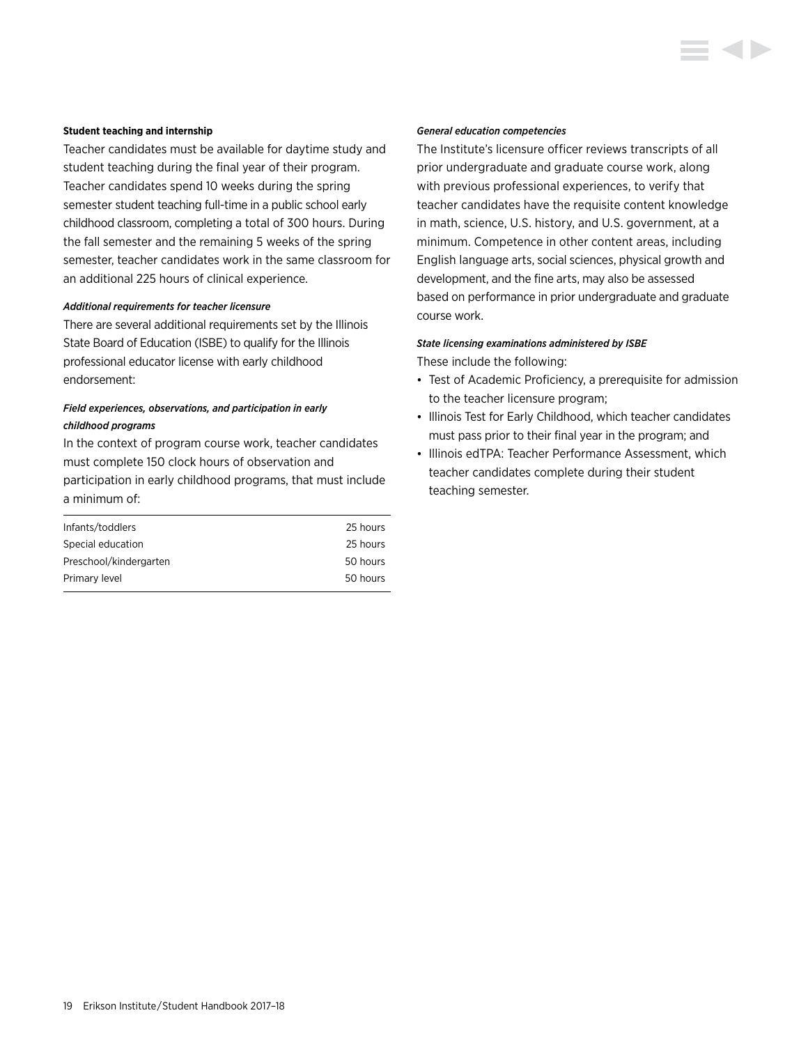**Student teaching and internship**

Teacher candidates must be available for daytime study and student teaching during the final year of their program. Teacher candidates spend 10 weeks during the spring semester student teaching full-time in a public school early childhood classroom, completing a total of 300 hours. During the fall semester and the remaining 5 weeks of the spring semester, teacher candidates work in the same classroom for an additional 225 hours of clinical experience.

***Additional requirements for teacher licensure***

There are several additional requirements set by the Illinois State Board of Education (ISBE) to qualify for the Illinois professional educator license with early childhood endorsement:

***Field experiences, observations, and participation in early childhood programs***

In the context of program course work, teacher candidates must complete 150 clock hours of observation and participation in early childhood programs, that must include a minimum of:

| | |
|---|---|
| Infants/toddlers | 25 hours |
| Special education | 25 hours |
| Preschool/kindergarten | 50 hours |
| Primary level | 50 hours |

***General education competencies***

The Institute's licensure officer reviews transcripts of all prior undergraduate and graduate course work, along with previous professional experiences, to verify that teacher candidates have the requisite content knowledge in math, science, U.S. history, and U.S. government, at a minimum. Competence in other content areas, including English language arts, social sciences, physical growth and development, and the fine arts, may also be assessed based on performance in prior undergraduate and graduate course work.

***State licensing examinations administered by ISBE***

These include the following:

- Test of Academic Proficiency, a prerequisite for admission to the teacher licensure program;
- Illinois Test for Early Childhood, which teacher candidates must pass prior to their final year in the program; and
- Illinois edTPA: Teacher Performance Assessment, which teacher candidates complete during their student teaching semester.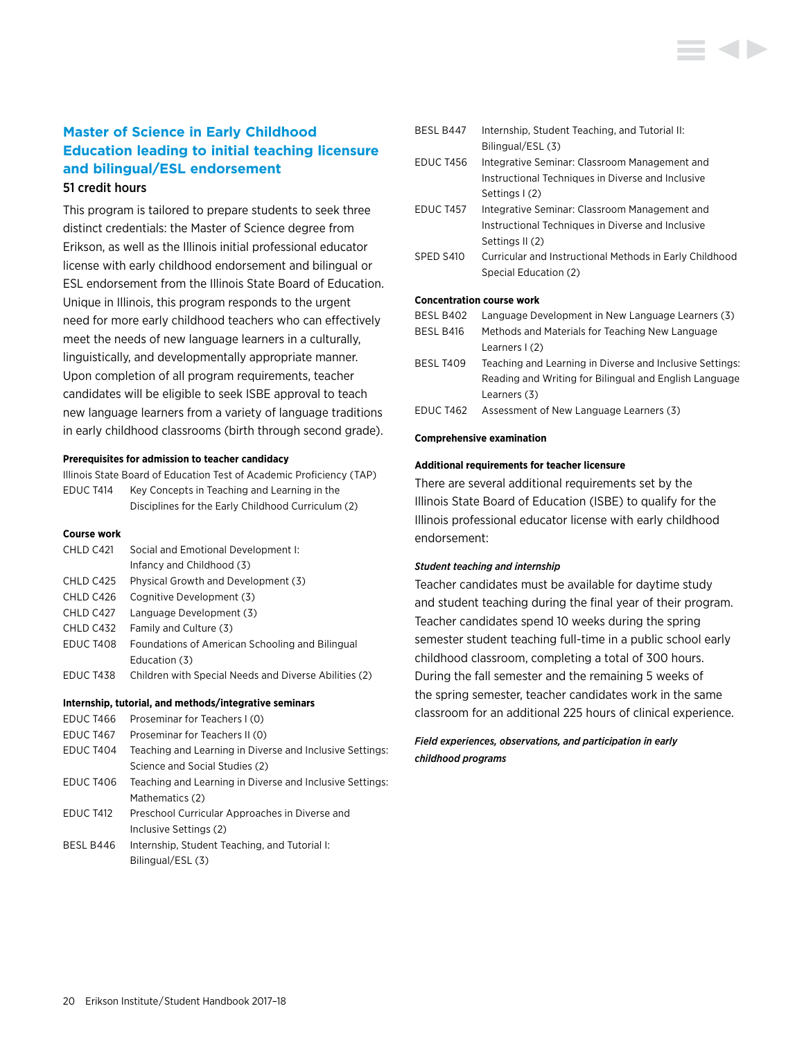## Master of Science in Early Childhood Education leading to initial teaching licensure and bilingual/ESL endorsement

51 credit hours

This program is tailored to prepare students to seek three distinct credentials: the Master of Science degree from Erikson, as well as the Illinois initial professional educator license with early childhood endorsement and bilingual or ESL endorsement from the Illinois State Board of Education. Unique in Illinois, this program responds to the urgent need for more early childhood teachers who can effectively meet the needs of new language learners in a culturally, linguistically, and developmentally appropriate manner. Upon completion of all program requirements, teacher candidates will be eligible to seek ISBE approval to teach new language learners from a variety of language traditions in early childhood classrooms (birth through second grade).

**Prerequisites for admission to teacher candidacy**

Illinois State Board of Education Test of Academic Proficiency (TAP)

| | |
|---|---|
| EDUC T414 | Key Concepts in Teaching and Learning in the Disciplines for the Early Childhood Curriculum (2) |

**Course work**

| | |
|---|---|
| CHLD C421 | Social and Emotional Development I: Infancy and Childhood (3) |
| CHLD C425 | Physical Growth and Development (3) |
| CHLD C426 | Cognitive Development (3) |
| CHLD C427 | Language Development (3) |
| CHLD C432 | Family and Culture (3) |
| EDUC T408 | Foundations of American Schooling and Bilingual Education (3) |
| EDUC T438 | Children with Special Needs and Diverse Abilities (2) |

**Internship, tutorial, and methods/integrative seminars**

| | |
|---|---|
| EDUC T466 | Proseminar for Teachers I (0) |
| EDUC T467 | Proseminar for Teachers II (0) |
| EDUC T404 | Teaching and Learning in Diverse and Inclusive Settings: Science and Social Studies (2) |
| EDUC T406 | Teaching and Learning in Diverse and Inclusive Settings: Mathematics (2) |
| EDUC T412 | Preschool Curricular Approaches in Diverse and Inclusive Settings (2) |
| BESL B446 | Internship, Student Teaching, and Tutorial I: Bilingual/ESL (3) |
| BESL B447 | Internship, Student Teaching, and Tutorial II: Bilingual/ESL (3) |
| EDUC T456 | Integrative Seminar: Classroom Management and Instructional Techniques in Diverse and Inclusive Settings I (2) |
| EDUC T457 | Integrative Seminar: Classroom Management and Instructional Techniques in Diverse and Inclusive Settings II (2) |
| SPED S410 | Curricular and Instructional Methods in Early Childhood Special Education (2) |

**Concentration course work**

| | |
|---|---|
| BESL B402 | Language Development in New Language Learners (3) |
| BESL B416 | Methods and Materials for Teaching New Language Learners I (2) |
| BESL T409 | Teaching and Learning in Diverse and Inclusive Settings: Reading and Writing for Bilingual and English Language Learners (3) |
| EDUC T462 | Assessment of New Language Learners (3) |

**Comprehensive examination**

**Additional requirements for teacher licensure**

There are several additional requirements set by the Illinois State Board of Education (ISBE) to qualify for the Illinois professional educator license with early childhood endorsement:

***Student teaching and internship***

Teacher candidates must be available for daytime study and student teaching during the final year of their program. Teacher candidates spend 10 weeks during the spring semester student teaching full-time in a public school early childhood classroom, completing a total of 300 hours. During the fall semester and the remaining 5 weeks of the spring semester, teacher candidates work in the same classroom for an additional 225 hours of clinical experience.

***Field experiences, observations, and participation in early childhood programs***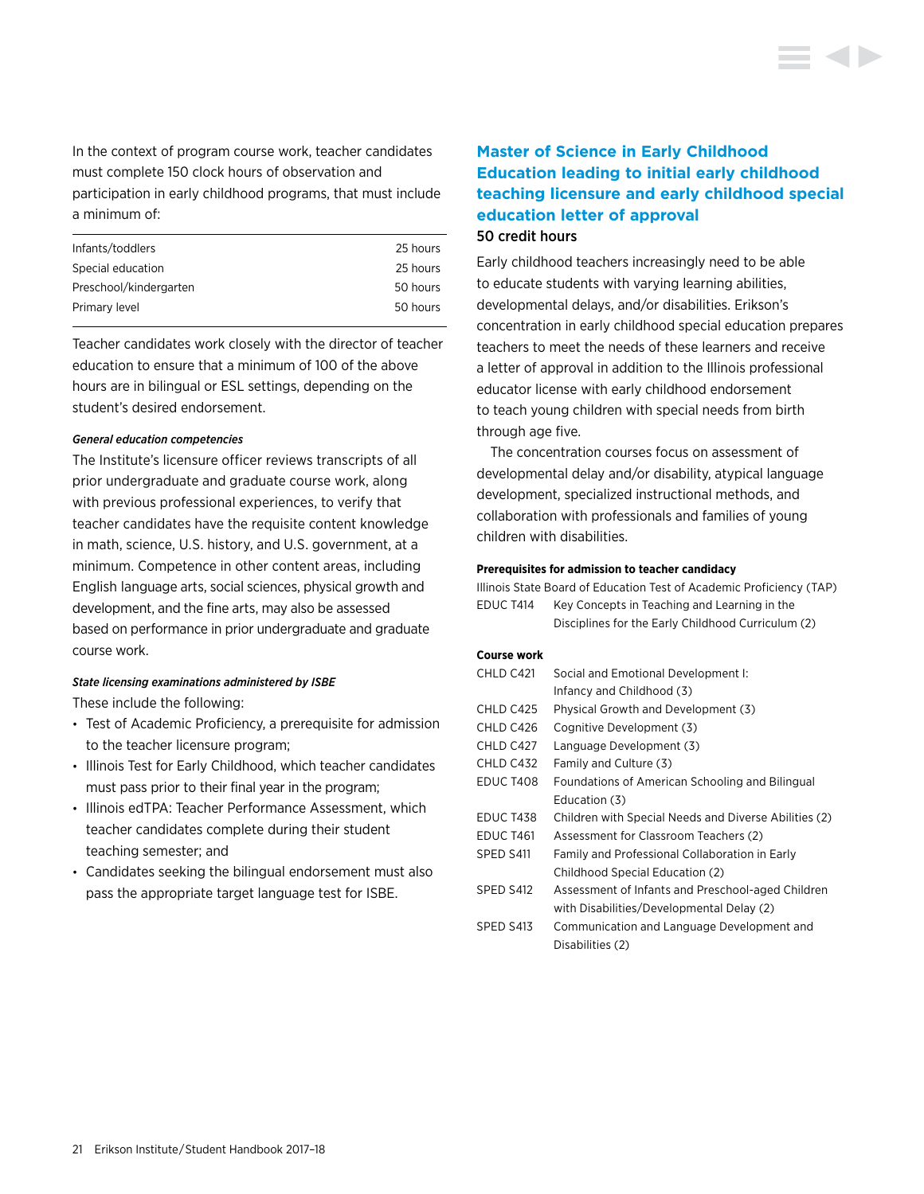In the context of program course work, teacher candidates must complete 150 clock hours of observation and participation in early childhood programs, that must include a minimum of:

| | |
|---|---|
| Infants/toddlers | 25 hours |
| Special education | 25 hours |
| Preschool/kindergarten | 50 hours |
| Primary level | 50 hours |

Teacher candidates work closely with the director of teacher education to ensure that a minimum of 100 of the above hours are in bilingual or ESL settings, depending on the student's desired endorsement.

***General education competencies***

The Institute's licensure officer reviews transcripts of all prior undergraduate and graduate course work, along with previous professional experiences, to verify that teacher candidates have the requisite content knowledge in math, science, U.S. history, and U.S. government, at a minimum. Competence in other content areas, including English language arts, social sciences, physical growth and development, and the fine arts, may also be assessed based on performance in prior undergraduate and graduate course work.

***State licensing examinations administered by ISBE***

These include the following:

- Test of Academic Proficiency, a prerequisite for admission to the teacher licensure program;
- Illinois Test for Early Childhood, which teacher candidates must pass prior to their final year in the program;
- Illinois edTPA: Teacher Performance Assessment, which teacher candidates complete during their student teaching semester; and
- Candidates seeking the bilingual endorsement must also pass the appropriate target language test for ISBE.

## Master of Science in Early Childhood Education leading to initial early childhood teaching licensure and early childhood special education letter of approval

**50 credit hours**

Early childhood teachers increasingly need to be able to educate students with varying learning abilities, developmental delays, and/or disabilities. Erikson's concentration in early childhood special education prepares teachers to meet the needs of these learners and receive a letter of approval in addition to the Illinois professional educator license with early childhood endorsement to teach young children with special needs from birth through age five.

The concentration courses focus on assessment of developmental delay and/or disability, atypical language development, specialized instructional methods, and collaboration with professionals and families of young children with disabilities.

**Prerequisites for admission to teacher candidacy**

Illinois State Board of Education Test of Academic Proficiency (TAP)

| | |
|---|---|
| EDUC T414 | Key Concepts in Teaching and Learning in the Disciplines for the Early Childhood Curriculum (2) |

**Course work**

| | |
|---|---|
| CHLD C421 | Social and Emotional Development I: Infancy and Childhood (3) |
| CHLD C425 | Physical Growth and Development (3) |
| CHLD C426 | Cognitive Development (3) |
| CHLD C427 | Language Development (3) |
| CHLD C432 | Family and Culture (3) |
| EDUC T408 | Foundations of American Schooling and Bilingual Education (3) |
| EDUC T438 | Children with Special Needs and Diverse Abilities (2) |
| EDUC T461 | Assessment for Classroom Teachers (2) |
| SPED S411 | Family and Professional Collaboration in Early Childhood Special Education (2) |
| SPED S412 | Assessment of Infants and Preschool-aged Children with Disabilities/Developmental Delay (2) |
| SPED S413 | Communication and Language Development and Disabilities (2) |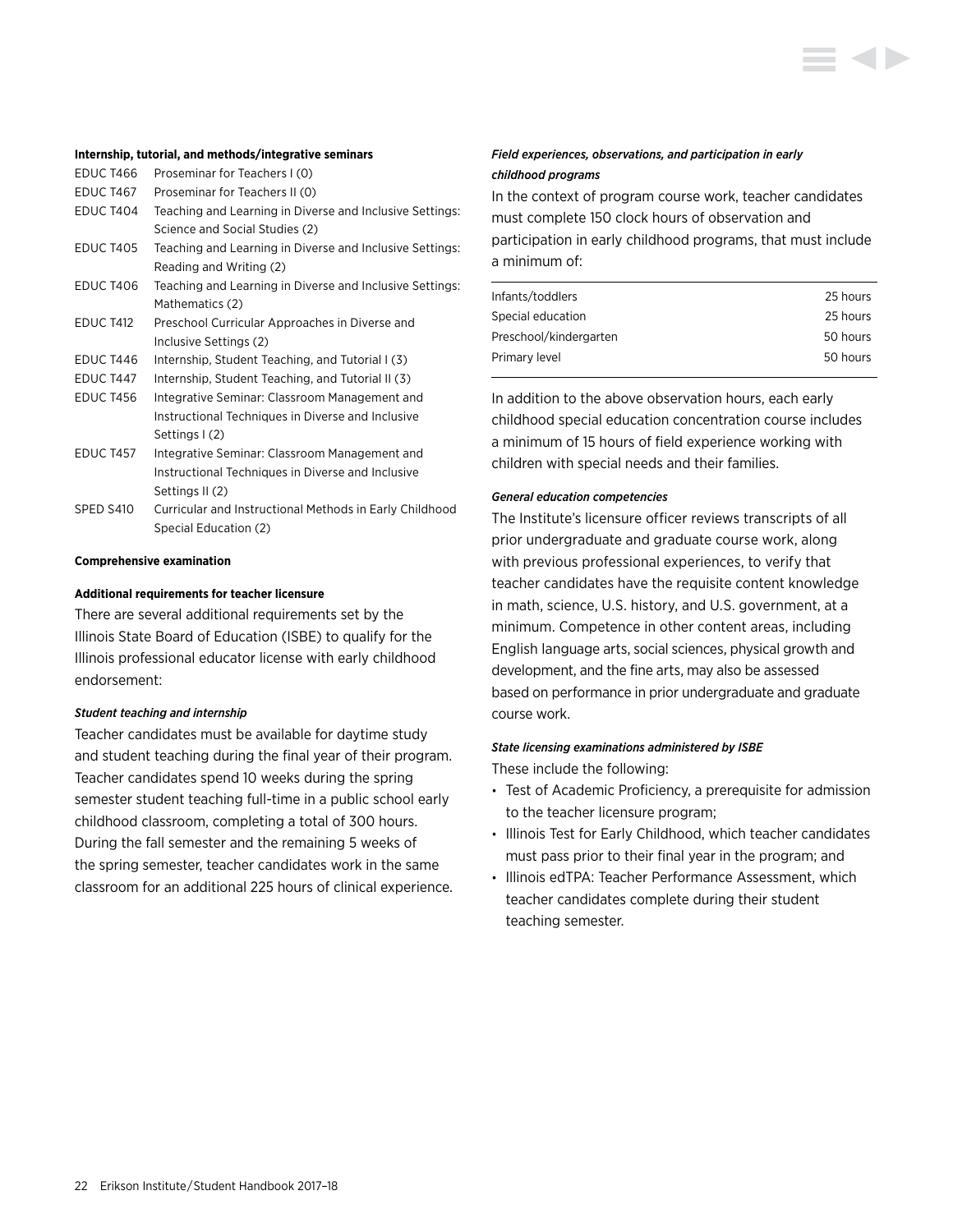**Internship, tutorial, and methods/integrative seminars**

| | |
|---|---|
| EDUC T466 | Proseminar for Teachers I (0) |
| EDUC T467 | Proseminar for Teachers II (0) |
| EDUC T404 | Teaching and Learning in Diverse and Inclusive Settings: Science and Social Studies (2) |
| EDUC T405 | Teaching and Learning in Diverse and Inclusive Settings: Reading and Writing (2) |
| EDUC T406 | Teaching and Learning in Diverse and Inclusive Settings: Mathematics (2) |
| EDUC T412 | Preschool Curricular Approaches in Diverse and Inclusive Settings (2) |
| EDUC T446 | Internship, Student Teaching, and Tutorial I (3) |
| EDUC T447 | Internship, Student Teaching, and Tutorial II (3) |
| EDUC T456 | Integrative Seminar: Classroom Management and Instructional Techniques in Diverse and Inclusive Settings I (2) |
| EDUC T457 | Integrative Seminar: Classroom Management and Instructional Techniques in Diverse and Inclusive Settings II (2) |
| SPED S410 | Curricular and Instructional Methods in Early Childhood Special Education (2) |

**Comprehensive examination**

**Additional requirements for teacher licensure**

There are several additional requirements set by the Illinois State Board of Education (ISBE) to qualify for the Illinois professional educator license with early childhood endorsement:

***Student teaching and internship***

Teacher candidates must be available for daytime study and student teaching during the final year of their program. Teacher candidates spend 10 weeks during the spring semester student teaching full-time in a public school early childhood classroom, completing a total of 300 hours. During the fall semester and the remaining 5 weeks of the spring semester, teacher candidates work in the same classroom for an additional 225 hours of clinical experience.

***Field experiences, observations, and participation in early childhood programs***

In the context of program course work, teacher candidates must complete 150 clock hours of observation and participation in early childhood programs, that must include a minimum of:

| | |
|---|---|
| Infants/toddlers | 25 hours |
| Special education | 25 hours |
| Preschool/kindergarten | 50 hours |
| Primary level | 50 hours |

In addition to the above observation hours, each early childhood special education concentration course includes a minimum of 15 hours of field experience working with children with special needs and their families.

***General education competencies***

The Institute's licensure officer reviews transcripts of all prior undergraduate and graduate course work, along with previous professional experiences, to verify that teacher candidates have the requisite content knowledge in math, science, U.S. history, and U.S. government, at a minimum. Competence in other content areas, including English language arts, social sciences, physical growth and development, and the fine arts, may also be assessed based on performance in prior undergraduate and graduate course work.

***State licensing examinations administered by ISBE***

These include the following:

- Test of Academic Proficiency, a prerequisite for admission to the teacher licensure program;
- Illinois Test for Early Childhood, which teacher candidates must pass prior to their final year in the program; and
- Illinois edTPA: Teacher Performance Assessment, which teacher candidates complete during their student teaching semester.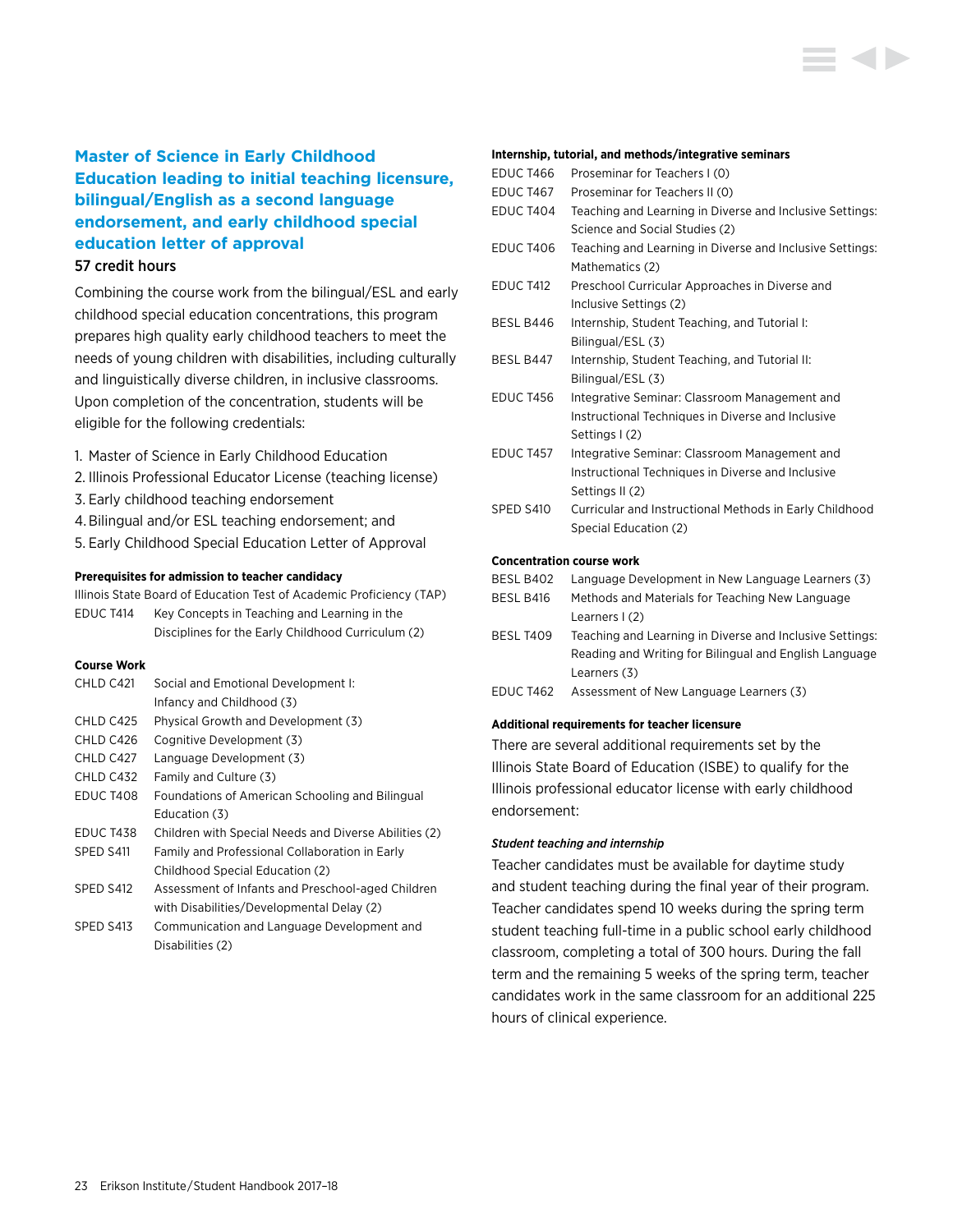## Master of Science in Early Childhood Education leading to initial teaching licensure, bilingual/English as a second language endorsement, and early childhood special education letter of approval

57 credit hours

Combining the course work from the bilingual/ESL and early childhood special education concentrations, this program prepares high quality early childhood teachers to meet the needs of young children with disabilities, including culturally and linguistically diverse children, in inclusive classrooms. Upon completion of the concentration, students will be eligible for the following credentials:

1. Master of Science in Early Childhood Education
2. Illinois Professional Educator License (teaching license)
3. Early childhood teaching endorsement
4. Bilingual and/or ESL teaching endorsement; and
5. Early Childhood Special Education Letter of Approval

#### Prerequisites for admission to teacher candidacy

Illinois State Board of Education Test of Academic Proficiency (TAP)

| | |
|---|---|
| EDUC T414 | Key Concepts in Teaching and Learning in the Disciplines for the Early Childhood Curriculum (2) |

#### Course Work

| | |
|---|---|
| CHLD C421 | Social and Emotional Development I: Infancy and Childhood (3) |
| CHLD C425 | Physical Growth and Development (3) |
| CHLD C426 | Cognitive Development (3) |
| CHLD C427 | Language Development (3) |
| CHLD C432 | Family and Culture (3) |
| EDUC T408 | Foundations of American Schooling and Bilingual Education (3) |
| EDUC T438 | Children with Special Needs and Diverse Abilities (2) |
| SPED S411 | Family and Professional Collaboration in Early Childhood Special Education (2) |
| SPED S412 | Assessment of Infants and Preschool-aged Children with Disabilities/Developmental Delay (2) |
| SPED S413 | Communication and Language Development and Disabilities (2) |

#### Internship, tutorial, and methods/integrative seminars

| | |
|---|---|
| EDUC T466 | Proseminar for Teachers I (0) |
| EDUC T467 | Proseminar for Teachers II (0) |
| EDUC T404 | Teaching and Learning in Diverse and Inclusive Settings: Science and Social Studies (2) |
| EDUC T406 | Teaching and Learning in Diverse and Inclusive Settings: Mathematics (2) |
| EDUC T412 | Preschool Curricular Approaches in Diverse and Inclusive Settings (2) |
| BESL B446 | Internship, Student Teaching, and Tutorial I: Bilingual/ESL (3) |
| BESL B447 | Internship, Student Teaching, and Tutorial II: Bilingual/ESL (3) |
| EDUC T456 | Integrative Seminar: Classroom Management and Instructional Techniques in Diverse and Inclusive Settings I (2) |
| EDUC T457 | Integrative Seminar: Classroom Management and Instructional Techniques in Diverse and Inclusive Settings II (2) |
| SPED S410 | Curricular and Instructional Methods in Early Childhood Special Education (2) |

#### Concentration course work

| | |
|---|---|
| BESL B402 | Language Development in New Language Learners (3) |
| BESL B416 | Methods and Materials for Teaching New Language Learners I (2) |
| BESL T409 | Teaching and Learning in Diverse and Inclusive Settings: Reading and Writing for Bilingual and English Language Learners (3) |
| EDUC T462 | Assessment of New Language Learners (3) |

#### Additional requirements for teacher licensure

There are several additional requirements set by the Illinois State Board of Education (ISBE) to qualify for the Illinois professional educator license with early childhood endorsement:

##### *Student teaching and internship*

Teacher candidates must be available for daytime study and student teaching during the final year of their program. Teacher candidates spend 10 weeks during the spring term student teaching full-time in a public school early childhood classroom, completing a total of 300 hours. During the fall term and the remaining 5 weeks of the spring term, teacher candidates work in the same classroom for an additional 225 hours of clinical experience.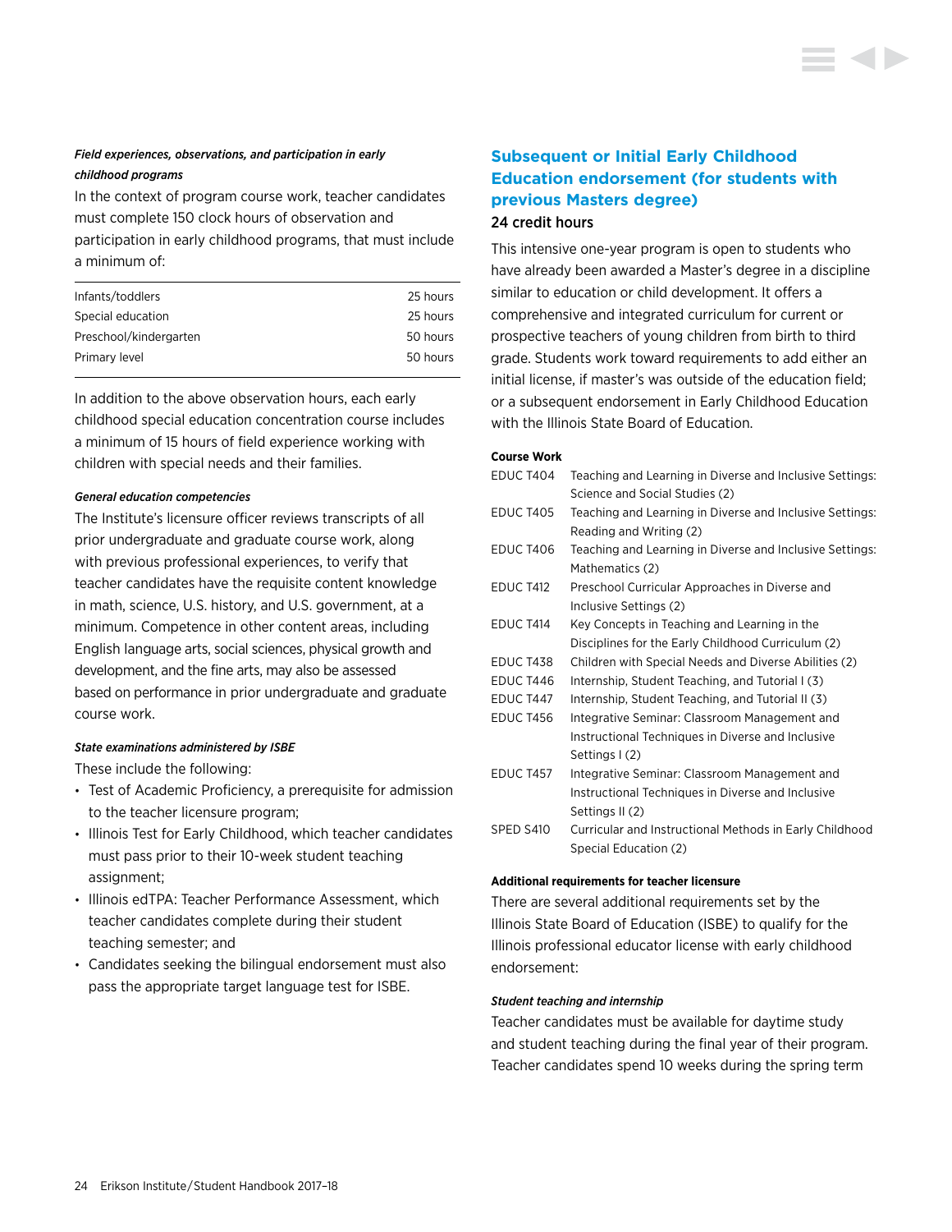*Field experiences, observations, and participation in early childhood programs*

In the context of program course work, teacher candidates must complete 150 clock hours of observation and participation in early childhood programs, that must include a minimum of:

| | |
|---|---|
| Infants/toddlers | 25 hours |
| Special education | 25 hours |
| Preschool/kindergarten | 50 hours |
| Primary level | 50 hours |

In addition to the above observation hours, each early childhood special education concentration course includes a minimum of 15 hours of field experience working with children with special needs and their families.

*General education competencies*

The Institute's licensure officer reviews transcripts of all prior undergraduate and graduate course work, along with previous professional experiences, to verify that teacher candidates have the requisite content knowledge in math, science, U.S. history, and U.S. government, at a minimum. Competence in other content areas, including English language arts, social sciences, physical growth and development, and the fine arts, may also be assessed based on performance in prior undergraduate and graduate course work.

*State examinations administered by ISBE*

These include the following:

- Test of Academic Proficiency, a prerequisite for admission to the teacher licensure program;
- Illinois Test for Early Childhood, which teacher candidates must pass prior to their 10-week student teaching assignment;
- Illinois edTPA: Teacher Performance Assessment, which teacher candidates complete during their student teaching semester; and
- Candidates seeking the bilingual endorsement must also pass the appropriate target language test for ISBE.

## Subsequent or Initial Early Childhood Education endorsement (for students with previous Masters degree)

24 credit hours

This intensive one-year program is open to students who have already been awarded a Master's degree in a discipline similar to education or child development. It offers a comprehensive and integrated curriculum for current or prospective teachers of young children from birth to third grade. Students work toward requirements to add either an initial license, if master's was outside of the education field; or a subsequent endorsement in Early Childhood Education with the Illinois State Board of Education.

**Course Work**

| | |
|---|---|
| EDUC T404 | Teaching and Learning in Diverse and Inclusive Settings: Science and Social Studies (2) |
| EDUC T405 | Teaching and Learning in Diverse and Inclusive Settings: Reading and Writing (2) |
| EDUC T406 | Teaching and Learning in Diverse and Inclusive Settings: Mathematics (2) |
| EDUC T412 | Preschool Curricular Approaches in Diverse and Inclusive Settings (2) |
| EDUC T414 | Key Concepts in Teaching and Learning in the Disciplines for the Early Childhood Curriculum (2) |
| EDUC T438 | Children with Special Needs and Diverse Abilities (2) |
| EDUC T446 | Internship, Student Teaching, and Tutorial I (3) |
| EDUC T447 | Internship, Student Teaching, and Tutorial II (3) |
| EDUC T456 | Integrative Seminar: Classroom Management and Instructional Techniques in Diverse and Inclusive Settings I (2) |
| EDUC T457 | Integrative Seminar: Classroom Management and Instructional Techniques in Diverse and Inclusive Settings II (2) |
| SPED S410 | Curricular and Instructional Methods in Early Childhood Special Education (2) |

**Additional requirements for teacher licensure**

There are several additional requirements set by the Illinois State Board of Education (ISBE) to qualify for the Illinois professional educator license with early childhood endorsement:

*Student teaching and internship*

Teacher candidates must be available for daytime study and student teaching during the final year of their program. Teacher candidates spend 10 weeks during the spring term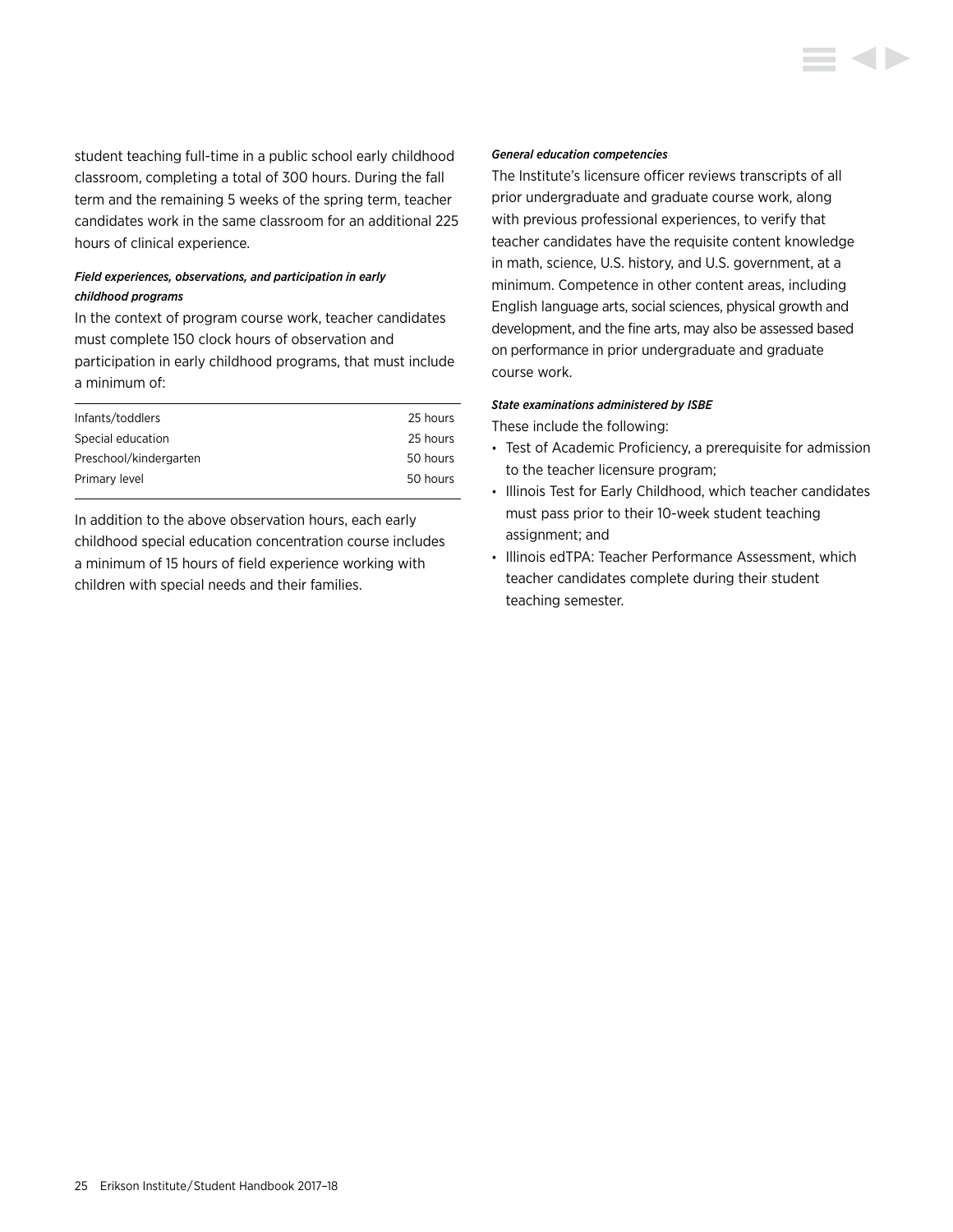student teaching full-time in a public school early childhood classroom, completing a total of 300 hours. During the fall term and the remaining 5 weeks of the spring term, teacher candidates work in the same classroom for an additional 225 hours of clinical experience.

***Field experiences, observations, and participation in early childhood programs***

In the context of program course work, teacher candidates must complete 150 clock hours of observation and participation in early childhood programs, that must include a minimum of:

| | |
|---|---|
| Infants/toddlers | 25 hours |
| Special education | 25 hours |
| Preschool/kindergarten | 50 hours |
| Primary level | 50 hours |

In addition to the above observation hours, each early childhood special education concentration course includes a minimum of 15 hours of field experience working with children with special needs and their families.

***General education competencies***

The Institute's licensure officer reviews transcripts of all prior undergraduate and graduate course work, along with previous professional experiences, to verify that teacher candidates have the requisite content knowledge in math, science, U.S. history, and U.S. government, at a minimum. Competence in other content areas, including English language arts, social sciences, physical growth and development, and the fine arts, may also be assessed based on performance in prior undergraduate and graduate course work.

***State examinations administered by ISBE***

These include the following:

- Test of Academic Proficiency, a prerequisite for admission to the teacher licensure program;
- Illinois Test for Early Childhood, which teacher candidates must pass prior to their 10-week student teaching assignment; and
- Illinois edTPA: Teacher Performance Assessment, which teacher candidates complete during their student teaching semester.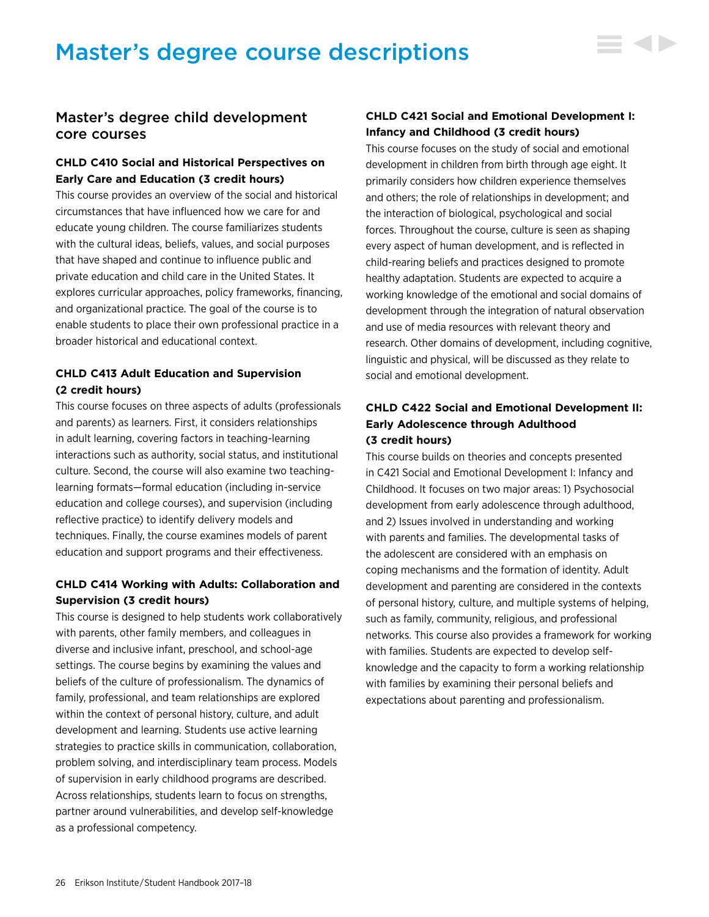# Master's degree course descriptions

## Master's degree child development core courses

### CHLD C410 Social and Historical Perspectives on Early Care and Education (3 credit hours)

This course provides an overview of the social and historical circumstances that have influenced how we care for and educate young children. The course familiarizes students with the cultural ideas, beliefs, values, and social purposes that have shaped and continue to influence public and private education and child care in the United States. It explores curricular approaches, policy frameworks, financing, and organizational practice. The goal of the course is to enable students to place their own professional practice in a broader historical and educational context.

### CHLD C413 Adult Education and Supervision (2 credit hours)

This course focuses on three aspects of adults (professionals and parents) as learners. First, it considers relationships in adult learning, covering factors in teaching-learning interactions such as authority, social status, and institutional culture. Second, the course will also examine two teaching-learning formats—formal education (including in-service education and college courses), and supervision (including reflective practice) to identify delivery models and techniques. Finally, the course examines models of parent education and support programs and their effectiveness.

### CHLD C414 Working with Adults: Collaboration and Supervision (3 credit hours)

This course is designed to help students work collaboratively with parents, other family members, and colleagues in diverse and inclusive infant, preschool, and school-age settings. The course begins by examining the values and beliefs of the culture of professionalism. The dynamics of family, professional, and team relationships are explored within the context of personal history, culture, and adult development and learning. Students use active learning strategies to practice skills in communication, collaboration, problem solving, and interdisciplinary team process. Models of supervision in early childhood programs are described. Across relationships, students learn to focus on strengths, partner around vulnerabilities, and develop self-knowledge as a professional competency.

### CHLD C421 Social and Emotional Development I: Infancy and Childhood (3 credit hours)

This course focuses on the study of social and emotional development in children from birth through age eight. It primarily considers how children experience themselves and others; the role of relationships in development; and the interaction of biological, psychological and social forces. Throughout the course, culture is seen as shaping every aspect of human development, and is reflected in child-rearing beliefs and practices designed to promote healthy adaptation. Students are expected to acquire a working knowledge of the emotional and social domains of development through the integration of natural observation and use of media resources with relevant theory and research. Other domains of development, including cognitive, linguistic and physical, will be discussed as they relate to social and emotional development.

### CHLD C422 Social and Emotional Development II: Early Adolescence through Adulthood (3 credit hours)

This course builds on theories and concepts presented in C421 Social and Emotional Development I: Infancy and Childhood. It focuses on two major areas: 1) Psychosocial development from early adolescence through adulthood, and 2) Issues involved in understanding and working with parents and families. The developmental tasks of the adolescent are considered with an emphasis on coping mechanisms and the formation of identity. Adult development and parenting are considered in the contexts of personal history, culture, and multiple systems of helping, such as family, community, religious, and professional networks. This course also provides a framework for working with families. Students are expected to develop self-knowledge and the capacity to form a working relationship with families by examining their personal beliefs and expectations about parenting and professionalism.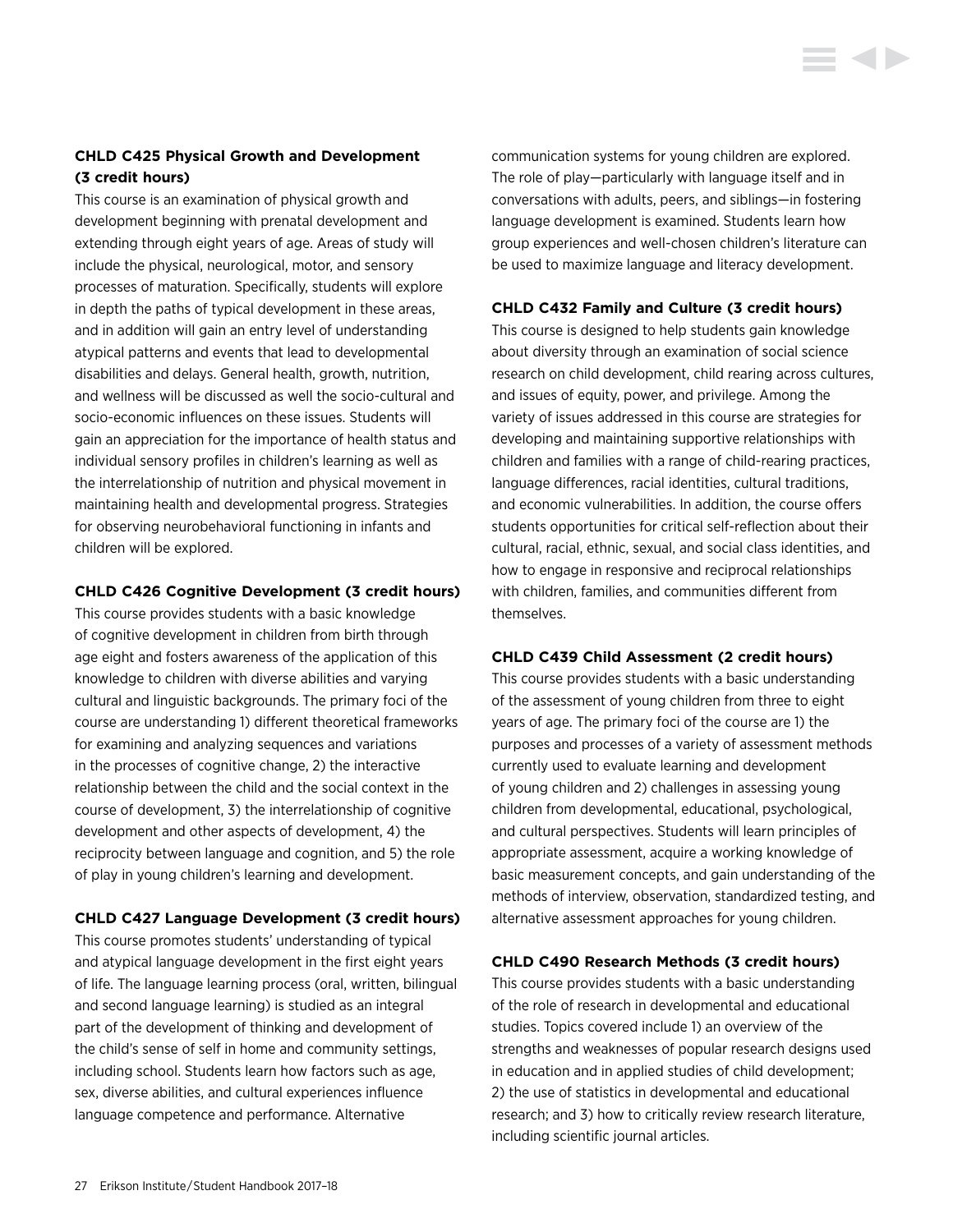**CHLD C425 Physical Growth and Development (3 credit hours)**

This course is an examination of physical growth and development beginning with prenatal development and extending through eight years of age. Areas of study will include the physical, neurological, motor, and sensory processes of maturation. Specifically, students will explore in depth the paths of typical development in these areas, and in addition will gain an entry level of understanding atypical patterns and events that lead to developmental disabilities and delays. General health, growth, nutrition, and wellness will be discussed as well the socio-cultural and socio-economic influences on these issues. Students will gain an appreciation for the importance of health status and individual sensory profiles in children's learning as well as the interrelationship of nutrition and physical movement in maintaining health and developmental progress. Strategies for observing neurobehavioral functioning in infants and children will be explored.

**CHLD C426 Cognitive Development (3 credit hours)**

This course provides students with a basic knowledge of cognitive development in children from birth through age eight and fosters awareness of the application of this knowledge to children with diverse abilities and varying cultural and linguistic backgrounds. The primary foci of the course are understanding 1) different theoretical frameworks for examining and analyzing sequences and variations in the processes of cognitive change, 2) the interactive relationship between the child and the social context in the course of development, 3) the interrelationship of cognitive development and other aspects of development, 4) the reciprocity between language and cognition, and 5) the role of play in young children's learning and development.

**CHLD C427 Language Development (3 credit hours)**

This course promotes students' understanding of typical and atypical language development in the first eight years of life. The language learning process (oral, written, bilingual and second language learning) is studied as an integral part of the development of thinking and development of the child's sense of self in home and community settings, including school. Students learn how factors such as age, sex, diverse abilities, and cultural experiences influence language competence and performance. Alternative communication systems for young children are explored. The role of play—particularly with language itself and in conversations with adults, peers, and siblings—in fostering language development is examined. Students learn how group experiences and well-chosen children's literature can be used to maximize language and literacy development.

**CHLD C432 Family and Culture (3 credit hours)**

This course is designed to help students gain knowledge about diversity through an examination of social science research on child development, child rearing across cultures, and issues of equity, power, and privilege. Among the variety of issues addressed in this course are strategies for developing and maintaining supportive relationships with children and families with a range of child-rearing practices, language differences, racial identities, cultural traditions, and economic vulnerabilities. In addition, the course offers students opportunities for critical self-reflection about their cultural, racial, ethnic, sexual, and social class identities, and how to engage in responsive and reciprocal relationships with children, families, and communities different from themselves.

**CHLD C439 Child Assessment (2 credit hours)**

This course provides students with a basic understanding of the assessment of young children from three to eight years of age. The primary foci of the course are 1) the purposes and processes of a variety of assessment methods currently used to evaluate learning and development of young children and 2) challenges in assessing young children from developmental, educational, psychological, and cultural perspectives. Students will learn principles of appropriate assessment, acquire a working knowledge of basic measurement concepts, and gain understanding of the methods of interview, observation, standardized testing, and alternative assessment approaches for young children.

**CHLD C490 Research Methods (3 credit hours)**

This course provides students with a basic understanding of the role of research in developmental and educational studies. Topics covered include 1) an overview of the strengths and weaknesses of popular research designs used in education and in applied studies of child development; 2) the use of statistics in developmental and educational research; and 3) how to critically review research literature, including scientific journal articles.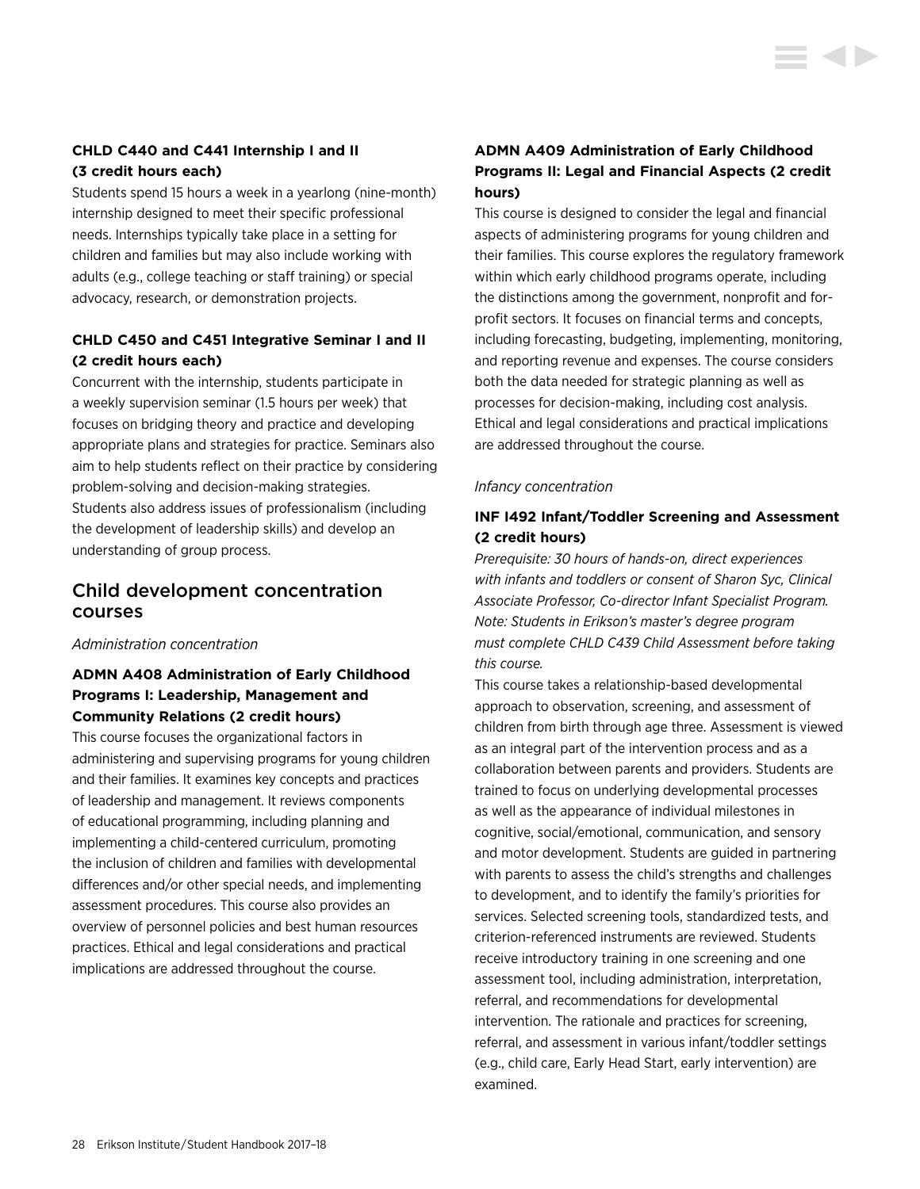### CHLD C440 and C441 Internship I and II (3 credit hours each)

Students spend 15 hours a week in a yearlong (nine-month) internship designed to meet their specific professional needs. Internships typically take place in a setting for children and families but may also include working with adults (e.g., college teaching or staff training) or special advocacy, research, or demonstration projects.

### CHLD C450 and C451 Integrative Seminar I and II (2 credit hours each)

Concurrent with the internship, students participate in a weekly supervision seminar (1.5 hours per week) that focuses on bridging theory and practice and developing appropriate plans and strategies for practice. Seminars also aim to help students reflect on their practice by considering problem-solving and decision-making strategies. Students also address issues of professionalism (including the development of leadership skills) and develop an understanding of group process.

## Child development concentration courses

*Administration concentration*

### ADMN A408 Administration of Early Childhood Programs I: Leadership, Management and Community Relations (2 credit hours)

This course focuses the organizational factors in administering and supervising programs for young children and their families. It examines key concepts and practices of leadership and management. It reviews components of educational programming, including planning and implementing a child-centered curriculum, promoting the inclusion of children and families with developmental differences and/or other special needs, and implementing assessment procedures. This course also provides an overview of personnel policies and best human resources practices. Ethical and legal considerations and practical implications are addressed throughout the course.

### ADMN A409 Administration of Early Childhood Programs II: Legal and Financial Aspects (2 credit hours)

This course is designed to consider the legal and financial aspects of administering programs for young children and their families. This course explores the regulatory framework within which early childhood programs operate, including the distinctions among the government, nonprofit and for-profit sectors. It focuses on financial terms and concepts, including forecasting, budgeting, implementing, monitoring, and reporting revenue and expenses. The course considers both the data needed for strategic planning as well as processes for decision-making, including cost analysis. Ethical and legal considerations and practical implications are addressed throughout the course.

*Infancy concentration*

### INF I492 Infant/Toddler Screening and Assessment (2 credit hours)

*Prerequisite: 30 hours of hands-on, direct experiences with infants and toddlers or consent of Sharon Syc, Clinical Associate Professor, Co-director Infant Specialist Program. Note: Students in Erikson's master's degree program must complete CHLD C439 Child Assessment before taking this course.*

This course takes a relationship-based developmental approach to observation, screening, and assessment of children from birth through age three. Assessment is viewed as an integral part of the intervention process and as a collaboration between parents and providers. Students are trained to focus on underlying developmental processes as well as the appearance of individual milestones in cognitive, social/emotional, communication, and sensory and motor development. Students are guided in partnering with parents to assess the child's strengths and challenges to development, and to identify the family's priorities for services. Selected screening tools, standardized tests, and criterion-referenced instruments are reviewed. Students receive introductory training in one screening and one assessment tool, including administration, interpretation, referral, and recommendations for developmental intervention. The rationale and practices for screening, referral, and assessment in various infant/toddler settings (e.g., child care, Early Head Start, early intervention) are examined.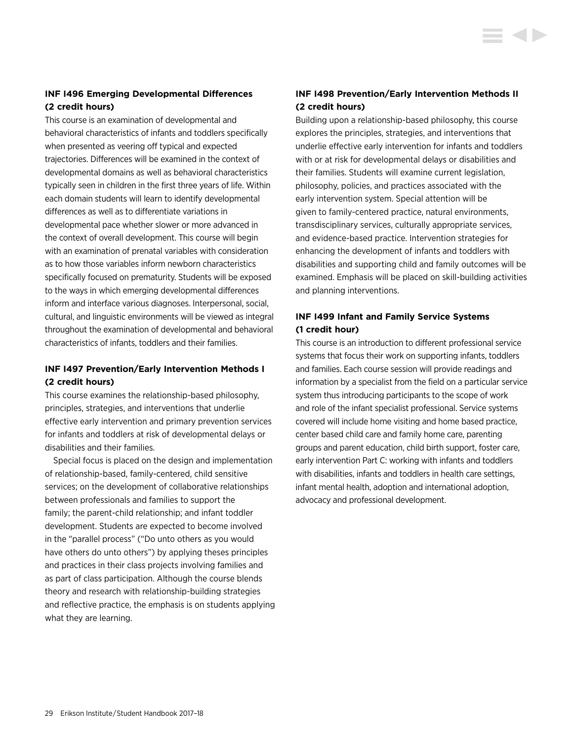### INF I496 Emerging Developmental Differences (2 credit hours)

This course is an examination of developmental and behavioral characteristics of infants and toddlers specifically when presented as veering off typical and expected trajectories. Differences will be examined in the context of developmental domains as well as behavioral characteristics typically seen in children in the first three years of life. Within each domain students will learn to identify developmental differences as well as to differentiate variations in developmental pace whether slower or more advanced in the context of overall development. This course will begin with an examination of prenatal variables with consideration as to how those variables inform newborn characteristics specifically focused on prematurity. Students will be exposed to the ways in which emerging developmental differences inform and interface various diagnoses. Interpersonal, social, cultural, and linguistic environments will be viewed as integral throughout the examination of developmental and behavioral characteristics of infants, toddlers and their families.

### INF I497 Prevention/Early Intervention Methods I (2 credit hours)

This course examines the relationship-based philosophy, principles, strategies, and interventions that underlie effective early intervention and primary prevention services for infants and toddlers at risk of developmental delays or disabilities and their families.

Special focus is placed on the design and implementation of relationship-based, family-centered, child sensitive services; on the development of collaborative relationships between professionals and families to support the family; the parent-child relationship; and infant toddler development. Students are expected to become involved in the "parallel process" ("Do unto others as you would have others do unto others") by applying theses principles and practices in their class projects involving families and as part of class participation. Although the course blends theory and research with relationship-building strategies and reflective practice, the emphasis is on students applying what they are learning.

### INF I498 Prevention/Early Intervention Methods II (2 credit hours)

Building upon a relationship-based philosophy, this course explores the principles, strategies, and interventions that underlie effective early intervention for infants and toddlers with or at risk for developmental delays or disabilities and their families. Students will examine current legislation, philosophy, policies, and practices associated with the early intervention system. Special attention will be given to family-centered practice, natural environments, transdisciplinary services, culturally appropriate services, and evidence-based practice. Intervention strategies for enhancing the development of infants and toddlers with disabilities and supporting child and family outcomes will be examined. Emphasis will be placed on skill-building activities and planning interventions.

### INF I499 Infant and Family Service Systems (1 credit hour)

This course is an introduction to different professional service systems that focus their work on supporting infants, toddlers and families. Each course session will provide readings and information by a specialist from the field on a particular service system thus introducing participants to the scope of work and role of the infant specialist professional. Service systems covered will include home visiting and home based practice, center based child care and family home care, parenting groups and parent education, child birth support, foster care, early intervention Part C: working with infants and toddlers with disabilities, infants and toddlers in health care settings, infant mental health, adoption and international adoption, advocacy and professional development.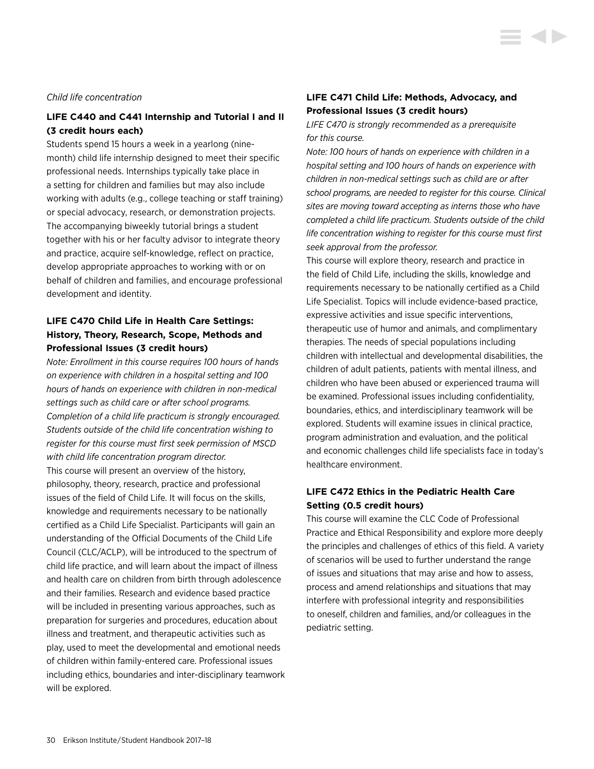*Child life concentration*

### LIFE C440 and C441 Internship and Tutorial I and II (3 credit hours each)

Students spend 15 hours a week in a yearlong (nine-month) child life internship designed to meet their specific professional needs. Internships typically take place in a setting for children and families but may also include working with adults (e.g., college teaching or staff training) or special advocacy, research, or demonstration projects. The accompanying biweekly tutorial brings a student together with his or her faculty advisor to integrate theory and practice, acquire self-knowledge, reflect on practice, develop appropriate approaches to working with or on behalf of children and families, and encourage professional development and identity.

### LIFE C470 Child Life in Health Care Settings: History, Theory, Research, Scope, Methods and Professional Issues (3 credit hours)

*Note: Enrollment in this course requires 100 hours of hands on experience with children in a hospital setting and 100 hours of hands on experience with children in non-medical settings such as child care or after school programs. Completion of a child life practicum is strongly encouraged. Students outside of the child life concentration wishing to register for this course must first seek permission of MSCD with child life concentration program director.*

This course will present an overview of the history, philosophy, theory, research, practice and professional issues of the field of Child Life. It will focus on the skills, knowledge and requirements necessary to be nationally certified as a Child Life Specialist. Participants will gain an understanding of the Official Documents of the Child Life Council (CLC/ACLP), will be introduced to the spectrum of child life practice, and will learn about the impact of illness and health care on children from birth through adolescence and their families. Research and evidence based practice will be included in presenting various approaches, such as preparation for surgeries and procedures, education about illness and treatment, and therapeutic activities such as play, used to meet the developmental and emotional needs of children within family-entered care. Professional issues including ethics, boundaries and inter-disciplinary teamwork will be explored.

### LIFE C471 Child Life: Methods, Advocacy, and Professional Issues (3 credit hours)

*LIFE C470 is strongly recommended as a prerequisite for this course.*

*Note: 100 hours of hands on experience with children in a hospital setting and 100 hours of hands on experience with children in non-medical settings such as child are or after school programs, are needed to register for this course. Clinical sites are moving toward accepting as interns those who have completed a child life practicum. Students outside of the child life concentration wishing to register for this course must first seek approval from the professor.*

This course will explore theory, research and practice in the field of Child Life, including the skills, knowledge and requirements necessary to be nationally certified as a Child Life Specialist. Topics will include evidence-based practice, expressive activities and issue specific interventions, therapeutic use of humor and animals, and complimentary therapies. The needs of special populations including children with intellectual and developmental disabilities, the children of adult patients, patients with mental illness, and children who have been abused or experienced trauma will be examined. Professional issues including confidentiality, boundaries, ethics, and interdisciplinary teamwork will be explored. Students will examine issues in clinical practice, program administration and evaluation, and the political and economic challenges child life specialists face in today's healthcare environment.

### LIFE C472 Ethics in the Pediatric Health Care Setting (0.5 credit hours)

This course will examine the CLC Code of Professional Practice and Ethical Responsibility and explore more deeply the principles and challenges of ethics of this field. A variety of scenarios will be used to further understand the range of issues and situations that may arise and how to assess, process and amend relationships and situations that may interfere with professional integrity and responsibilities to oneself, children and families, and/or colleagues in the pediatric setting.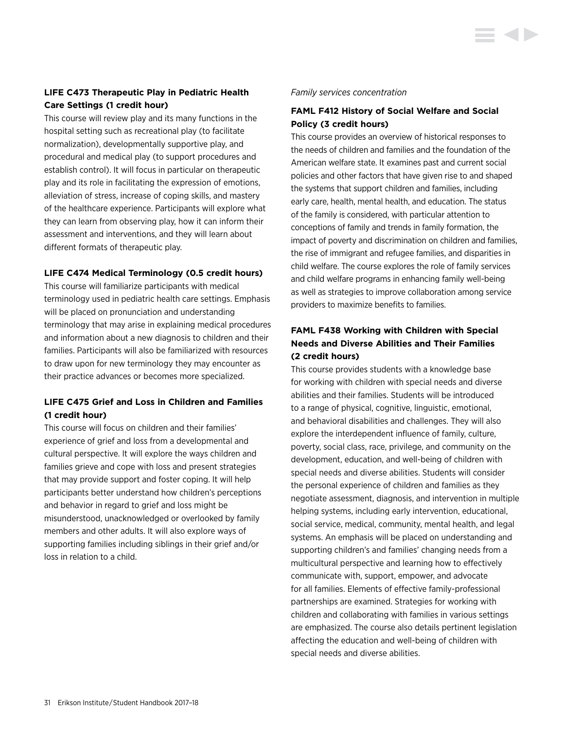### LIFE C473 Therapeutic Play in Pediatric Health Care Settings (1 credit hour)

This course will review play and its many functions in the hospital setting such as recreational play (to facilitate normalization), developmentally supportive play, and procedural and medical play (to support procedures and establish control). It will focus in particular on therapeutic play and its role in facilitating the expression of emotions, alleviation of stress, increase of coping skills, and mastery of the healthcare experience. Participants will explore what they can learn from observing play, how it can inform their assessment and interventions, and they will learn about different formats of therapeutic play.

### LIFE C474 Medical Terminology (0.5 credit hours)

This course will familiarize participants with medical terminology used in pediatric health care settings. Emphasis will be placed on pronunciation and understanding terminology that may arise in explaining medical procedures and information about a new diagnosis to children and their families. Participants will also be familiarized with resources to draw upon for new terminology they may encounter as their practice advances or becomes more specialized.

### LIFE C475 Grief and Loss in Children and Families (1 credit hour)

This course will focus on children and their families' experience of grief and loss from a developmental and cultural perspective. It will explore the ways children and families grieve and cope with loss and present strategies that may provide support and foster coping. It will help participants better understand how children's perceptions and behavior in regard to grief and loss might be misunderstood, unacknowledged or overlooked by family members and other adults. It will also explore ways of supporting families including siblings in their grief and/or loss in relation to a child.

*Family services concentration*

### FAML F412 History of Social Welfare and Social Policy (3 credit hours)

This course provides an overview of historical responses to the needs of children and families and the foundation of the American welfare state. It examines past and current social policies and other factors that have given rise to and shaped the systems that support children and families, including early care, health, mental health, and education. The status of the family is considered, with particular attention to conceptions of family and trends in family formation, the impact of poverty and discrimination on children and families, the rise of immigrant and refugee families, and disparities in child welfare. The course explores the role of family services and child welfare programs in enhancing family well-being as well as strategies to improve collaboration among service providers to maximize benefits to families.

### FAML F438 Working with Children with Special Needs and Diverse Abilities and Their Families (2 credit hours)

This course provides students with a knowledge base for working with children with special needs and diverse abilities and their families. Students will be introduced to a range of physical, cognitive, linguistic, emotional, and behavioral disabilities and challenges. They will also explore the interdependent influence of family, culture, poverty, social class, race, privilege, and community on the development, education, and well-being of children with special needs and diverse abilities. Students will consider the personal experience of children and families as they negotiate assessment, diagnosis, and intervention in multiple helping systems, including early intervention, educational, social service, medical, community, mental health, and legal systems. An emphasis will be placed on understanding and supporting children's and families' changing needs from a multicultural perspective and learning how to effectively communicate with, support, empower, and advocate for all families. Elements of effective family-professional partnerships are examined. Strategies for working with children and collaborating with families in various settings are emphasized. The course also details pertinent legislation affecting the education and well-being of children with special needs and diverse abilities.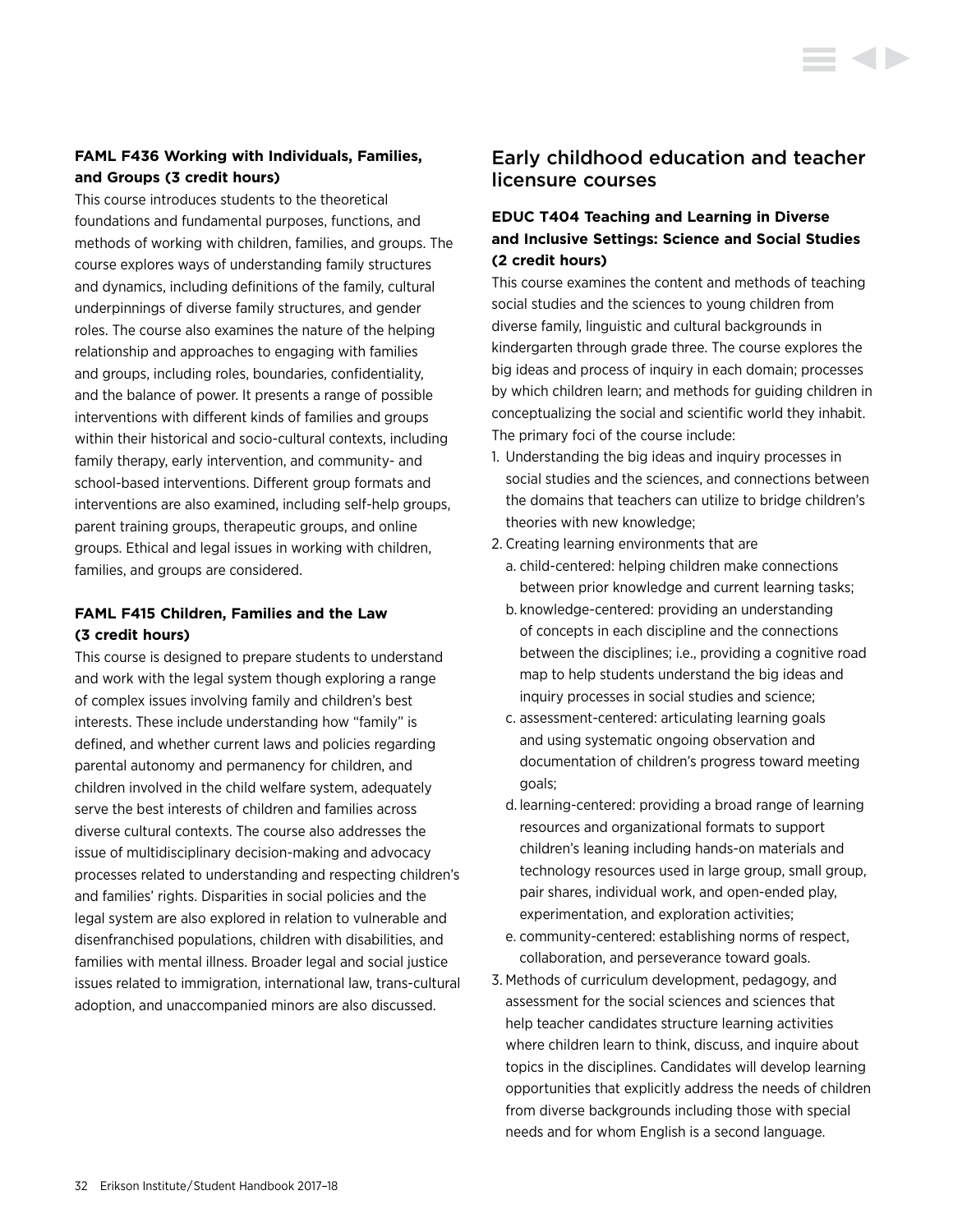### FAML F436 Working with Individuals, Families, and Groups (3 credit hours)

This course introduces students to the theoretical foundations and fundamental purposes, functions, and methods of working with children, families, and groups. The course explores ways of understanding family structures and dynamics, including definitions of the family, cultural underpinnings of diverse family structures, and gender roles. The course also examines the nature of the helping relationship and approaches to engaging with families and groups, including roles, boundaries, confidentiality, and the balance of power. It presents a range of possible interventions with different kinds of families and groups within their historical and socio-cultural contexts, including family therapy, early intervention, and community- and school-based interventions. Different group formats and interventions are also examined, including self-help groups, parent training groups, therapeutic groups, and online groups. Ethical and legal issues in working with children, families, and groups are considered.

### FAML F415 Children, Families and the Law (3 credit hours)

This course is designed to prepare students to understand and work with the legal system though exploring a range of complex issues involving family and children's best interests. These include understanding how "family" is defined, and whether current laws and policies regarding parental autonomy and permanency for children, and children involved in the child welfare system, adequately serve the best interests of children and families across diverse cultural contexts. The course also addresses the issue of multidisciplinary decision-making and advocacy processes related to understanding and respecting children's and families' rights. Disparities in social policies and the legal system are also explored in relation to vulnerable and disenfranchised populations, children with disabilities, and families with mental illness. Broader legal and social justice issues related to immigration, international law, trans-cultural adoption, and unaccompanied minors are also discussed.

## Early childhood education and teacher licensure courses

### EDUC T404 Teaching and Learning in Diverse and Inclusive Settings: Science and Social Studies (2 credit hours)

This course examines the content and methods of teaching social studies and the sciences to young children from diverse family, linguistic and cultural backgrounds in kindergarten through grade three. The course explores the big ideas and process of inquiry in each domain; processes by which children learn; and methods for guiding children in conceptualizing the social and scientific world they inhabit. The primary foci of the course include:

1. Understanding the big ideas and inquiry processes in social studies and the sciences, and connections between the domains that teachers can utilize to bridge children's theories with new knowledge;
2. Creating learning environments that are
   a. child-centered: helping children make connections between prior knowledge and current learning tasks;
   b. knowledge-centered: providing an understanding of concepts in each discipline and the connections between the disciplines; i.e., providing a cognitive road map to help students understand the big ideas and inquiry processes in social studies and science;
   c. assessment-centered: articulating learning goals and using systematic ongoing observation and documentation of children's progress toward meeting goals;
   d. learning-centered: providing a broad range of learning resources and organizational formats to support children's leaning including hands-on materials and technology resources used in large group, small group, pair shares, individual work, and open-ended play, experimentation, and exploration activities;
   e. community-centered: establishing norms of respect, collaboration, and perseverance toward goals.
3. Methods of curriculum development, pedagogy, and assessment for the social sciences and sciences that help teacher candidates structure learning activities where children learn to think, discuss, and inquire about topics in the disciplines. Candidates will develop learning opportunities that explicitly address the needs of children from diverse backgrounds including those with special needs and for whom English is a second language.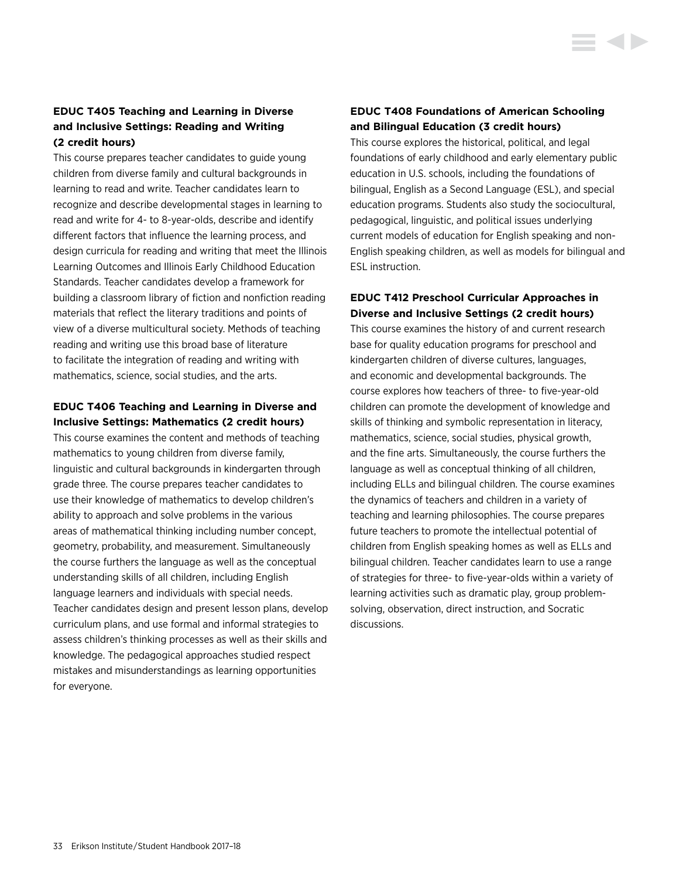### EDUC T405 Teaching and Learning in Diverse and Inclusive Settings: Reading and Writing (2 credit hours)

This course prepares teacher candidates to guide young children from diverse family and cultural backgrounds in learning to read and write. Teacher candidates learn to recognize and describe developmental stages in learning to read and write for 4- to 8-year-olds, describe and identify different factors that influence the learning process, and design curricula for reading and writing that meet the Illinois Learning Outcomes and Illinois Early Childhood Education Standards. Teacher candidates develop a framework for building a classroom library of fiction and nonfiction reading materials that reflect the literary traditions and points of view of a diverse multicultural society. Methods of teaching reading and writing use this broad base of literature to facilitate the integration of reading and writing with mathematics, science, social studies, and the arts.

### EDUC T406 Teaching and Learning in Diverse and Inclusive Settings: Mathematics (2 credit hours)

This course examines the content and methods of teaching mathematics to young children from diverse family, linguistic and cultural backgrounds in kindergarten through grade three. The course prepares teacher candidates to use their knowledge of mathematics to develop children's ability to approach and solve problems in the various areas of mathematical thinking including number concept, geometry, probability, and measurement. Simultaneously the course furthers the language as well as the conceptual understanding skills of all children, including English language learners and individuals with special needs. Teacher candidates design and present lesson plans, develop curriculum plans, and use formal and informal strategies to assess children's thinking processes as well as their skills and knowledge. The pedagogical approaches studied respect mistakes and misunderstandings as learning opportunities for everyone.

### EDUC T408 Foundations of American Schooling and Bilingual Education (3 credit hours)

This course explores the historical, political, and legal foundations of early childhood and early elementary public education in U.S. schools, including the foundations of bilingual, English as a Second Language (ESL), and special education programs. Students also study the sociocultural, pedagogical, linguistic, and political issues underlying current models of education for English speaking and non-English speaking children, as well as models for bilingual and ESL instruction.

### EDUC T412 Preschool Curricular Approaches in Diverse and Inclusive Settings (2 credit hours)

This course examines the history of and current research base for quality education programs for preschool and kindergarten children of diverse cultures, languages, and economic and developmental backgrounds. The course explores how teachers of three- to five-year-old children can promote the development of knowledge and skills of thinking and symbolic representation in literacy, mathematics, science, social studies, physical growth, and the fine arts. Simultaneously, the course furthers the language as well as conceptual thinking of all children, including ELLs and bilingual children. The course examines the dynamics of teachers and children in a variety of teaching and learning philosophies. The course prepares future teachers to promote the intellectual potential of children from English speaking homes as well as ELLs and bilingual children. Teacher candidates learn to use a range of strategies for three- to five-year-olds within a variety of learning activities such as dramatic play, group problem-solving, observation, direct instruction, and Socratic discussions.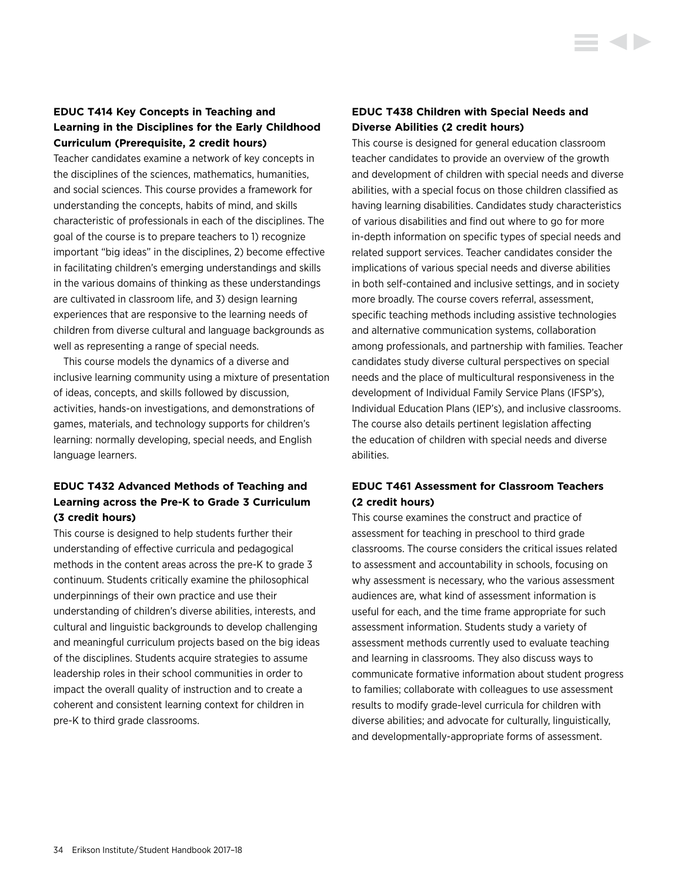### EDUC T414 Key Concepts in Teaching and Learning in the Disciplines for the Early Childhood Curriculum (Prerequisite, 2 credit hours)

Teacher candidates examine a network of key concepts in the disciplines of the sciences, mathematics, humanities, and social sciences. This course provides a framework for understanding the concepts, habits of mind, and skills characteristic of professionals in each of the disciplines. The goal of the course is to prepare teachers to 1) recognize important "big ideas" in the disciplines, 2) become effective in facilitating children's emerging understandings and skills in the various domains of thinking as these understandings are cultivated in classroom life, and 3) design learning experiences that are responsive to the learning needs of children from diverse cultural and language backgrounds as well as representing a range of special needs.

This course models the dynamics of a diverse and inclusive learning community using a mixture of presentation of ideas, concepts, and skills followed by discussion, activities, hands-on investigations, and demonstrations of games, materials, and technology supports for children's learning: normally developing, special needs, and English language learners.

### EDUC T432 Advanced Methods of Teaching and Learning across the Pre-K to Grade 3 Curriculum (3 credit hours)

This course is designed to help students further their understanding of effective curricula and pedagogical methods in the content areas across the pre-K to grade 3 continuum. Students critically examine the philosophical underpinnings of their own practice and use their understanding of children's diverse abilities, interests, and cultural and linguistic backgrounds to develop challenging and meaningful curriculum projects based on the big ideas of the disciplines. Students acquire strategies to assume leadership roles in their school communities in order to impact the overall quality of instruction and to create a coherent and consistent learning context for children in pre-K to third grade classrooms.

### EDUC T438 Children with Special Needs and Diverse Abilities (2 credit hours)

This course is designed for general education classroom teacher candidates to provide an overview of the growth and development of children with special needs and diverse abilities, with a special focus on those children classified as having learning disabilities. Candidates study characteristics of various disabilities and find out where to go for more in-depth information on specific types of special needs and related support services. Teacher candidates consider the implications of various special needs and diverse abilities in both self-contained and inclusive settings, and in society more broadly. The course covers referral, assessment, specific teaching methods including assistive technologies and alternative communication systems, collaboration among professionals, and partnership with families. Teacher candidates study diverse cultural perspectives on special needs and the place of multicultural responsiveness in the development of Individual Family Service Plans (IFSP's), Individual Education Plans (IEP's), and inclusive classrooms. The course also details pertinent legislation affecting the education of children with special needs and diverse abilities.

### EDUC T461 Assessment for Classroom Teachers (2 credit hours)

This course examines the construct and practice of assessment for teaching in preschool to third grade classrooms. The course considers the critical issues related to assessment and accountability in schools, focusing on why assessment is necessary, who the various assessment audiences are, what kind of assessment information is useful for each, and the time frame appropriate for such assessment information. Students study a variety of assessment methods currently used to evaluate teaching and learning in classrooms. They also discuss ways to communicate formative information about student progress to families; collaborate with colleagues to use assessment results to modify grade-level curricula for children with diverse abilities; and advocate for culturally, linguistically, and developmentally-appropriate forms of assessment.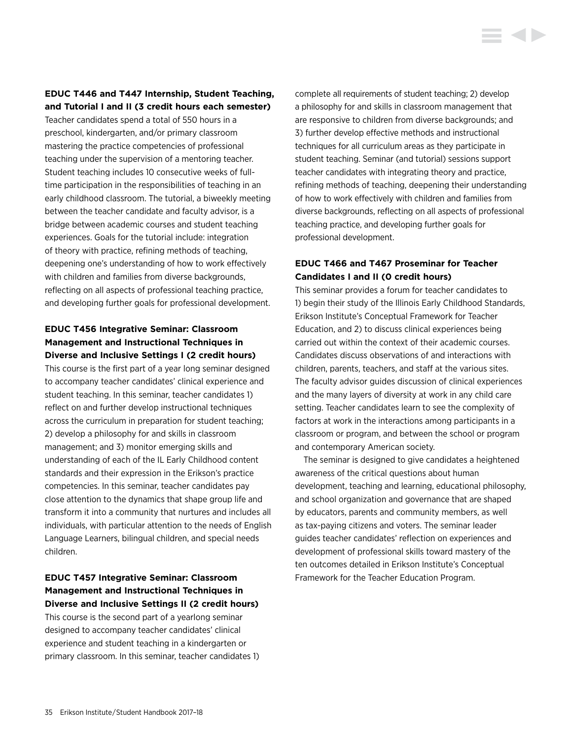### EDUC T446 and T447 Internship, Student Teaching, and Tutorial I and II (3 credit hours each semester)

Teacher candidates spend a total of 550 hours in a preschool, kindergarten, and/or primary classroom mastering the practice competencies of professional teaching under the supervision of a mentoring teacher. Student teaching includes 10 consecutive weeks of full-time participation in the responsibilities of teaching in an early childhood classroom. The tutorial, a biweekly meeting between the teacher candidate and faculty advisor, is a bridge between academic courses and student teaching experiences. Goals for the tutorial include: integration of theory with practice, refining methods of teaching, deepening one's understanding of how to work effectively with children and families from diverse backgrounds, reflecting on all aspects of professional teaching practice, and developing further goals for professional development.

### EDUC T456 Integrative Seminar: Classroom Management and Instructional Techniques in Diverse and Inclusive Settings I (2 credit hours)

This course is the first part of a year long seminar designed to accompany teacher candidates' clinical experience and student teaching. In this seminar, teacher candidates 1) reflect on and further develop instructional techniques across the curriculum in preparation for student teaching; 2) develop a philosophy for and skills in classroom management; and 3) monitor emerging skills and understanding of each of the IL Early Childhood content standards and their expression in the Erikson's practice competencies. In this seminar, teacher candidates pay close attention to the dynamics that shape group life and transform it into a community that nurtures and includes all individuals, with particular attention to the needs of English Language Learners, bilingual children, and special needs children.

### EDUC T457 Integrative Seminar: Classroom Management and Instructional Techniques in Diverse and Inclusive Settings II (2 credit hours)

This course is the second part of a yearlong seminar designed to accompany teacher candidates' clinical experience and student teaching in a kindergarten or primary classroom. In this seminar, teacher candidates 1) complete all requirements of student teaching; 2) develop a philosophy for and skills in classroom management that are responsive to children from diverse backgrounds; and 3) further develop effective methods and instructional techniques for all curriculum areas as they participate in student teaching. Seminar (and tutorial) sessions support teacher candidates with integrating theory and practice, refining methods of teaching, deepening their understanding of how to work effectively with children and families from diverse backgrounds, reflecting on all aspects of professional teaching practice, and developing further goals for professional development.

### EDUC T466 and T467 Proseminar for Teacher Candidates I and II (0 credit hours)

This seminar provides a forum for teacher candidates to 1) begin their study of the Illinois Early Childhood Standards, Erikson Institute's Conceptual Framework for Teacher Education, and 2) to discuss clinical experiences being carried out within the context of their academic courses. Candidates discuss observations of and interactions with children, parents, teachers, and staff at the various sites. The faculty advisor guides discussion of clinical experiences and the many layers of diversity at work in any child care setting. Teacher candidates learn to see the complexity of factors at work in the interactions among participants in a classroom or program, and between the school or program and contemporary American society.

The seminar is designed to give candidates a heightened awareness of the critical questions about human development, teaching and learning, educational philosophy, and school organization and governance that are shaped by educators, parents and community members, as well as tax-paying citizens and voters. The seminar leader guides teacher candidates' reflection on experiences and development of professional skills toward mastery of the ten outcomes detailed in Erikson Institute's Conceptual Framework for the Teacher Education Program.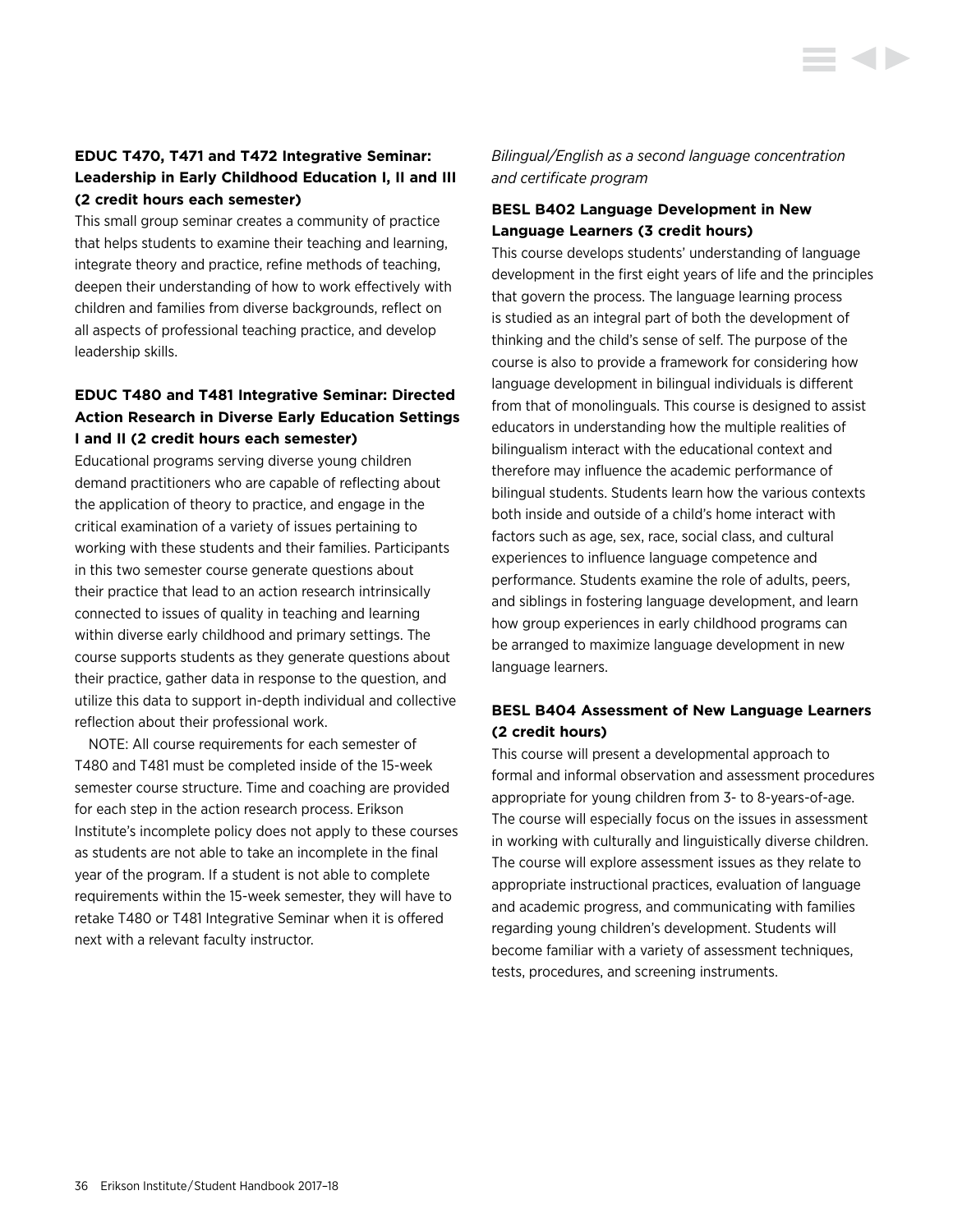### EDUC T470, T471 and T472 Integrative Seminar: Leadership in Early Childhood Education I, II and III (2 credit hours each semester)

This small group seminar creates a community of practice that helps students to examine their teaching and learning, integrate theory and practice, refine methods of teaching, deepen their understanding of how to work effectively with children and families from diverse backgrounds, reflect on all aspects of professional teaching practice, and develop leadership skills.

### EDUC T480 and T481 Integrative Seminar: Directed Action Research in Diverse Early Education Settings I and II (2 credit hours each semester)

Educational programs serving diverse young children demand practitioners who are capable of reflecting about the application of theory to practice, and engage in the critical examination of a variety of issues pertaining to working with these students and their families. Participants in this two semester course generate questions about their practice that lead to an action research intrinsically connected to issues of quality in teaching and learning within diverse early childhood and primary settings. The course supports students as they generate questions about their practice, gather data in response to the question, and utilize this data to support in-depth individual and collective reflection about their professional work.

NOTE: All course requirements for each semester of T480 and T481 must be completed inside of the 15-week semester course structure. Time and coaching are provided for each step in the action research process. Erikson Institute's incomplete policy does not apply to these courses as students are not able to take an incomplete in the final year of the program. If a student is not able to complete requirements within the 15-week semester, they will have to retake T480 or T481 Integrative Seminar when it is offered next with a relevant faculty instructor.

*Bilingual/English as a second language concentration and certificate program*

### BESL B402 Language Development in New Language Learners (3 credit hours)

This course develops students' understanding of language development in the first eight years of life and the principles that govern the process. The language learning process is studied as an integral part of both the development of thinking and the child's sense of self. The purpose of the course is also to provide a framework for considering how language development in bilingual individuals is different from that of monolinguals. This course is designed to assist educators in understanding how the multiple realities of bilingualism interact with the educational context and therefore may influence the academic performance of bilingual students. Students learn how the various contexts both inside and outside of a child's home interact with factors such as age, sex, race, social class, and cultural experiences to influence language competence and performance. Students examine the role of adults, peers, and siblings in fostering language development, and learn how group experiences in early childhood programs can be arranged to maximize language development in new language learners.

### BESL B404 Assessment of New Language Learners (2 credit hours)

This course will present a developmental approach to formal and informal observation and assessment procedures appropriate for young children from 3- to 8-years-of-age. The course will especially focus on the issues in assessment in working with culturally and linguistically diverse children. The course will explore assessment issues as they relate to appropriate instructional practices, evaluation of language and academic progress, and communicating with families regarding young children's development. Students will become familiar with a variety of assessment techniques, tests, procedures, and screening instruments.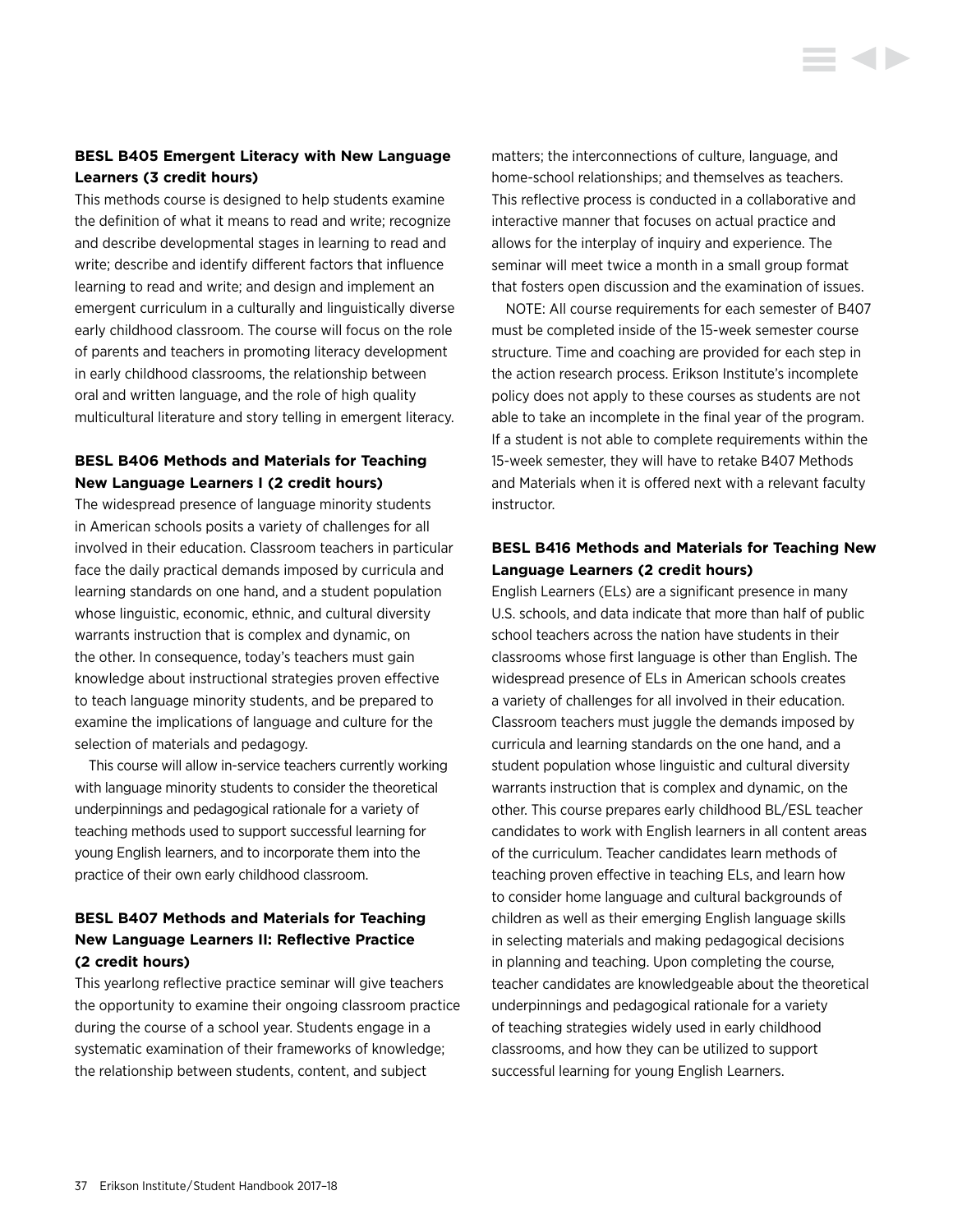**BESL B405 Emergent Literacy with New Language Learners (3 credit hours)**

This methods course is designed to help students examine the definition of what it means to read and write; recognize and describe developmental stages in learning to read and write; describe and identify different factors that influence learning to read and write; and design and implement an emergent curriculum in a culturally and linguistically diverse early childhood classroom. The course will focus on the role of parents and teachers in promoting literacy development in early childhood classrooms, the relationship between oral and written language, and the role of high quality multicultural literature and story telling in emergent literacy.

**BESL B406 Methods and Materials for Teaching New Language Learners I (2 credit hours)**

The widespread presence of language minority students in American schools posits a variety of challenges for all involved in their education. Classroom teachers in particular face the daily practical demands imposed by curricula and learning standards on one hand, and a student population whose linguistic, economic, ethnic, and cultural diversity warrants instruction that is complex and dynamic, on the other. In consequence, today's teachers must gain knowledge about instructional strategies proven effective to teach language minority students, and be prepared to examine the implications of language and culture for the selection of materials and pedagogy.

This course will allow in-service teachers currently working with language minority students to consider the theoretical underpinnings and pedagogical rationale for a variety of teaching methods used to support successful learning for young English learners, and to incorporate them into the practice of their own early childhood classroom.

**BESL B407 Methods and Materials for Teaching New Language Learners II: Reflective Practice (2 credit hours)**

This yearlong reflective practice seminar will give teachers the opportunity to examine their ongoing classroom practice during the course of a school year. Students engage in a systematic examination of their frameworks of knowledge; the relationship between students, content, and subject matters; the interconnections of culture, language, and home-school relationships; and themselves as teachers. This reflective process is conducted in a collaborative and interactive manner that focuses on actual practice and allows for the interplay of inquiry and experience. The seminar will meet twice a month in a small group format that fosters open discussion and the examination of issues.

NOTE: All course requirements for each semester of B407 must be completed inside of the 15-week semester course structure. Time and coaching are provided for each step in the action research process. Erikson Institute's incomplete policy does not apply to these courses as students are not able to take an incomplete in the final year of the program. If a student is not able to complete requirements within the 15-week semester, they will have to retake B407 Methods and Materials when it is offered next with a relevant faculty instructor.

**BESL B416 Methods and Materials for Teaching New Language Learners (2 credit hours)**

English Learners (ELs) are a significant presence in many U.S. schools, and data indicate that more than half of public school teachers across the nation have students in their classrooms whose first language is other than English. The widespread presence of ELs in American schools creates a variety of challenges for all involved in their education. Classroom teachers must juggle the demands imposed by curricula and learning standards on the one hand, and a student population whose linguistic and cultural diversity warrants instruction that is complex and dynamic, on the other. This course prepares early childhood BL/ESL teacher candidates to work with English learners in all content areas of the curriculum. Teacher candidates learn methods of teaching proven effective in teaching ELs, and learn how to consider home language and cultural backgrounds of children as well as their emerging English language skills in selecting materials and making pedagogical decisions in planning and teaching. Upon completing the course, teacher candidates are knowledgeable about the theoretical underpinnings and pedagogical rationale for a variety of teaching strategies widely used in early childhood classrooms, and how they can be utilized to support successful learning for young English Learners.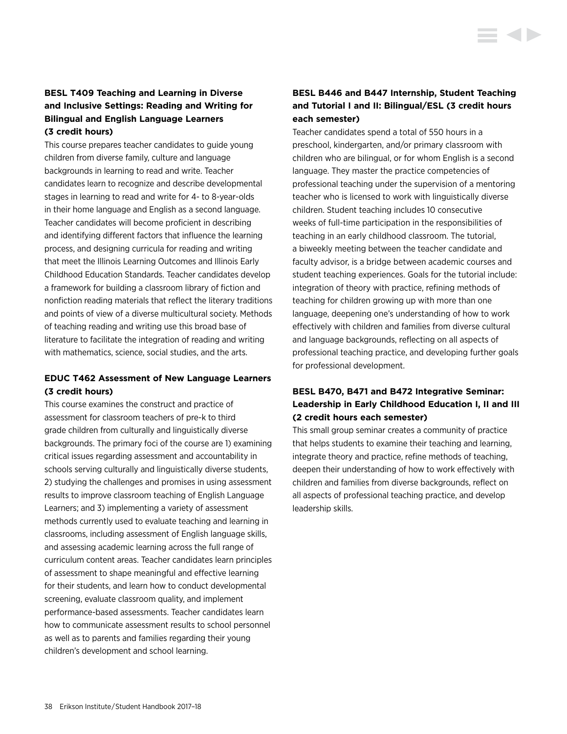### BESL T409 Teaching and Learning in Diverse and Inclusive Settings: Reading and Writing for Bilingual and English Language Learners (3 credit hours)

This course prepares teacher candidates to guide young children from diverse family, culture and language backgrounds in learning to read and write. Teacher candidates learn to recognize and describe developmental stages in learning to read and write for 4- to 8-year-olds in their home language and English as a second language. Teacher candidates will become proficient in describing and identifying different factors that influence the learning process, and designing curricula for reading and writing that meet the Illinois Learning Outcomes and Illinois Early Childhood Education Standards. Teacher candidates develop a framework for building a classroom library of fiction and nonfiction reading materials that reflect the literary traditions and points of view of a diverse multicultural society. Methods of teaching reading and writing use this broad base of literature to facilitate the integration of reading and writing with mathematics, science, social studies, and the arts.

### EDUC T462 Assessment of New Language Learners (3 credit hours)

This course examines the construct and practice of assessment for classroom teachers of pre-k to third grade children from culturally and linguistically diverse backgrounds. The primary foci of the course are 1) examining critical issues regarding assessment and accountability in schools serving culturally and linguistically diverse students, 2) studying the challenges and promises in using assessment results to improve classroom teaching of English Language Learners; and 3) implementing a variety of assessment methods currently used to evaluate teaching and learning in classrooms, including assessment of English language skills, and assessing academic learning across the full range of curriculum content areas. Teacher candidates learn principles of assessment to shape meaningful and effective learning for their students, and learn how to conduct developmental screening, evaluate classroom quality, and implement performance-based assessments. Teacher candidates learn how to communicate assessment results to school personnel as well as to parents and families regarding their young children's development and school learning.

### BESL B446 and B447 Internship, Student Teaching and Tutorial I and II: Bilingual/ESL (3 credit hours each semester)

Teacher candidates spend a total of 550 hours in a preschool, kindergarten, and/or primary classroom with children who are bilingual, or for whom English is a second language. They master the practice competencies of professional teaching under the supervision of a mentoring teacher who is licensed to work with linguistically diverse children. Student teaching includes 10 consecutive weeks of full-time participation in the responsibilities of teaching in an early childhood classroom. The tutorial, a biweekly meeting between the teacher candidate and faculty advisor, is a bridge between academic courses and student teaching experiences. Goals for the tutorial include: integration of theory with practice, refining methods of teaching for children growing up with more than one language, deepening one's understanding of how to work effectively with children and families from diverse cultural and language backgrounds, reflecting on all aspects of professional teaching practice, and developing further goals for professional development.

### BESL B470, B471 and B472 Integrative Seminar: Leadership in Early Childhood Education I, II and III (2 credit hours each semester)

This small group seminar creates a community of practice that helps students to examine their teaching and learning, integrate theory and practice, refine methods of teaching, deepen their understanding of how to work effectively with children and families from diverse backgrounds, reflect on all aspects of professional teaching practice, and develop leadership skills.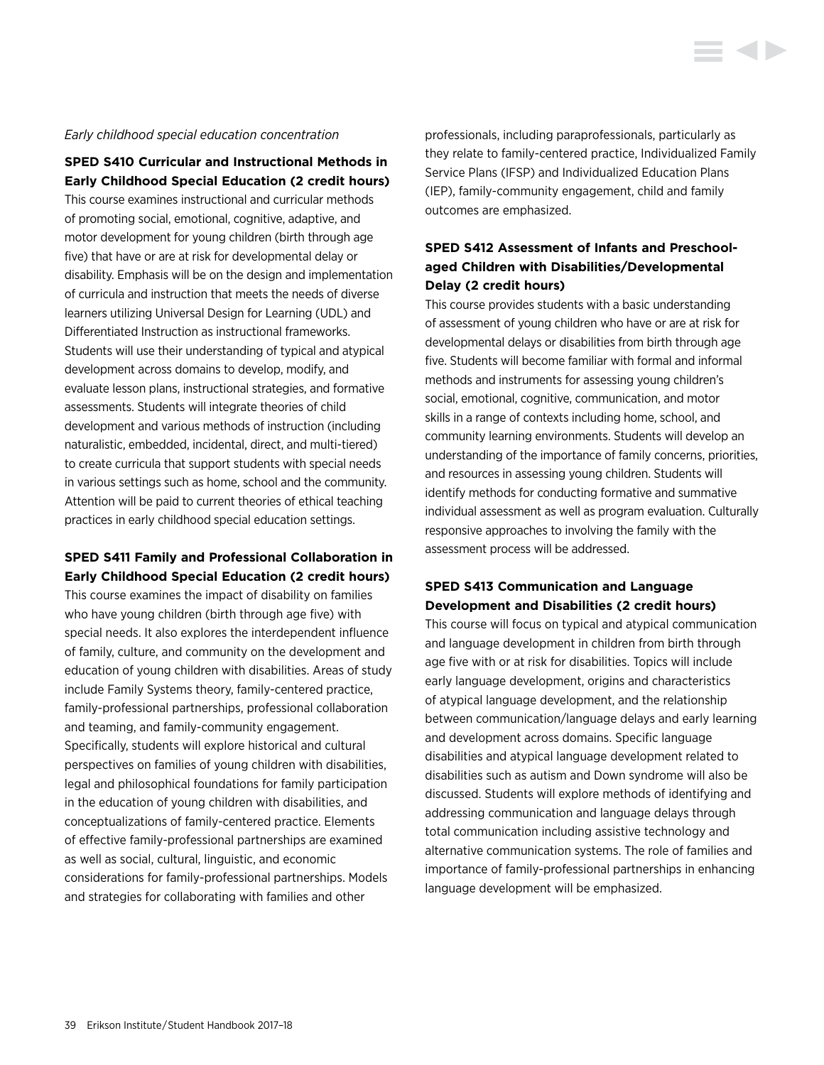*Early childhood special education concentration*

**SPED S410 Curricular and Instructional Methods in Early Childhood Special Education (2 credit hours)**

This course examines instructional and curricular methods of promoting social, emotional, cognitive, adaptive, and motor development for young children (birth through age five) that have or are at risk for developmental delay or disability. Emphasis will be on the design and implementation of curricula and instruction that meets the needs of diverse learners utilizing Universal Design for Learning (UDL) and Differentiated Instruction as instructional frameworks. Students will use their understanding of typical and atypical development across domains to develop, modify, and evaluate lesson plans, instructional strategies, and formative assessments. Students will integrate theories of child development and various methods of instruction (including naturalistic, embedded, incidental, direct, and multi-tiered) to create curricula that support students with special needs in various settings such as home, school and the community. Attention will be paid to current theories of ethical teaching practices in early childhood special education settings.

**SPED S411 Family and Professional Collaboration in Early Childhood Special Education (2 credit hours)**

This course examines the impact of disability on families who have young children (birth through age five) with special needs. It also explores the interdependent influence of family, culture, and community on the development and education of young children with disabilities. Areas of study include Family Systems theory, family-centered practice, family-professional partnerships, professional collaboration and teaming, and family-community engagement. Specifically, students will explore historical and cultural perspectives on families of young children with disabilities, legal and philosophical foundations for family participation in the education of young children with disabilities, and conceptualizations of family-centered practice. Elements of effective family-professional partnerships are examined as well as social, cultural, linguistic, and economic considerations for family-professional partnerships. Models and strategies for collaborating with families and other professionals, including paraprofessionals, particularly as they relate to family-centered practice, Individualized Family Service Plans (IFSP) and Individualized Education Plans (IEP), family-community engagement, child and family outcomes are emphasized.

**SPED S412 Assessment of Infants and Preschool-aged Children with Disabilities/Developmental Delay (2 credit hours)**

This course provides students with a basic understanding of assessment of young children who have or are at risk for developmental delays or disabilities from birth through age five. Students will become familiar with formal and informal methods and instruments for assessing young children's social, emotional, cognitive, communication, and motor skills in a range of contexts including home, school, and community learning environments. Students will develop an understanding of the importance of family concerns, priorities, and resources in assessing young children. Students will identify methods for conducting formative and summative individual assessment as well as program evaluation. Culturally responsive approaches to involving the family with the assessment process will be addressed.

**SPED S413 Communication and Language Development and Disabilities (2 credit hours)**

This course will focus on typical and atypical communication and language development in children from birth through age five with or at risk for disabilities. Topics will include early language development, origins and characteristics of atypical language development, and the relationship between communication/language delays and early learning and development across domains. Specific language disabilities and atypical language development related to disabilities such as autism and Down syndrome will also be discussed. Students will explore methods of identifying and addressing communication and language delays through total communication including assistive technology and alternative communication systems. The role of families and importance of family-professional partnerships in enhancing language development will be emphasized.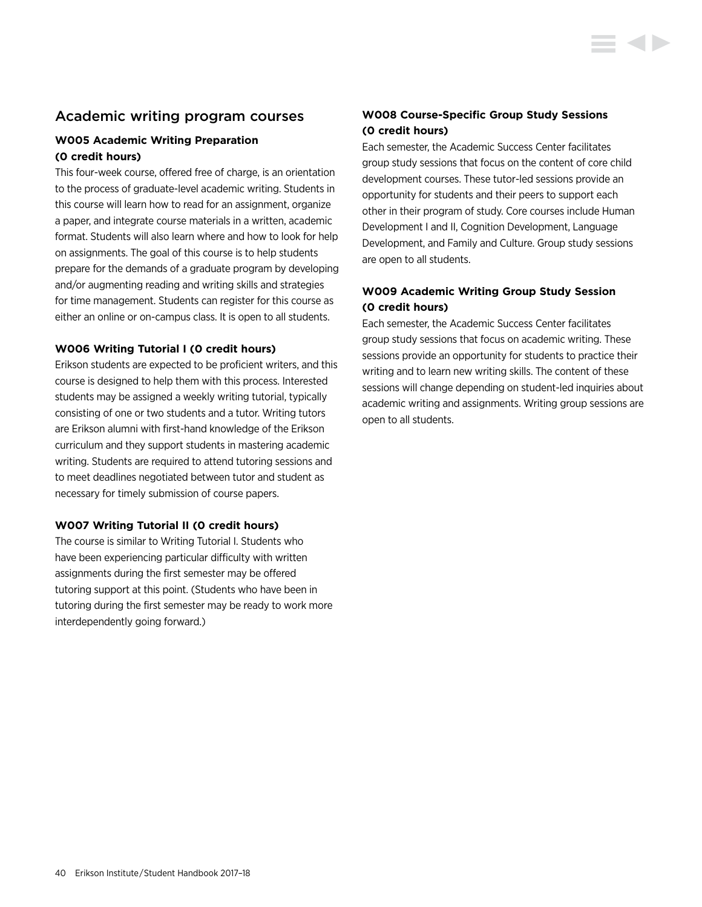## Academic writing program courses

### W005 Academic Writing Preparation (0 credit hours)

This four-week course, offered free of charge, is an orientation to the process of graduate-level academic writing. Students in this course will learn how to read for an assignment, organize a paper, and integrate course materials in a written, academic format. Students will also learn where and how to look for help on assignments. The goal of this course is to help students prepare for the demands of a graduate program by developing and/or augmenting reading and writing skills and strategies for time management. Students can register for this course as either an online or on-campus class. It is open to all students.

### W006 Writing Tutorial I (0 credit hours)

Erikson students are expected to be proficient writers, and this course is designed to help them with this process. Interested students may be assigned a weekly writing tutorial, typically consisting of one or two students and a tutor. Writing tutors are Erikson alumni with first-hand knowledge of the Erikson curriculum and they support students in mastering academic writing. Students are required to attend tutoring sessions and to meet deadlines negotiated between tutor and student as necessary for timely submission of course papers.

### W007 Writing Tutorial II (0 credit hours)

The course is similar to Writing Tutorial I. Students who have been experiencing particular difficulty with written assignments during the first semester may be offered tutoring support at this point. (Students who have been in tutoring during the first semester may be ready to work more interdependently going forward.)

### W008 Course-Specific Group Study Sessions (0 credit hours)

Each semester, the Academic Success Center facilitates group study sessions that focus on the content of core child development courses. These tutor-led sessions provide an opportunity for students and their peers to support each other in their program of study. Core courses include Human Development I and II, Cognition Development, Language Development, and Family and Culture. Group study sessions are open to all students.

### W009 Academic Writing Group Study Session (0 credit hours)

Each semester, the Academic Success Center facilitates group study sessions that focus on academic writing. These sessions provide an opportunity for students to practice their writing and to learn new writing skills. The content of these sessions will change depending on student-led inquiries about academic writing and assignments. Writing group sessions are open to all students.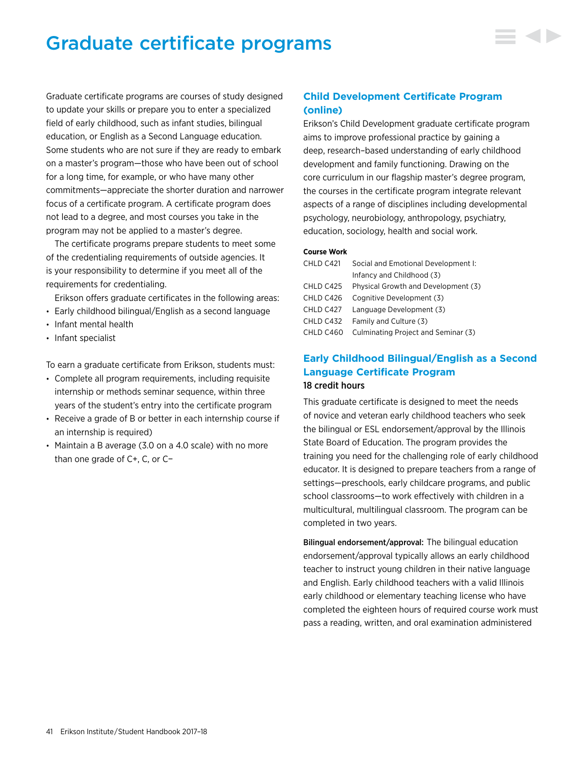# Graduate certificate programs

Graduate certificate programs are courses of study designed to update your skills or prepare you to enter a specialized field of early childhood, such as infant studies, bilingual education, or English as a Second Language education. Some students who are not sure if they are ready to embark on a master's program—those who have been out of school for a long time, for example, or who have many other commitments—appreciate the shorter duration and narrower focus of a certificate program. A certificate program does not lead to a degree, and most courses you take in the program may not be applied to a master's degree.

The certificate programs prepare students to meet some of the credentialing requirements of outside agencies. It is your responsibility to determine if you meet all of the requirements for credentialing.

Erikson offers graduate certificates in the following areas:

- Early childhood bilingual/English as a second language
- Infant mental health
- Infant specialist

To earn a graduate certificate from Erikson, students must:

- Complete all program requirements, including requisite internship or methods seminar sequence, within three years of the student's entry into the certificate program
- Receive a grade of B or better in each internship course if an internship is required)
- Maintain a B average (3.0 on a 4.0 scale) with no more than one grade of C+, C, or C−

## Child Development Certificate Program (online)

Erikson's Child Development graduate certificate program aims to improve professional practice by gaining a deep, research–based understanding of early childhood development and family functioning. Drawing on the core curriculum in our flagship master's degree program, the courses in the certificate program integrate relevant aspects of a range of disciplines including developmental psychology, neurobiology, anthropology, psychiatry, education, sociology, health and social work.

**Course Work**

| | |
|---|---|
| CHLD C421 | Social and Emotional Development I: Infancy and Childhood (3) |
| CHLD C425 | Physical Growth and Development (3) |
| CHLD C426 | Cognitive Development (3) |
| CHLD C427 | Language Development (3) |
| CHLD C432 | Family and Culture (3) |
| CHLD C460 | Culminating Project and Seminar (3) |

## Early Childhood Bilingual/English as a Second Language Certificate Program

**18 credit hours**

This graduate certificate is designed to meet the needs of novice and veteran early childhood teachers who seek the bilingual or ESL endorsement/approval by the Illinois State Board of Education. The program provides the training you need for the challenging role of early childhood educator. It is designed to prepare teachers from a range of settings—preschools, early childcare programs, and public school classrooms—to work effectively with children in a multicultural, multilingual classroom. The program can be completed in two years.

**Bilingual endorsement/approval:** The bilingual education endorsement/approval typically allows an early childhood teacher to instruct young children in their native language and English. Early childhood teachers with a valid Illinois early childhood or elementary teaching license who have completed the eighteen hours of required course work must pass a reading, written, and oral examination administered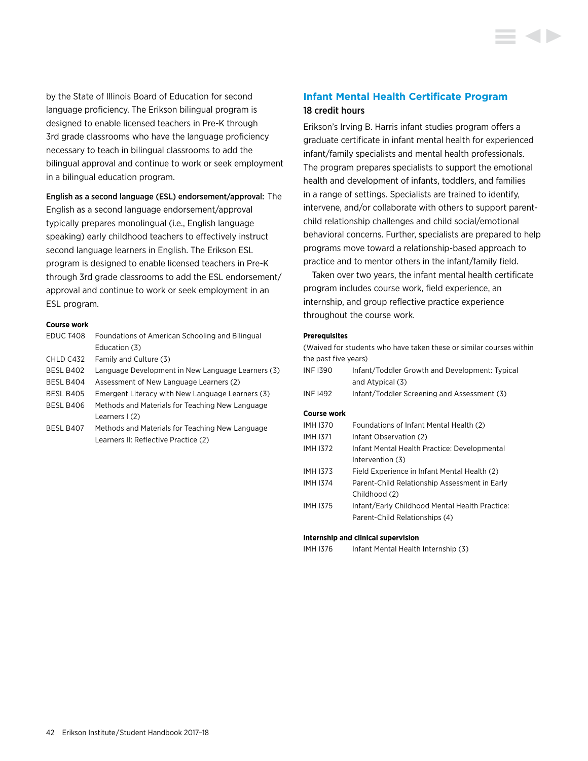by the State of Illinois Board of Education for second language proficiency. The Erikson bilingual program is designed to enable licensed teachers in Pre-K through 3rd grade classrooms who have the language proficiency necessary to teach in bilingual classrooms to add the bilingual approval and continue to work or seek employment in a bilingual education program.

**English as a second language (ESL) endorsement/approval:** The English as a second language endorsement/approval typically prepares monolingual (i.e., English language speaking) early childhood teachers to effectively instruct second language learners in English. The Erikson ESL program is designed to enable licensed teachers in Pre-K through 3rd grade classrooms to add the ESL endorsement/approval and continue to work or seek employment in an ESL program.

**Course work**

| | |
|---|---|
| EDUC T408 | Foundations of American Schooling and Bilingual Education (3) |
| CHLD C432 | Family and Culture (3) |
| BESL B402 | Language Development in New Language Learners (3) |
| BESL B404 | Assessment of New Language Learners (2) |
| BESL B405 | Emergent Literacy with New Language Learners (3) |
| BESL B406 | Methods and Materials for Teaching New Language Learners I (2) |
| BESL B407 | Methods and Materials for Teaching New Language Learners II: Reflective Practice (2) |

## Infant Mental Health Certificate Program

### 18 credit hours

Erikson's Irving B. Harris infant studies program offers a graduate certificate in infant mental health for experienced infant/family specialists and mental health professionals. The program prepares specialists to support the emotional health and development of infants, toddlers, and families in a range of settings. Specialists are trained to identify, intervene, and/or collaborate with others to support parent-child relationship challenges and child social/emotional behavioral concerns. Further, specialists are prepared to help programs move toward a relationship-based approach to practice and to mentor others in the infant/family field.

Taken over two years, the infant mental health certificate program includes course work, field experience, an internship, and group reflective practice experience throughout the course work.

**Prerequisites**

(Waived for students who have taken these or similar courses within the past five years)

| | |
|---|---|
| INF I390 | Infant/Toddler Growth and Development: Typical and Atypical (3) |
| INF I492 | Infant/Toddler Screening and Assessment (3) |

**Course work**

| | |
|---|---|
| IMH I370 | Foundations of Infant Mental Health (2) |
| IMH I371 | Infant Observation (2) |
| IMH I372 | Infant Mental Health Practice: Developmental Intervention (3) |
| IMH I373 | Field Experience in Infant Mental Health (2) |
| IMH I374 | Parent-Child Relationship Assessment in Early Childhood (2) |
| IMH I375 | Infant/Early Childhood Mental Health Practice: Parent-Child Relationships (4) |

**Internship and clinical supervision**

| | |
|---|---|
| IMH I376 | Infant Mental Health Internship (3) |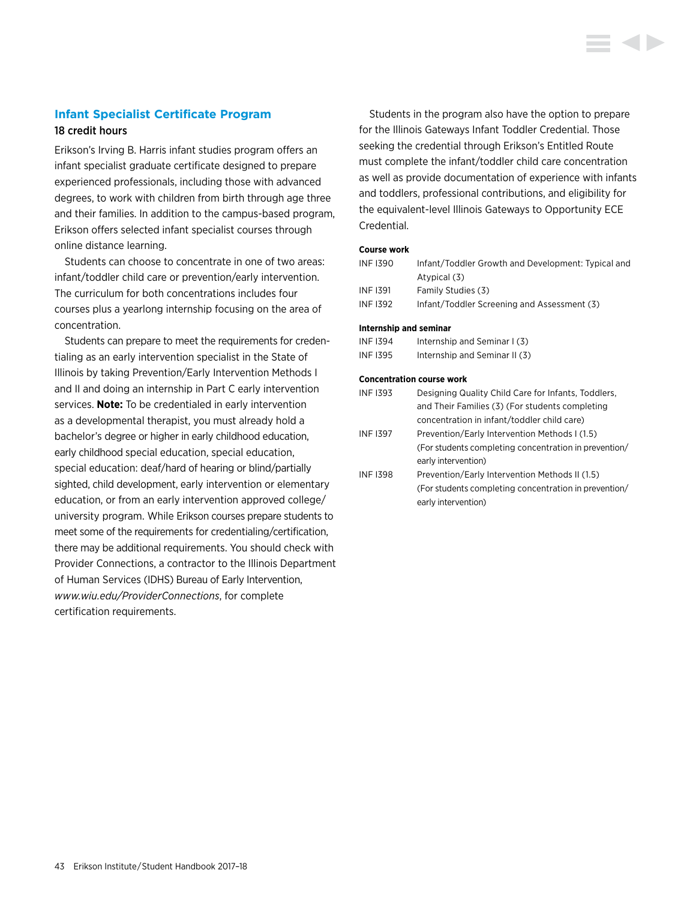## Infant Specialist Certificate Program

18 credit hours

Erikson's Irving B. Harris infant studies program offers an infant specialist graduate certificate designed to prepare experienced professionals, including those with advanced degrees, to work with children from birth through age three and their families. In addition to the campus-based program, Erikson offers selected infant specialist courses through online distance learning.

Students can choose to concentrate in one of two areas: infant/toddler child care or prevention/early intervention. The curriculum for both concentrations includes four courses plus a yearlong internship focusing on the area of concentration.

Students can prepare to meet the requirements for credentialing as an early intervention specialist in the State of Illinois by taking Prevention/Early Intervention Methods I and II and doing an internship in Part C early intervention services. **Note:** To be credentialed in early intervention as a developmental therapist, you must already hold a bachelor's degree or higher in early childhood education, early childhood special education, special education, special education: deaf/hard of hearing or blind/partially sighted, child development, early intervention or elementary education, or from an early intervention approved college/university program. While Erikson courses prepare students to meet some of the requirements for credentialing/certification, there may be additional requirements. You should check with Provider Connections, a contractor to the Illinois Department of Human Services (IDHS) Bureau of Early Intervention, *www.wiu.edu/ProviderConnections*, for complete certification requirements.

Students in the program also have the option to prepare for the Illinois Gateways Infant Toddler Credential. Those seeking the credential through Erikson's Entitled Route must complete the infant/toddler child care concentration as well as provide documentation of experience with infants and toddlers, professional contributions, and eligibility for the equivalent-level Illinois Gateways to Opportunity ECE Credential.

**Course work**

| | |
|---|---|
| INF I390 | Infant/Toddler Growth and Development: Typical and Atypical (3) |
| INF I391 | Family Studies (3) |
| INF I392 | Infant/Toddler Screening and Assessment (3) |

**Internship and seminar**

| | |
|---|---|
| INF I394 | Internship and Seminar I (3) |
| INF I395 | Internship and Seminar II (3) |

**Concentration course work**

| | |
|---|---|
| INF I393 | Designing Quality Child Care for Infants, Toddlers, and Their Families (3) (For students completing concentration in infant/toddler child care) |
| INF I397 | Prevention/Early Intervention Methods I (1.5) (For students completing concentration in prevention/early intervention) |
| INF I398 | Prevention/Early Intervention Methods II (1.5) (For students completing concentration in prevention/early intervention) |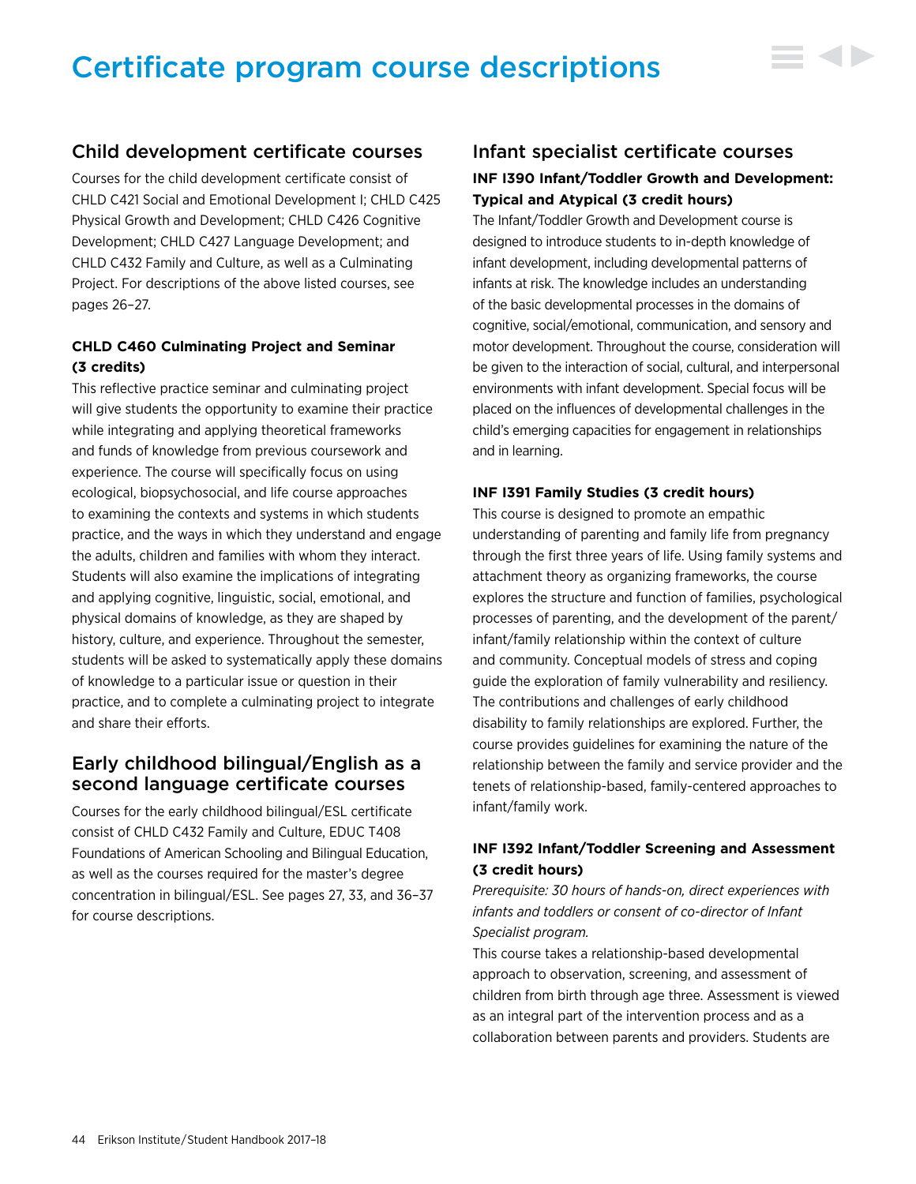# Certificate program course descriptions

## Child development certificate courses

Courses for the child development certificate consist of CHLD C421 Social and Emotional Development I; CHLD C425 Physical Growth and Development; CHLD C426 Cognitive Development; CHLD C427 Language Development; and CHLD C432 Family and Culture, as well as a Culminating Project. For descriptions of the above listed courses, see pages 26–27.

### CHLD C460 Culminating Project and Seminar (3 credits)

This reflective practice seminar and culminating project will give students the opportunity to examine their practice while integrating and applying theoretical frameworks and funds of knowledge from previous coursework and experience. The course will specifically focus on using ecological, biopsychosocial, and life course approaches to examining the contexts and systems in which students practice, and the ways in which they understand and engage the adults, children and families with whom they interact. Students will also examine the implications of integrating and applying cognitive, linguistic, social, emotional, and physical domains of knowledge, as they are shaped by history, culture, and experience. Throughout the semester, students will be asked to systematically apply these domains of knowledge to a particular issue or question in their practice, and to complete a culminating project to integrate and share their efforts.

## Early childhood bilingual/English as a second language certificate courses

Courses for the early childhood bilingual/ESL certificate consist of CHLD C432 Family and Culture, EDUC T408 Foundations of American Schooling and Bilingual Education, as well as the courses required for the master's degree concentration in bilingual/ESL. See pages 27, 33, and 36–37 for course descriptions.

## Infant specialist certificate courses

### INF I390 Infant/Toddler Growth and Development: Typical and Atypical (3 credit hours)

The Infant/Toddler Growth and Development course is designed to introduce students to in-depth knowledge of infant development, including developmental patterns of infants at risk. The knowledge includes an understanding of the basic developmental processes in the domains of cognitive, social/emotional, communication, and sensory and motor development. Throughout the course, consideration will be given to the interaction of social, cultural, and interpersonal environments with infant development. Special focus will be placed on the influences of developmental challenges in the child's emerging capacities for engagement in relationships and in learning.

### INF I391 Family Studies (3 credit hours)

This course is designed to promote an empathic understanding of parenting and family life from pregnancy through the first three years of life. Using family systems and attachment theory as organizing frameworks, the course explores the structure and function of families, psychological processes of parenting, and the development of the parent/infant/family relationship within the context of culture and community. Conceptual models of stress and coping guide the exploration of family vulnerability and resiliency. The contributions and challenges of early childhood disability to family relationships are explored. Further, the course provides guidelines for examining the nature of the relationship between the family and service provider and the tenets of relationship-based, family-centered approaches to infant/family work.

### INF I392 Infant/Toddler Screening and Assessment (3 credit hours)

*Prerequisite: 30 hours of hands-on, direct experiences with infants and toddlers or consent of co-director of Infant Specialist program.*

This course takes a relationship-based developmental approach to observation, screening, and assessment of children from birth through age three. Assessment is viewed as an integral part of the intervention process and as a collaboration between parents and providers. Students are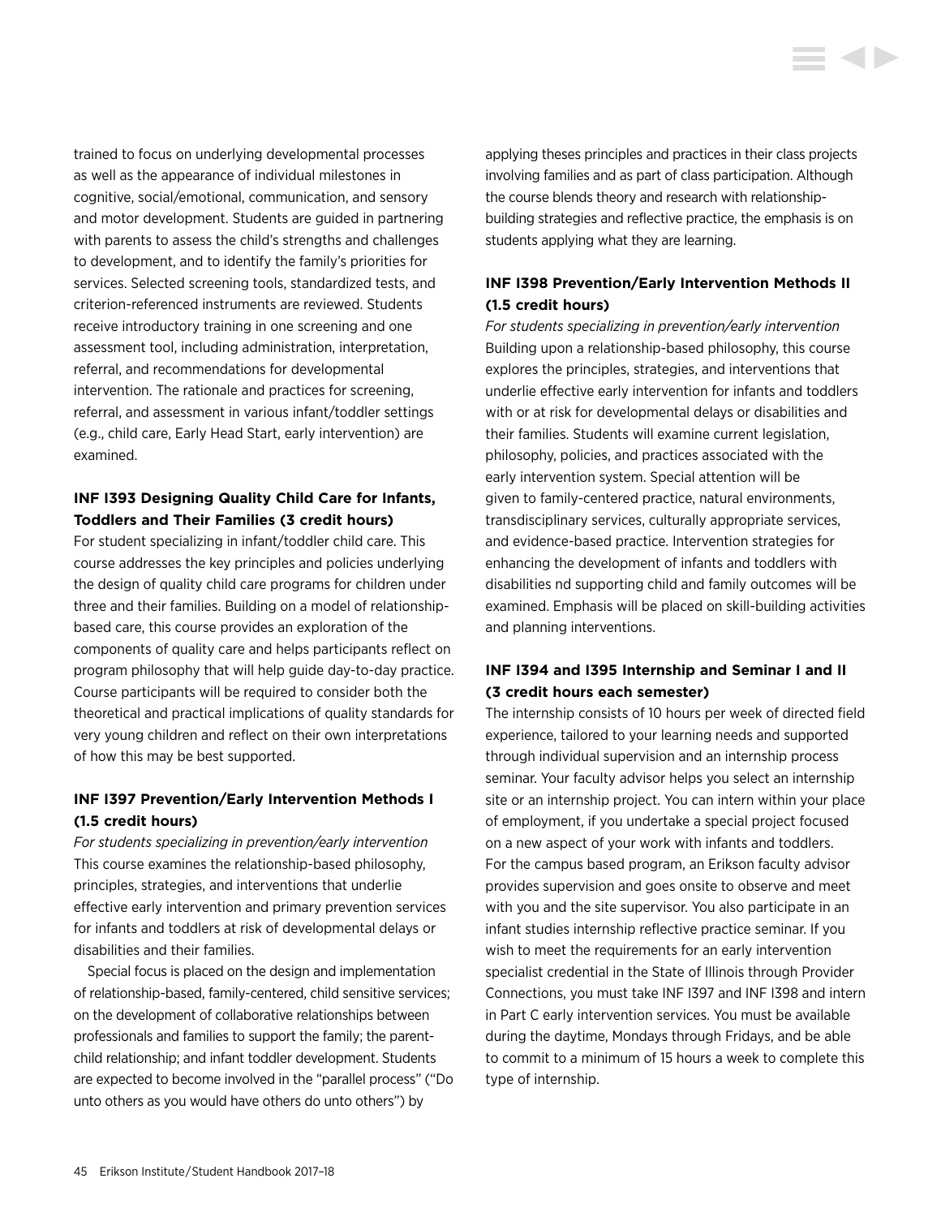trained to focus on underlying developmental processes as well as the appearance of individual milestones in cognitive, social/emotional, communication, and sensory and motor development. Students are guided in partnering with parents to assess the child's strengths and challenges to development, and to identify the family's priorities for services. Selected screening tools, standardized tests, and criterion-referenced instruments are reviewed. Students receive introductory training in one screening and one assessment tool, including administration, interpretation, referral, and recommendations for developmental intervention. The rationale and practices for screening, referral, and assessment in various infant/toddler settings (e.g., child care, Early Head Start, early intervention) are examined.

### INF I393 Designing Quality Child Care for Infants, Toddlers and Their Families (3 credit hours)

For student specializing in infant/toddler child care. This course addresses the key principles and policies underlying the design of quality child care programs for children under three and their families. Building on a model of relationship-based care, this course provides an exploration of the components of quality care and helps participants reflect on program philosophy that will help guide day-to-day practice. Course participants will be required to consider both the theoretical and practical implications of quality standards for very young children and reflect on their own interpretations of how this may be best supported.

### INF I397 Prevention/Early Intervention Methods I (1.5 credit hours)

*For students specializing in prevention/early intervention*
This course examines the relationship-based philosophy, principles, strategies, and interventions that underlie effective early intervention and primary prevention services for infants and toddlers at risk of developmental delays or disabilities and their families.

Special focus is placed on the design and implementation of relationship-based, family-centered, child sensitive services; on the development of collaborative relationships between professionals and families to support the family; the parent-child relationship; and infant toddler development. Students are expected to become involved in the "parallel process" ("Do unto others as you would have others do unto others") by applying theses principles and practices in their class projects involving families and as part of class participation. Although the course blends theory and research with relationship-building strategies and reflective practice, the emphasis is on students applying what they are learning.

### INF I398 Prevention/Early Intervention Methods II (1.5 credit hours)

*For students specializing in prevention/early intervention*
Building upon a relationship-based philosophy, this course explores the principles, strategies, and interventions that underlie effective early intervention for infants and toddlers with or at risk for developmental delays or disabilities and their families. Students will examine current legislation, philosophy, policies, and practices associated with the early intervention system. Special attention will be given to family-centered practice, natural environments, transdisciplinary services, culturally appropriate services, and evidence-based practice. Intervention strategies for enhancing the development of infants and toddlers with disabilities nd supporting child and family outcomes will be examined. Emphasis will be placed on skill-building activities and planning interventions.

### INF I394 and I395 Internship and Seminar I and II (3 credit hours each semester)

The internship consists of 10 hours per week of directed field experience, tailored to your learning needs and supported through individual supervision and an internship process seminar. Your faculty advisor helps you select an internship site or an internship project. You can intern within your place of employment, if you undertake a special project focused on a new aspect of your work with infants and toddlers. For the campus based program, an Erikson faculty advisor provides supervision and goes onsite to observe and meet with you and the site supervisor. You also participate in an infant studies internship reflective practice seminar. If you wish to meet the requirements for an early intervention specialist credential in the State of Illinois through Provider Connections, you must take INF I397 and INF I398 and intern in Part C early intervention services. You must be available during the daytime, Mondays through Fridays, and be able to commit to a minimum of 15 hours a week to complete this type of internship.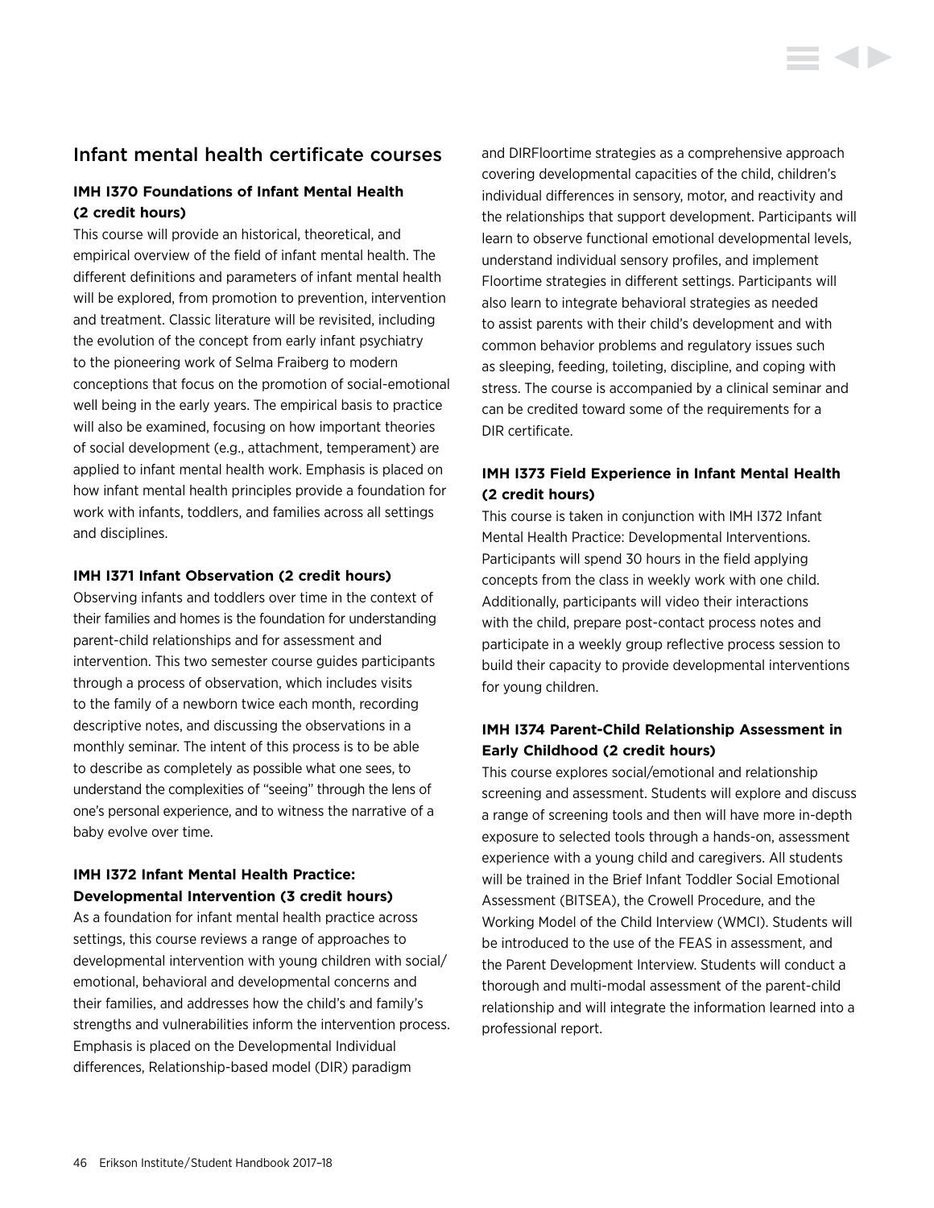## Infant mental health certificate courses

### IMH I370 Foundations of Infant Mental Health (2 credit hours)

This course will provide an historical, theoretical, and empirical overview of the field of infant mental health. The different definitions and parameters of infant mental health will be explored, from promotion to prevention, intervention and treatment. Classic literature will be revisited, including the evolution of the concept from early infant psychiatry to the pioneering work of Selma Fraiberg to modern conceptions that focus on the promotion of social-emotional well being in the early years. The empirical basis to practice will also be examined, focusing on how important theories of social development (e.g., attachment, temperament) are applied to infant mental health work. Emphasis is placed on how infant mental health principles provide a foundation for work with infants, toddlers, and families across all settings and disciplines.

### IMH I371 Infant Observation (2 credit hours)

Observing infants and toddlers over time in the context of their families and homes is the foundation for understanding parent-child relationships and for assessment and intervention. This two semester course guides participants through a process of observation, which includes visits to the family of a newborn twice each month, recording descriptive notes, and discussing the observations in a monthly seminar. The intent of this process is to be able to describe as completely as possible what one sees, to understand the complexities of "seeing" through the lens of one's personal experience, and to witness the narrative of a baby evolve over time.

### IMH I372 Infant Mental Health Practice: Developmental Intervention (3 credit hours)

As a foundation for infant mental health practice across settings, this course reviews a range of approaches to developmental intervention with young children with social/emotional, behavioral and developmental concerns and their families, and addresses how the child's and family's strengths and vulnerabilities inform the intervention process. Emphasis is placed on the Developmental Individual differences, Relationship-based model (DIR) paradigm and DIRFloortime strategies as a comprehensive approach covering developmental capacities of the child, children's individual differences in sensory, motor, and reactivity and the relationships that support development. Participants will learn to observe functional emotional developmental levels, understand individual sensory profiles, and implement Floortime strategies in different settings. Participants will also learn to integrate behavioral strategies as needed to assist parents with their child's development and with common behavior problems and regulatory issues such as sleeping, feeding, toileting, discipline, and coping with stress. The course is accompanied by a clinical seminar and can be credited toward some of the requirements for a DIR certificate.

### IMH I373 Field Experience in Infant Mental Health (2 credit hours)

This course is taken in conjunction with IMH I372 Infant Mental Health Practice: Developmental Interventions. Participants will spend 30 hours in the field applying concepts from the class in weekly work with one child. Additionally, participants will video their interactions with the child, prepare post-contact process notes and participate in a weekly group reflective process session to build their capacity to provide developmental interventions for young children.

### IMH I374 Parent-Child Relationship Assessment in Early Childhood (2 credit hours)

This course explores social/emotional and relationship screening and assessment. Students will explore and discuss a range of screening tools and then will have more in-depth exposure to selected tools through a hands-on, assessment experience with a young child and caregivers. All students will be trained in the Brief Infant Toddler Social Emotional Assessment (BITSEA), the Crowell Procedure, and the Working Model of the Child Interview (WMCI). Students will be introduced to the use of the FEAS in assessment, and the Parent Development Interview. Students will conduct a thorough and multi-modal assessment of the parent-child relationship and will integrate the information learned into a professional report.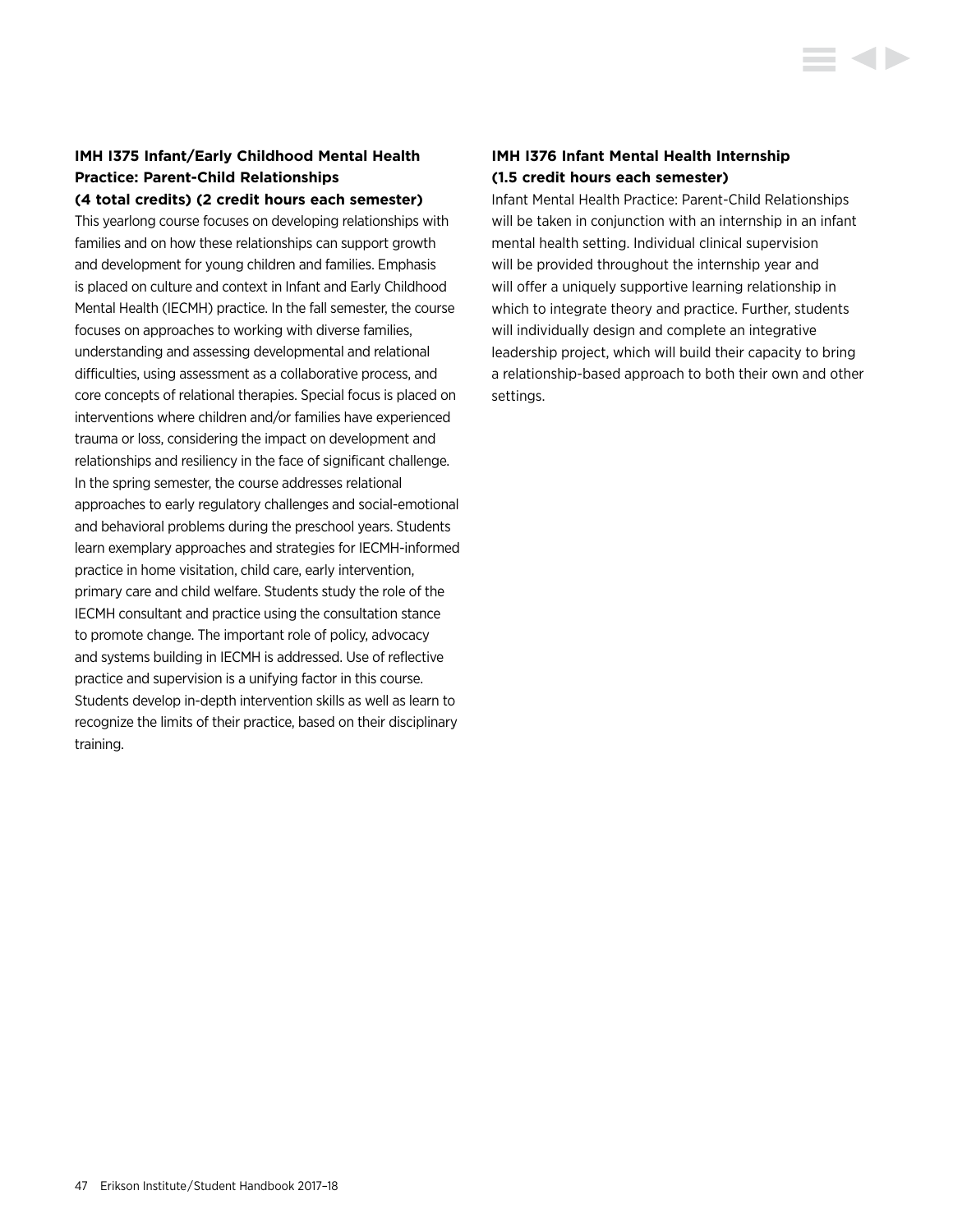**IMH I375 Infant/Early Childhood Mental Health Practice: Parent-Child Relationships (4 total credits) (2 credit hours each semester)**

This yearlong course focuses on developing relationships with families and on how these relationships can support growth and development for young children and families. Emphasis is placed on culture and context in Infant and Early Childhood Mental Health (IECMH) practice. In the fall semester, the course focuses on approaches to working with diverse families, understanding and assessing developmental and relational difficulties, using assessment as a collaborative process, and core concepts of relational therapies. Special focus is placed on interventions where children and/or families have experienced trauma or loss, considering the impact on development and relationships and resiliency in the face of significant challenge. In the spring semester, the course addresses relational approaches to early regulatory challenges and social-emotional and behavioral problems during the preschool years. Students learn exemplary approaches and strategies for IECMH-informed practice in home visitation, child care, early intervention, primary care and child welfare. Students study the role of the IECMH consultant and practice using the consultation stance to promote change. The important role of policy, advocacy and systems building in IECMH is addressed. Use of reflective practice and supervision is a unifying factor in this course. Students develop in-depth intervention skills as well as learn to recognize the limits of their practice, based on their disciplinary training.

**IMH I376 Infant Mental Health Internship (1.5 credit hours each semester)**

Infant Mental Health Practice: Parent-Child Relationships will be taken in conjunction with an internship in an infant mental health setting. Individual clinical supervision will be provided throughout the internship year and will offer a uniquely supportive learning relationship in which to integrate theory and practice. Further, students will individually design and complete an integrative leadership project, which will build their capacity to bring a relationship-based approach to both their own and other settings.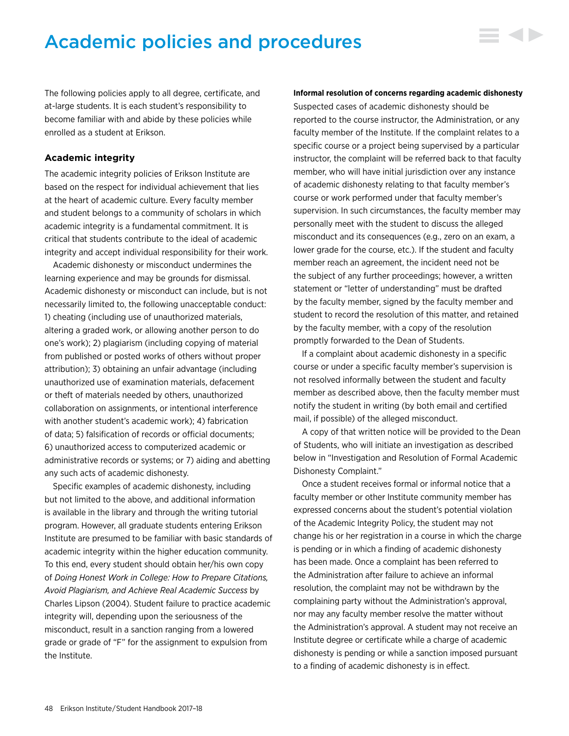# Academic policies and procedures

The following policies apply to all degree, certificate, and at-large students. It is each student's responsibility to become familiar with and abide by these policies while enrolled as a student at Erikson.

### Academic integrity

The academic integrity policies of Erikson Institute are based on the respect for individual achievement that lies at the heart of academic culture. Every faculty member and student belongs to a community of scholars in which academic integrity is a fundamental commitment. It is critical that students contribute to the ideal of academic integrity and accept individual responsibility for their work.

Academic dishonesty or misconduct undermines the learning experience and may be grounds for dismissal. Academic dishonesty or misconduct can include, but is not necessarily limited to, the following unacceptable conduct: 1) cheating (including use of unauthorized materials, altering a graded work, or allowing another person to do one's work); 2) plagiarism (including copying of material from published or posted works of others without proper attribution); 3) obtaining an unfair advantage (including unauthorized use of examination materials, defacement or theft of materials needed by others, unauthorized collaboration on assignments, or intentional interference with another student's academic work); 4) fabrication of data; 5) falsification of records or official documents; 6) unauthorized access to computerized academic or administrative records or systems; or 7) aiding and abetting any such acts of academic dishonesty.

Specific examples of academic dishonesty, including but not limited to the above, and additional information is available in the library and through the writing tutorial program. However, all graduate students entering Erikson Institute are presumed to be familiar with basic standards of academic integrity within the higher education community. To this end, every student should obtain her/his own copy of *Doing Honest Work in College: How to Prepare Citations, Avoid Plagiarism, and Achieve Real Academic Success* by Charles Lipson (2004). Student failure to practice academic integrity will, depending upon the seriousness of the misconduct, result in a sanction ranging from a lowered grade or grade of "F" for the assignment to expulsion from the Institute.

**Informal resolution of concerns regarding academic dishonesty**

Suspected cases of academic dishonesty should be reported to the course instructor, the Administration, or any faculty member of the Institute. If the complaint relates to a specific course or a project being supervised by a particular instructor, the complaint will be referred back to that faculty member, who will have initial jurisdiction over any instance of academic dishonesty relating to that faculty member's course or work performed under that faculty member's supervision. In such circumstances, the faculty member may personally meet with the student to discuss the alleged misconduct and its consequences (e.g., zero on an exam, a lower grade for the course, etc.). If the student and faculty member reach an agreement, the incident need not be the subject of any further proceedings; however, a written statement or "letter of understanding" must be drafted by the faculty member, signed by the faculty member and student to record the resolution of this matter, and retained by the faculty member, with a copy of the resolution promptly forwarded to the Dean of Students.

If a complaint about academic dishonesty in a specific course or under a specific faculty member's supervision is not resolved informally between the student and faculty member as described above, then the faculty member must notify the student in writing (by both email and certified mail, if possible) of the alleged misconduct.

A copy of that written notice will be provided to the Dean of Students, who will initiate an investigation as described below in "Investigation and Resolution of Formal Academic Dishonesty Complaint."

Once a student receives formal or informal notice that a faculty member or other Institute community member has expressed concerns about the student's potential violation of the Academic Integrity Policy, the student may not change his or her registration in a course in which the charge is pending or in which a finding of academic dishonesty has been made. Once a complaint has been referred to the Administration after failure to achieve an informal resolution, the complaint may not be withdrawn by the complaining party without the Administration's approval, nor may any faculty member resolve the matter without the Administration's approval. A student may not receive an Institute degree or certificate while a charge of academic dishonesty is pending or while a sanction imposed pursuant to a finding of academic dishonesty is in effect.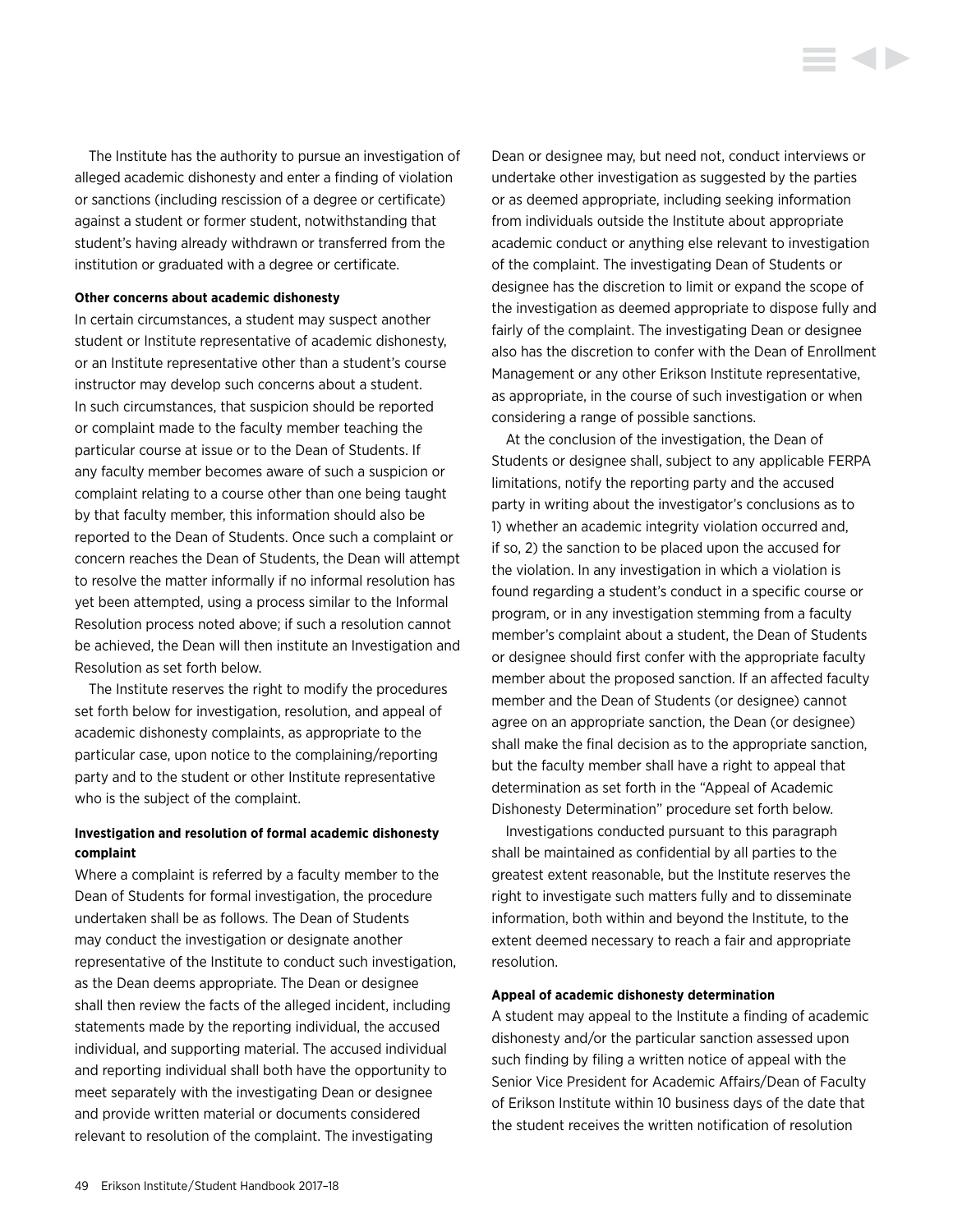The Institute has the authority to pursue an investigation of alleged academic dishonesty and enter a finding of violation or sanctions (including rescission of a degree or certificate) against a student or former student, notwithstanding that student's having already withdrawn or transferred from the institution or graduated with a degree or certificate.

**Other concerns about academic dishonesty**

In certain circumstances, a student may suspect another student or Institute representative of academic dishonesty, or an Institute representative other than a student's course instructor may develop such concerns about a student. In such circumstances, that suspicion should be reported or complaint made to the faculty member teaching the particular course at issue or to the Dean of Students. If any faculty member becomes aware of such a suspicion or complaint relating to a course other than one being taught by that faculty member, this information should also be reported to the Dean of Students. Once such a complaint or concern reaches the Dean of Students, the Dean will attempt to resolve the matter informally if no informal resolution has yet been attempted, using a process similar to the Informal Resolution process noted above; if such a resolution cannot be achieved, the Dean will then institute an Investigation and Resolution as set forth below.

The Institute reserves the right to modify the procedures set forth below for investigation, resolution, and appeal of academic dishonesty complaints, as appropriate to the particular case, upon notice to the complaining/reporting party and to the student or other Institute representative who is the subject of the complaint.

**Investigation and resolution of formal academic dishonesty complaint**

Where a complaint is referred by a faculty member to the Dean of Students for formal investigation, the procedure undertaken shall be as follows. The Dean of Students may conduct the investigation or designate another representative of the Institute to conduct such investigation, as the Dean deems appropriate. The Dean or designee shall then review the facts of the alleged incident, including statements made by the reporting individual, the accused individual, and supporting material. The accused individual and reporting individual shall both have the opportunity to meet separately with the investigating Dean or designee and provide written material or documents considered relevant to resolution of the complaint. The investigating Dean or designee may, but need not, conduct interviews or undertake other investigation as suggested by the parties or as deemed appropriate, including seeking information from individuals outside the Institute about appropriate academic conduct or anything else relevant to investigation of the complaint. The investigating Dean of Students or designee has the discretion to limit or expand the scope of the investigation as deemed appropriate to dispose fully and fairly of the complaint. The investigating Dean or designee also has the discretion to confer with the Dean of Enrollment Management or any other Erikson Institute representative, as appropriate, in the course of such investigation or when considering a range of possible sanctions.

At the conclusion of the investigation, the Dean of Students or designee shall, subject to any applicable FERPA limitations, notify the reporting party and the accused party in writing about the investigator's conclusions as to 1) whether an academic integrity violation occurred and, if so, 2) the sanction to be placed upon the accused for the violation. In any investigation in which a violation is found regarding a student's conduct in a specific course or program, or in any investigation stemming from a faculty member's complaint about a student, the Dean of Students or designee should first confer with the appropriate faculty member about the proposed sanction. If an affected faculty member and the Dean of Students (or designee) cannot agree on an appropriate sanction, the Dean (or designee) shall make the final decision as to the appropriate sanction, but the faculty member shall have a right to appeal that determination as set forth in the "Appeal of Academic Dishonesty Determination" procedure set forth below.

Investigations conducted pursuant to this paragraph shall be maintained as confidential by all parties to the greatest extent reasonable, but the Institute reserves the right to investigate such matters fully and to disseminate information, both within and beyond the Institute, to the extent deemed necessary to reach a fair and appropriate resolution.

**Appeal of academic dishonesty determination**

A student may appeal to the Institute a finding of academic dishonesty and/or the particular sanction assessed upon such finding by filing a written notice of appeal with the Senior Vice President for Academic Affairs/Dean of Faculty of Erikson Institute within 10 business days of the date that the student receives the written notification of resolution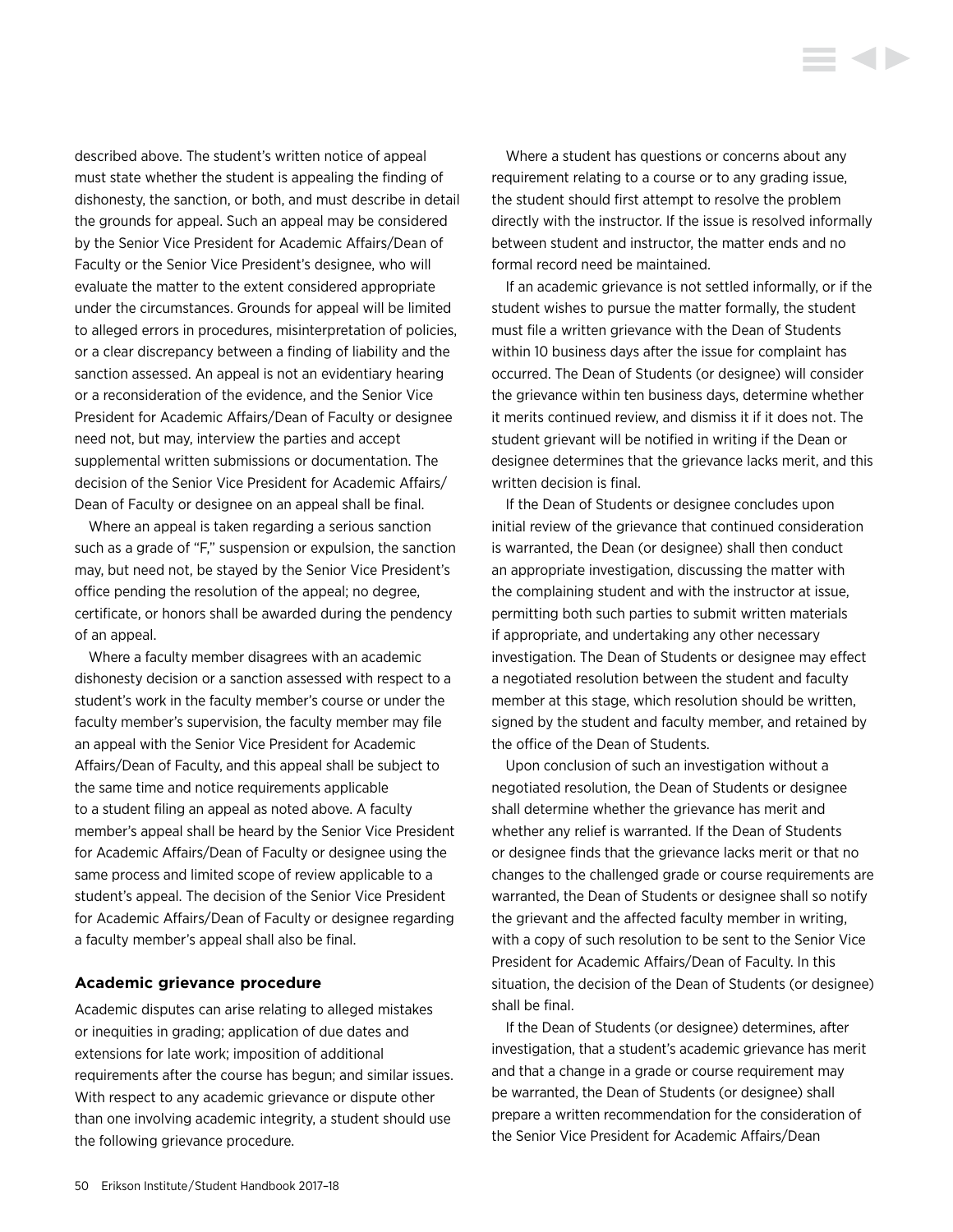described above. The student's written notice of appeal must state whether the student is appealing the finding of dishonesty, the sanction, or both, and must describe in detail the grounds for appeal. Such an appeal may be considered by the Senior Vice President for Academic Affairs/Dean of Faculty or the Senior Vice President's designee, who will evaluate the matter to the extent considered appropriate under the circumstances. Grounds for appeal will be limited to alleged errors in procedures, misinterpretation of policies, or a clear discrepancy between a finding of liability and the sanction assessed. An appeal is not an evidentiary hearing or a reconsideration of the evidence, and the Senior Vice President for Academic Affairs/Dean of Faculty or designee need not, but may, interview the parties and accept supplemental written submissions or documentation. The decision of the Senior Vice President for Academic Affairs/Dean of Faculty or designee on an appeal shall be final.

Where an appeal is taken regarding a serious sanction such as a grade of "F," suspension or expulsion, the sanction may, but need not, be stayed by the Senior Vice President's office pending the resolution of the appeal; no degree, certificate, or honors shall be awarded during the pendency of an appeal.

Where a faculty member disagrees with an academic dishonesty decision or a sanction assessed with respect to a student's work in the faculty member's course or under the faculty member's supervision, the faculty member may file an appeal with the Senior Vice President for Academic Affairs/Dean of Faculty, and this appeal shall be subject to the same time and notice requirements applicable to a student filing an appeal as noted above. A faculty member's appeal shall be heard by the Senior Vice President for Academic Affairs/Dean of Faculty or designee using the same process and limited scope of review applicable to a student's appeal. The decision of the Senior Vice President for Academic Affairs/Dean of Faculty or designee regarding a faculty member's appeal shall also be final.

### Academic grievance procedure

Academic disputes can arise relating to alleged mistakes or inequities in grading; application of due dates and extensions for late work; imposition of additional requirements after the course has begun; and similar issues. With respect to any academic grievance or dispute other than one involving academic integrity, a student should use the following grievance procedure.

Where a student has questions or concerns about any requirement relating to a course or to any grading issue, the student should first attempt to resolve the problem directly with the instructor. If the issue is resolved informally between student and instructor, the matter ends and no formal record need be maintained.

If an academic grievance is not settled informally, or if the student wishes to pursue the matter formally, the student must file a written grievance with the Dean of Students within 10 business days after the issue for complaint has occurred. The Dean of Students (or designee) will consider the grievance within ten business days, determine whether it merits continued review, and dismiss it if it does not. The student grievant will be notified in writing if the Dean or designee determines that the grievance lacks merit, and this written decision is final.

If the Dean of Students or designee concludes upon initial review of the grievance that continued consideration is warranted, the Dean (or designee) shall then conduct an appropriate investigation, discussing the matter with the complaining student and with the instructor at issue, permitting both such parties to submit written materials if appropriate, and undertaking any other necessary investigation. The Dean of Students or designee may effect a negotiated resolution between the student and faculty member at this stage, which resolution should be written, signed by the student and faculty member, and retained by the office of the Dean of Students.

Upon conclusion of such an investigation without a negotiated resolution, the Dean of Students or designee shall determine whether the grievance has merit and whether any relief is warranted. If the Dean of Students or designee finds that the grievance lacks merit or that no changes to the challenged grade or course requirements are warranted, the Dean of Students or designee shall so notify the grievant and the affected faculty member in writing, with a copy of such resolution to be sent to the Senior Vice President for Academic Affairs/Dean of Faculty. In this situation, the decision of the Dean of Students (or designee) shall be final.

If the Dean of Students (or designee) determines, after investigation, that a student's academic grievance has merit and that a change in a grade or course requirement may be warranted, the Dean of Students (or designee) shall prepare a written recommendation for the consideration of the Senior Vice President for Academic Affairs/Dean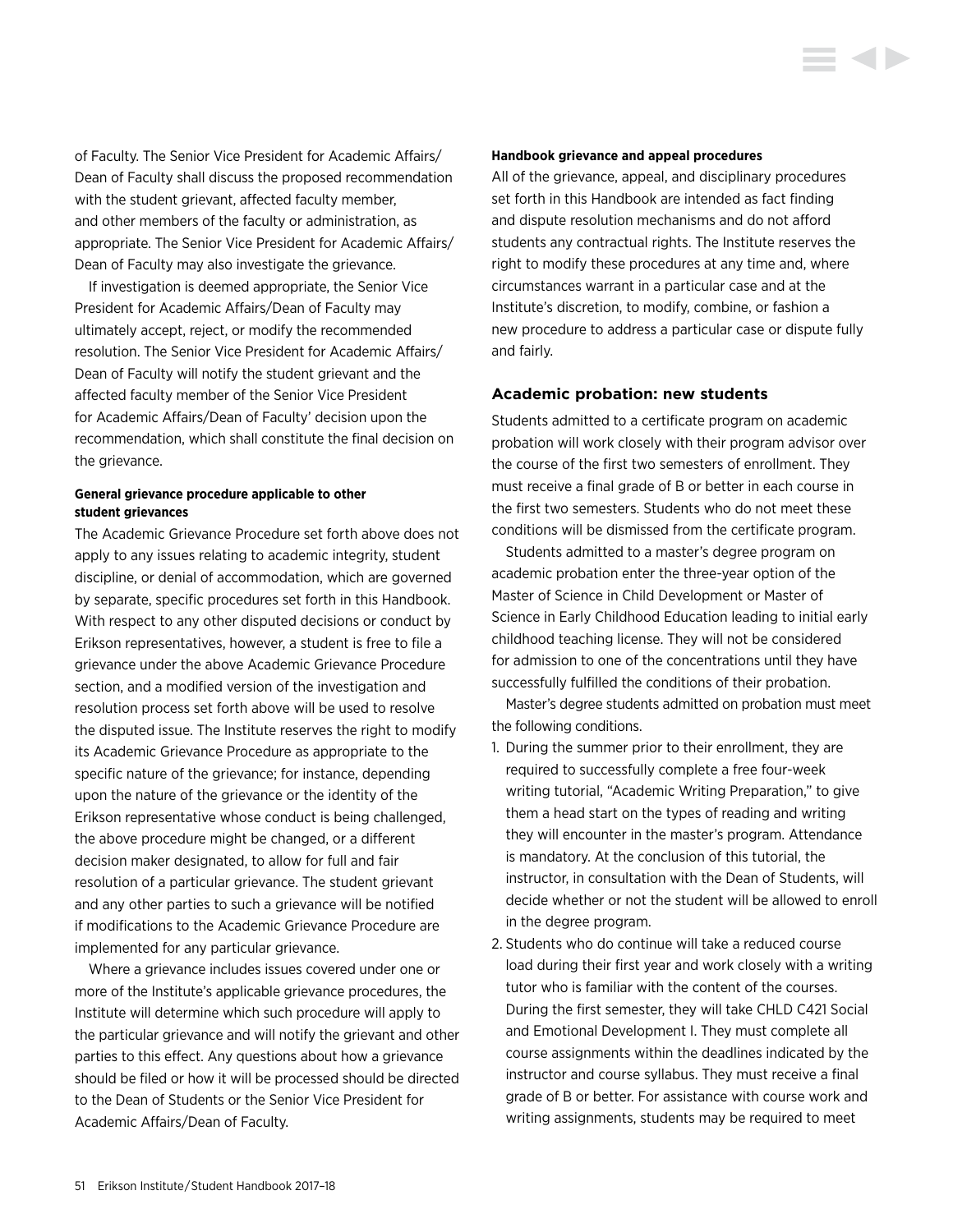of Faculty. The Senior Vice President for Academic Affairs/Dean of Faculty shall discuss the proposed recommendation with the student grievant, affected faculty member, and other members of the faculty or administration, as appropriate. The Senior Vice President for Academic Affairs/Dean of Faculty may also investigate the grievance.

If investigation is deemed appropriate, the Senior Vice President for Academic Affairs/Dean of Faculty may ultimately accept, reject, or modify the recommended resolution. The Senior Vice President for Academic Affairs/Dean of Faculty will notify the student grievant and the affected faculty member of the Senior Vice President for Academic Affairs/Dean of Faculty' decision upon the recommendation, which shall constitute the final decision on the grievance.

**General grievance procedure applicable to other student grievances**

The Academic Grievance Procedure set forth above does not apply to any issues relating to academic integrity, student discipline, or denial of accommodation, which are governed by separate, specific procedures set forth in this Handbook. With respect to any other disputed decisions or conduct by Erikson representatives, however, a student is free to file a grievance under the above Academic Grievance Procedure section, and a modified version of the investigation and resolution process set forth above will be used to resolve the disputed issue. The Institute reserves the right to modify its Academic Grievance Procedure as appropriate to the specific nature of the grievance; for instance, depending upon the nature of the grievance or the identity of the Erikson representative whose conduct is being challenged, the above procedure might be changed, or a different decision maker designated, to allow for full and fair resolution of a particular grievance. The student grievant and any other parties to such a grievance will be notified if modifications to the Academic Grievance Procedure are implemented for any particular grievance.

Where a grievance includes issues covered under one or more of the Institute's applicable grievance procedures, the Institute will determine which such procedure will apply to the particular grievance and will notify the grievant and other parties to this effect. Any questions about how a grievance should be filed or how it will be processed should be directed to the Dean of Students or the Senior Vice President for Academic Affairs/Dean of Faculty.

**Handbook grievance and appeal procedures**

All of the grievance, appeal, and disciplinary procedures set forth in this Handbook are intended as fact finding and dispute resolution mechanisms and do not afford students any contractual rights. The Institute reserves the right to modify these procedures at any time and, where circumstances warrant in a particular case and at the Institute's discretion, to modify, combine, or fashion a new procedure to address a particular case or dispute fully and fairly.

### Academic probation: new students

Students admitted to a certificate program on academic probation will work closely with their program advisor over the course of the first two semesters of enrollment. They must receive a final grade of B or better in each course in the first two semesters. Students who do not meet these conditions will be dismissed from the certificate program.

Students admitted to a master's degree program on academic probation enter the three-year option of the Master of Science in Child Development or Master of Science in Early Childhood Education leading to initial early childhood teaching license. They will not be considered for admission to one of the concentrations until they have successfully fulfilled the conditions of their probation.

Master's degree students admitted on probation must meet the following conditions.

1. During the summer prior to their enrollment, they are required to successfully complete a free four-week writing tutorial, "Academic Writing Preparation," to give them a head start on the types of reading and writing they will encounter in the master's program. Attendance is mandatory. At the conclusion of this tutorial, the instructor, in consultation with the Dean of Students, will decide whether or not the student will be allowed to enroll in the degree program.
2. Students who do continue will take a reduced course load during their first year and work closely with a writing tutor who is familiar with the content of the courses. During the first semester, they will take CHLD C421 Social and Emotional Development I. They must complete all course assignments within the deadlines indicated by the instructor and course syllabus. They must receive a final grade of B or better. For assistance with course work and writing assignments, students may be required to meet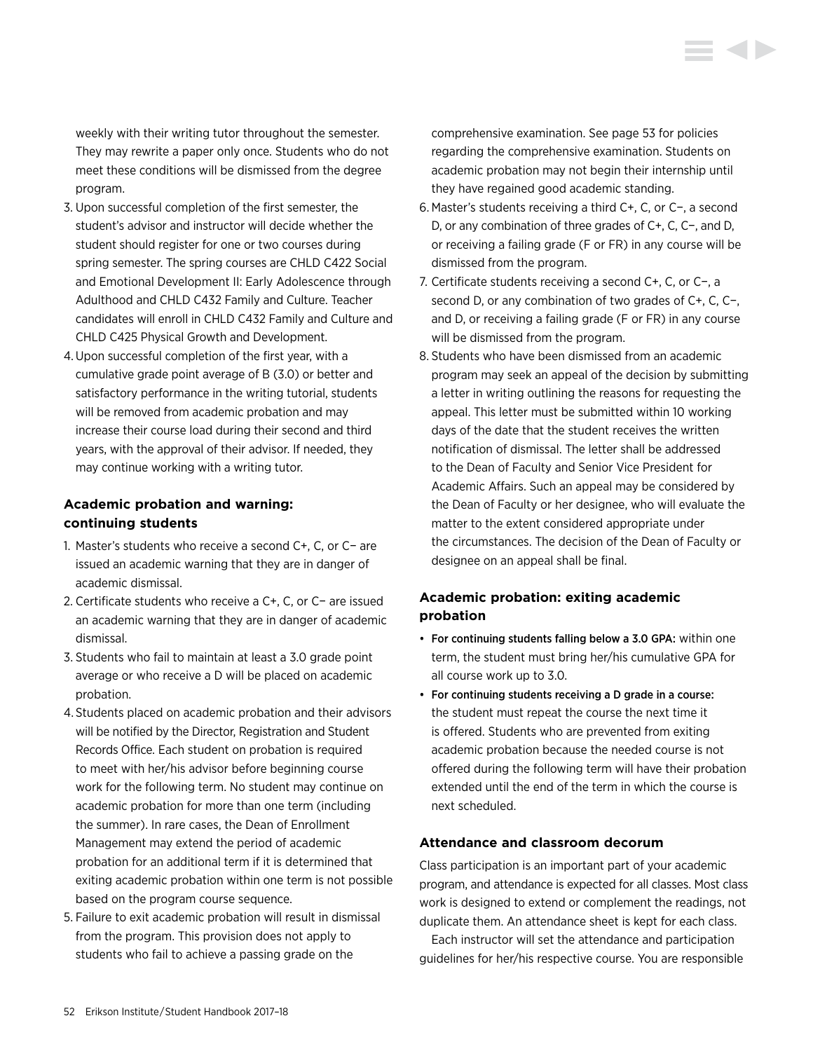weekly with their writing tutor throughout the semester. They may rewrite a paper only once. Students who do not meet these conditions will be dismissed from the degree program.

3. Upon successful completion of the first semester, the student's advisor and instructor will decide whether the student should register for one or two courses during spring semester. The spring courses are CHLD C422 Social and Emotional Development II: Early Adolescence through Adulthood and CHLD C432 Family and Culture. Teacher candidates will enroll in CHLD C432 Family and Culture and CHLD C425 Physical Growth and Development.
4. Upon successful completion of the first year, with a cumulative grade point average of B (3.0) or better and satisfactory performance in the writing tutorial, students will be removed from academic probation and may increase their course load during their second and third years, with the approval of their advisor. If needed, they may continue working with a writing tutor.

### Academic probation and warning: continuing students

1. Master's students who receive a second C+, C, or C− are issued an academic warning that they are in danger of academic dismissal.
2. Certificate students who receive a C+, C, or C− are issued an academic warning that they are in danger of academic dismissal.
3. Students who fail to maintain at least a 3.0 grade point average or who receive a D will be placed on academic probation.
4. Students placed on academic probation and their advisors will be notified by the Director, Registration and Student Records Office. Each student on probation is required to meet with her/his advisor before beginning course work for the following term. No student may continue on academic probation for more than one term (including the summer). In rare cases, the Dean of Enrollment Management may extend the period of academic probation for an additional term if it is determined that exiting academic probation within one term is not possible based on the program course sequence.
5. Failure to exit academic probation will result in dismissal from the program. This provision does not apply to students who fail to achieve a passing grade on the comprehensive examination. See page 53 for policies regarding the comprehensive examination. Students on academic probation may not begin their internship until they have regained good academic standing.
6. Master's students receiving a third C+, C, or C−, a second D, or any combination of three grades of C+, C, C−, and D, or receiving a failing grade (F or FR) in any course will be dismissed from the program.
7. Certificate students receiving a second C+, C, or C−, a second D, or any combination of two grades of C+, C, C−, and D, or receiving a failing grade (F or FR) in any course will be dismissed from the program.
8. Students who have been dismissed from an academic program may seek an appeal of the decision by submitting a letter in writing outlining the reasons for requesting the appeal. This letter must be submitted within 10 working days of the date that the student receives the written notification of dismissal. The letter shall be addressed to the Dean of Faculty and Senior Vice President for Academic Affairs. Such an appeal may be considered by the Dean of Faculty or her designee, who will evaluate the matter to the extent considered appropriate under the circumstances. The decision of the Dean of Faculty or designee on an appeal shall be final.

### Academic probation: exiting academic probation

- **For continuing students falling below a 3.0 GPA:** within one term, the student must bring her/his cumulative GPA for all course work up to 3.0.
- **For continuing students receiving a D grade in a course:** the student must repeat the course the next time it is offered. Students who are prevented from exiting academic probation because the needed course is not offered during the following term will have their probation extended until the end of the term in which the course is next scheduled.

### Attendance and classroom decorum

Class participation is an important part of your academic program, and attendance is expected for all classes. Most class work is designed to extend or complement the readings, not duplicate them. An attendance sheet is kept for each class.

Each instructor will set the attendance and participation guidelines for her/his respective course. You are responsible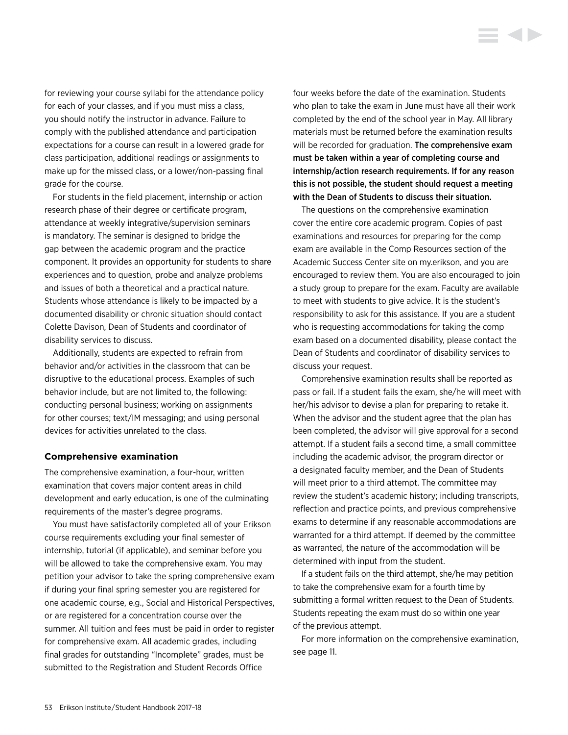for reviewing your course syllabi for the attendance policy for each of your classes, and if you must miss a class, you should notify the instructor in advance. Failure to comply with the published attendance and participation expectations for a course can result in a lowered grade for class participation, additional readings or assignments to make up for the missed class, or a lower/non-passing final grade for the course.

For students in the field placement, internship or action research phase of their degree or certificate program, attendance at weekly integrative/supervision seminars is mandatory. The seminar is designed to bridge the gap between the academic program and the practice component. It provides an opportunity for students to share experiences and to question, probe and analyze problems and issues of both a theoretical and a practical nature. Students whose attendance is likely to be impacted by a documented disability or chronic situation should contact Colette Davison, Dean of Students and coordinator of disability services to discuss.

Additionally, students are expected to refrain from behavior and/or activities in the classroom that can be disruptive to the educational process. Examples of such behavior include, but are not limited to, the following: conducting personal business; working on assignments for other courses; text/IM messaging; and using personal devices for activities unrelated to the class.

### Comprehensive examination

The comprehensive examination, a four-hour, written examination that covers major content areas in child development and early education, is one of the culminating requirements of the master's degree programs.

You must have satisfactorily completed all of your Erikson course requirements excluding your final semester of internship, tutorial (if applicable), and seminar before you will be allowed to take the comprehensive exam. You may petition your advisor to take the spring comprehensive exam if during your final spring semester you are registered for one academic course, e.g., Social and Historical Perspectives, or are registered for a concentration course over the summer. All tuition and fees must be paid in order to register for comprehensive exam. All academic grades, including final grades for outstanding "Incomplete" grades, must be submitted to the Registration and Student Records Office four weeks before the date of the examination. Students who plan to take the exam in June must have all their work completed by the end of the school year in May. All library materials must be returned before the examination results will be recorded for graduation. **The comprehensive exam must be taken within a year of completing course and internship/action research requirements. If for any reason this is not possible, the student should request a meeting with the Dean of Students to discuss their situation.**

The questions on the comprehensive examination cover the entire core academic program. Copies of past examinations and resources for preparing for the comp exam are available in the Comp Resources section of the Academic Success Center site on my.erikson, and you are encouraged to review them. You are also encouraged to join a study group to prepare for the exam. Faculty are available to meet with students to give advice. It is the student's responsibility to ask for this assistance. If you are a student who is requesting accommodations for taking the comp exam based on a documented disability, please contact the Dean of Students and coordinator of disability services to discuss your request.

Comprehensive examination results shall be reported as pass or fail. If a student fails the exam, she/he will meet with her/his advisor to devise a plan for preparing to retake it. When the advisor and the student agree that the plan has been completed, the advisor will give approval for a second attempt. If a student fails a second time, a small committee including the academic advisor, the program director or a designated faculty member, and the Dean of Students will meet prior to a third attempt. The committee may review the student's academic history; including transcripts, reflection and practice points, and previous comprehensive exams to determine if any reasonable accommodations are warranted for a third attempt. If deemed by the committee as warranted, the nature of the accommodation will be determined with input from the student.

If a student fails on the third attempt, she/he may petition to take the comprehensive exam for a fourth time by submitting a formal written request to the Dean of Students. Students repeating the exam must do so within one year of the previous attempt.

For more information on the comprehensive examination, see page 11.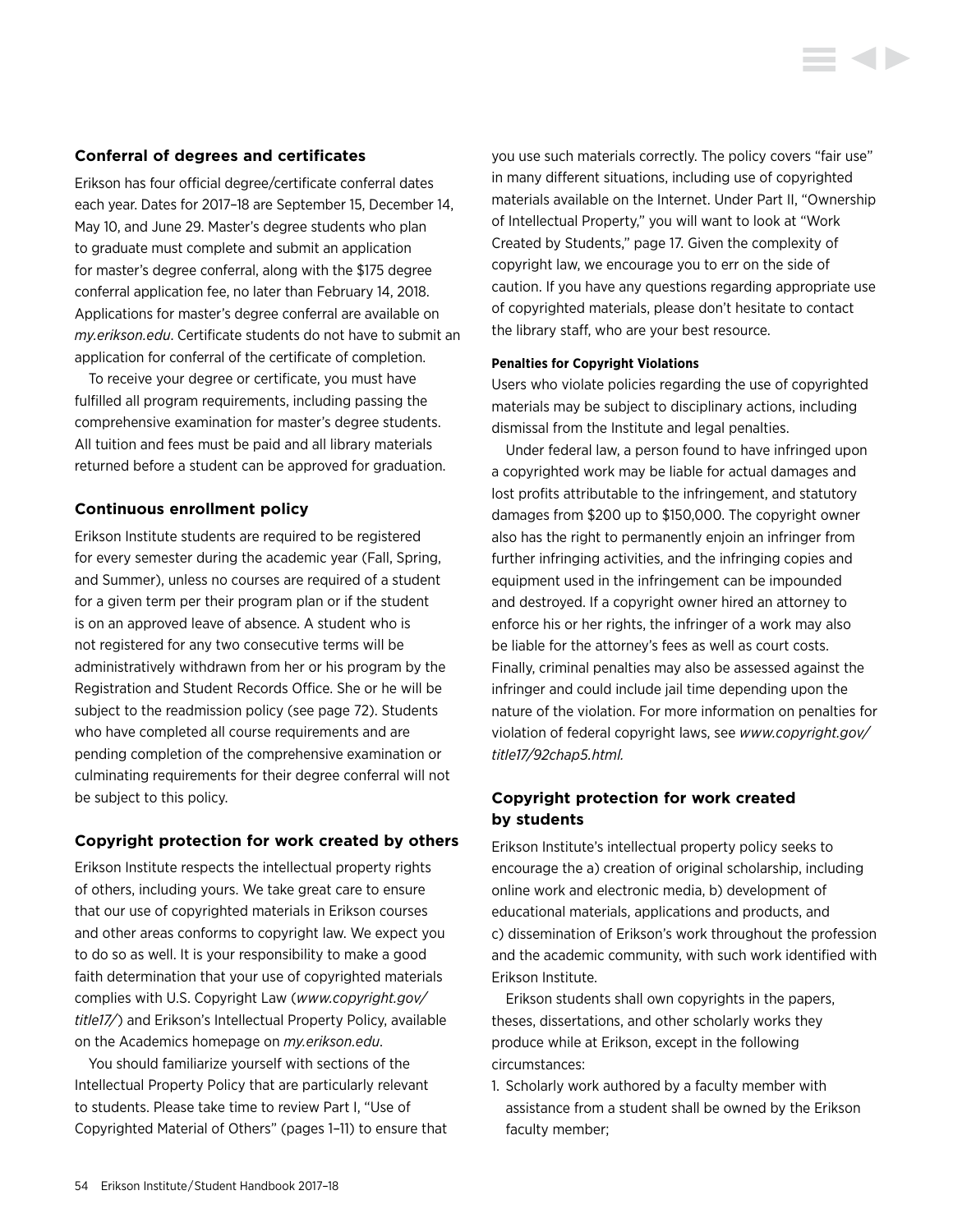## Conferral of degrees and certificates

Erikson has four official degree/certificate conferral dates each year. Dates for 2017–18 are September 15, December 14, May 10, and June 29. Master's degree students who plan to graduate must complete and submit an application for master's degree conferral, along with the $175 degree conferral application fee, no later than February 14, 2018. Applications for master's degree conferral are available on *my.erikson.edu*. Certificate students do not have to submit an application for conferral of the certificate of completion.

To receive your degree or certificate, you must have fulfilled all program requirements, including passing the comprehensive examination for master's degree students. All tuition and fees must be paid and all library materials returned before a student can be approved for graduation.

## Continuous enrollment policy

Erikson Institute students are required to be registered for every semester during the academic year (Fall, Spring, and Summer), unless no courses are required of a student for a given term per their program plan or if the student is on an approved leave of absence. A student who is not registered for any two consecutive terms will be administratively withdrawn from her or his program by the Registration and Student Records Office. She or he will be subject to the readmission policy (see page 72). Students who have completed all course requirements and are pending completion of the comprehensive examination or culminating requirements for their degree conferral will not be subject to this policy.

## Copyright protection for work created by others

Erikson Institute respects the intellectual property rights of others, including yours. We take great care to ensure that our use of copyrighted materials in Erikson courses and other areas conforms to copyright law. We expect you to do so as well. It is your responsibility to make a good faith determination that your use of copyrighted materials complies with U.S. Copyright Law (*www.copyright.gov/title17/*) and Erikson's Intellectual Property Policy, available on the Academics homepage on *my.erikson.edu*.

You should familiarize yourself with sections of the Intellectual Property Policy that are particularly relevant to students. Please take time to review Part I, "Use of Copyrighted Material of Others" (pages 1–11) to ensure that you use such materials correctly. The policy covers "fair use" in many different situations, including use of copyrighted materials available on the Internet. Under Part II, "Ownership of Intellectual Property," you will want to look at "Work Created by Students," page 17. Given the complexity of copyright law, we encourage you to err on the side of caution. If you have any questions regarding appropriate use of copyrighted materials, please don't hesitate to contact the library staff, who are your best resource.

#### Penalties for Copyright Violations

Users who violate policies regarding the use of copyrighted materials may be subject to disciplinary actions, including dismissal from the Institute and legal penalties.

Under federal law, a person found to have infringed upon a copyrighted work may be liable for actual damages and lost profits attributable to the infringement, and statutory damages from $200 up to $150,000. The copyright owner also has the right to permanently enjoin an infringer from further infringing activities, and the infringing copies and equipment used in the infringement can be impounded and destroyed. If a copyright owner hired an attorney to enforce his or her rights, the infringer of a work may also be liable for the attorney's fees as well as court costs. Finally, criminal penalties may also be assessed against the infringer and could include jail time depending upon the nature of the violation. For more information on penalties for violation of federal copyright laws, see *www.copyright.gov/title17/92chap5.html.*

## Copyright protection for work created by students

Erikson Institute's intellectual property policy seeks to encourage the a) creation of original scholarship, including online work and electronic media, b) development of educational materials, applications and products, and c) dissemination of Erikson's work throughout the profession and the academic community, with such work identified with Erikson Institute.

Erikson students shall own copyrights in the papers, theses, dissertations, and other scholarly works they produce while at Erikson, except in the following circumstances:

1. Scholarly work authored by a faculty member with assistance from a student shall be owned by the Erikson faculty member;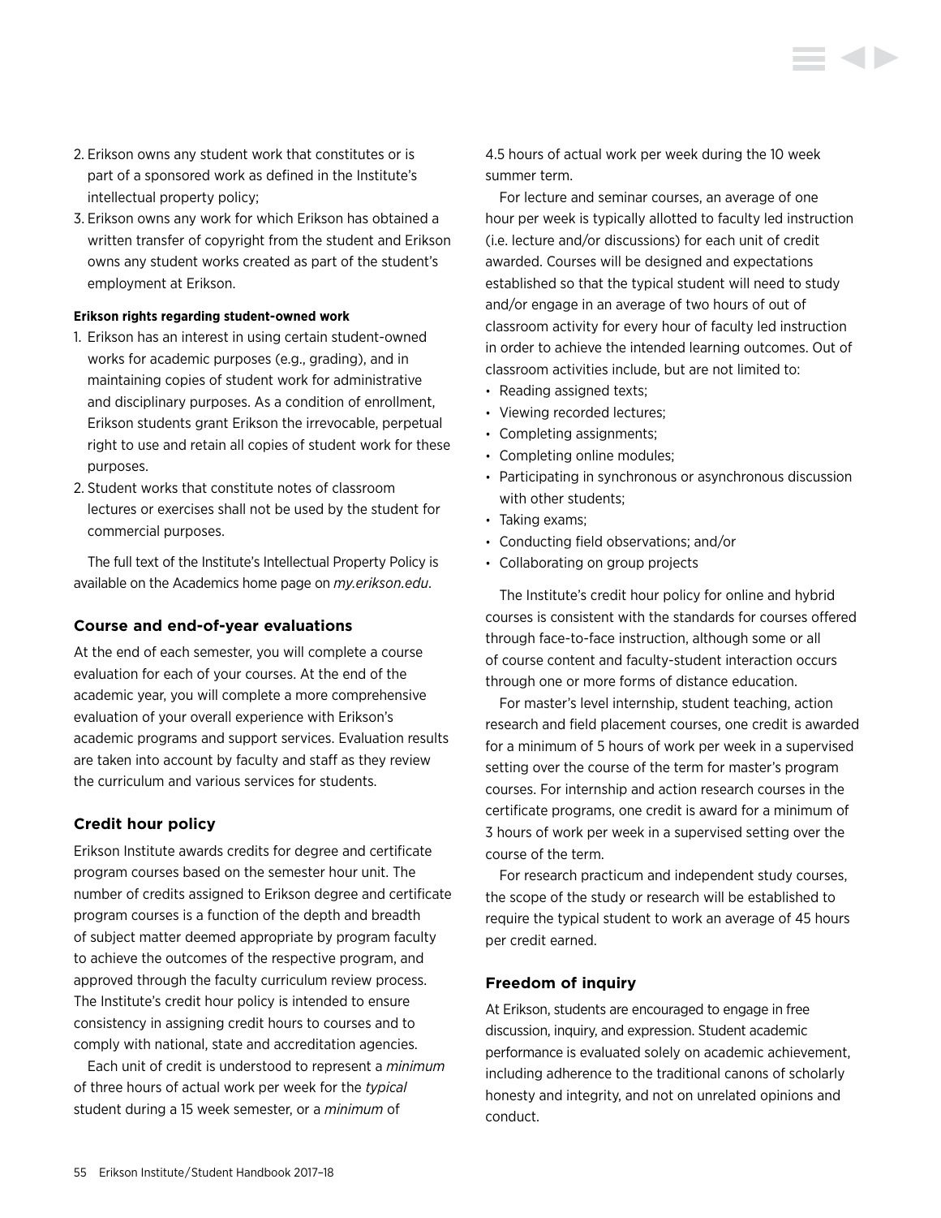2. Erikson owns any student work that constitutes or is part of a sponsored work as defined in the Institute's intellectual property policy;
3. Erikson owns any work for which Erikson has obtained a written transfer of copyright from the student and Erikson owns any student works created as part of the student's employment at Erikson.

**Erikson rights regarding student-owned work**

1. Erikson has an interest in using certain student-owned works for academic purposes (e.g., grading), and in maintaining copies of student work for administrative and disciplinary purposes. As a condition of enrollment, Erikson students grant Erikson the irrevocable, perpetual right to use and retain all copies of student work for these purposes.
2. Student works that constitute notes of classroom lectures or exercises shall not be used by the student for commercial purposes.

The full text of the Institute's Intellectual Property Policy is available on the Academics home page on *my.erikson.edu*.

### Course and end-of-year evaluations

At the end of each semester, you will complete a course evaluation for each of your courses. At the end of the academic year, you will complete a more comprehensive evaluation of your overall experience with Erikson's academic programs and support services. Evaluation results are taken into account by faculty and staff as they review the curriculum and various services for students.

### Credit hour policy

Erikson Institute awards credits for degree and certificate program courses based on the semester hour unit. The number of credits assigned to Erikson degree and certificate program courses is a function of the depth and breadth of subject matter deemed appropriate by program faculty to achieve the outcomes of the respective program, and approved through the faculty curriculum review process. The Institute's credit hour policy is intended to ensure consistency in assigning credit hours to courses and to comply with national, state and accreditation agencies.

Each unit of credit is understood to represent a *minimum* of three hours of actual work per week for the *typical* student during a 15 week semester, or a *minimum* of 4.5 hours of actual work per week during the 10 week summer term.

For lecture and seminar courses, an average of one hour per week is typically allotted to faculty led instruction (i.e. lecture and/or discussions) for each unit of credit awarded. Courses will be designed and expectations established so that the typical student will need to study and/or engage in an average of two hours of out of classroom activity for every hour of faculty led instruction in order to achieve the intended learning outcomes. Out of classroom activities include, but are not limited to:

- Reading assigned texts;
- Viewing recorded lectures;
- Completing assignments;
- Completing online modules;
- Participating in synchronous or asynchronous discussion with other students;
- Taking exams;
- Conducting field observations; and/or
- Collaborating on group projects

The Institute's credit hour policy for online and hybrid courses is consistent with the standards for courses offered through face-to-face instruction, although some or all of course content and faculty-student interaction occurs through one or more forms of distance education.

For master's level internship, student teaching, action research and field placement courses, one credit is awarded for a minimum of 5 hours of work per week in a supervised setting over the course of the term for master's program courses. For internship and action research courses in the certificate programs, one credit is award for a minimum of 3 hours of work per week in a supervised setting over the course of the term.

For research practicum and independent study courses, the scope of the study or research will be established to require the typical student to work an average of 45 hours per credit earned.

### Freedom of inquiry

At Erikson, students are encouraged to engage in free discussion, inquiry, and expression. Student academic performance is evaluated solely on academic achievement, including adherence to the traditional canons of scholarly honesty and integrity, and not on unrelated opinions and conduct.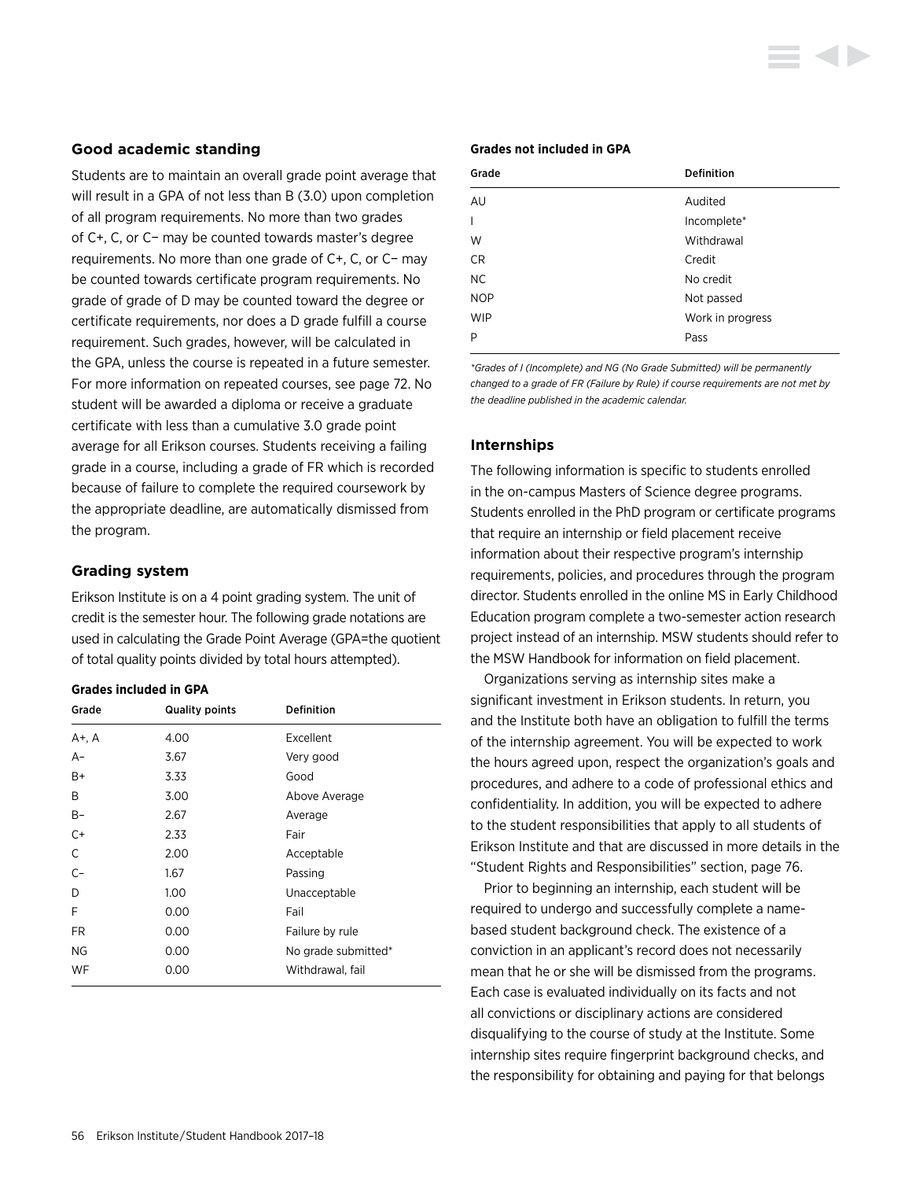## Good academic standing

Students are to maintain an overall grade point average that will result in a GPA of not less than B (3.0) upon completion of all program requirements. No more than two grades of C+, C, or C− may be counted towards master's degree requirements. No more than one grade of C+, C, or C− may be counted towards certificate program requirements. No grade of grade of D may be counted toward the degree or certificate requirements, nor does a D grade fulfill a course requirement. Such grades, however, will be calculated in the GPA, unless the course is repeated in a future semester. For more information on repeated courses, see page 72. No student will be awarded a diploma or receive a graduate certificate with less than a cumulative 3.0 grade point average for all Erikson courses. Students receiving a failing grade in a course, including a grade of FR which is recorded because of failure to complete the required coursework by the appropriate deadline, are automatically dismissed from the program.

## Grading system

Erikson Institute is on a 4 point grading system. The unit of credit is the semester hour. The following grade notations are used in calculating the Grade Point Average (GPA=the quotient of total quality points divided by total hours attempted).

**Grades included in GPA**

| Grade | Quality points | Definition |
|---|---|---|
| A+, A | 4.00 | Excellent |
| A− | 3.67 | Very good |
| B+ | 3.33 | Good |
| B | 3.00 | Above Average |
| B− | 2.67 | Average |
| C+ | 2.33 | Fair |
| C | 2.00 | Acceptable |
| C− | 1.67 | Passing |
| D | 1.00 | Unacceptable |
| F | 0.00 | Fail |
| FR | 0.00 | Failure by rule |
| NG | 0.00 | No grade submitted* |
| WF | 0.00 | Withdrawal, fail |

**Grades not included in GPA**

| Grade | Definition |
|---|---|
| AU | Audited |
| I | Incomplete* |
| W | Withdrawal |
| CR | Credit |
| NC | No credit |
| NOP | Not passed |
| WIP | Work in progress |
| P | Pass |

*\*Grades of I (Incomplete) and NG (No Grade Submitted) will be permanently changed to a grade of FR (Failure by Rule) if course requirements are not met by the deadline published in the academic calendar.*

## Internships

The following information is specific to students enrolled in the on-campus Masters of Science degree programs. Students enrolled in the PhD program or certificate programs that require an internship or field placement receive information about their respective program's internship requirements, policies, and procedures through the program director. Students enrolled in the online MS in Early Childhood Education program complete a two-semester action research project instead of an internship. MSW students should refer to the MSW Handbook for information on field placement.

Organizations serving as internship sites make a significant investment in Erikson students. In return, you and the Institute both have an obligation to fulfill the terms of the internship agreement. You will be expected to work the hours agreed upon, respect the organization's goals and procedures, and adhere to a code of professional ethics and confidentiality. In addition, you will be expected to adhere to the student responsibilities that apply to all students of Erikson Institute and that are discussed in more details in the "Student Rights and Responsibilities" section, page 76.

Prior to beginning an internship, each student will be required to undergo and successfully complete a name-based student background check. The existence of a conviction in an applicant's record does not necessarily mean that he or she will be dismissed from the programs. Each case is evaluated individually on its facts and not all convictions or disciplinary actions are considered disqualifying to the course of study at the Institute. Some internship sites require fingerprint background checks, and the responsibility for obtaining and paying for that belongs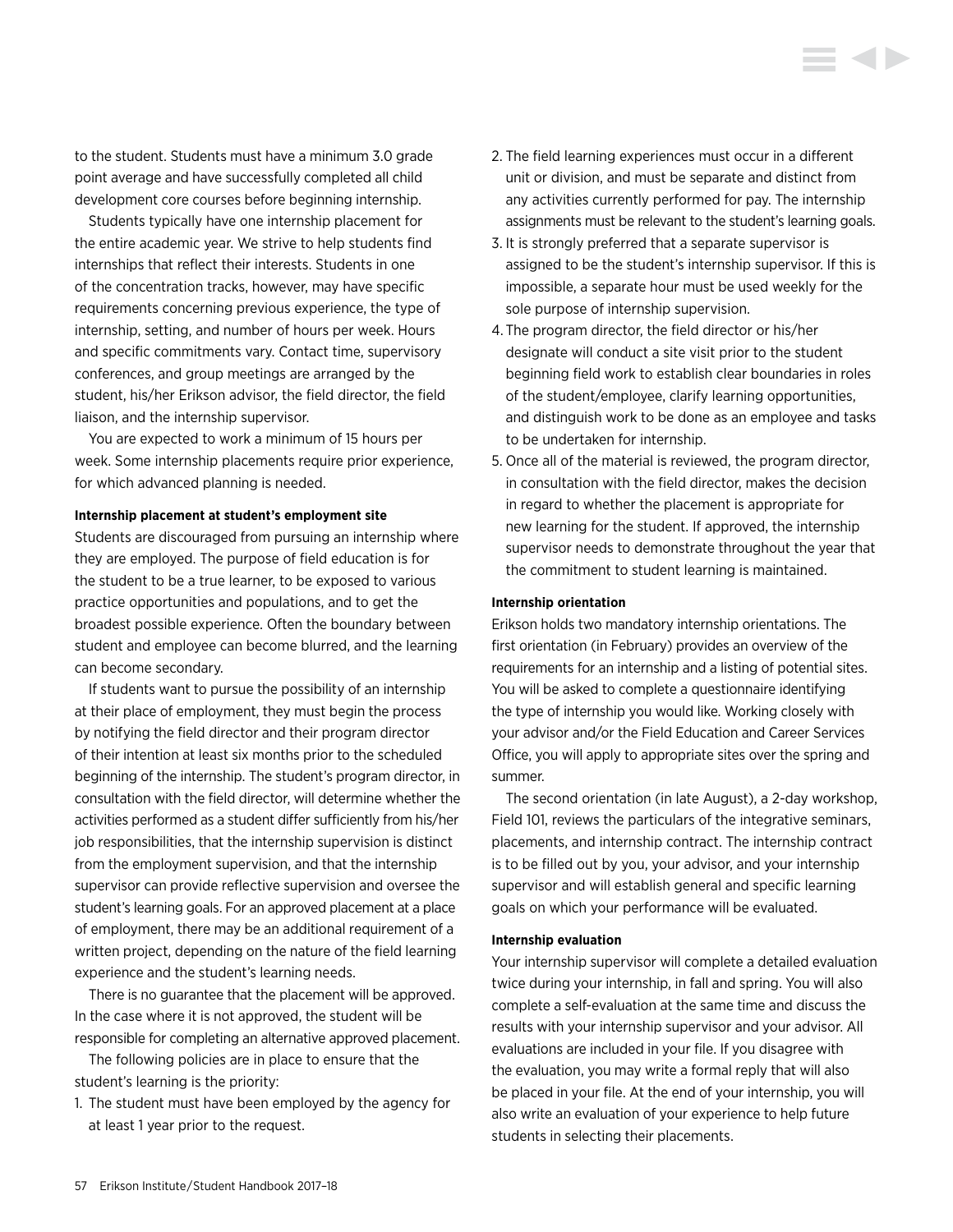to the student. Students must have a minimum 3.0 grade point average and have successfully completed all child development core courses before beginning internship.

Students typically have one internship placement for the entire academic year. We strive to help students find internships that reflect their interests. Students in one of the concentration tracks, however, may have specific requirements concerning previous experience, the type of internship, setting, and number of hours per week. Hours and specific commitments vary. Contact time, supervisory conferences, and group meetings are arranged by the student, his/her Erikson advisor, the field director, the field liaison, and the internship supervisor.

You are expected to work a minimum of 15 hours per week. Some internship placements require prior experience, for which advanced planning is needed.

#### Internship placement at student's employment site

Students are discouraged from pursuing an internship where they are employed. The purpose of field education is for the student to be a true learner, to be exposed to various practice opportunities and populations, and to get the broadest possible experience. Often the boundary between student and employee can become blurred, and the learning can become secondary.

If students want to pursue the possibility of an internship at their place of employment, they must begin the process by notifying the field director and their program director of their intention at least six months prior to the scheduled beginning of the internship. The student's program director, in consultation with the field director, will determine whether the activities performed as a student differ sufficiently from his/her job responsibilities, that the internship supervision is distinct from the employment supervision, and that the internship supervisor can provide reflective supervision and oversee the student's learning goals. For an approved placement at a place of employment, there may be an additional requirement of a written project, depending on the nature of the field learning experience and the student's learning needs.

There is no guarantee that the placement will be approved. In the case where it is not approved, the student will be responsible for completing an alternative approved placement.

The following policies are in place to ensure that the student's learning is the priority:

1. The student must have been employed by the agency for at least 1 year prior to the request.
2. The field learning experiences must occur in a different unit or division, and must be separate and distinct from any activities currently performed for pay. The internship assignments must be relevant to the student's learning goals.
3. It is strongly preferred that a separate supervisor is assigned to be the student's internship supervisor. If this is impossible, a separate hour must be used weekly for the sole purpose of internship supervision.
4. The program director, the field director or his/her designate will conduct a site visit prior to the student beginning field work to establish clear boundaries in roles of the student/employee, clarify learning opportunities, and distinguish work to be done as an employee and tasks to be undertaken for internship.
5. Once all of the material is reviewed, the program director, in consultation with the field director, makes the decision in regard to whether the placement is appropriate for new learning for the student. If approved, the internship supervisor needs to demonstrate throughout the year that the commitment to student learning is maintained.

#### Internship orientation

Erikson holds two mandatory internship orientations. The first orientation (in February) provides an overview of the requirements for an internship and a listing of potential sites. You will be asked to complete a questionnaire identifying the type of internship you would like. Working closely with your advisor and/or the Field Education and Career Services Office, you will apply to appropriate sites over the spring and summer.

The second orientation (in late August), a 2-day workshop, Field 101, reviews the particulars of the integrative seminars, placements, and internship contract. The internship contract is to be filled out by you, your advisor, and your internship supervisor and will establish general and specific learning goals on which your performance will be evaluated.

#### Internship evaluation

Your internship supervisor will complete a detailed evaluation twice during your internship, in fall and spring. You will also complete a self-evaluation at the same time and discuss the results with your internship supervisor and your advisor. All evaluations are included in your file. If you disagree with the evaluation, you may write a formal reply that will also be placed in your file. At the end of your internship, you will also write an evaluation of your experience to help future students in selecting their placements.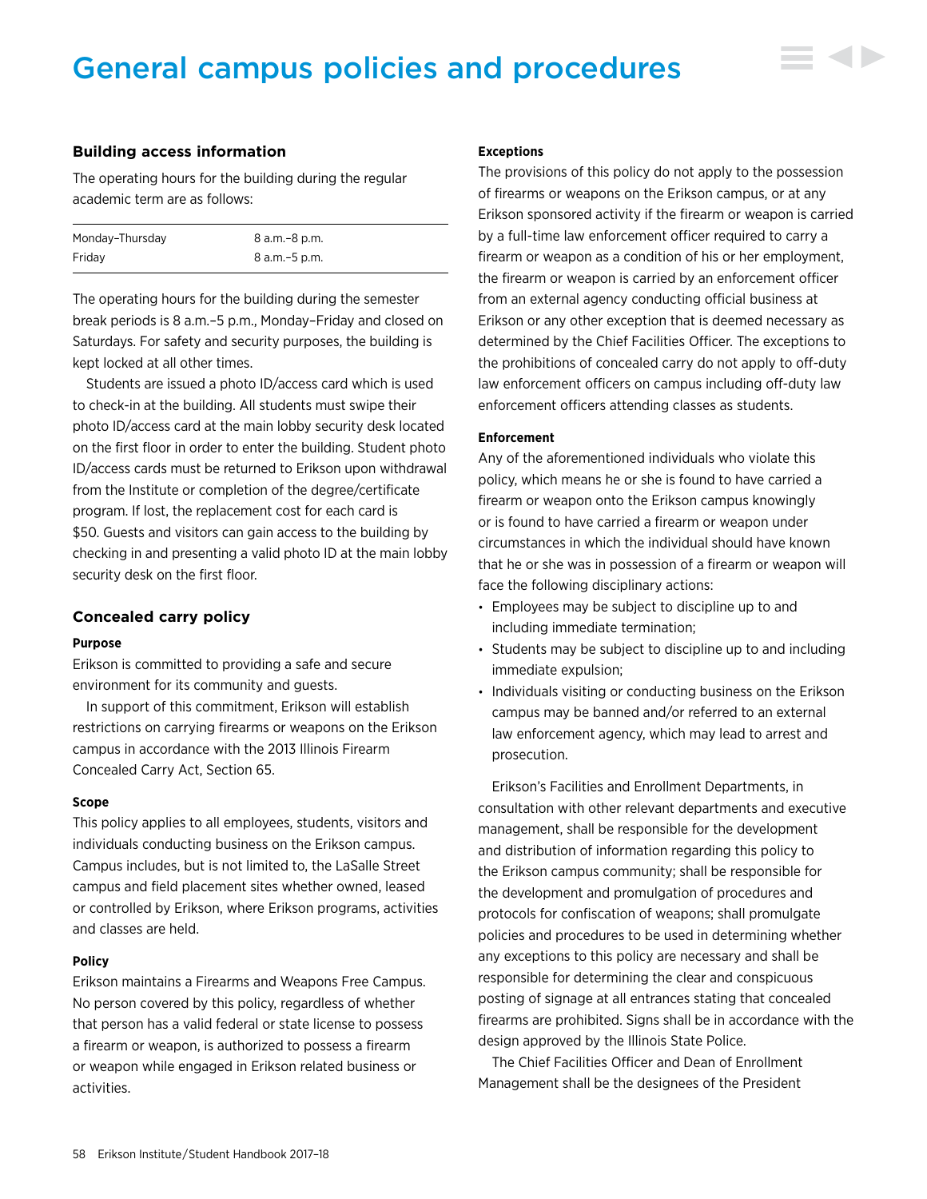# General campus policies and procedures

## Building access information

The operating hours for the building during the regular academic term are as follows:

| | |
|---|---|
| Monday–Thursday | 8 a.m.–8 p.m. |
| Friday | 8 a.m.–5 p.m. |

The operating hours for the building during the semester break periods is 8 a.m.–5 p.m., Monday–Friday and closed on Saturdays. For safety and security purposes, the building is kept locked at all other times.

Students are issued a photo ID/access card which is used to check-in at the building. All students must swipe their photo ID/access card at the main lobby security desk located on the first floor in order to enter the building. Student photo ID/access cards must be returned to Erikson upon withdrawal from the Institute or completion of the degree/certificate program. If lost, the replacement cost for each card is $50. Guests and visitors can gain access to the building by checking in and presenting a valid photo ID at the main lobby security desk on the first floor.

## Concealed carry policy

#### Purpose

Erikson is committed to providing a safe and secure environment for its community and guests.

In support of this commitment, Erikson will establish restrictions on carrying firearms or weapons on the Erikson campus in accordance with the 2013 Illinois Firearm Concealed Carry Act, Section 65.

#### Scope

This policy applies to all employees, students, visitors and individuals conducting business on the Erikson campus. Campus includes, but is not limited to, the LaSalle Street campus and field placement sites whether owned, leased or controlled by Erikson, where Erikson programs, activities and classes are held.

#### Policy

Erikson maintains a Firearms and Weapons Free Campus. No person covered by this policy, regardless of whether that person has a valid federal or state license to possess a firearm or weapon, is authorized to possess a firearm or weapon while engaged in Erikson related business or activities.

#### Exceptions

The provisions of this policy do not apply to the possession of firearms or weapons on the Erikson campus, or at any Erikson sponsored activity if the firearm or weapon is carried by a full-time law enforcement officer required to carry a firearm or weapon as a condition of his or her employment, the firearm or weapon is carried by an enforcement officer from an external agency conducting official business at Erikson or any other exception that is deemed necessary as determined by the Chief Facilities Officer. The exceptions to the prohibitions of concealed carry do not apply to off-duty law enforcement officers on campus including off-duty law enforcement officers attending classes as students.

#### Enforcement

Any of the aforementioned individuals who violate this policy, which means he or she is found to have carried a firearm or weapon onto the Erikson campus knowingly or is found to have carried a firearm or weapon under circumstances in which the individual should have known that he or she was in possession of a firearm or weapon will face the following disciplinary actions:

- Employees may be subject to discipline up to and including immediate termination;
- Students may be subject to discipline up to and including immediate expulsion;
- Individuals visiting or conducting business on the Erikson campus may be banned and/or referred to an external law enforcement agency, which may lead to arrest and prosecution.

Erikson's Facilities and Enrollment Departments, in consultation with other relevant departments and executive management, shall be responsible for the development and distribution of information regarding this policy to the Erikson campus community; shall be responsible for the development and promulgation of procedures and protocols for confiscation of weapons; shall promulgate policies and procedures to be used in determining whether any exceptions to this policy are necessary and shall be responsible for determining the clear and conspicuous posting of signage at all entrances stating that concealed firearms are prohibited. Signs shall be in accordance with the design approved by the Illinois State Police.

The Chief Facilities Officer and Dean of Enrollment Management shall be the designees of the President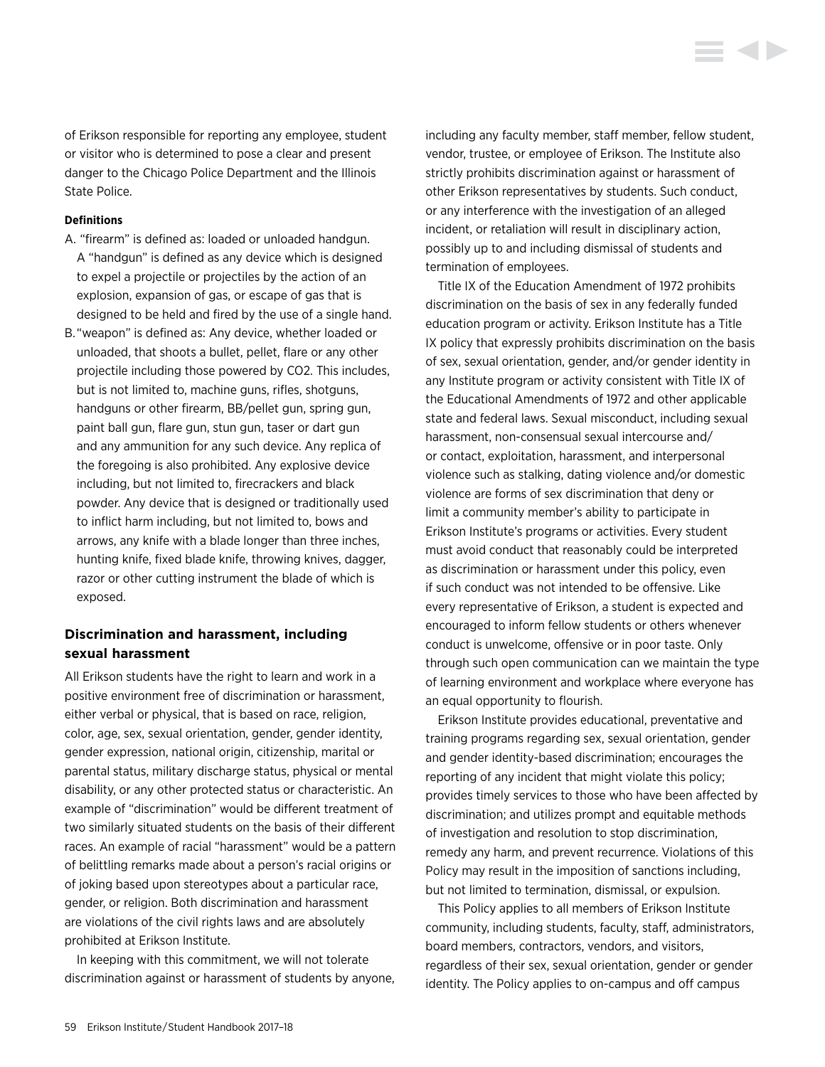of Erikson responsible for reporting any employee, student or visitor who is determined to pose a clear and present danger to the Chicago Police Department and the Illinois State Police.

**Definitions**

A. "firearm" is defined as: loaded or unloaded handgun. A "handgun" is defined as any device which is designed to expel a projectile or projectiles by the action of an explosion, expansion of gas, or escape of gas that is designed to be held and fired by the use of a single hand.

B. "weapon" is defined as: Any device, whether loaded or unloaded, that shoots a bullet, pellet, flare or any other projectile including those powered by CO2. This includes, but is not limited to, machine guns, rifles, shotguns, handguns or other firearm, BB/pellet gun, spring gun, paint ball gun, flare gun, stun gun, taser or dart gun and any ammunition for any such device. Any replica of the foregoing is also prohibited. Any explosive device including, but not limited to, firecrackers and black powder. Any device that is designed or traditionally used to inflict harm including, but not limited to, bows and arrows, any knife with a blade longer than three inches, hunting knife, fixed blade knife, throwing knives, dagger, razor or other cutting instrument the blade of which is exposed.

### Discrimination and harassment, including sexual harassment

All Erikson students have the right to learn and work in a positive environment free of discrimination or harassment, either verbal or physical, that is based on race, religion, color, age, sex, sexual orientation, gender, gender identity, gender expression, national origin, citizenship, marital or parental status, military discharge status, physical or mental disability, or any other protected status or characteristic. An example of "discrimination" would be different treatment of two similarly situated students on the basis of their different races. An example of racial "harassment" would be a pattern of belittling remarks made about a person's racial origins or of joking based upon stereotypes about a particular race, gender, or religion. Both discrimination and harassment are violations of the civil rights laws and are absolutely prohibited at Erikson Institute.

In keeping with this commitment, we will not tolerate discrimination against or harassment of students by anyone, including any faculty member, staff member, fellow student, vendor, trustee, or employee of Erikson. The Institute also strictly prohibits discrimination against or harassment of other Erikson representatives by students. Such conduct, or any interference with the investigation of an alleged incident, or retaliation will result in disciplinary action, possibly up to and including dismissal of students and termination of employees.

Title IX of the Education Amendment of 1972 prohibits discrimination on the basis of sex in any federally funded education program or activity. Erikson Institute has a Title IX policy that expressly prohibits discrimination on the basis of sex, sexual orientation, gender, and/or gender identity in any Institute program or activity consistent with Title IX of the Educational Amendments of 1972 and other applicable state and federal laws. Sexual misconduct, including sexual harassment, non-consensual sexual intercourse and/or contact, exploitation, harassment, and interpersonal violence such as stalking, dating violence and/or domestic violence are forms of sex discrimination that deny or limit a community member's ability to participate in Erikson Institute's programs or activities. Every student must avoid conduct that reasonably could be interpreted as discrimination or harassment under this policy, even if such conduct was not intended to be offensive. Like every representative of Erikson, a student is expected and encouraged to inform fellow students or others whenever conduct is unwelcome, offensive or in poor taste. Only through such open communication can we maintain the type of learning environment and workplace where everyone has an equal opportunity to flourish.

Erikson Institute provides educational, preventative and training programs regarding sex, sexual orientation, gender and gender identity-based discrimination; encourages the reporting of any incident that might violate this policy; provides timely services to those who have been affected by discrimination; and utilizes prompt and equitable methods of investigation and resolution to stop discrimination, remedy any harm, and prevent recurrence. Violations of this Policy may result in the imposition of sanctions including, but not limited to termination, dismissal, or expulsion.

This Policy applies to all members of Erikson Institute community, including students, faculty, staff, administrators, board members, contractors, vendors, and visitors, regardless of their sex, sexual orientation, gender or gender identity. The Policy applies to on-campus and off campus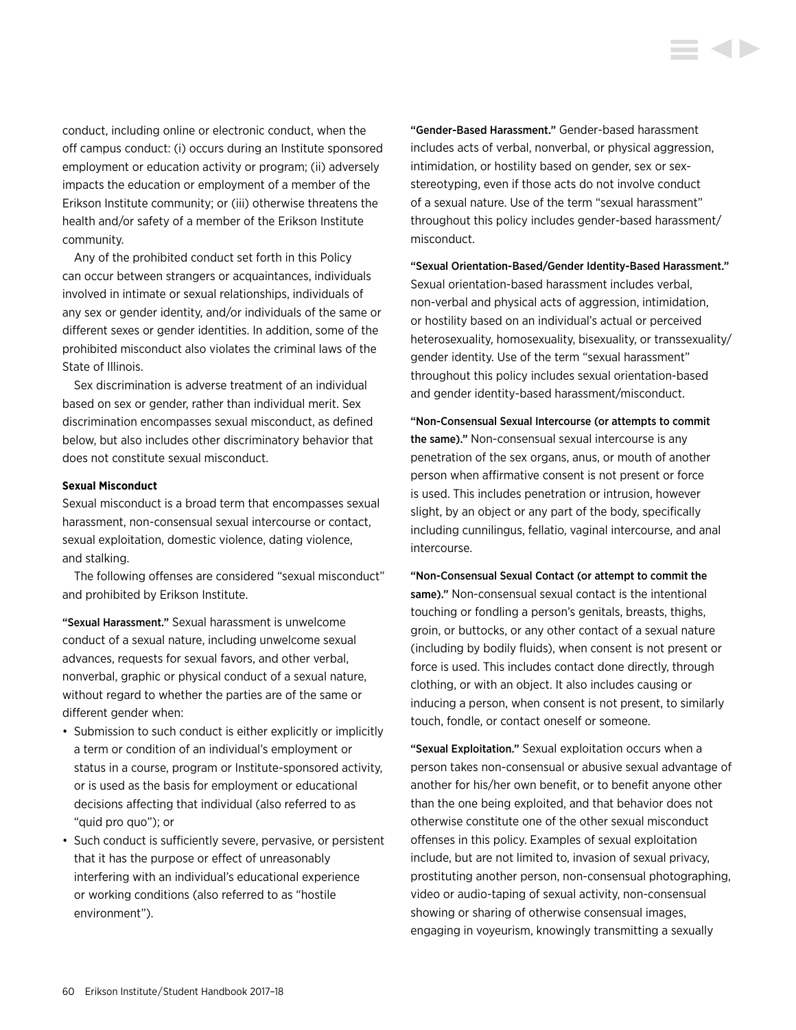conduct, including online or electronic conduct, when the off campus conduct: (i) occurs during an Institute sponsored employment or education activity or program; (ii) adversely impacts the education or employment of a member of the Erikson Institute community; or (iii) otherwise threatens the health and/or safety of a member of the Erikson Institute community.

Any of the prohibited conduct set forth in this Policy can occur between strangers or acquaintances, individuals involved in intimate or sexual relationships, individuals of any sex or gender identity, and/or individuals of the same or different sexes or gender identities. In addition, some of the prohibited misconduct also violates the criminal laws of the State of Illinois.

Sex discrimination is adverse treatment of an individual based on sex or gender, rather than individual merit. Sex discrimination encompasses sexual misconduct, as defined below, but also includes other discriminatory behavior that does not constitute sexual misconduct.

**Sexual Misconduct**

Sexual misconduct is a broad term that encompasses sexual harassment, non-consensual sexual intercourse or contact, sexual exploitation, domestic violence, dating violence, and stalking.

The following offenses are considered "sexual misconduct" and prohibited by Erikson Institute.

"Sexual Harassment." Sexual harassment is unwelcome conduct of a sexual nature, including unwelcome sexual advances, requests for sexual favors, and other verbal, nonverbal, graphic or physical conduct of a sexual nature, without regard to whether the parties are of the same or different gender when:

- Submission to such conduct is either explicitly or implicitly a term or condition of an individual's employment or status in a course, program or Institute-sponsored activity, or is used as the basis for employment or educational decisions affecting that individual (also referred to as "quid pro quo"); or
- Such conduct is sufficiently severe, pervasive, or persistent that it has the purpose or effect of unreasonably interfering with an individual's educational experience or working conditions (also referred to as "hostile environment").

"Gender-Based Harassment." Gender-based harassment includes acts of verbal, nonverbal, or physical aggression, intimidation, or hostility based on gender, sex or sex-stereotyping, even if those acts do not involve conduct of a sexual nature. Use of the term "sexual harassment" throughout this policy includes gender-based harassment/misconduct.

"Sexual Orientation-Based/Gender Identity-Based Harassment." Sexual orientation-based harassment includes verbal, non-verbal and physical acts of aggression, intimidation, or hostility based on an individual's actual or perceived heterosexuality, homosexuality, bisexuality, or transsexuality/gender identity. Use of the term "sexual harassment" throughout this policy includes sexual orientation-based and gender identity-based harassment/misconduct.

"Non-Consensual Sexual Intercourse (or attempts to commit the same)." Non-consensual sexual intercourse is any penetration of the sex organs, anus, or mouth of another person when affirmative consent is not present or force is used. This includes penetration or intrusion, however slight, by an object or any part of the body, specifically including cunnilingus, fellatio, vaginal intercourse, and anal intercourse.

"Non-Consensual Sexual Contact (or attempt to commit the same)." Non-consensual sexual contact is the intentional touching or fondling a person's genitals, breasts, thighs, groin, or buttocks, or any other contact of a sexual nature (including by bodily fluids), when consent is not present or force is used. This includes contact done directly, through clothing, or with an object. It also includes causing or inducing a person, when consent is not present, to similarly touch, fondle, or contact oneself or someone.

"Sexual Exploitation." Sexual exploitation occurs when a person takes non-consensual or abusive sexual advantage of another for his/her own benefit, or to benefit anyone other than the one being exploited, and that behavior does not otherwise constitute one of the other sexual misconduct offenses in this policy. Examples of sexual exploitation include, but are not limited to, invasion of sexual privacy, prostituting another person, non-consensual photographing, video or audio-taping of sexual activity, non-consensual showing or sharing of otherwise consensual images, engaging in voyeurism, knowingly transmitting a sexually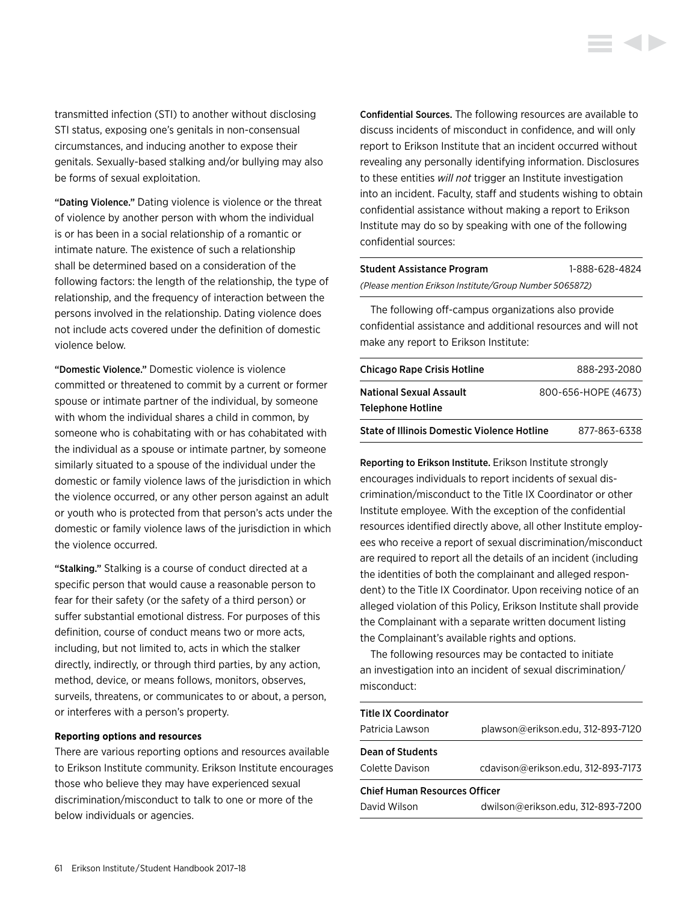transmitted infection (STI) to another without disclosing STI status, exposing one's genitals in non-consensual circumstances, and inducing another to expose their genitals. Sexually-based stalking and/or bullying may also be forms of sexual exploitation.

**"Dating Violence."** Dating violence is violence or the threat of violence by another person with whom the individual is or has been in a social relationship of a romantic or intimate nature. The existence of such a relationship shall be determined based on a consideration of the following factors: the length of the relationship, the type of relationship, and the frequency of interaction between the persons involved in the relationship. Dating violence does not include acts covered under the definition of domestic violence below.

**"Domestic Violence."** Domestic violence is violence committed or threatened to commit by a current or former spouse or intimate partner of the individual, by someone with whom the individual shares a child in common, by someone who is cohabitating with or has cohabitated with the individual as a spouse or intimate partner, by someone similarly situated to a spouse of the individual under the domestic or family violence laws of the jurisdiction in which the violence occurred, or any other person against an adult or youth who is protected from that person's acts under the domestic or family violence laws of the jurisdiction in which the violence occurred.

**"Stalking."** Stalking is a course of conduct directed at a specific person that would cause a reasonable person to fear for their safety (or the safety of a third person) or suffer substantial emotional distress. For purposes of this definition, course of conduct means two or more acts, including, but not limited to, acts in which the stalker directly, indirectly, or through third parties, by any action, method, device, or means follows, monitors, observes, surveils, threatens, or communicates to or about, a person, or interferes with a person's property.

### Reporting options and resources

There are various reporting options and resources available to Erikson Institute community. Erikson Institute encourages those who believe they may have experienced sexual discrimination/misconduct to talk to one or more of the below individuals or agencies.

**Confidential Sources.** The following resources are available to discuss incidents of misconduct in confidence, and will only report to Erikson Institute that an incident occurred without revealing any personally identifying information. Disclosures to these entities *will not* trigger an Institute investigation into an incident. Faculty, staff and students wishing to obtain confidential assistance without making a report to Erikson Institute may do so by speaking with one of the following confidential sources:

| Resource | Phone |
|---|---|
| **Student Assistance Program** *(Please mention Erikson Institute/Group Number 5065872)* | 1-888-628-4824 |

The following off-campus organizations also provide confidential assistance and additional resources and will not make any report to Erikson Institute:

| Organization | Phone |
|---|---|
| **Chicago Rape Crisis Hotline** | 888-293-2080 |
| **National Sexual Assault Telephone Hotline** | 800-656-HOPE (4673) |
| **State of Illinois Domestic Violence Hotline** | 877-863-6338 |

**Reporting to Erikson Institute.** Erikson Institute strongly encourages individuals to report incidents of sexual discrimination/misconduct to the Title IX Coordinator or other Institute employee. With the exception of the confidential resources identified directly above, all other Institute employees who receive a report of sexual discrimination/misconduct are required to report all the details of an incident (including the identities of both the complainant and alleged respondent) to the Title IX Coordinator. Upon receiving notice of an alleged violation of this Policy, Erikson Institute shall provide the Complainant with a separate written document listing the Complainant's available rights and options.

The following resources may be contacted to initiate an investigation into an incident of sexual discrimination/misconduct:

| Contact | Email, Phone |
|---|---|
| **Title IX Coordinator** Patricia Lawson | plawson@erikson.edu, 312-893-7120 |
| **Dean of Students** Colette Davison | cdavison@erikson.edu, 312-893-7173 |
| **Chief Human Resources Officer** David Wilson | dwilson@erikson.edu, 312-893-7200 |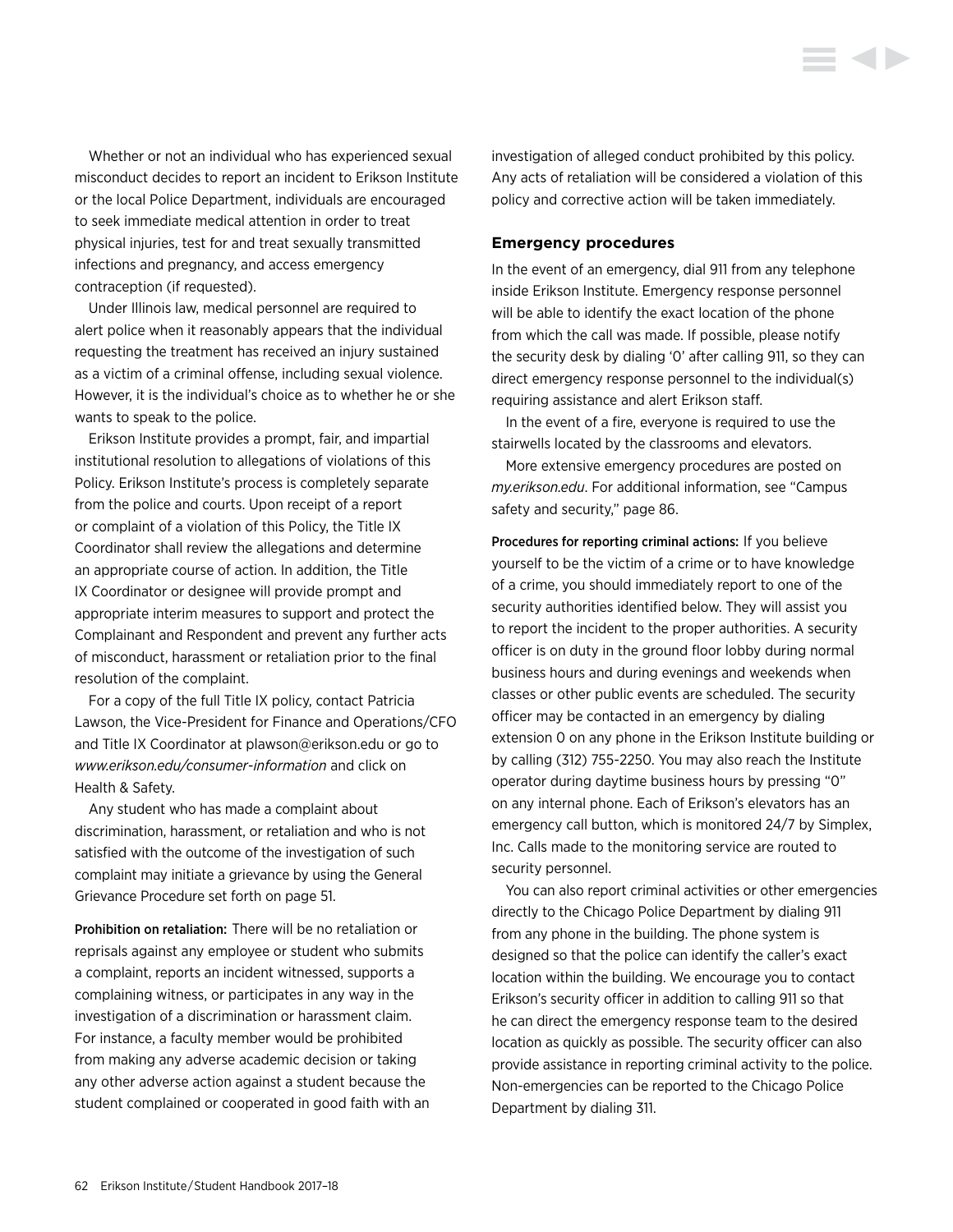Whether or not an individual who has experienced sexual misconduct decides to report an incident to Erikson Institute or the local Police Department, individuals are encouraged to seek immediate medical attention in order to treat physical injuries, test for and treat sexually transmitted infections and pregnancy, and access emergency contraception (if requested).

Under Illinois law, medical personnel are required to alert police when it reasonably appears that the individual requesting the treatment has received an injury sustained as a victim of a criminal offense, including sexual violence. However, it is the individual's choice as to whether he or she wants to speak to the police.

Erikson Institute provides a prompt, fair, and impartial institutional resolution to allegations of violations of this Policy. Erikson Institute's process is completely separate from the police and courts. Upon receipt of a report or complaint of a violation of this Policy, the Title IX Coordinator shall review the allegations and determine an appropriate course of action. In addition, the Title IX Coordinator or designee will provide prompt and appropriate interim measures to support and protect the Complainant and Respondent and prevent any further acts of misconduct, harassment or retaliation prior to the final resolution of the complaint.

For a copy of the full Title IX policy, contact Patricia Lawson, the Vice-President for Finance and Operations/CFO and Title IX Coordinator at plawson@erikson.edu or go to *www.erikson.edu/consumer-information* and click on Health & Safety.

Any student who has made a complaint about discrimination, harassment, or retaliation and who is not satisfied with the outcome of the investigation of such complaint may initiate a grievance by using the General Grievance Procedure set forth on page 51.

**Prohibition on retaliation:** There will be no retaliation or reprisals against any employee or student who submits a complaint, reports an incident witnessed, supports a complaining witness, or participates in any way in the investigation of a discrimination or harassment claim. For instance, a faculty member would be prohibited from making any adverse academic decision or taking any other adverse action against a student because the student complained or cooperated in good faith with an investigation of alleged conduct prohibited by this policy. Any acts of retaliation will be considered a violation of this policy and corrective action will be taken immediately.

## Emergency procedures

In the event of an emergency, dial 911 from any telephone inside Erikson Institute. Emergency response personnel will be able to identify the exact location of the phone from which the call was made. If possible, please notify the security desk by dialing '0' after calling 911, so they can direct emergency response personnel to the individual(s) requiring assistance and alert Erikson staff.

In the event of a fire, everyone is required to use the stairwells located by the classrooms and elevators.

More extensive emergency procedures are posted on *my.erikson.edu*. For additional information, see "Campus safety and security," page 86.

**Procedures for reporting criminal actions:** If you believe yourself to be the victim of a crime or to have knowledge of a crime, you should immediately report to one of the security authorities identified below. They will assist you to report the incident to the proper authorities. A security officer is on duty in the ground floor lobby during normal business hours and during evenings and weekends when classes or other public events are scheduled. The security officer may be contacted in an emergency by dialing extension 0 on any phone in the Erikson Institute building or by calling (312) 755-2250. You may also reach the Institute operator during daytime business hours by pressing "0" on any internal phone. Each of Erikson's elevators has an emergency call button, which is monitored 24/7 by Simplex, Inc. Calls made to the monitoring service are routed to security personnel.

You can also report criminal activities or other emergencies directly to the Chicago Police Department by dialing 911 from any phone in the building. The phone system is designed so that the police can identify the caller's exact location within the building. We encourage you to contact Erikson's security officer in addition to calling 911 so that he can direct the emergency response team to the desired location as quickly as possible. The security officer can also provide assistance in reporting criminal activity to the police. Non-emergencies can be reported to the Chicago Police Department by dialing 311.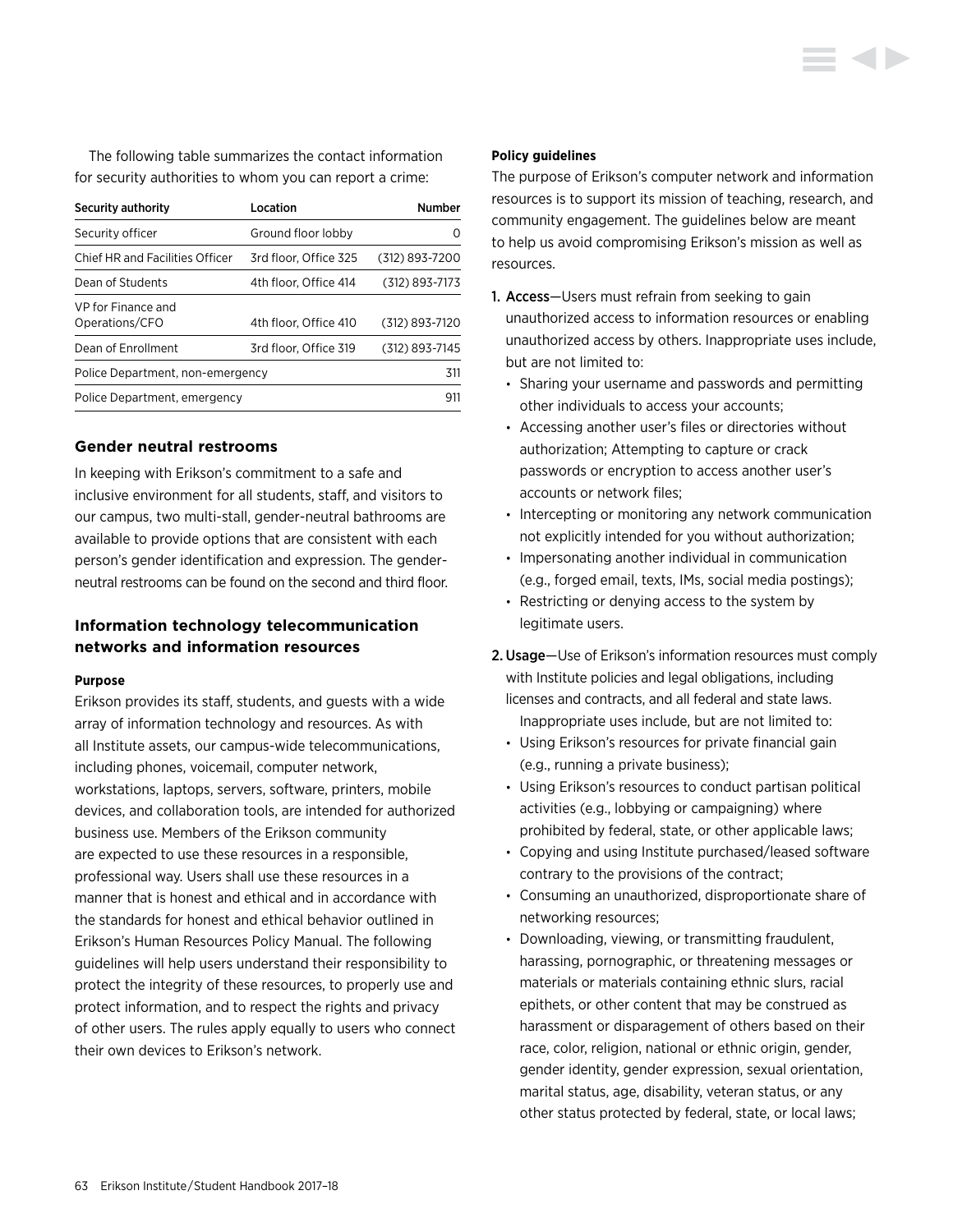The following table summarizes the contact information for security authorities to whom you can report a crime:

| Security authority | Location | Number |
|---|---|---|
| Security officer | Ground floor lobby | 0 |
| Chief HR and Facilities Officer | 3rd floor, Office 325 | (312) 893-7200 |
| Dean of Students | 4th floor, Office 414 | (312) 893-7173 |
| VP for Finance and Operations/CFO | 4th floor, Office 410 | (312) 893-7120 |
| Dean of Enrollment | 3rd floor, Office 319 | (312) 893-7145 |
| Police Department, non-emergency | | 311 |
| Police Department, emergency | | 911 |

## Gender neutral restrooms

In keeping with Erikson's commitment to a safe and inclusive environment for all students, staff, and visitors to our campus, two multi-stall, gender-neutral bathrooms are available to provide options that are consistent with each person's gender identification and expression. The gender-neutral restrooms can be found on the second and third floor.

## Information technology telecommunication networks and information resources

#### Purpose

Erikson provides its staff, students, and guests with a wide array of information technology and resources. As with all Institute assets, our campus-wide telecommunications, including phones, voicemail, computer network, workstations, laptops, servers, software, printers, mobile devices, and collaboration tools, are intended for authorized business use. Members of the Erikson community are expected to use these resources in a responsible, professional way. Users shall use these resources in a manner that is honest and ethical and in accordance with the standards for honest and ethical behavior outlined in Erikson's Human Resources Policy Manual. The following guidelines will help users understand their responsibility to protect the integrity of these resources, to properly use and protect information, and to respect the rights and privacy of other users. The rules apply equally to users who connect their own devices to Erikson's network.

#### Policy guidelines

The purpose of Erikson's computer network and information resources is to support its mission of teaching, research, and community engagement. The guidelines below are meant to help us avoid compromising Erikson's mission as well as resources.

1. **Access**—Users must refrain from seeking to gain unauthorized access to information resources or enabling unauthorized access by others. Inappropriate uses include, but are not limited to:
   - Sharing your username and passwords and permitting other individuals to access your accounts;
   - Accessing another user's files or directories without authorization; Attempting to capture or crack passwords or encryption to access another user's accounts or network files;
   - Intercepting or monitoring any network communication not explicitly intended for you without authorization;
   - Impersonating another individual in communication (e.g., forged email, texts, IMs, social media postings);
   - Restricting or denying access to the system by legitimate users.
2. **Usage**—Use of Erikson's information resources must comply with Institute policies and legal obligations, including licenses and contracts, and all federal and state laws. Inappropriate uses include, but are not limited to:
   - Using Erikson's resources for private financial gain (e.g., running a private business);
   - Using Erikson's resources to conduct partisan political activities (e.g., lobbying or campaigning) where prohibited by federal, state, or other applicable laws;
   - Copying and using Institute purchased/leased software contrary to the provisions of the contract;
   - Consuming an unauthorized, disproportionate share of networking resources;
   - Downloading, viewing, or transmitting fraudulent, harassing, pornographic, or threatening messages or materials or materials containing ethnic slurs, racial epithets, or other content that may be construed as harassment or disparagement of others based on their race, color, religion, national or ethnic origin, gender, gender identity, gender expression, sexual orientation, marital status, age, disability, veteran status, or any other status protected by federal, state, or local laws;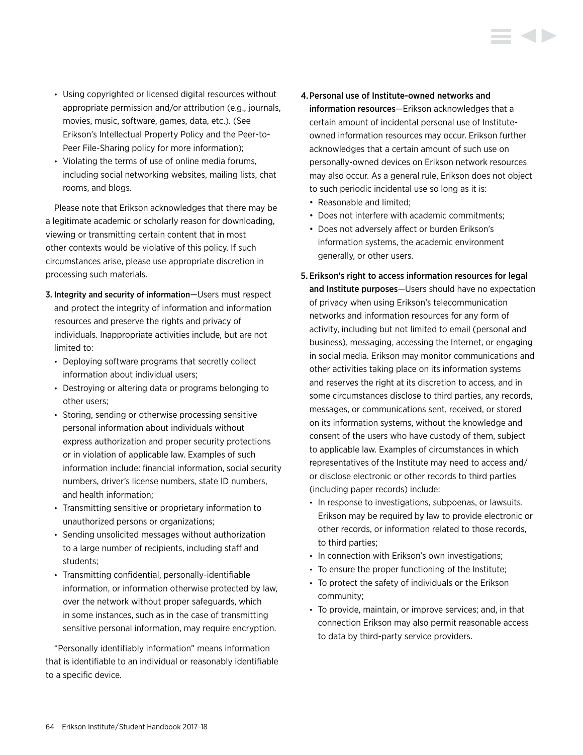- Using copyrighted or licensed digital resources without appropriate permission and/or attribution (e.g., journals, movies, music, software, games, data, etc.). (See Erikson's Intellectual Property Policy and the Peer-to-Peer File-Sharing policy for more information);
- Violating the terms of use of online media forums, including social networking websites, mailing lists, chat rooms, and blogs.

Please note that Erikson acknowledges that there may be a legitimate academic or scholarly reason for downloading, viewing or transmitting certain content that in most other contexts would be violative of this policy. If such circumstances arise, please use appropriate discretion in processing such materials.

3. **Integrity and security of information**—Users must respect and protect the integrity of information and information resources and preserve the rights and privacy of individuals. Inappropriate activities include, but are not limited to:
   - Deploying software programs that secretly collect information about individual users;
   - Destroying or altering data or programs belonging to other users;
   - Storing, sending or otherwise processing sensitive personal information about individuals without express authorization and proper security protections or in violation of applicable law. Examples of such information include: financial information, social security numbers, driver's license numbers, state ID numbers, and health information;
   - Transmitting sensitive or proprietary information to unauthorized persons or organizations;
   - Sending unsolicited messages without authorization to a large number of recipients, including staff and students;
   - Transmitting confidential, personally-identifiable information, or information otherwise protected by law, over the network without proper safeguards, which in some instances, such as in the case of transmitting sensitive personal information, may require encryption.

"Personally identifiably information" means information that is identifiable to an individual or reasonably identifiable to a specific device.

4. **Personal use of Institute-owned networks and information resources**—Erikson acknowledges that a certain amount of incidental personal use of Institute-owned information resources may occur. Erikson further acknowledges that a certain amount of such use on personally-owned devices on Erikson network resources may also occur. As a general rule, Erikson does not object to such periodic incidental use so long as it is:
   - Reasonable and limited;
   - Does not interfere with academic commitments;
   - Does not adversely affect or burden Erikson's information systems, the academic environment generally, or other users.

5. **Erikson's right to access information resources for legal and Institute purposes**—Users should have no expectation of privacy when using Erikson's telecommunication networks and information resources for any form of activity, including but not limited to email (personal and business), messaging, accessing the Internet, or engaging in social media. Erikson may monitor communications and other activities taking place on its information systems and reserves the right at its discretion to access, and in some circumstances disclose to third parties, any records, messages, or communications sent, received, or stored on its information systems, without the knowledge and consent of the users who have custody of them, subject to applicable law. Examples of circumstances in which representatives of the Institute may need to access and/or disclose electronic or other records to third parties (including paper records) include:
   - In response to investigations, subpoenas, or lawsuits. Erikson may be required by law to provide electronic or other records, or information related to those records, to third parties;
   - In connection with Erikson's own investigations;
   - To ensure the proper functioning of the Institute;
   - To protect the safety of individuals or the Erikson community;
   - To provide, maintain, or improve services; and, in that connection Erikson may also permit reasonable access to data by third-party service providers.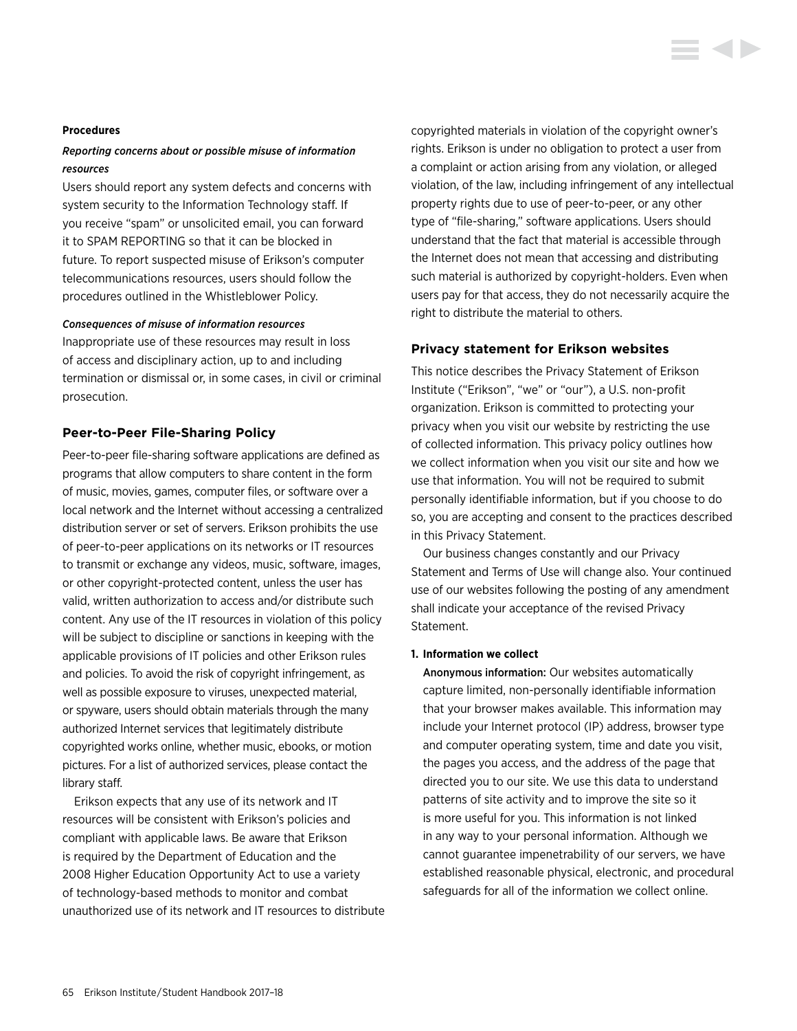**Procedures**

***Reporting concerns about or possible misuse of information resources***

Users should report any system defects and concerns with system security to the Information Technology staff. If you receive "spam" or unsolicited email, you can forward it to SPAM REPORTING so that it can be blocked in future. To report suspected misuse of Erikson's computer telecommunications resources, users should follow the procedures outlined in the Whistleblower Policy.

***Consequences of misuse of information resources***

Inappropriate use of these resources may result in loss of access and disciplinary action, up to and including termination or dismissal or, in some cases, in civil or criminal prosecution.

## Peer-to-Peer File-Sharing Policy

Peer-to-peer file-sharing software applications are defined as programs that allow computers to share content in the form of music, movies, games, computer files, or software over a local network and the Internet without accessing a centralized distribution server or set of servers. Erikson prohibits the use of peer-to-peer applications on its networks or IT resources to transmit or exchange any videos, music, software, images, or other copyright-protected content, unless the user has valid, written authorization to access and/or distribute such content. Any use of the IT resources in violation of this policy will be subject to discipline or sanctions in keeping with the applicable provisions of IT policies and other Erikson rules and policies. To avoid the risk of copyright infringement, as well as possible exposure to viruses, unexpected material, or spyware, users should obtain materials through the many authorized Internet services that legitimately distribute copyrighted works online, whether music, ebooks, or motion pictures. For a list of authorized services, please contact the library staff.

Erikson expects that any use of its network and IT resources will be consistent with Erikson's policies and compliant with applicable laws. Be aware that Erikson is required by the Department of Education and the 2008 Higher Education Opportunity Act to use a variety of technology-based methods to monitor and combat unauthorized use of its network and IT resources to distribute copyrighted materials in violation of the copyright owner's rights. Erikson is under no obligation to protect a user from a complaint or action arising from any violation, or alleged violation, of the law, including infringement of any intellectual property rights due to use of peer-to-peer, or any other type of "file-sharing," software applications. Users should understand that the fact that material is accessible through the Internet does not mean that accessing and distributing such material is authorized by copyright-holders. Even when users pay for that access, they do not necessarily acquire the right to distribute the material to others.

## Privacy statement for Erikson websites

This notice describes the Privacy Statement of Erikson Institute ("Erikson", "we" or "our"), a U.S. non-profit organization. Erikson is committed to protecting your privacy when you visit our website by restricting the use of collected information. This privacy policy outlines how we collect information when you visit our site and how we use that information. You will not be required to submit personally identifiable information, but if you choose to do so, you are accepting and consent to the practices described in this Privacy Statement.

Our business changes constantly and our Privacy Statement and Terms of Use will change also. Your continued use of our websites following the posting of any amendment shall indicate your acceptance of the revised Privacy Statement.

**1. Information we collect**

Anonymous information: Our websites automatically capture limited, non-personally identifiable information that your browser makes available. This information may include your Internet protocol (IP) address, browser type and computer operating system, time and date you visit, the pages you access, and the address of the page that directed you to our site. We use this data to understand patterns of site activity and to improve the site so it is more useful for you. This information is not linked in any way to your personal information. Although we cannot guarantee impenetrability of our servers, we have established reasonable physical, electronic, and procedural safeguards for all of the information we collect online.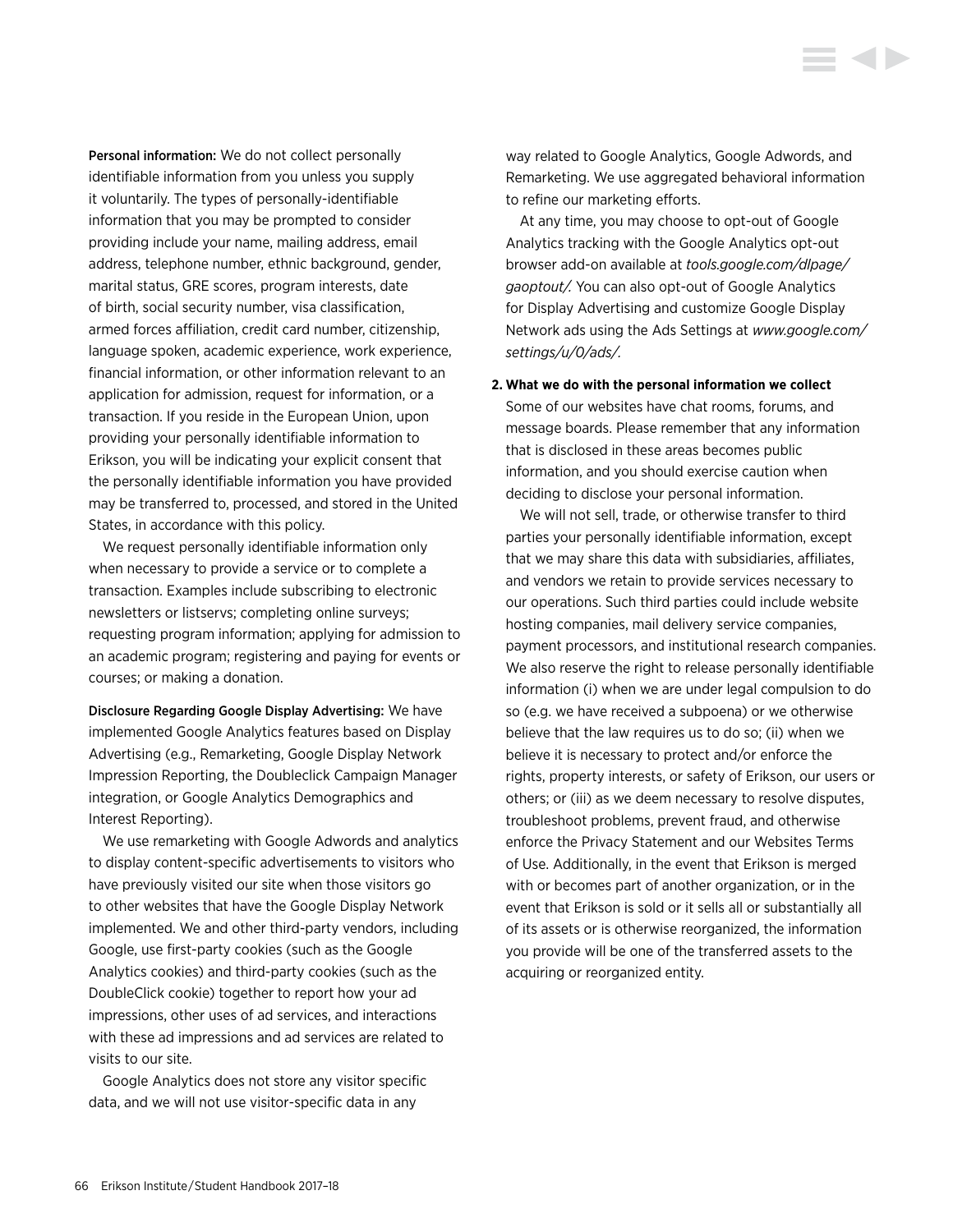**Personal information:** We do not collect personally identifiable information from you unless you supply it voluntarily. The types of personally-identifiable information that you may be prompted to consider providing include your name, mailing address, email address, telephone number, ethnic background, gender, marital status, GRE scores, program interests, date of birth, social security number, visa classification, armed forces affiliation, credit card number, citizenship, language spoken, academic experience, work experience, financial information, or other information relevant to an application for admission, request for information, or a transaction. If you reside in the European Union, upon providing your personally identifiable information to Erikson, you will be indicating your explicit consent that the personally identifiable information you have provided may be transferred to, processed, and stored in the United States, in accordance with this policy.

We request personally identifiable information only when necessary to provide a service or to complete a transaction. Examples include subscribing to electronic newsletters or listservs; completing online surveys; requesting program information; applying for admission to an academic program; registering and paying for events or courses; or making a donation.

**Disclosure Regarding Google Display Advertising:** We have implemented Google Analytics features based on Display Advertising (e.g., Remarketing, Google Display Network Impression Reporting, the Doubleclick Campaign Manager integration, or Google Analytics Demographics and Interest Reporting).

We use remarketing with Google Adwords and analytics to display content-specific advertisements to visitors who have previously visited our site when those visitors go to other websites that have the Google Display Network implemented. We and other third-party vendors, including Google, use first-party cookies (such as the Google Analytics cookies) and third-party cookies (such as the DoubleClick cookie) together to report how your ad impressions, other uses of ad services, and interactions with these ad impressions and ad services are related to visits to our site.

Google Analytics does not store any visitor specific data, and we will not use visitor-specific data in any way related to Google Analytics, Google Adwords, and Remarketing. We use aggregated behavioral information to refine our marketing efforts.

At any time, you may choose to opt-out of Google Analytics tracking with the Google Analytics opt-out browser add-on available at *tools.google.com/dlpage/gaoptout/*. You can also opt-out of Google Analytics for Display Advertising and customize Google Display Network ads using the Ads Settings at *www.google.com/settings/u/0/ads/*.

**2. What we do with the personal information we collect**

Some of our websites have chat rooms, forums, and message boards. Please remember that any information that is disclosed in these areas becomes public information, and you should exercise caution when deciding to disclose your personal information.

We will not sell, trade, or otherwise transfer to third parties your personally identifiable information, except that we may share this data with subsidiaries, affiliates, and vendors we retain to provide services necessary to our operations. Such third parties could include website hosting companies, mail delivery service companies, payment processors, and institutional research companies. We also reserve the right to release personally identifiable information (i) when we are under legal compulsion to do so (e.g. we have received a subpoena) or we otherwise believe that the law requires us to do so; (ii) when we believe it is necessary to protect and/or enforce the rights, property interests, or safety of Erikson, our users or others; or (iii) as we deem necessary to resolve disputes, troubleshoot problems, prevent fraud, and otherwise enforce the Privacy Statement and our Websites Terms of Use. Additionally, in the event that Erikson is merged with or becomes part of another organization, or in the event that Erikson is sold or it sells all or substantially all of its assets or is otherwise reorganized, the information you provide will be one of the transferred assets to the acquiring or reorganized entity.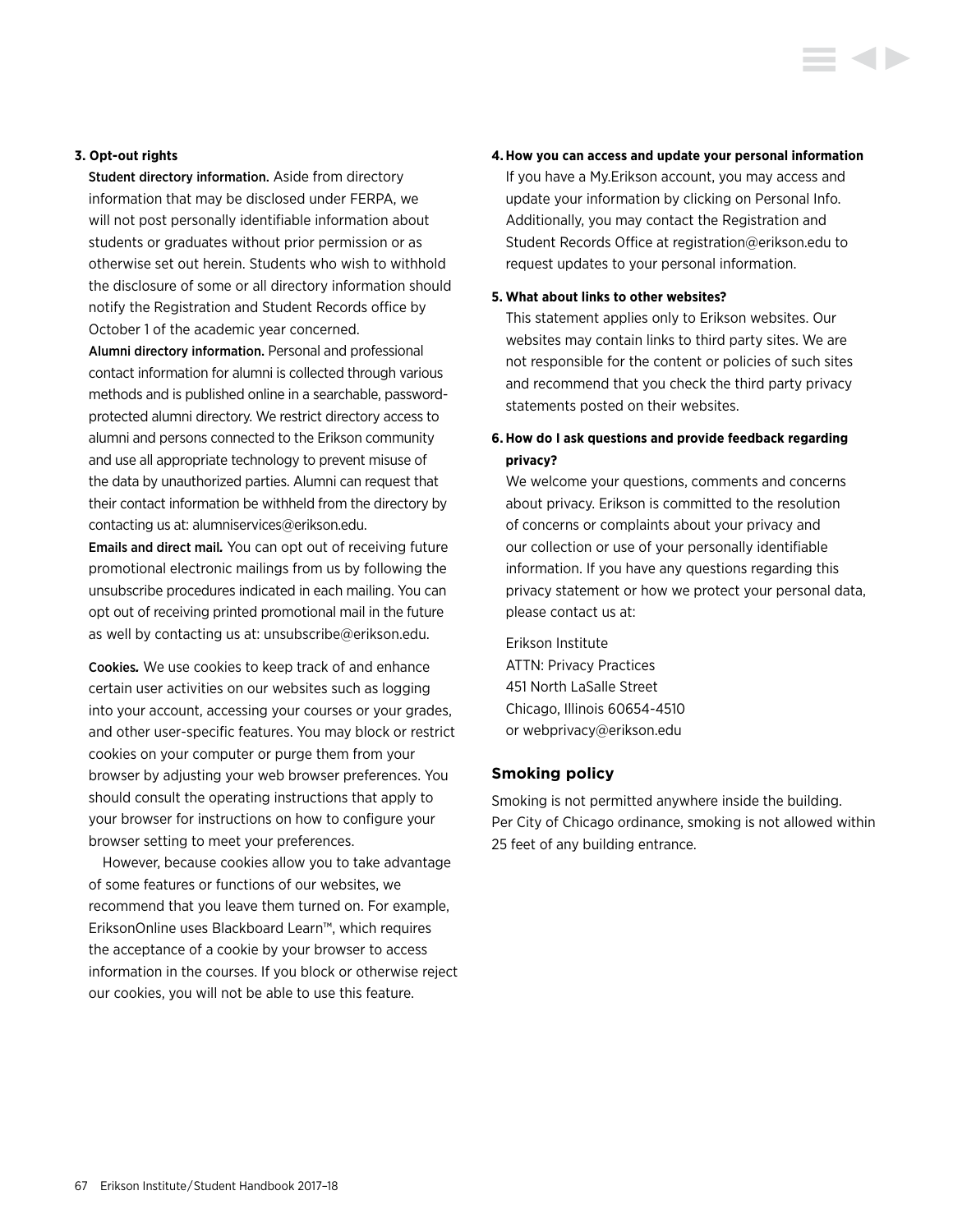**3. Opt-out rights**

**Student directory information.** Aside from directory information that may be disclosed under FERPA, we will not post personally identifiable information about students or graduates without prior permission or as otherwise set out herein. Students who wish to withhold the disclosure of some or all directory information should notify the Registration and Student Records office by October 1 of the academic year concerned.

**Alumni directory information.** Personal and professional contact information for alumni is collected through various methods and is published online in a searchable, password-protected alumni directory. We restrict directory access to alumni and persons connected to the Erikson community and use all appropriate technology to prevent misuse of the data by unauthorized parties. Alumni can request that their contact information be withheld from the directory by contacting us at: alumniservices@erikson.edu.

**Emails and direct mail.** You can opt out of receiving future promotional electronic mailings from us by following the unsubscribe procedures indicated in each mailing. You can opt out of receiving printed promotional mail in the future as well by contacting us at: unsubscribe@erikson.edu.

**Cookies.** We use cookies to keep track of and enhance certain user activities on our websites such as logging into your account, accessing your courses or your grades, and other user-specific features. You may block or restrict cookies on your computer or purge them from your browser by adjusting your web browser preferences. You should consult the operating instructions that apply to your browser for instructions on how to configure your browser setting to meet your preferences.

However, because cookies allow you to take advantage of some features or functions of our websites, we recommend that you leave them turned on. For example, EriksonOnline uses Blackboard Learn™, which requires the acceptance of a cookie by your browser to access information in the courses. If you block or otherwise reject our cookies, you will not be able to use this feature.

**4. How you can access and update your personal information**

If you have a My.Erikson account, you may access and update your information by clicking on Personal Info. Additionally, you may contact the Registration and Student Records Office at registration@erikson.edu to request updates to your personal information.

**5. What about links to other websites?**

This statement applies only to Erikson websites. Our websites may contain links to third party sites. We are not responsible for the content or policies of such sites and recommend that you check the third party privacy statements posted on their websites.

**6. How do I ask questions and provide feedback regarding privacy?**

We welcome your questions, comments and concerns about privacy. Erikson is committed to the resolution of concerns or complaints about your privacy and our collection or use of your personally identifiable information. If you have any questions regarding this privacy statement or how we protect your personal data, please contact us at:

Erikson Institute
ATTN: Privacy Practices
451 North LaSalle Street
Chicago, Illinois 60654-4510
or webprivacy@erikson.edu

## Smoking policy

Smoking is not permitted anywhere inside the building. Per City of Chicago ordinance, smoking is not allowed within 25 feet of any building entrance.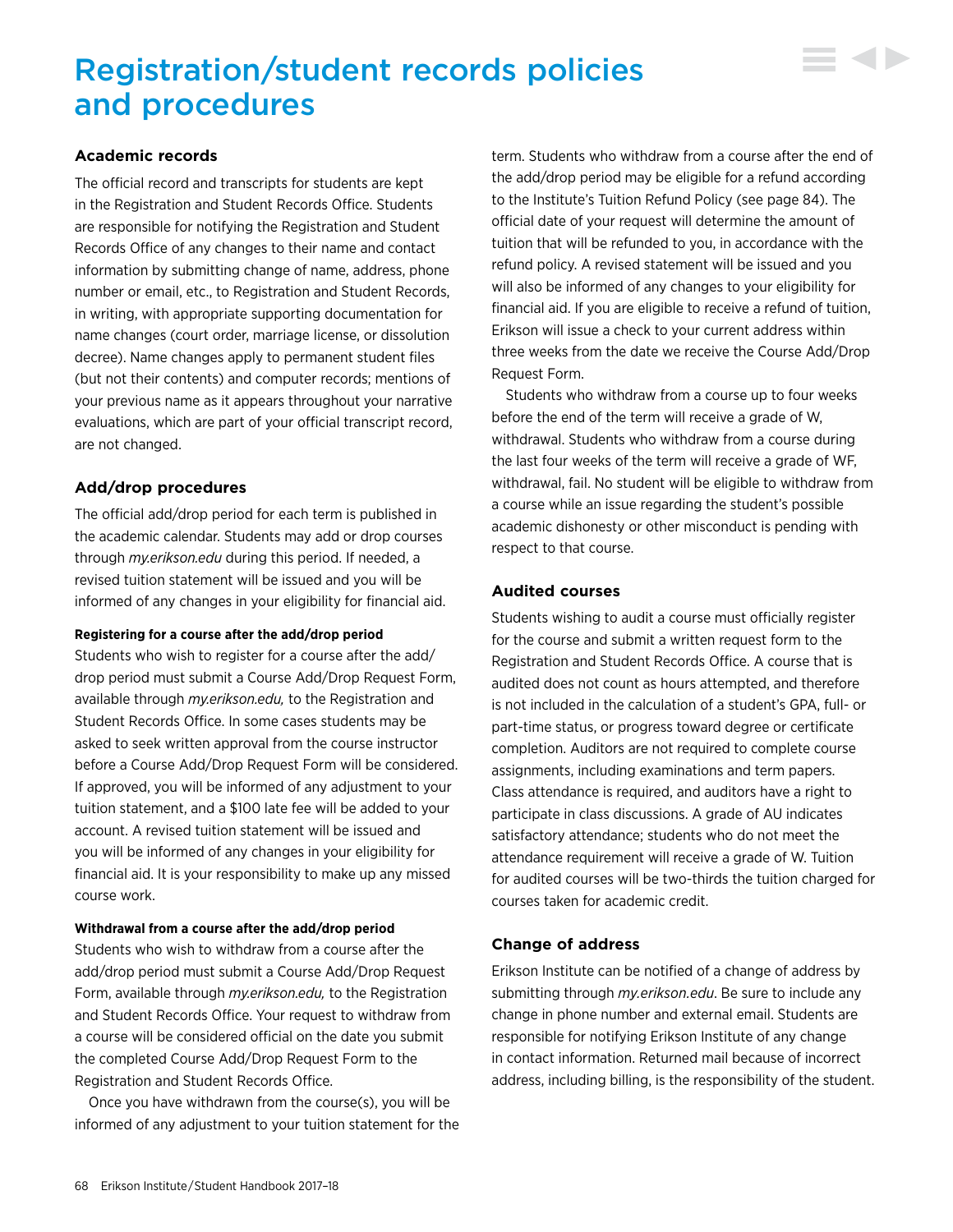# Registration/student records policies and procedures

### Academic records

The official record and transcripts for students are kept in the Registration and Student Records Office. Students are responsible for notifying the Registration and Student Records Office of any changes to their name and contact information by submitting change of name, address, phone number or email, etc., to Registration and Student Records, in writing, with appropriate supporting documentation for name changes (court order, marriage license, or dissolution decree). Name changes apply to permanent student files (but not their contents) and computer records; mentions of your previous name as it appears throughout your narrative evaluations, which are part of your official transcript record, are not changed.

### Add/drop procedures

The official add/drop period for each term is published in the academic calendar. Students may add or drop courses through *my.erikson.edu* during this period. If needed, a revised tuition statement will be issued and you will be informed of any changes in your eligibility for financial aid.

#### Registering for a course after the add/drop period

Students who wish to register for a course after the add/drop period must submit a Course Add/Drop Request Form, available through *my.erikson.edu,* to the Registration and Student Records Office. In some cases students may be asked to seek written approval from the course instructor before a Course Add/Drop Request Form will be considered. If approved, you will be informed of any adjustment to your tuition statement, and a $100 late fee will be added to your account. A revised tuition statement will be issued and you will be informed of any changes in your eligibility for financial aid. It is your responsibility to make up any missed course work.

#### Withdrawal from a course after the add/drop period

Students who wish to withdraw from a course after the add/drop period must submit a Course Add/Drop Request Form, available through *my.erikson.edu,* to the Registration and Student Records Office. Your request to withdraw from a course will be considered official on the date you submit the completed Course Add/Drop Request Form to the Registration and Student Records Office.

Once you have withdrawn from the course(s), you will be informed of any adjustment to your tuition statement for the term. Students who withdraw from a course after the end of the add/drop period may be eligible for a refund according to the Institute's Tuition Refund Policy (see page 84). The official date of your request will determine the amount of tuition that will be refunded to you, in accordance with the refund policy. A revised statement will be issued and you will also be informed of any changes to your eligibility for financial aid. If you are eligible to receive a refund of tuition, Erikson will issue a check to your current address within three weeks from the date we receive the Course Add/Drop Request Form.

Students who withdraw from a course up to four weeks before the end of the term will receive a grade of W, withdrawal. Students who withdraw from a course during the last four weeks of the term will receive a grade of WF, withdrawal, fail. No student will be eligible to withdraw from a course while an issue regarding the student's possible academic dishonesty or other misconduct is pending with respect to that course.

### Audited courses

Students wishing to audit a course must officially register for the course and submit a written request form to the Registration and Student Records Office. A course that is audited does not count as hours attempted, and therefore is not included in the calculation of a student's GPA, full- or part-time status, or progress toward degree or certificate completion. Auditors are not required to complete course assignments, including examinations and term papers. Class attendance is required, and auditors have a right to participate in class discussions. A grade of AU indicates satisfactory attendance; students who do not meet the attendance requirement will receive a grade of W. Tuition for audited courses will be two-thirds the tuition charged for courses taken for academic credit.

### Change of address

Erikson Institute can be notified of a change of address by submitting through *my.erikson.edu*. Be sure to include any change in phone number and external email. Students are responsible for notifying Erikson Institute of any change in contact information. Returned mail because of incorrect address, including billing, is the responsibility of the student.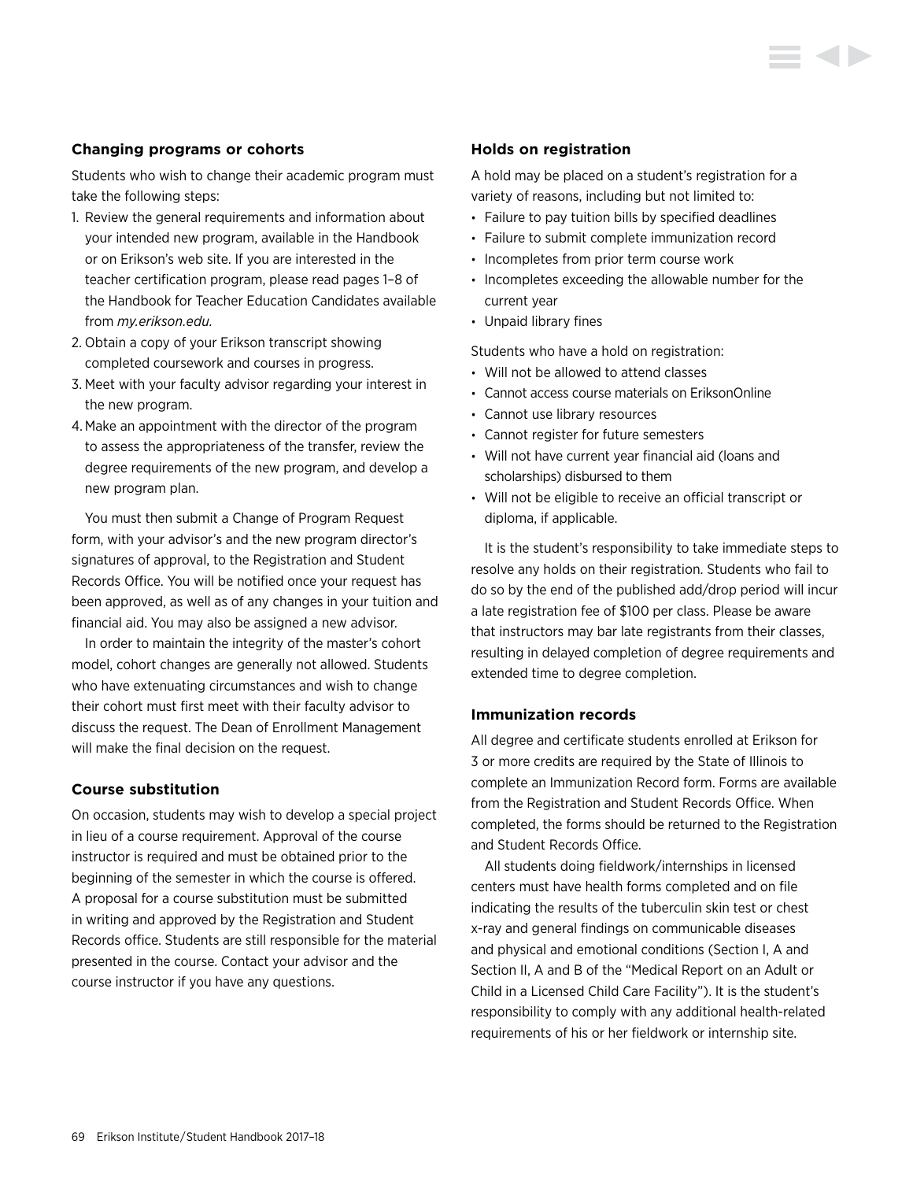### Changing programs or cohorts

Students who wish to change their academic program must take the following steps:

1. Review the general requirements and information about your intended new program, available in the Handbook or on Erikson's web site. If you are interested in the teacher certification program, please read pages 1–8 of the Handbook for Teacher Education Candidates available from *my.erikson.edu.*
2. Obtain a copy of your Erikson transcript showing completed coursework and courses in progress.
3. Meet with your faculty advisor regarding your interest in the new program.
4. Make an appointment with the director of the program to assess the appropriateness of the transfer, review the degree requirements of the new program, and develop a new program plan.

You must then submit a Change of Program Request form, with your advisor's and the new program director's signatures of approval, to the Registration and Student Records Office. You will be notified once your request has been approved, as well as of any changes in your tuition and financial aid. You may also be assigned a new advisor.

In order to maintain the integrity of the master's cohort model, cohort changes are generally not allowed. Students who have extenuating circumstances and wish to change their cohort must first meet with their faculty advisor to discuss the request. The Dean of Enrollment Management will make the final decision on the request.

### Course substitution

On occasion, students may wish to develop a special project in lieu of a course requirement. Approval of the course instructor is required and must be obtained prior to the beginning of the semester in which the course is offered. A proposal for a course substitution must be submitted in writing and approved by the Registration and Student Records office. Students are still responsible for the material presented in the course. Contact your advisor and the course instructor if you have any questions.

### Holds on registration

A hold may be placed on a student's registration for a variety of reasons, including but not limited to:

- Failure to pay tuition bills by specified deadlines
- Failure to submit complete immunization record
- Incompletes from prior term course work
- Incompletes exceeding the allowable number for the current year
- Unpaid library fines

Students who have a hold on registration:

- Will not be allowed to attend classes
- Cannot access course materials on EriksonOnline
- Cannot use library resources
- Cannot register for future semesters
- Will not have current year financial aid (loans and scholarships) disbursed to them
- Will not be eligible to receive an official transcript or diploma, if applicable.

It is the student's responsibility to take immediate steps to resolve any holds on their registration. Students who fail to do so by the end of the published add/drop period will incur a late registration fee of $100 per class. Please be aware that instructors may bar late registrants from their classes, resulting in delayed completion of degree requirements and extended time to degree completion.

### Immunization records

All degree and certificate students enrolled at Erikson for 3 or more credits are required by the State of Illinois to complete an Immunization Record form. Forms are available from the Registration and Student Records Office. When completed, the forms should be returned to the Registration and Student Records Office.

All students doing fieldwork/internships in licensed centers must have health forms completed and on file indicating the results of the tuberculin skin test or chest x-ray and general findings on communicable diseases and physical and emotional conditions (Section I, A and Section II, A and B of the "Medical Report on an Adult or Child in a Licensed Child Care Facility"). It is the student's responsibility to comply with any additional health-related requirements of his or her fieldwork or internship site.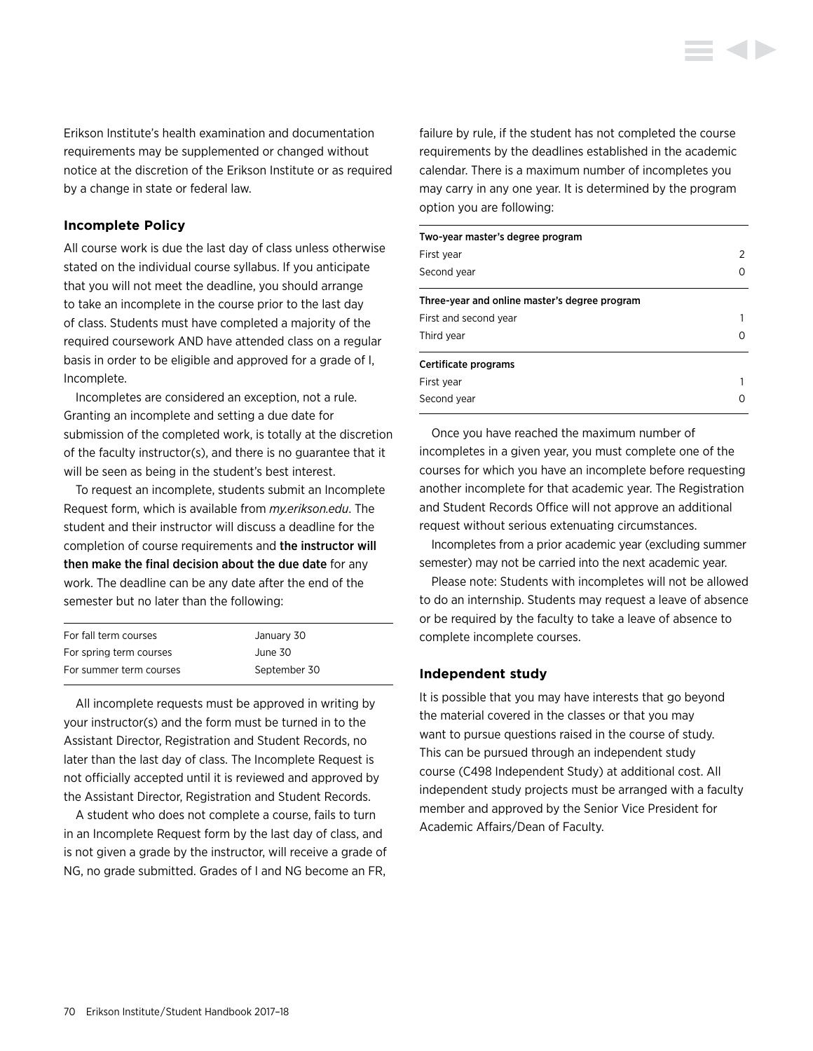Erikson Institute's health examination and documentation requirements may be supplemented or changed without notice at the discretion of the Erikson Institute or as required by a change in state or federal law.

### Incomplete Policy

All course work is due the last day of class unless otherwise stated on the individual course syllabus. If you anticipate that you will not meet the deadline, you should arrange to take an incomplete in the course prior to the last day of class. Students must have completed a majority of the required coursework AND have attended class on a regular basis in order to be eligible and approved for a grade of I, Incomplete.

Incompletes are considered an exception, not a rule. Granting an incomplete and setting a due date for submission of the completed work, is totally at the discretion of the faculty instructor(s), and there is no guarantee that it will be seen as being in the student's best interest.

To request an incomplete, students submit an Incomplete Request form, which is available from *my.erikson.edu*. The student and their instructor will discuss a deadline for the completion of course requirements and **the instructor will then make the final decision about the due date** for any work. The deadline can be any date after the end of the semester but no later than the following:

| | |
|---|---|
| For fall term courses | January 30 |
| For spring term courses | June 30 |
| For summer term courses | September 30 |

All incomplete requests must be approved in writing by your instructor(s) and the form must be turned in to the Assistant Director, Registration and Student Records, no later than the last day of class. The Incomplete Request is not officially accepted until it is reviewed and approved by the Assistant Director, Registration and Student Records.

A student who does not complete a course, fails to turn in an Incomplete Request form by the last day of class, and is not given a grade by the instructor, will receive a grade of NG, no grade submitted. Grades of I and NG become an FR, failure by rule, if the student has not completed the course requirements by the deadlines established in the academic calendar. There is a maximum number of incompletes you may carry in any one year. It is determined by the program option you are following:

| | |
|---|---|
| **Two-year master's degree program** | |
| First year | 2 |
| Second year | 0 |
| **Three-year and online master's degree program** | |
| First and second year | 1 |
| Third year | 0 |
| **Certificate programs** | |
| First year | 1 |
| Second year | 0 |

Once you have reached the maximum number of incompletes in a given year, you must complete one of the courses for which you have an incomplete before requesting another incomplete for that academic year. The Registration and Student Records Office will not approve an additional request without serious extenuating circumstances.

Incompletes from a prior academic year (excluding summer semester) may not be carried into the next academic year.

Please note: Students with incompletes will not be allowed to do an internship. Students may request a leave of absence or be required by the faculty to take a leave of absence to complete incomplete courses.

### Independent study

It is possible that you may have interests that go beyond the material covered in the classes or that you may want to pursue questions raised in the course of study. This can be pursued through an independent study course (C498 Independent Study) at additional cost. All independent study projects must be arranged with a faculty member and approved by the Senior Vice President for Academic Affairs/Dean of Faculty.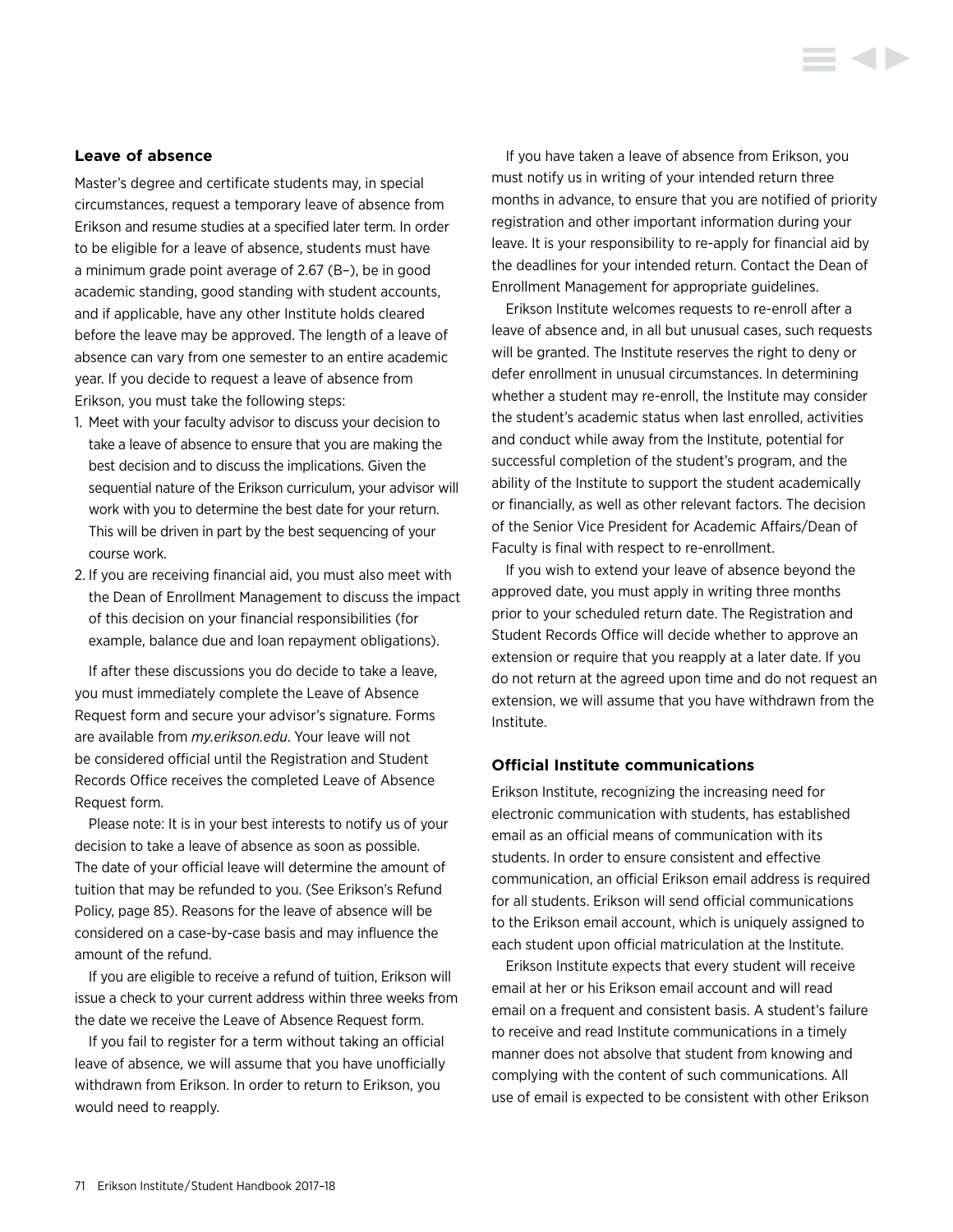### Leave of absence

Master's degree and certificate students may, in special circumstances, request a temporary leave of absence from Erikson and resume studies at a specified later term. In order to be eligible for a leave of absence, students must have a minimum grade point average of 2.67 (B–), be in good academic standing, good standing with student accounts, and if applicable, have any other Institute holds cleared before the leave may be approved. The length of a leave of absence can vary from one semester to an entire academic year. If you decide to request a leave of absence from Erikson, you must take the following steps:

1. Meet with your faculty advisor to discuss your decision to take a leave of absence to ensure that you are making the best decision and to discuss the implications. Given the sequential nature of the Erikson curriculum, your advisor will work with you to determine the best date for your return. This will be driven in part by the best sequencing of your course work.
2. If you are receiving financial aid, you must also meet with the Dean of Enrollment Management to discuss the impact of this decision on your financial responsibilities (for example, balance due and loan repayment obligations).

If after these discussions you do decide to take a leave, you must immediately complete the Leave of Absence Request form and secure your advisor's signature. Forms are available from *my.erikson.edu*. Your leave will not be considered official until the Registration and Student Records Office receives the completed Leave of Absence Request form.

Please note: It is in your best interests to notify us of your decision to take a leave of absence as soon as possible. The date of your official leave will determine the amount of tuition that may be refunded to you. (See Erikson's Refund Policy, page 85). Reasons for the leave of absence will be considered on a case-by-case basis and may influence the amount of the refund.

If you are eligible to receive a refund of tuition, Erikson will issue a check to your current address within three weeks from the date we receive the Leave of Absence Request form.

If you fail to register for a term without taking an official leave of absence, we will assume that you have unofficially withdrawn from Erikson. In order to return to Erikson, you would need to reapply.

If you have taken a leave of absence from Erikson, you must notify us in writing of your intended return three months in advance, to ensure that you are notified of priority registration and other important information during your leave. It is your responsibility to re-apply for financial aid by the deadlines for your intended return. Contact the Dean of Enrollment Management for appropriate guidelines.

Erikson Institute welcomes requests to re-enroll after a leave of absence and, in all but unusual cases, such requests will be granted. The Institute reserves the right to deny or defer enrollment in unusual circumstances. In determining whether a student may re-enroll, the Institute may consider the student's academic status when last enrolled, activities and conduct while away from the Institute, potential for successful completion of the student's program, and the ability of the Institute to support the student academically or financially, as well as other relevant factors. The decision of the Senior Vice President for Academic Affairs/Dean of Faculty is final with respect to re-enrollment.

If you wish to extend your leave of absence beyond the approved date, you must apply in writing three months prior to your scheduled return date. The Registration and Student Records Office will decide whether to approve an extension or require that you reapply at a later date. If you do not return at the agreed upon time and do not request an extension, we will assume that you have withdrawn from the Institute.

### Official Institute communications

Erikson Institute, recognizing the increasing need for electronic communication with students, has established email as an official means of communication with its students. In order to ensure consistent and effective communication, an official Erikson email address is required for all students. Erikson will send official communications to the Erikson email account, which is uniquely assigned to each student upon official matriculation at the Institute.

Erikson Institute expects that every student will receive email at her or his Erikson email account and will read email on a frequent and consistent basis. A student's failure to receive and read Institute communications in a timely manner does not absolve that student from knowing and complying with the content of such communications. All use of email is expected to be consistent with other Erikson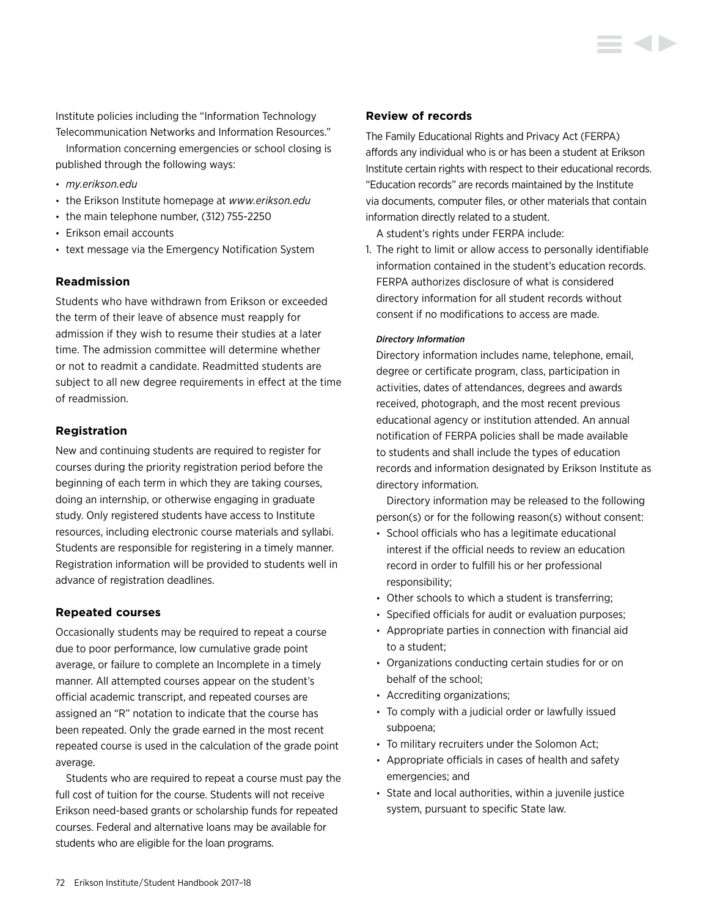Institute policies including the "Information Technology Telecommunication Networks and Information Resources."

Information concerning emergencies or school closing is published through the following ways:

- *my.erikson.edu*
- the Erikson Institute homepage at *www.erikson.edu*
- the main telephone number, (312) 755-2250
- Erikson email accounts
- text message via the Emergency Notification System

### Readmission

Students who have withdrawn from Erikson or exceeded the term of their leave of absence must reapply for admission if they wish to resume their studies at a later time. The admission committee will determine whether or not to readmit a candidate. Readmitted students are subject to all new degree requirements in effect at the time of readmission.

### Registration

New and continuing students are required to register for courses during the priority registration period before the beginning of each term in which they are taking courses, doing an internship, or otherwise engaging in graduate study. Only registered students have access to Institute resources, including electronic course materials and syllabi. Students are responsible for registering in a timely manner. Registration information will be provided to students well in advance of registration deadlines.

### Repeated courses

Occasionally students may be required to repeat a course due to poor performance, low cumulative grade point average, or failure to complete an Incomplete in a timely manner. All attempted courses appear on the student's official academic transcript, and repeated courses are assigned an "R" notation to indicate that the course has been repeated. Only the grade earned in the most recent repeated course is used in the calculation of the grade point average.

Students who are required to repeat a course must pay the full cost of tuition for the course. Students will not receive Erikson need-based grants or scholarship funds for repeated courses. Federal and alternative loans may be available for students who are eligible for the loan programs.

### Review of records

The Family Educational Rights and Privacy Act (FERPA) affords any individual who is or has been a student at Erikson Institute certain rights with respect to their educational records. "Education records" are records maintained by the Institute via documents, computer files, or other materials that contain information directly related to a student.

A student's rights under FERPA include:

1. The right to limit or allow access to personally identifiable information contained in the student's education records. FERPA authorizes disclosure of what is considered directory information for all student records without consent if no modifications to access are made.

   ***Directory Information***

   Directory information includes name, telephone, email, degree or certificate program, class, participation in activities, dates of attendances, degrees and awards received, photograph, and the most recent previous educational agency or institution attended. An annual notification of FERPA policies shall be made available to students and shall include the types of education records and information designated by Erikson Institute as directory information.

   Directory information may be released to the following person(s) or for the following reason(s) without consent:

   - School officials who has a legitimate educational interest if the official needs to review an education record in order to fulfill his or her professional responsibility;
   - Other schools to which a student is transferring;
   - Specified officials for audit or evaluation purposes;
   - Appropriate parties in connection with financial aid to a student;
   - Organizations conducting certain studies for or on behalf of the school;
   - Accrediting organizations;
   - To comply with a judicial order or lawfully issued subpoena;
   - To military recruiters under the Solomon Act;
   - Appropriate officials in cases of health and safety emergencies; and
   - State and local authorities, within a juvenile justice system, pursuant to specific State law.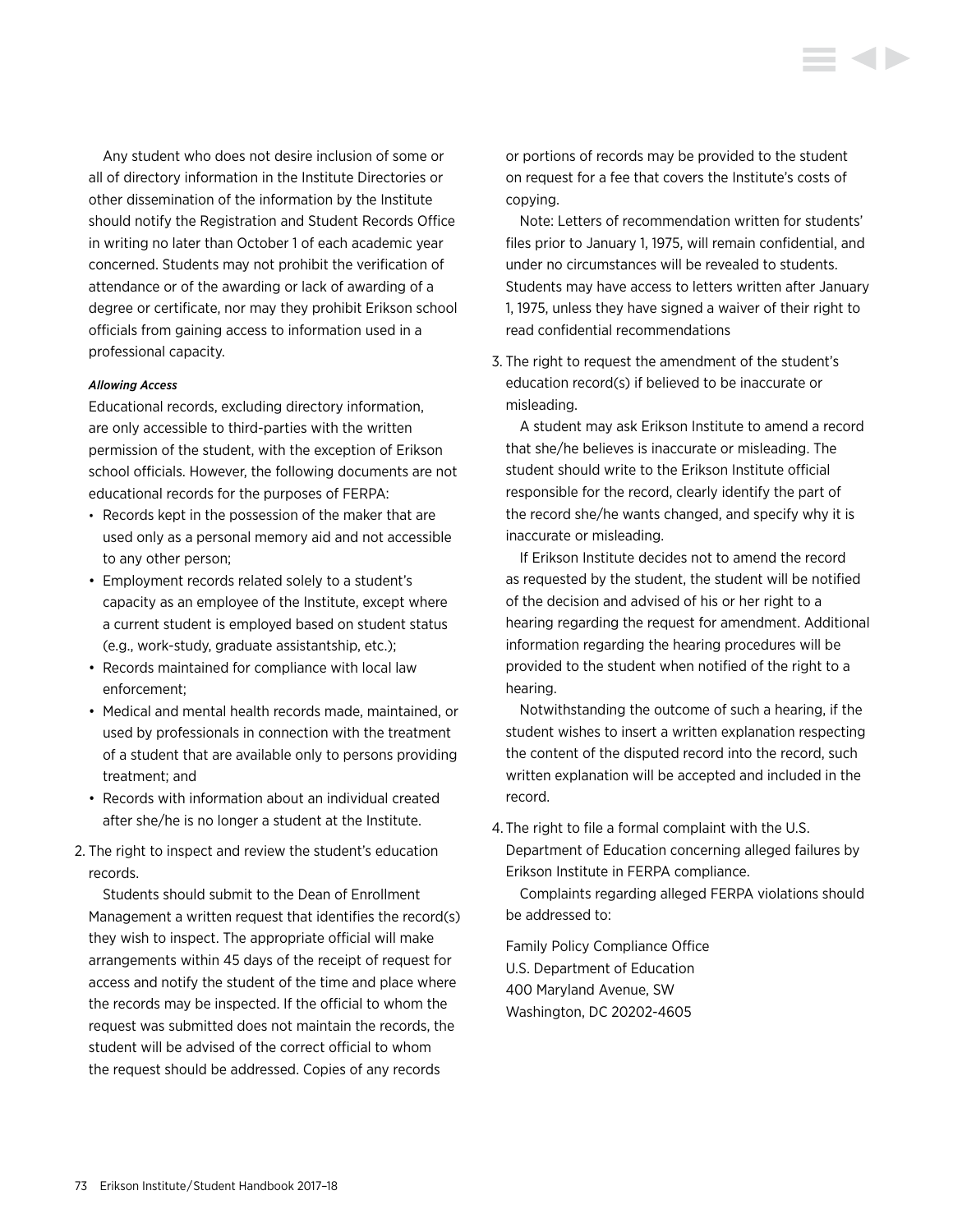Any student who does not desire inclusion of some or all of directory information in the Institute Directories or other dissemination of the information by the Institute should notify the Registration and Student Records Office in writing no later than October 1 of each academic year concerned. Students may not prohibit the verification of attendance or of the awarding or lack of awarding of a degree or certificate, nor may they prohibit Erikson school officials from gaining access to information used in a professional capacity.

***Allowing Access***

Educational records, excluding directory information, are only accessible to third-parties with the written permission of the student, with the exception of Erikson school officials. However, the following documents are not educational records for the purposes of FERPA:

- Records kept in the possession of the maker that are used only as a personal memory aid and not accessible to any other person;
- Employment records related solely to a student's capacity as an employee of the Institute, except where a current student is employed based on student status (e.g., work-study, graduate assistantship, etc.);
- Records maintained for compliance with local law enforcement;
- Medical and mental health records made, maintained, or used by professionals in connection with the treatment of a student that are available only to persons providing treatment; and
- Records with information about an individual created after she/he is no longer a student at the Institute.

2. The right to inspect and review the student's education records.

   Students should submit to the Dean of Enrollment Management a written request that identifies the record(s) they wish to inspect. The appropriate official will make arrangements within 45 days of the receipt of request for access and notify the student of the time and place where the records may be inspected. If the official to whom the request was submitted does not maintain the records, the student will be advised of the correct official to whom the request should be addressed. Copies of any records or portions of records may be provided to the student on request for a fee that covers the Institute's costs of copying.

   Note: Letters of recommendation written for students' files prior to January 1, 1975, will remain confidential, and under no circumstances will be revealed to students. Students may have access to letters written after January 1, 1975, unless they have signed a waiver of their right to read confidential recommendations

3. The right to request the amendment of the student's education record(s) if believed to be inaccurate or misleading.

   A student may ask Erikson Institute to amend a record that she/he believes is inaccurate or misleading. The student should write to the Erikson Institute official responsible for the record, clearly identify the part of the record she/he wants changed, and specify why it is inaccurate or misleading.

   If Erikson Institute decides not to amend the record as requested by the student, the student will be notified of the decision and advised of his or her right to a hearing regarding the request for amendment. Additional information regarding the hearing procedures will be provided to the student when notified of the right to a hearing.

   Notwithstanding the outcome of such a hearing, if the student wishes to insert a written explanation respecting the content of the disputed record into the record, such written explanation will be accepted and included in the record.

4. The right to file a formal complaint with the U.S. Department of Education concerning alleged failures by Erikson Institute in FERPA compliance.

   Complaints regarding alleged FERPA violations should be addressed to:

   Family Policy Compliance Office
   U.S. Department of Education
   400 Maryland Avenue, SW
   Washington, DC 20202-4605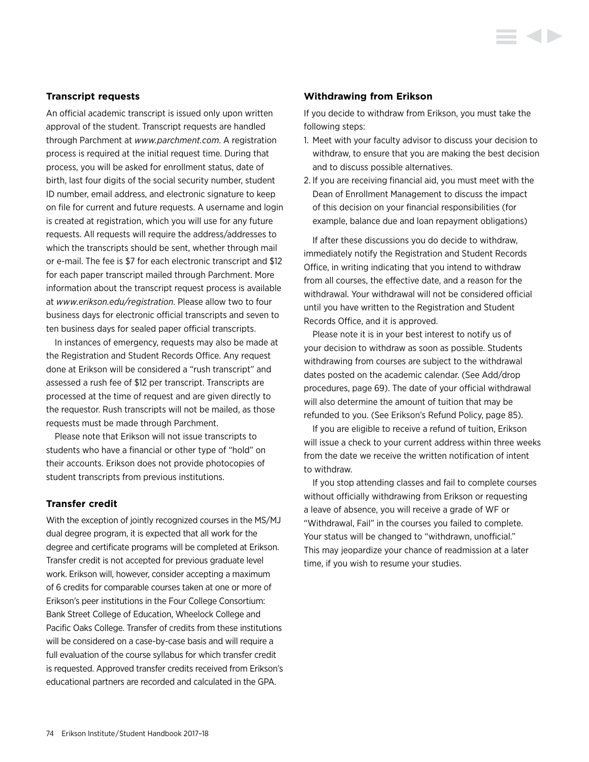### Transcript requests

An official academic transcript is issued only upon written approval of the student. Transcript requests are handled through Parchment at *www.parchment.com*. A registration process is required at the initial request time. During that process, you will be asked for enrollment status, date of birth, last four digits of the social security number, student ID number, email address, and electronic signature to keep on file for current and future requests. A username and login is created at registration, which you will use for any future requests. All requests will require the address/addresses to which the transcripts should be sent, whether through mail or e-mail. The fee is $7 for each electronic transcript and $12 for each paper transcript mailed through Parchment. More information about the transcript request process is available at *www.erikson.edu/registration*. Please allow two to four business days for electronic official transcripts and seven to ten business days for sealed paper official transcripts.

In instances of emergency, requests may also be made at the Registration and Student Records Office. Any request done at Erikson will be considered a "rush transcript" and assessed a rush fee of $12 per transcript. Transcripts are processed at the time of request and are given directly to the requestor. Rush transcripts will not be mailed, as those requests must be made through Parchment.

Please note that Erikson will not issue transcripts to students who have a financial or other type of "hold" on their accounts. Erikson does not provide photocopies of student transcripts from previous institutions.

### Transfer credit

With the exception of jointly recognized courses in the MS/MJ dual degree program, it is expected that all work for the degree and certificate programs will be completed at Erikson. Transfer credit is not accepted for previous graduate level work. Erikson will, however, consider accepting a maximum of 6 credits for comparable courses taken at one or more of Erikson's peer institutions in the Four College Consortium: Bank Street College of Education, Wheelock College and Pacific Oaks College. Transfer of credits from these institutions will be considered on a case-by-case basis and will require a full evaluation of the course syllabus for which transfer credit is requested. Approved transfer credits received from Erikson's educational partners are recorded and calculated in the GPA.

### Withdrawing from Erikson

If you decide to withdraw from Erikson, you must take the following steps:

1. Meet with your faculty advisor to discuss your decision to withdraw, to ensure that you are making the best decision and to discuss possible alternatives.
2. If you are receiving financial aid, you must meet with the Dean of Enrollment Management to discuss the impact of this decision on your financial responsibilities (for example, balance due and loan repayment obligations)

If after these discussions you do decide to withdraw, immediately notify the Registration and Student Records Office, in writing indicating that you intend to withdraw from all courses, the effective date, and a reason for the withdrawal. Your withdrawal will not be considered official until you have written to the Registration and Student Records Office, and it is approved.

Please note it is in your best interest to notify us of your decision to withdraw as soon as possible. Students withdrawing from courses are subject to the withdrawal dates posted on the academic calendar. (See Add/drop procedures, page 69). The date of your official withdrawal will also determine the amount of tuition that may be refunded to you. (See Erikson's Refund Policy, page 85).

If you are eligible to receive a refund of tuition, Erikson will issue a check to your current address within three weeks from the date we receive the written notification of intent to withdraw.

If you stop attending classes and fail to complete courses without officially withdrawing from Erikson or requesting a leave of absence, you will receive a grade of WF or "Withdrawal, Fail" in the courses you failed to complete. Your status will be changed to "withdrawn, unofficial." This may jeopardize your chance of readmission at a later time, if you wish to resume your studies.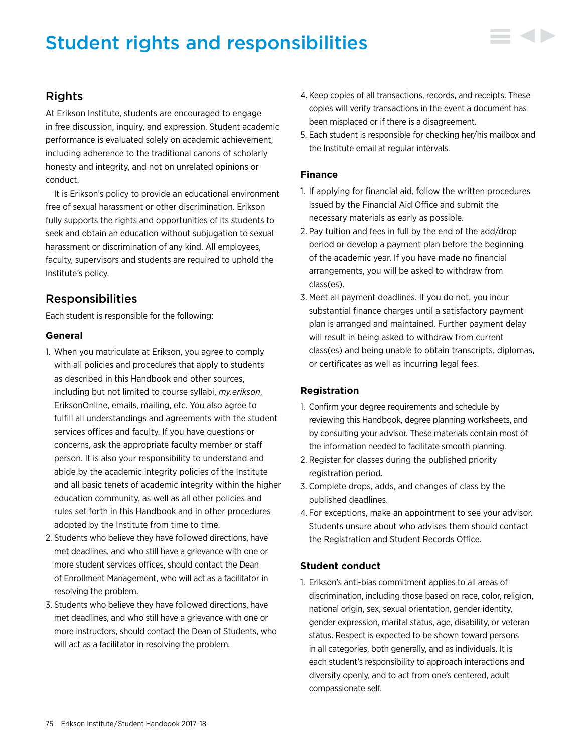# Student rights and responsibilities

## Rights

At Erikson Institute, students are encouraged to engage in free discussion, inquiry, and expression. Student academic performance is evaluated solely on academic achievement, including adherence to the traditional canons of scholarly honesty and integrity, and not on unrelated opinions or conduct.

It is Erikson's policy to provide an educational environment free of sexual harassment or other discrimination. Erikson fully supports the rights and opportunities of its students to seek and obtain an education without subjugation to sexual harassment or discrimination of any kind. All employees, faculty, supervisors and students are required to uphold the Institute's policy.

## Responsibilities

Each student is responsible for the following:

### General

1. When you matriculate at Erikson, you agree to comply with all policies and procedures that apply to students as described in this Handbook and other sources, including but not limited to course syllabi, *my.erikson*, EriksonOnline, emails, mailing, etc. You also agree to fulfill all understandings and agreements with the student services offices and faculty. If you have questions or concerns, ask the appropriate faculty member or staff person. It is also your responsibility to understand and abide by the academic integrity policies of the Institute and all basic tenets of academic integrity within the higher education community, as well as all other policies and rules set forth in this Handbook and in other procedures adopted by the Institute from time to time.
2. Students who believe they have followed directions, have met deadlines, and who still have a grievance with one or more student services offices, should contact the Dean of Enrollment Management, who will act as a facilitator in resolving the problem.
3. Students who believe they have followed directions, have met deadlines, and who still have a grievance with one or more instructors, should contact the Dean of Students, who will act as a facilitator in resolving the problem.
4. Keep copies of all transactions, records, and receipts. These copies will verify transactions in the event a document has been misplaced or if there is a disagreement.
5. Each student is responsible for checking her/his mailbox and the Institute email at regular intervals.

### Finance

1. If applying for financial aid, follow the written procedures issued by the Financial Aid Office and submit the necessary materials as early as possible.
2. Pay tuition and fees in full by the end of the add/drop period or develop a payment plan before the beginning of the academic year. If you have made no financial arrangements, you will be asked to withdraw from class(es).
3. Meet all payment deadlines. If you do not, you incur substantial finance charges until a satisfactory payment plan is arranged and maintained. Further payment delay will result in being asked to withdraw from current class(es) and being unable to obtain transcripts, diplomas, or certificates as well as incurring legal fees.

### Registration

1. Confirm your degree requirements and schedule by reviewing this Handbook, degree planning worksheets, and by consulting your advisor. These materials contain most of the information needed to facilitate smooth planning.
2. Register for classes during the published priority registration period.
3. Complete drops, adds, and changes of class by the published deadlines.
4. For exceptions, make an appointment to see your advisor. Students unsure about who advises them should contact the Registration and Student Records Office.

### Student conduct

1. Erikson's anti-bias commitment applies to all areas of discrimination, including those based on race, color, religion, national origin, sex, sexual orientation, gender identity, gender expression, marital status, age, disability, or veteran status. Respect is expected to be shown toward persons in all categories, both generally, and as individuals. It is each student's responsibility to approach interactions and diversity openly, and to act from one's centered, adult compassionate self.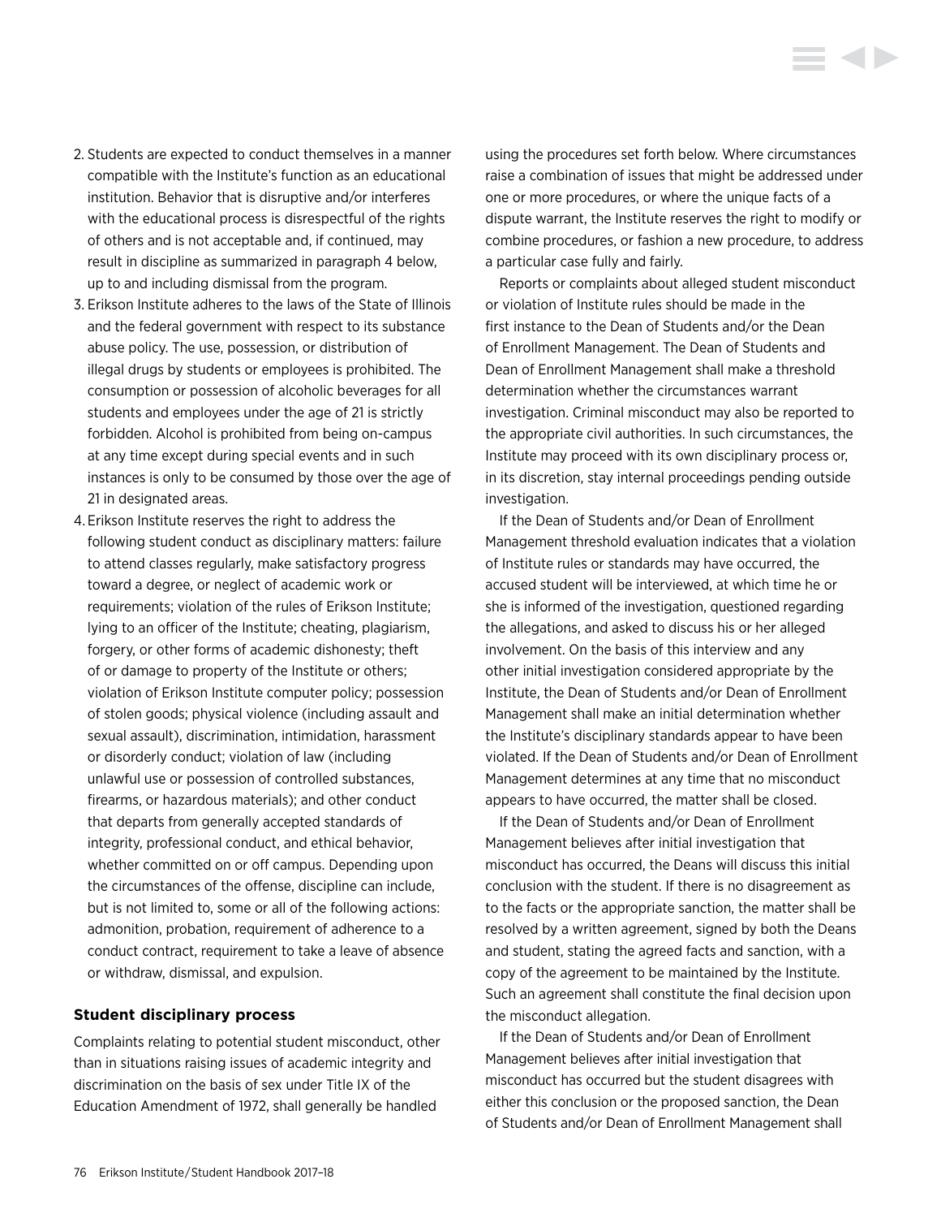2. Students are expected to conduct themselves in a manner compatible with the Institute's function as an educational institution. Behavior that is disruptive and/or interferes with the educational process is disrespectful of the rights of others and is not acceptable and, if continued, may result in discipline as summarized in paragraph 4 below, up to and including dismissal from the program.
3. Erikson Institute adheres to the laws of the State of Illinois and the federal government with respect to its substance abuse policy. The use, possession, or distribution of illegal drugs by students or employees is prohibited. The consumption or possession of alcoholic beverages for all students and employees under the age of 21 is strictly forbidden. Alcohol is prohibited from being on-campus at any time except during special events and in such instances is only to be consumed by those over the age of 21 in designated areas.
4. Erikson Institute reserves the right to address the following student conduct as disciplinary matters: failure to attend classes regularly, make satisfactory progress toward a degree, or neglect of academic work or requirements; violation of the rules of Erikson Institute; lying to an officer of the Institute; cheating, plagiarism, forgery, or other forms of academic dishonesty; theft of or damage to property of the Institute or others; violation of Erikson Institute computer policy; possession of stolen goods; physical violence (including assault and sexual assault), discrimination, intimidation, harassment or disorderly conduct; violation of law (including unlawful use or possession of controlled substances, firearms, or hazardous materials); and other conduct that departs from generally accepted standards of integrity, professional conduct, and ethical behavior, whether committed on or off campus. Depending upon the circumstances of the offense, discipline can include, but is not limited to, some or all of the following actions: admonition, probation, requirement of adherence to a conduct contract, requirement to take a leave of absence or withdraw, dismissal, and expulsion.

### Student disciplinary process

Complaints relating to potential student misconduct, other than in situations raising issues of academic integrity and discrimination on the basis of sex under Title IX of the Education Amendment of 1972, shall generally be handled using the procedures set forth below. Where circumstances raise a combination of issues that might be addressed under one or more procedures, or where the unique facts of a dispute warrant, the Institute reserves the right to modify or combine procedures, or fashion a new procedure, to address a particular case fully and fairly.

Reports or complaints about alleged student misconduct or violation of Institute rules should be made in the first instance to the Dean of Students and/or the Dean of Enrollment Management. The Dean of Students and Dean of Enrollment Management shall make a threshold determination whether the circumstances warrant investigation. Criminal misconduct may also be reported to the appropriate civil authorities. In such circumstances, the Institute may proceed with its own disciplinary process or, in its discretion, stay internal proceedings pending outside investigation.

If the Dean of Students and/or Dean of Enrollment Management threshold evaluation indicates that a violation of Institute rules or standards may have occurred, the accused student will be interviewed, at which time he or she is informed of the investigation, questioned regarding the allegations, and asked to discuss his or her alleged involvement. On the basis of this interview and any other initial investigation considered appropriate by the Institute, the Dean of Students and/or Dean of Enrollment Management shall make an initial determination whether the Institute's disciplinary standards appear to have been violated. If the Dean of Students and/or Dean of Enrollment Management determines at any time that no misconduct appears to have occurred, the matter shall be closed.

If the Dean of Students and/or Dean of Enrollment Management believes after initial investigation that misconduct has occurred, the Deans will discuss this initial conclusion with the student. If there is no disagreement as to the facts or the appropriate sanction, the matter shall be resolved by a written agreement, signed by both the Deans and student, stating the agreed facts and sanction, with a copy of the agreement to be maintained by the Institute. Such an agreement shall constitute the final decision upon the misconduct allegation.

If the Dean of Students and/or Dean of Enrollment Management believes after initial investigation that misconduct has occurred but the student disagrees with either this conclusion or the proposed sanction, the Dean of Students and/or Dean of Enrollment Management shall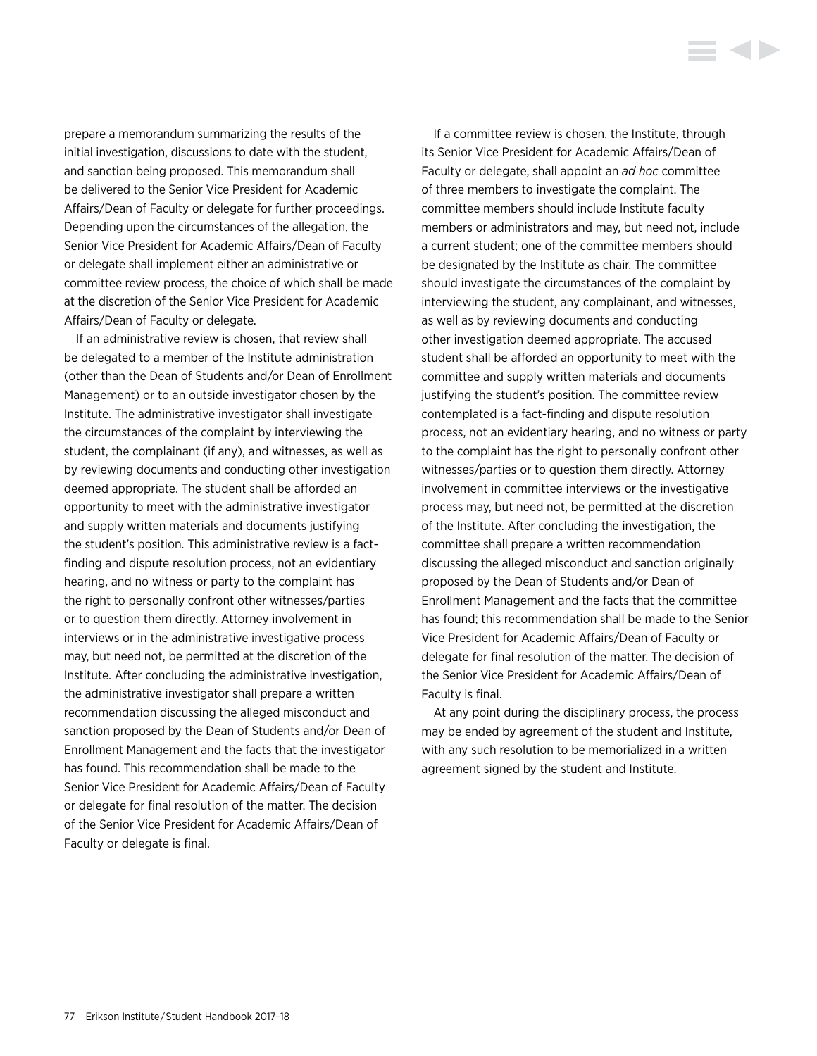prepare a memorandum summarizing the results of the initial investigation, discussions to date with the student, and sanction being proposed. This memorandum shall be delivered to the Senior Vice President for Academic Affairs/Dean of Faculty or delegate for further proceedings. Depending upon the circumstances of the allegation, the Senior Vice President for Academic Affairs/Dean of Faculty or delegate shall implement either an administrative or committee review process, the choice of which shall be made at the discretion of the Senior Vice President for Academic Affairs/Dean of Faculty or delegate.

If an administrative review is chosen, that review shall be delegated to a member of the Institute administration (other than the Dean of Students and/or Dean of Enrollment Management) or to an outside investigator chosen by the Institute. The administrative investigator shall investigate the circumstances of the complaint by interviewing the student, the complainant (if any), and witnesses, as well as by reviewing documents and conducting other investigation deemed appropriate. The student shall be afforded an opportunity to meet with the administrative investigator and supply written materials and documents justifying the student's position. This administrative review is a fact-finding and dispute resolution process, not an evidentiary hearing, and no witness or party to the complaint has the right to personally confront other witnesses/parties or to question them directly. Attorney involvement in interviews or in the administrative investigative process may, but need not, be permitted at the discretion of the Institute. After concluding the administrative investigation, the administrative investigator shall prepare a written recommendation discussing the alleged misconduct and sanction proposed by the Dean of Students and/or Dean of Enrollment Management and the facts that the investigator has found. This recommendation shall be made to the Senior Vice President for Academic Affairs/Dean of Faculty or delegate for final resolution of the matter. The decision of the Senior Vice President for Academic Affairs/Dean of Faculty or delegate is final.

If a committee review is chosen, the Institute, through its Senior Vice President for Academic Affairs/Dean of Faculty or delegate, shall appoint an *ad hoc* committee of three members to investigate the complaint. The committee members should include Institute faculty members or administrators and may, but need not, include a current student; one of the committee members should be designated by the Institute as chair. The committee should investigate the circumstances of the complaint by interviewing the student, any complainant, and witnesses, as well as by reviewing documents and conducting other investigation deemed appropriate. The accused student shall be afforded an opportunity to meet with the committee and supply written materials and documents justifying the student's position. The committee review contemplated is a fact-finding and dispute resolution process, not an evidentiary hearing, and no witness or party to the complaint has the right to personally confront other witnesses/parties or to question them directly. Attorney involvement in committee interviews or the investigative process may, but need not, be permitted at the discretion of the Institute. After concluding the investigation, the committee shall prepare a written recommendation discussing the alleged misconduct and sanction originally proposed by the Dean of Students and/or Dean of Enrollment Management and the facts that the committee has found; this recommendation shall be made to the Senior Vice President for Academic Affairs/Dean of Faculty or delegate for final resolution of the matter. The decision of the Senior Vice President for Academic Affairs/Dean of Faculty is final.

At any point during the disciplinary process, the process may be ended by agreement of the student and Institute, with any such resolution to be memorialized in a written agreement signed by the student and Institute.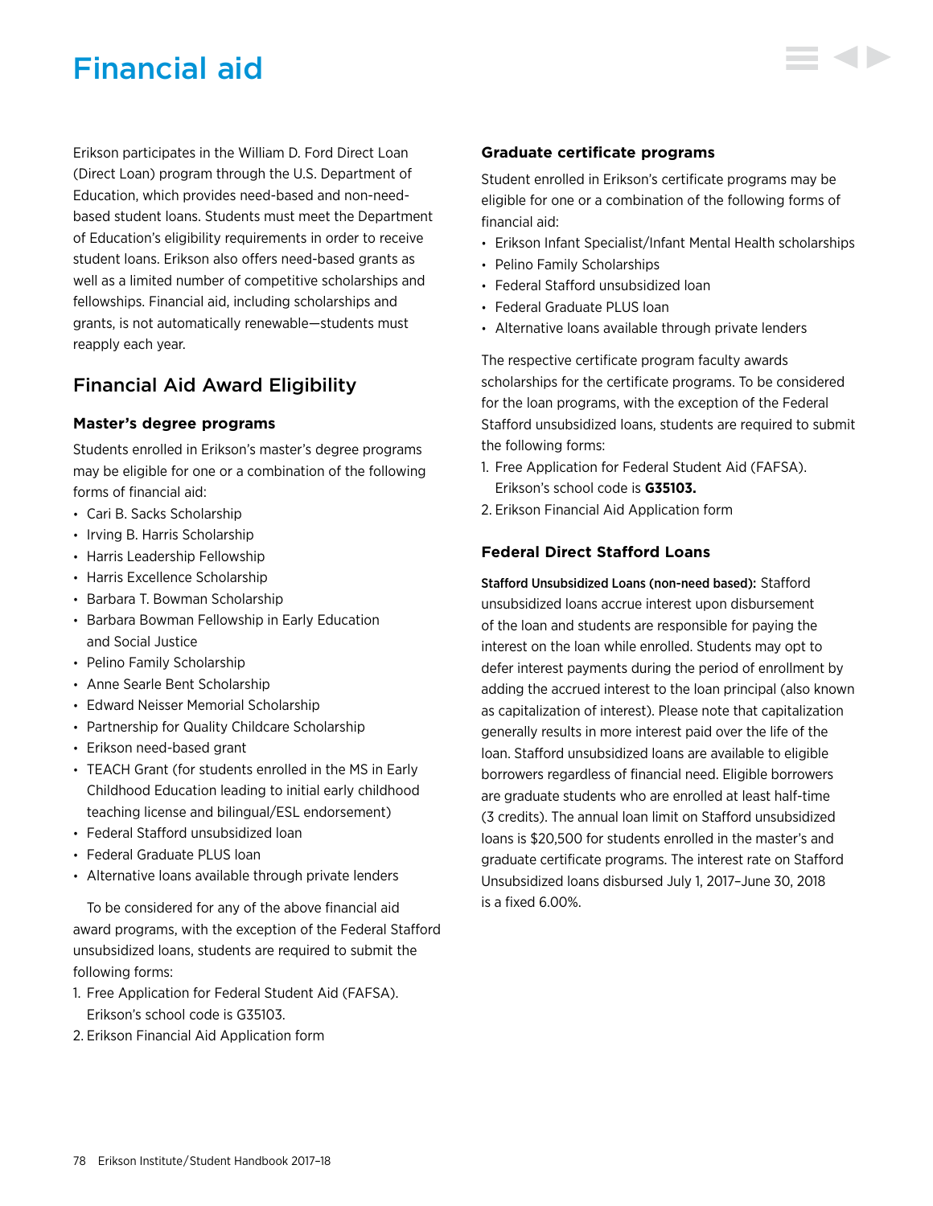# Financial aid

Erikson participates in the William D. Ford Direct Loan (Direct Loan) program through the U.S. Department of Education, which provides need-based and non-need-based student loans. Students must meet the Department of Education's eligibility requirements in order to receive student loans. Erikson also offers need-based grants as well as a limited number of competitive scholarships and fellowships. Financial aid, including scholarships and grants, is not automatically renewable—students must reapply each year.

## Financial Aid Award Eligibility

### Master's degree programs

Students enrolled in Erikson's master's degree programs may be eligible for one or a combination of the following forms of financial aid:

- Cari B. Sacks Scholarship
- Irving B. Harris Scholarship
- Harris Leadership Fellowship
- Harris Excellence Scholarship
- Barbara T. Bowman Scholarship
- Barbara Bowman Fellowship in Early Education and Social Justice
- Pelino Family Scholarship
- Anne Searle Bent Scholarship
- Edward Neisser Memorial Scholarship
- Partnership for Quality Childcare Scholarship
- Erikson need-based grant
- TEACH Grant (for students enrolled in the MS in Early Childhood Education leading to initial early childhood teaching license and bilingual/ESL endorsement)
- Federal Stafford unsubsidized loan
- Federal Graduate PLUS loan
- Alternative loans available through private lenders

To be considered for any of the above financial aid award programs, with the exception of the Federal Stafford unsubsidized loans, students are required to submit the following forms:

1. Free Application for Federal Student Aid (FAFSA). Erikson's school code is G35103.
2. Erikson Financial Aid Application form

### Graduate certificate programs

Student enrolled in Erikson's certificate programs may be eligible for one or a combination of the following forms of financial aid:

- Erikson Infant Specialist/Infant Mental Health scholarships
- Pelino Family Scholarships
- Federal Stafford unsubsidized loan
- Federal Graduate PLUS loan
- Alternative loans available through private lenders

The respective certificate program faculty awards scholarships for the certificate programs. To be considered for the loan programs, with the exception of the Federal Stafford unsubsidized loans, students are required to submit the following forms:

1. Free Application for Federal Student Aid (FAFSA). Erikson's school code is **G35103.**
2. Erikson Financial Aid Application form

### Federal Direct Stafford Loans

**Stafford Unsubsidized Loans (non-need based):** Stafford unsubsidized loans accrue interest upon disbursement of the loan and students are responsible for paying the interest on the loan while enrolled. Students may opt to defer interest payments during the period of enrollment by adding the accrued interest to the loan principal (also known as capitalization of interest). Please note that capitalization generally results in more interest paid over the life of the loan. Stafford unsubsidized loans are available to eligible borrowers regardless of financial need. Eligible borrowers are graduate students who are enrolled at least half-time (3 credits). The annual loan limit on Stafford unsubsidized loans is $20,500 for students enrolled in the master's and graduate certificate programs. The interest rate on Stafford Unsubsidized loans disbursed July 1, 2017–June 30, 2018 is a fixed 6.00%.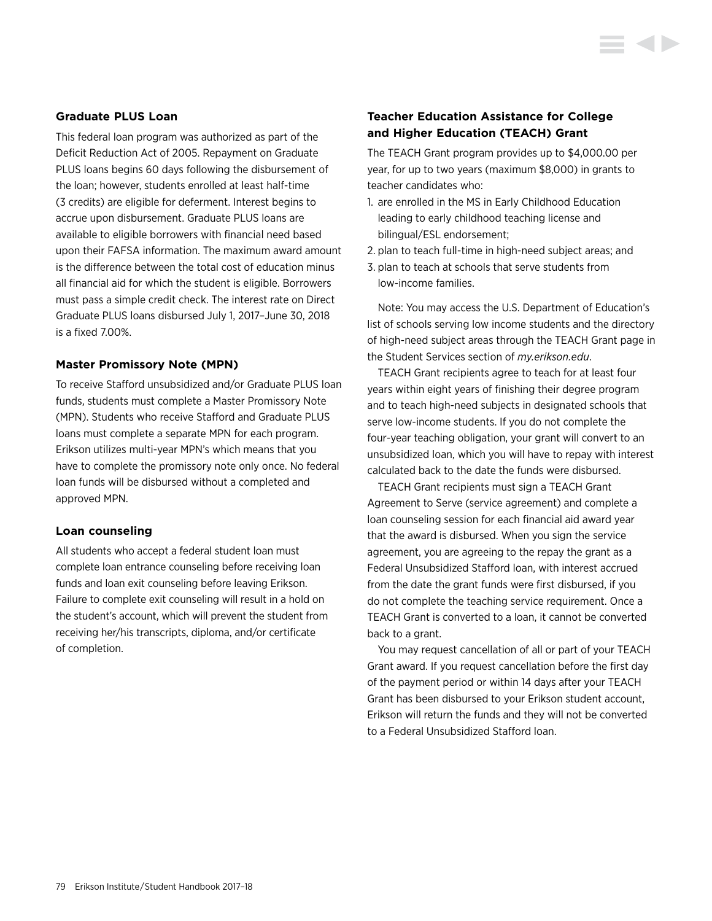### Graduate PLUS Loan

This federal loan program was authorized as part of the Deficit Reduction Act of 2005. Repayment on Graduate PLUS loans begins 60 days following the disbursement of the loan; however, students enrolled at least half-time (3 credits) are eligible for deferment. Interest begins to accrue upon disbursement. Graduate PLUS loans are available to eligible borrowers with financial need based upon their FAFSA information. The maximum award amount is the difference between the total cost of education minus all financial aid for which the student is eligible. Borrowers must pass a simple credit check. The interest rate on Direct Graduate PLUS loans disbursed July 1, 2017–June 30, 2018 is a fixed 7.00%.

### Master Promissory Note (MPN)

To receive Stafford unsubsidized and/or Graduate PLUS loan funds, students must complete a Master Promissory Note (MPN). Students who receive Stafford and Graduate PLUS loans must complete a separate MPN for each program. Erikson utilizes multi-year MPN's which means that you have to complete the promissory note only once. No federal loan funds will be disbursed without a completed and approved MPN.

### Loan counseling

All students who accept a federal student loan must complete loan entrance counseling before receiving loan funds and loan exit counseling before leaving Erikson. Failure to complete exit counseling will result in a hold on the student's account, which will prevent the student from receiving her/his transcripts, diploma, and/or certificate of completion.

### Teacher Education Assistance for College and Higher Education (TEACH) Grant

The TEACH Grant program provides up to $4,000.00 per year, for up to two years (maximum $8,000) in grants to teacher candidates who:

1. are enrolled in the MS in Early Childhood Education leading to early childhood teaching license and bilingual/ESL endorsement;
2. plan to teach full-time in high-need subject areas; and
3. plan to teach at schools that serve students from low-income families.

Note: You may access the U.S. Department of Education's list of schools serving low income students and the directory of high-need subject areas through the TEACH Grant page in the Student Services section of *my.erikson.edu*.

TEACH Grant recipients agree to teach for at least four years within eight years of finishing their degree program and to teach high-need subjects in designated schools that serve low-income students. If you do not complete the four-year teaching obligation, your grant will convert to an unsubsidized loan, which you will have to repay with interest calculated back to the date the funds were disbursed.

TEACH Grant recipients must sign a TEACH Grant Agreement to Serve (service agreement) and complete a loan counseling session for each financial aid award year that the award is disbursed. When you sign the service agreement, you are agreeing to the repay the grant as a Federal Unsubsidized Stafford loan, with interest accrued from the date the grant funds were first disbursed, if you do not complete the teaching service requirement. Once a TEACH Grant is converted to a loan, it cannot be converted back to a grant.

You may request cancellation of all or part of your TEACH Grant award. If you request cancellation before the first day of the payment period or within 14 days after your TEACH Grant has been disbursed to your Erikson student account, Erikson will return the funds and they will not be converted to a Federal Unsubsidized Stafford loan.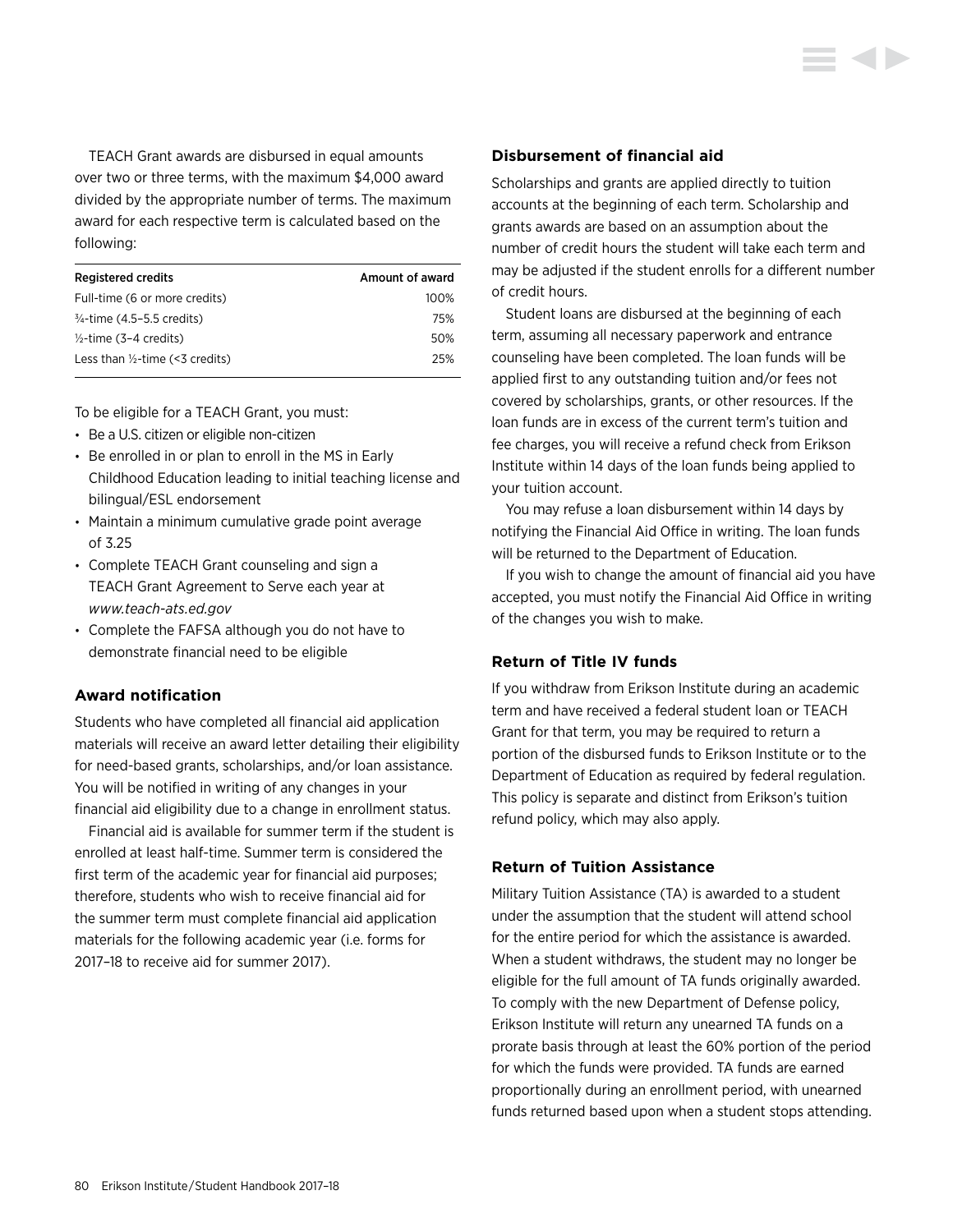TEACH Grant awards are disbursed in equal amounts over two or three terms, with the maximum $4,000 award divided by the appropriate number of terms. The maximum award for each respective term is calculated based on the following:

| Registered credits | Amount of award |
|---|---|
| Full-time (6 or more credits) | 100% |
| ¾-time (4.5–5.5 credits) | 75% |
| ½-time (3–4 credits) | 50% |
| Less than ½-time (<3 credits) | 25% |

To be eligible for a TEACH Grant, you must:

- Be a U.S. citizen or eligible non-citizen
- Be enrolled in or plan to enroll in the MS in Early Childhood Education leading to initial teaching license and bilingual/ESL endorsement
- Maintain a minimum cumulative grade point average of 3.25
- Complete TEACH Grant counseling and sign a TEACH Grant Agreement to Serve each year at *www.teach-ats.ed.gov*
- Complete the FAFSA although you do not have to demonstrate financial need to be eligible

### Award notification

Students who have completed all financial aid application materials will receive an award letter detailing their eligibility for need-based grants, scholarships, and/or loan assistance. You will be notified in writing of any changes in your financial aid eligibility due to a change in enrollment status.

Financial aid is available for summer term if the student is enrolled at least half-time. Summer term is considered the first term of the academic year for financial aid purposes; therefore, students who wish to receive financial aid for the summer term must complete financial aid application materials for the following academic year (i.e. forms for 2017–18 to receive aid for summer 2017).

### Disbursement of financial aid

Scholarships and grants are applied directly to tuition accounts at the beginning of each term. Scholarship and grants awards are based on an assumption about the number of credit hours the student will take each term and may be adjusted if the student enrolls for a different number of credit hours.

Student loans are disbursed at the beginning of each term, assuming all necessary paperwork and entrance counseling have been completed. The loan funds will be applied first to any outstanding tuition and/or fees not covered by scholarships, grants, or other resources. If the loan funds are in excess of the current term's tuition and fee charges, you will receive a refund check from Erikson Institute within 14 days of the loan funds being applied to your tuition account.

You may refuse a loan disbursement within 14 days by notifying the Financial Aid Office in writing. The loan funds will be returned to the Department of Education.

If you wish to change the amount of financial aid you have accepted, you must notify the Financial Aid Office in writing of the changes you wish to make.

### Return of Title IV funds

If you withdraw from Erikson Institute during an academic term and have received a federal student loan or TEACH Grant for that term, you may be required to return a portion of the disbursed funds to Erikson Institute or to the Department of Education as required by federal regulation. This policy is separate and distinct from Erikson's tuition refund policy, which may also apply.

### Return of Tuition Assistance

Military Tuition Assistance (TA) is awarded to a student under the assumption that the student will attend school for the entire period for which the assistance is awarded. When a student withdraws, the student may no longer be eligible for the full amount of TA funds originally awarded. To comply with the new Department of Defense policy, Erikson Institute will return any unearned TA funds on a prorate basis through at least the 60% portion of the period for which the funds were provided. TA funds are earned proportionally during an enrollment period, with unearned funds returned based upon when a student stops attending.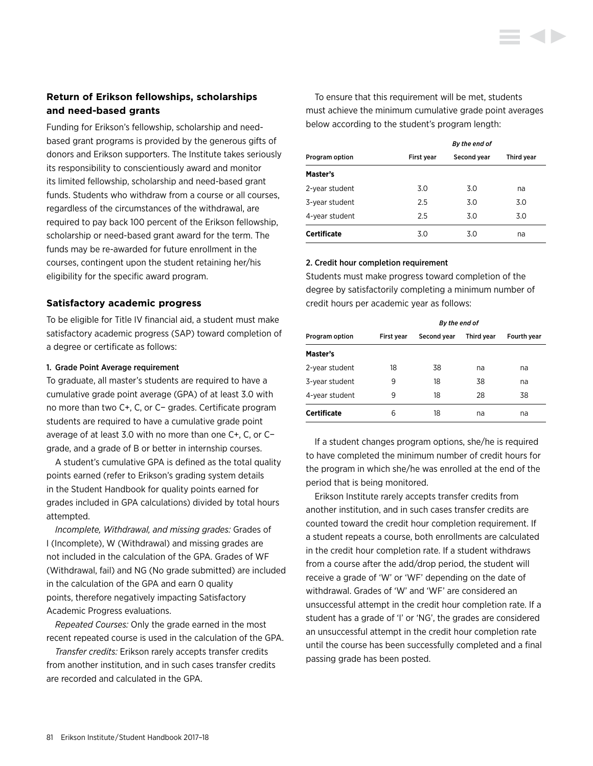## Return of Erikson fellowships, scholarships and need-based grants

Funding for Erikson's fellowship, scholarship and need-based grant programs is provided by the generous gifts of donors and Erikson supporters. The Institute takes seriously its responsibility to conscientiously award and monitor its limited fellowship, scholarship and need-based grant funds. Students who withdraw from a course or all courses, regardless of the circumstances of the withdrawal, are required to pay back 100 percent of the Erikson fellowship, scholarship or need-based grant award for the term. The funds may be re-awarded for future enrollment in the courses, contingent upon the student retaining her/his eligibility for the specific award program.

## Satisfactory academic progress

To be eligible for Title IV financial aid, a student must make satisfactory academic progress (SAP) toward completion of a degree or certificate as follows:

### 1. Grade Point Average requirement

To graduate, all master's students are required to have a cumulative grade point average (GPA) of at least 3.0 with no more than two C+, C, or C− grades. Certificate program students are required to have a cumulative grade point average of at least 3.0 with no more than one C+, C, or C− grade, and a grade of B or better in internship courses.

A student's cumulative GPA is defined as the total quality points earned (refer to Erikson's grading system details in the Student Handbook for quality points earned for grades included in GPA calculations) divided by total hours attempted.

*Incomplete, Withdrawal, and missing grades:* Grades of I (Incomplete), W (Withdrawal) and missing grades are not included in the calculation of the GPA. Grades of WF (Withdrawal, fail) and NG (No grade submitted) are included in the calculation of the GPA and earn 0 quality points, therefore negatively impacting Satisfactory Academic Progress evaluations.

*Repeated Courses:* Only the grade earned in the most recent repeated course is used in the calculation of the GPA.

*Transfer credits:* Erikson rarely accepts transfer credits from another institution, and in such cases transfer credits are recorded and calculated in the GPA.

To ensure that this requirement will be met, students must achieve the minimum cumulative grade point averages below according to the student's program length:

| | *By the end of* | | |
|---|---|---|---|
| **Program option** | **First year** | **Second year** | **Third year** |
| **Master's** | | | |
| 2-year student | 3.0 | 3.0 | na |
| 3-year student | 2.5 | 3.0 | 3.0 |
| 4-year student | 2.5 | 3.0 | 3.0 |
| **Certificate** | 3.0 | 3.0 | na |

### 2. Credit hour completion requirement

Students must make progress toward completion of the degree by satisfactorily completing a minimum number of credit hours per academic year as follows:

| | *By the end of* | | | |
|---|---|---|---|---|
| **Program option** | **First year** | **Second year** | **Third year** | **Fourth year** |
| **Master's** | | | | |
| 2-year student | 18 | 38 | na | na |
| 3-year student | 9 | 18 | 38 | na |
| 4-year student | 9 | 18 | 28 | 38 |
| **Certificate** | 6 | 18 | na | na |

If a student changes program options, she/he is required to have completed the minimum number of credit hours for the program in which she/he was enrolled at the end of the period that is being monitored.

Erikson Institute rarely accepts transfer credits from another institution, and in such cases transfer credits are counted toward the credit hour completion requirement. If a student repeats a course, both enrollments are calculated in the credit hour completion rate. If a student withdraws from a course after the add/drop period, the student will receive a grade of 'W' or 'WF' depending on the date of withdrawal. Grades of 'W' and 'WF' are considered an unsuccessful attempt in the credit hour completion rate. If a student has a grade of 'I' or 'NG', the grades are considered an unsuccessful attempt in the credit hour completion rate until the course has been successfully completed and a final passing grade has been posted.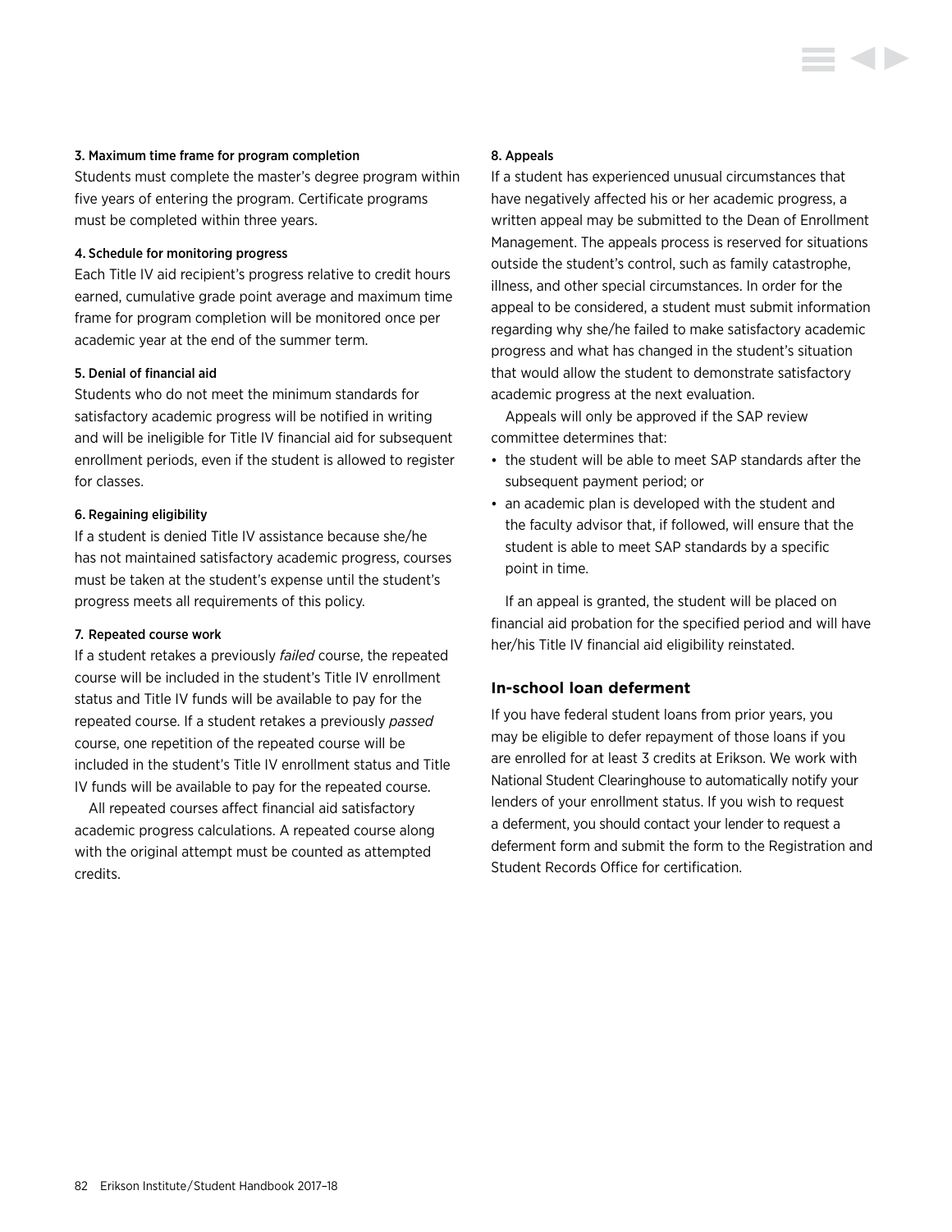#### 3. Maximum time frame for program completion

Students must complete the master's degree program within five years of entering the program. Certificate programs must be completed within three years.

#### 4. Schedule for monitoring progress

Each Title IV aid recipient's progress relative to credit hours earned, cumulative grade point average and maximum time frame for program completion will be monitored once per academic year at the end of the summer term.

#### 5. Denial of financial aid

Students who do not meet the minimum standards for satisfactory academic progress will be notified in writing and will be ineligible for Title IV financial aid for subsequent enrollment periods, even if the student is allowed to register for classes.

#### 6. Regaining eligibility

If a student is denied Title IV assistance because she/he has not maintained satisfactory academic progress, courses must be taken at the student's expense until the student's progress meets all requirements of this policy.

#### 7. Repeated course work

If a student retakes a previously *failed* course, the repeated course will be included in the student's Title IV enrollment status and Title IV funds will be available to pay for the repeated course. If a student retakes a previously *passed* course, one repetition of the repeated course will be included in the student's Title IV enrollment status and Title IV funds will be available to pay for the repeated course.

All repeated courses affect financial aid satisfactory academic progress calculations. A repeated course along with the original attempt must be counted as attempted credits.

#### 8. Appeals

If a student has experienced unusual circumstances that have negatively affected his or her academic progress, a written appeal may be submitted to the Dean of Enrollment Management. The appeals process is reserved for situations outside the student's control, such as family catastrophe, illness, and other special circumstances. In order for the appeal to be considered, a student must submit information regarding why she/he failed to make satisfactory academic progress and what has changed in the student's situation that would allow the student to demonstrate satisfactory academic progress at the next evaluation.

Appeals will only be approved if the SAP review committee determines that:

- the student will be able to meet SAP standards after the subsequent payment period; or
- an academic plan is developed with the student and the faculty advisor that, if followed, will ensure that the student is able to meet SAP standards by a specific point in time.

If an appeal is granted, the student will be placed on financial aid probation for the specified period and will have her/his Title IV financial aid eligibility reinstated.

### In-school loan deferment

If you have federal student loans from prior years, you may be eligible to defer repayment of those loans if you are enrolled for at least 3 credits at Erikson. We work with National Student Clearinghouse to automatically notify your lenders of your enrollment status. If you wish to request a deferment, you should contact your lender to request a deferment form and submit the form to the Registration and Student Records Office for certification.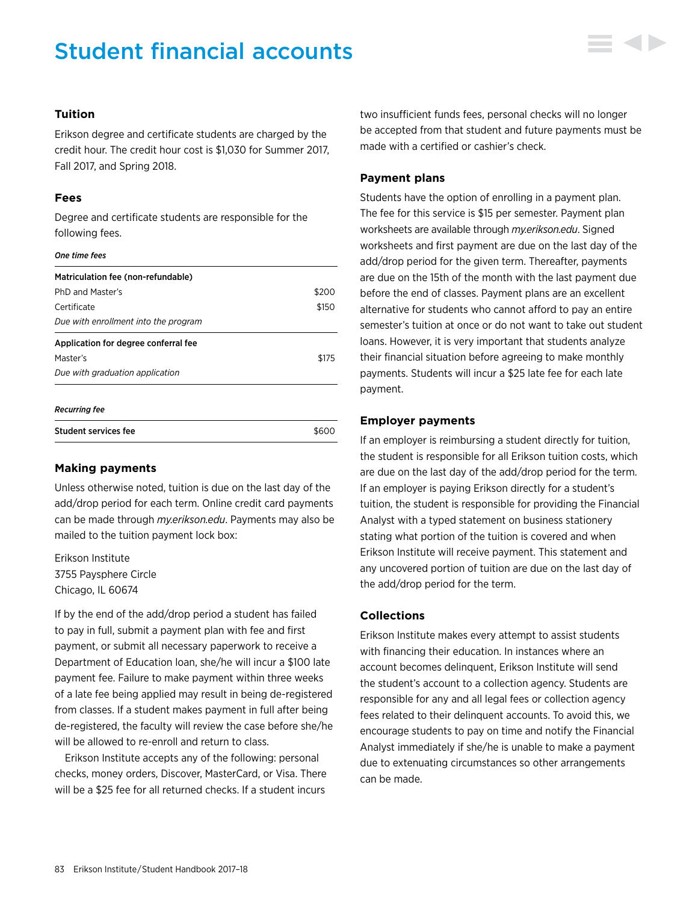# Student financial accounts

### Tuition

Erikson degree and certificate students are charged by the credit hour. The credit hour cost is $1,030 for Summer 2017, Fall 2017, and Spring 2018.

### Fees

Degree and certificate students are responsible for the following fees.

***One time fees***

| | |
|---|---|
| **Matriculation fee (non-refundable)** | |
| PhD and Master's | $200 |
| Certificate | $150 |
| *Due with enrollment into the program* | |
| **Application for degree conferral fee** | |
| Master's | $175 |
| *Due with graduation application* | |

***Recurring fee***

| | |
|---|---|
| **Student services fee** | $600 |

### Making payments

Unless otherwise noted, tuition is due on the last day of the add/drop period for each term. Online credit card payments can be made through *my.erikson.edu*. Payments may also be mailed to the tuition payment lock box:

Erikson Institute
3755 Paysphere Circle
Chicago, IL 60674

If by the end of the add/drop period a student has failed to pay in full, submit a payment plan with fee and first payment, or submit all necessary paperwork to receive a Department of Education loan, she/he will incur a $100 late payment fee. Failure to make payment within three weeks of a late fee being applied may result in being de-registered from classes. If a student makes payment in full after being de-registered, the faculty will review the case before she/he will be allowed to re-enroll and return to class.

Erikson Institute accepts any of the following: personal checks, money orders, Discover, MasterCard, or Visa. There will be a $25 fee for all returned checks. If a student incurs two insufficient funds fees, personal checks will no longer be accepted from that student and future payments must be made with a certified or cashier's check.

### Payment plans

Students have the option of enrolling in a payment plan. The fee for this service is $15 per semester. Payment plan worksheets are available through *my.erikson.edu*. Signed worksheets and first payment are due on the last day of the add/drop period for the given term. Thereafter, payments are due on the 15th of the month with the last payment due before the end of classes. Payment plans are an excellent alternative for students who cannot afford to pay an entire semester's tuition at once or do not want to take out student loans. However, it is very important that students analyze their financial situation before agreeing to make monthly payments. Students will incur a $25 late fee for each late payment.

### Employer payments

If an employer is reimbursing a student directly for tuition, the student is responsible for all Erikson tuition costs, which are due on the last day of the add/drop period for the term. If an employer is paying Erikson directly for a student's tuition, the student is responsible for providing the Financial Analyst with a typed statement on business stationery stating what portion of the tuition is covered and when Erikson Institute will receive payment. This statement and any uncovered portion of tuition are due on the last day of the add/drop period for the term.

### Collections

Erikson Institute makes every attempt to assist students with financing their education. In instances where an account becomes delinquent, Erikson Institute will send the student's account to a collection agency. Students are responsible for any and all legal fees or collection agency fees related to their delinquent accounts. To avoid this, we encourage students to pay on time and notify the Financial Analyst immediately if she/he is unable to make a payment due to extenuating circumstances so other arrangements can be made.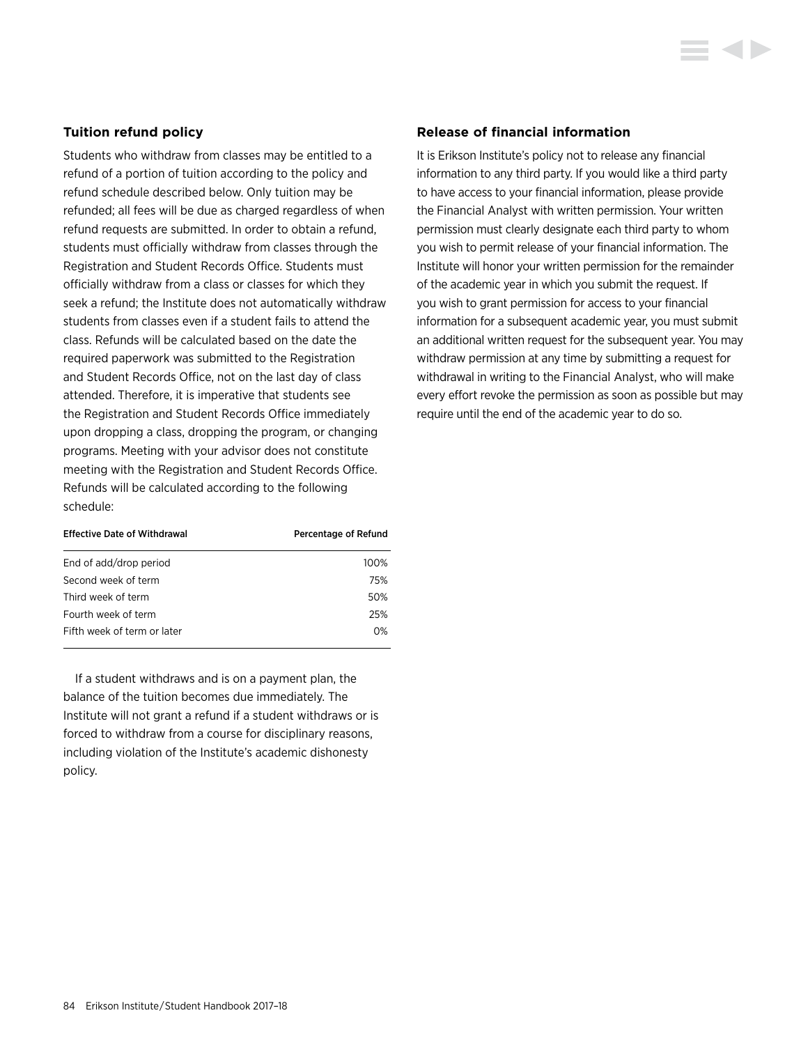### Tuition refund policy

Students who withdraw from classes may be entitled to a refund of a portion of tuition according to the policy and refund schedule described below. Only tuition may be refunded; all fees will be due as charged regardless of when refund requests are submitted. In order to obtain a refund, students must officially withdraw from classes through the Registration and Student Records Office. Students must officially withdraw from a class or classes for which they seek a refund; the Institute does not automatically withdraw students from classes even if a student fails to attend the class. Refunds will be calculated based on the date the required paperwork was submitted to the Registration and Student Records Office, not on the last day of class attended. Therefore, it is imperative that students see the Registration and Student Records Office immediately upon dropping a class, dropping the program, or changing programs. Meeting with your advisor does not constitute meeting with the Registration and Student Records Office. Refunds will be calculated according to the following schedule:

| Effective Date of Withdrawal | Percentage of Refund |
| --- | --- |
| End of add/drop period | 100% |
| Second week of term | 75% |
| Third week of term | 50% |
| Fourth week of term | 25% |
| Fifth week of term or later | 0% |

If a student withdraws and is on a payment plan, the balance of the tuition becomes due immediately. The Institute will not grant a refund if a student withdraws or is forced to withdraw from a course for disciplinary reasons, including violation of the Institute's academic dishonesty policy.

### Release of financial information

It is Erikson Institute's policy not to release any financial information to any third party. If you would like a third party to have access to your financial information, please provide the Financial Analyst with written permission. Your written permission must clearly designate each third party to whom you wish to permit release of your financial information. The Institute will honor your written permission for the remainder of the academic year in which you submit the request. If you wish to grant permission for access to your financial information for a subsequent academic year, you must submit an additional written request for the subsequent year. You may withdraw permission at any time by submitting a request for withdrawal in writing to the Financial Analyst, who will make every effort revoke the permission as soon as possible but may require until the end of the academic year to do so.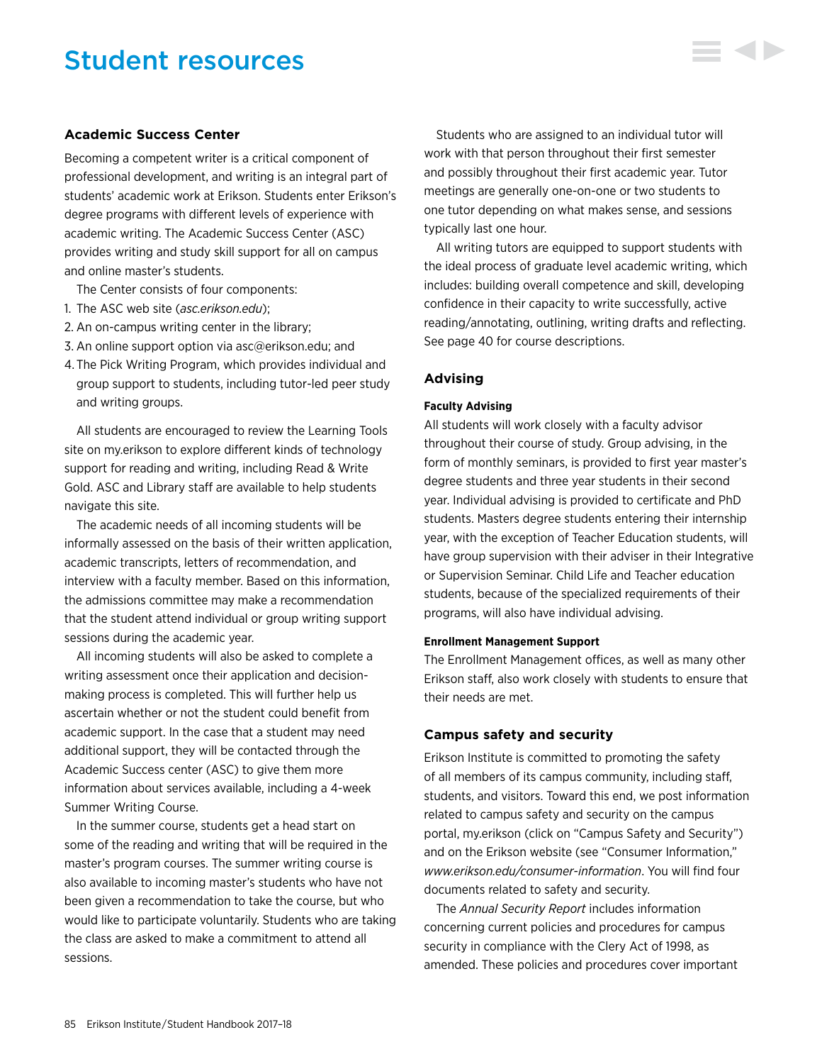# Student resources

## Academic Success Center

Becoming a competent writer is a critical component of professional development, and writing is an integral part of students' academic work at Erikson. Students enter Erikson's degree programs with different levels of experience with academic writing. The Academic Success Center (ASC) provides writing and study skill support for all on campus and online master's students.

The Center consists of four components:

1. The ASC web site (*asc.erikson.edu*);
2. An on-campus writing center in the library;
3. An online support option via asc@erikson.edu; and
4. The Pick Writing Program, which provides individual and group support to students, including tutor-led peer study and writing groups.

All students are encouraged to review the Learning Tools site on my.erikson to explore different kinds of technology support for reading and writing, including Read & Write Gold. ASC and Library staff are available to help students navigate this site.

The academic needs of all incoming students will be informally assessed on the basis of their written application, academic transcripts, letters of recommendation, and interview with a faculty member. Based on this information, the admissions committee may make a recommendation that the student attend individual or group writing support sessions during the academic year.

All incoming students will also be asked to complete a writing assessment once their application and decision-making process is completed. This will further help us ascertain whether or not the student could benefit from academic support. In the case that a student may need additional support, they will be contacted through the Academic Success center (ASC) to give them more information about services available, including a 4-week Summer Writing Course.

In the summer course, students get a head start on some of the reading and writing that will be required in the master's program courses. The summer writing course is also available to incoming master's students who have not been given a recommendation to take the course, but who would like to participate voluntarily. Students who are taking the class are asked to make a commitment to attend all sessions.

Students who are assigned to an individual tutor will work with that person throughout their first semester and possibly throughout their first academic year. Tutor meetings are generally one-on-one or two students to one tutor depending on what makes sense, and sessions typically last one hour.

All writing tutors are equipped to support students with the ideal process of graduate level academic writing, which includes: building overall competence and skill, developing confidence in their capacity to write successfully, active reading/annotating, outlining, writing drafts and reflecting. See page 40 for course descriptions.

## Advising

### Faculty Advising

All students will work closely with a faculty advisor throughout their course of study. Group advising, in the form of monthly seminars, is provided to first year master's degree students and three year students in their second year. Individual advising is provided to certificate and PhD students. Masters degree students entering their internship year, with the exception of Teacher Education students, will have group supervision with their adviser in their Integrative or Supervision Seminar. Child Life and Teacher education students, because of the specialized requirements of their programs, will also have individual advising.

### Enrollment Management Support

The Enrollment Management offices, as well as many other Erikson staff, also work closely with students to ensure that their needs are met.

## Campus safety and security

Erikson Institute is committed to promoting the safety of all members of its campus community, including staff, students, and visitors. Toward this end, we post information related to campus safety and security on the campus portal, my.erikson (click on "Campus Safety and Security") and on the Erikson website (see "Consumer Information," *www.erikson.edu/consumer-information*. You will find four documents related to safety and security.

The *Annual Security Report* includes information concerning current policies and procedures for campus security in compliance with the Clery Act of 1998, as amended. These policies and procedures cover important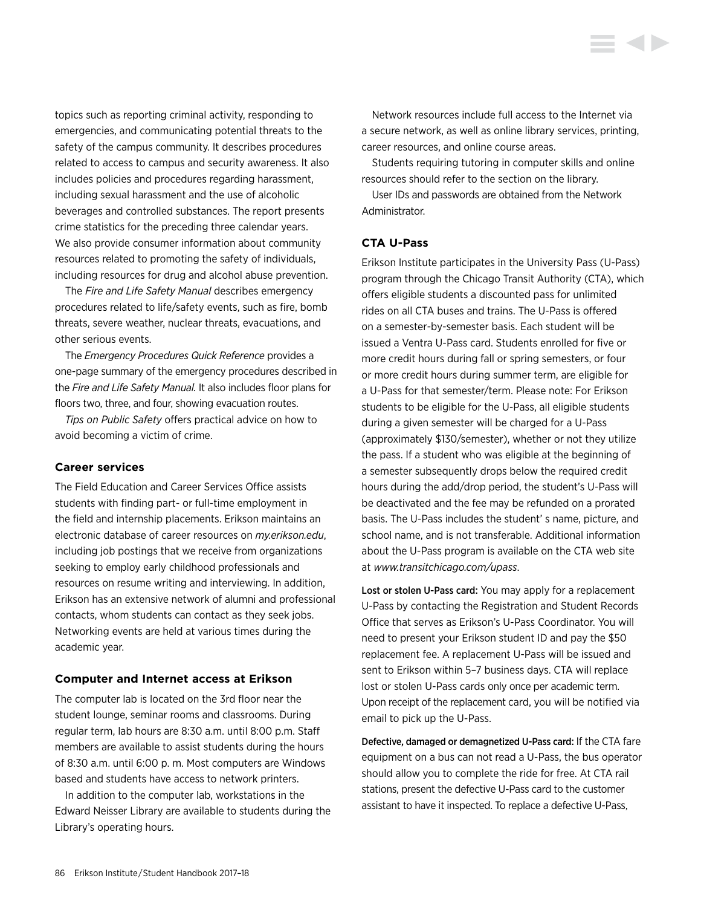topics such as reporting criminal activity, responding to emergencies, and communicating potential threats to the safety of the campus community. It describes procedures related to access to campus and security awareness. It also includes policies and procedures regarding harassment, including sexual harassment and the use of alcoholic beverages and controlled substances. The report presents crime statistics for the preceding three calendar years. We also provide consumer information about community resources related to promoting the safety of individuals, including resources for drug and alcohol abuse prevention.

The *Fire and Life Safety Manual* describes emergency procedures related to life/safety events, such as fire, bomb threats, severe weather, nuclear threats, evacuations, and other serious events.

The *Emergency Procedures Quick Reference* provides a one-page summary of the emergency procedures described in the *Fire and Life Safety Manual.* It also includes floor plans for floors two, three, and four, showing evacuation routes.

*Tips on Public Safety* offers practical advice on how to avoid becoming a victim of crime.

### Career services

The Field Education and Career Services Office assists students with finding part- or full-time employment in the field and internship placements. Erikson maintains an electronic database of career resources on *my.erikson.edu*, including job postings that we receive from organizations seeking to employ early childhood professionals and resources on resume writing and interviewing. In addition, Erikson has an extensive network of alumni and professional contacts, whom students can contact as they seek jobs. Networking events are held at various times during the academic year.

### Computer and Internet access at Erikson

The computer lab is located on the 3rd floor near the student lounge, seminar rooms and classrooms. During regular term, lab hours are 8:30 a.m. until 8:00 p.m. Staff members are available to assist students during the hours of 8:30 a.m. until 6:00 p. m. Most computers are Windows based and students have access to network printers.

In addition to the computer lab, workstations in the Edward Neisser Library are available to students during the Library's operating hours.

Network resources include full access to the Internet via a secure network, as well as online library services, printing, career resources, and online course areas.

Students requiring tutoring in computer skills and online resources should refer to the section on the library.

User IDs and passwords are obtained from the Network Administrator.

### CTA U-Pass

Erikson Institute participates in the University Pass (U-Pass) program through the Chicago Transit Authority (CTA), which offers eligible students a discounted pass for unlimited rides on all CTA buses and trains. The U-Pass is offered on a semester-by-semester basis. Each student will be issued a Ventra U-Pass card. Students enrolled for five or more credit hours during fall or spring semesters, or four or more credit hours during summer term, are eligible for a U-Pass for that semester/term. Please note: For Erikson students to be eligible for the U-Pass, all eligible students during a given semester will be charged for a U-Pass (approximately $130/semester), whether or not they utilize the pass. If a student who was eligible at the beginning of a semester subsequently drops below the required credit hours during the add/drop period, the student's U-Pass will be deactivated and the fee may be refunded on a prorated basis. The U-Pass includes the student' s name, picture, and school name, and is not transferable. Additional information about the U-Pass program is available on the CTA web site at *www.transitchicago.com/upass*.

**Lost or stolen U-Pass card:** You may apply for a replacement U-Pass by contacting the Registration and Student Records Office that serves as Erikson's U-Pass Coordinator. You will need to present your Erikson student ID and pay the $50 replacement fee. A replacement U-Pass will be issued and sent to Erikson within 5–7 business days. CTA will replace lost or stolen U-Pass cards only once per academic term. Upon receipt of the replacement card, you will be notified via email to pick up the U-Pass.

**Defective, damaged or demagnetized U-Pass card:** If the CTA fare equipment on a bus can not read a U-Pass, the bus operator should allow you to complete the ride for free. At CTA rail stations, present the defective U-Pass card to the customer assistant to have it inspected. To replace a defective U-Pass,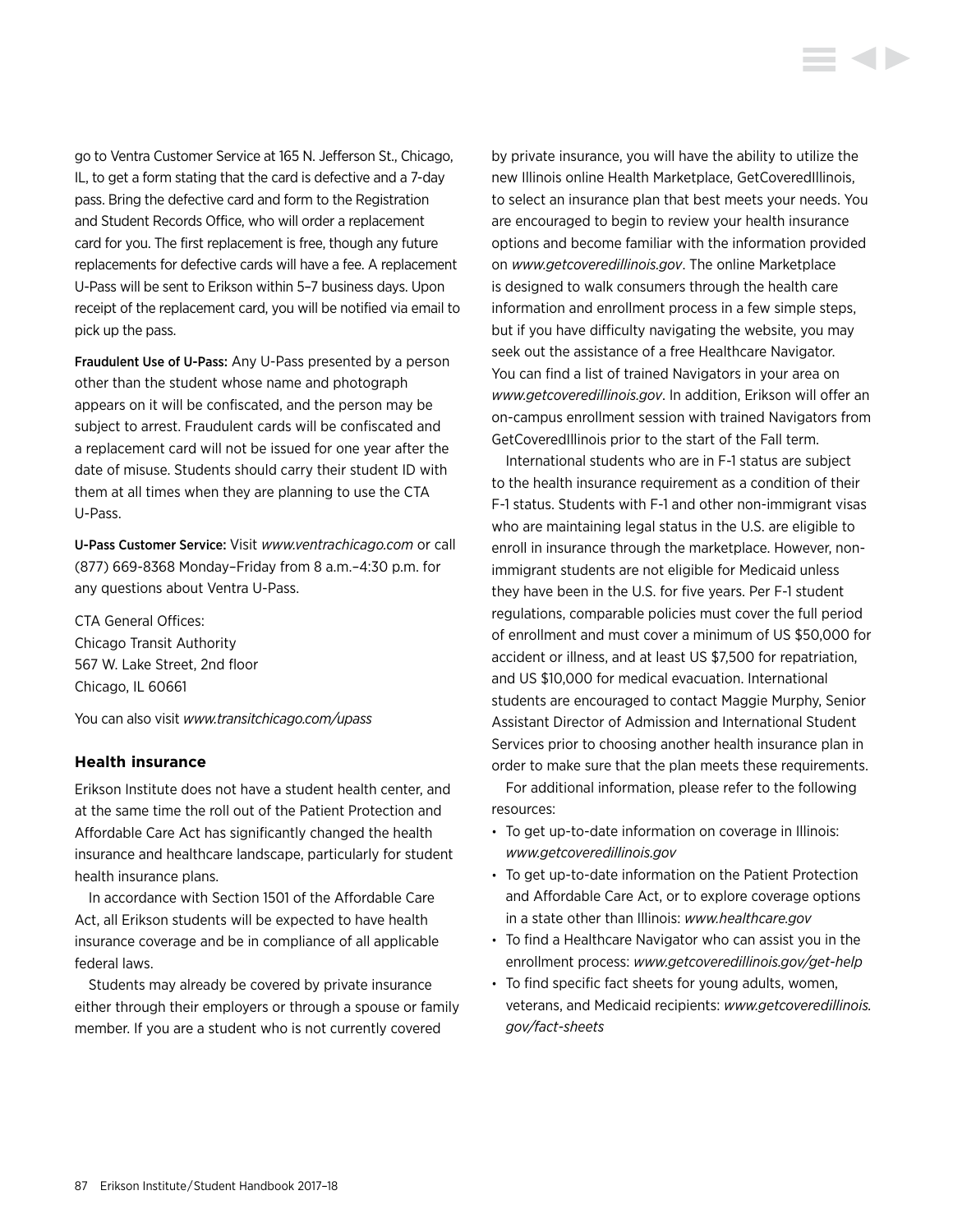go to Ventra Customer Service at 165 N. Jefferson St., Chicago, IL, to get a form stating that the card is defective and a 7-day pass. Bring the defective card and form to the Registration and Student Records Office, who will order a replacement card for you. The first replacement is free, though any future replacements for defective cards will have a fee. A replacement U-Pass will be sent to Erikson within 5–7 business days. Upon receipt of the replacement card, you will be notified via email to pick up the pass.

**Fraudulent Use of U-Pass:** Any U-Pass presented by a person other than the student whose name and photograph appears on it will be confiscated, and the person may be subject to arrest. Fraudulent cards will be confiscated and a replacement card will not be issued for one year after the date of misuse. Students should carry their student ID with them at all times when they are planning to use the CTA U-Pass.

**U-Pass Customer Service:** Visit *www.ventrachicago.com* or call (877) 669-8368 Monday–Friday from 8 a.m.–4:30 p.m. for any questions about Ventra U-Pass.

CTA General Offices:
Chicago Transit Authority
567 W. Lake Street, 2nd floor
Chicago, IL 60661

You can also visit *www.transitchicago.com/upass*

### Health insurance

Erikson Institute does not have a student health center, and at the same time the roll out of the Patient Protection and Affordable Care Act has significantly changed the health insurance and healthcare landscape, particularly for student health insurance plans.

In accordance with Section 1501 of the Affordable Care Act, all Erikson students will be expected to have health insurance coverage and be in compliance of all applicable federal laws.

Students may already be covered by private insurance either through their employers or through a spouse or family member. If you are a student who is not currently covered by private insurance, you will have the ability to utilize the new Illinois online Health Marketplace, GetCoveredIllinois, to select an insurance plan that best meets your needs. You are encouraged to begin to review your health insurance options and become familiar with the information provided on *www.getcoveredillinois.gov*. The online Marketplace is designed to walk consumers through the health care information and enrollment process in a few simple steps, but if you have difficulty navigating the website, you may seek out the assistance of a free Healthcare Navigator. You can find a list of trained Navigators in your area on *www.getcoveredillinois.gov*. In addition, Erikson will offer an on-campus enrollment session with trained Navigators from GetCoveredIllinois prior to the start of the Fall term.

International students who are in F-1 status are subject to the health insurance requirement as a condition of their F-1 status. Students with F-1 and other non-immigrant visas who are maintaining legal status in the U.S. are eligible to enroll in insurance through the marketplace. However, non-immigrant students are not eligible for Medicaid unless they have been in the U.S. for five years. Per F-1 student regulations, comparable policies must cover the full period of enrollment and must cover a minimum of US $50,000 for accident or illness, and at least US $7,500 for repatriation, and US $10,000 for medical evacuation. International students are encouraged to contact Maggie Murphy, Senior Assistant Director of Admission and International Student Services prior to choosing another health insurance plan in order to make sure that the plan meets these requirements.

For additional information, please refer to the following resources:

- To get up-to-date information on coverage in Illinois: *www.getcoveredillinois.gov*
- To get up-to-date information on the Patient Protection and Affordable Care Act, or to explore coverage options in a state other than Illinois: *www.healthcare.gov*
- To find a Healthcare Navigator who can assist you in the enrollment process: *www.getcoveredillinois.gov/get-help*
- To find specific fact sheets for young adults, women, veterans, and Medicaid recipients: *www.getcoveredillinois.gov/fact-sheets*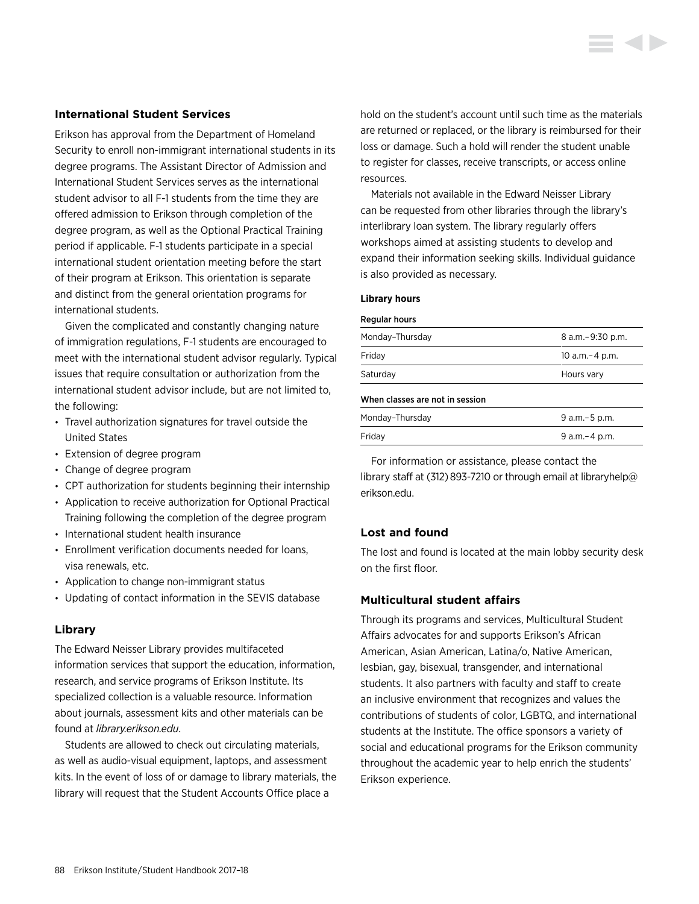## International Student Services

Erikson has approval from the Department of Homeland Security to enroll non-immigrant international students in its degree programs. The Assistant Director of Admission and International Student Services serves as the international student advisor to all F-1 students from the time they are offered admission to Erikson through completion of the degree program, as well as the Optional Practical Training period if applicable. F-1 students participate in a special international student orientation meeting before the start of their program at Erikson. This orientation is separate and distinct from the general orientation programs for international students.

Given the complicated and constantly changing nature of immigration regulations, F-1 students are encouraged to meet with the international student advisor regularly. Typical issues that require consultation or authorization from the international student advisor include, but are not limited to, the following:

- Travel authorization signatures for travel outside the United States
- Extension of degree program
- Change of degree program
- CPT authorization for students beginning their internship
- Application to receive authorization for Optional Practical Training following the completion of the degree program
- International student health insurance
- Enrollment verification documents needed for loans, visa renewals, etc.
- Application to change non-immigrant status
- Updating of contact information in the SEVIS database

## Library

The Edward Neisser Library provides multifaceted information services that support the education, information, research, and service programs of Erikson Institute. Its specialized collection is a valuable resource. Information about journals, assessment kits and other materials can be found at *library.erikson.edu*.

Students are allowed to check out circulating materials, as well as audio-visual equipment, laptops, and assessment kits. In the event of loss of or damage to library materials, the library will request that the Student Accounts Office place a hold on the student's account until such time as the materials are returned or replaced, or the library is reimbursed for their loss or damage. Such a hold will render the student unable to register for classes, receive transcripts, or access online resources.

Materials not available in the Edward Neisser Library can be requested from other libraries through the library's interlibrary loan system. The library regularly offers workshops aimed at assisting students to develop and expand their information seeking skills. Individual guidance is also provided as necessary.

**Library hours**

| Regular hours | |
|---|---|
| Monday–Thursday | 8 a.m.–9:30 p.m. |
| Friday | 10 a.m.–4 p.m. |
| Saturday | Hours vary |
| **When classes are not in session** | |
| Monday–Thursday | 9 a.m.–5 p.m. |
| Friday | 9 a.m.–4 p.m. |

For information or assistance, please contact the library staff at (312) 893-7210 or through email at libraryhelp@erikson.edu.

## Lost and found

The lost and found is located at the main lobby security desk on the first floor.

## Multicultural student affairs

Through its programs and services, Multicultural Student Affairs advocates for and supports Erikson's African American, Asian American, Latina/o, Native American, lesbian, gay, bisexual, transgender, and international students. It also partners with faculty and staff to create an inclusive environment that recognizes and values the contributions of students of color, LGBTQ, and international students at the Institute. The office sponsors a variety of social and educational programs for the Erikson community throughout the academic year to help enrich the students' Erikson experience.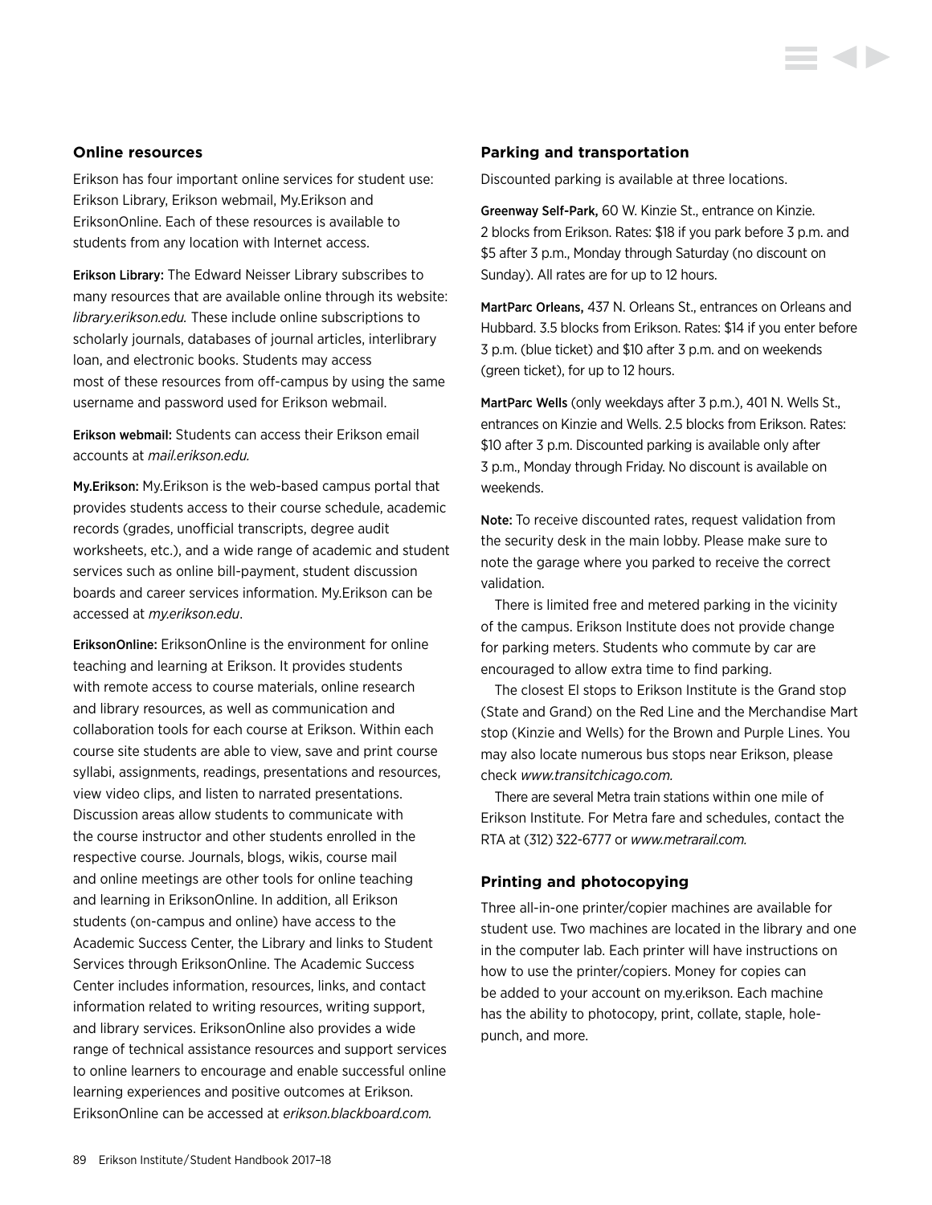### Online resources

Erikson has four important online services for student use: Erikson Library, Erikson webmail, My.Erikson and EriksonOnline. Each of these resources is available to students from any location with Internet access.

**Erikson Library:** The Edward Neisser Library subscribes to many resources that are available online through its website: *library.erikson.edu.* These include online subscriptions to scholarly journals, databases of journal articles, interlibrary loan, and electronic books. Students may access most of these resources from off-campus by using the same username and password used for Erikson webmail.

**Erikson webmail:** Students can access their Erikson email accounts at *mail.erikson.edu.*

**My.Erikson:** My.Erikson is the web-based campus portal that provides students access to their course schedule, academic records (grades, unofficial transcripts, degree audit worksheets, etc.), and a wide range of academic and student services such as online bill-payment, student discussion boards and career services information. My.Erikson can be accessed at *my.erikson.edu*.

**EriksonOnline:** EriksonOnline is the environment for online teaching and learning at Erikson. It provides students with remote access to course materials, online research and library resources, as well as communication and collaboration tools for each course at Erikson. Within each course site students are able to view, save and print course syllabi, assignments, readings, presentations and resources, view video clips, and listen to narrated presentations. Discussion areas allow students to communicate with the course instructor and other students enrolled in the respective course. Journals, blogs, wikis, course mail and online meetings are other tools for online teaching and learning in EriksonOnline. In addition, all Erikson students (on-campus and online) have access to the Academic Success Center, the Library and links to Student Services through EriksonOnline. The Academic Success Center includes information, resources, links, and contact information related to writing resources, writing support, and library services. EriksonOnline also provides a wide range of technical assistance resources and support services to online learners to encourage and enable successful online learning experiences and positive outcomes at Erikson. EriksonOnline can be accessed at *erikson.blackboard.com.*

### Parking and transportation

Discounted parking is available at three locations.

**Greenway Self-Park,** 60 W. Kinzie St., entrance on Kinzie. 2 blocks from Erikson. Rates: $18 if you park before 3 p.m. and $5 after 3 p.m., Monday through Saturday (no discount on Sunday). All rates are for up to 12 hours.

**MartParc Orleans,** 437 N. Orleans St., entrances on Orleans and Hubbard. 3.5 blocks from Erikson. Rates: $14 if you enter before 3 p.m. (blue ticket) and $10 after 3 p.m. and on weekends (green ticket), for up to 12 hours.

**MartParc Wells** (only weekdays after 3 p.m.), 401 N. Wells St., entrances on Kinzie and Wells. 2.5 blocks from Erikson. Rates: $10 after 3 p.m. Discounted parking is available only after 3 p.m., Monday through Friday. No discount is available on weekends.

**Note:** To receive discounted rates, request validation from the security desk in the main lobby. Please make sure to note the garage where you parked to receive the correct validation.

There is limited free and metered parking in the vicinity of the campus. Erikson Institute does not provide change for parking meters. Students who commute by car are encouraged to allow extra time to find parking.

The closest El stops to Erikson Institute is the Grand stop (State and Grand) on the Red Line and the Merchandise Mart stop (Kinzie and Wells) for the Brown and Purple Lines. You may also locate numerous bus stops near Erikson, please check *www.transitchicago.com.*

There are several Metra train stations within one mile of Erikson Institute. For Metra fare and schedules, contact the RTA at (312) 322-6777 or *www.metrarail.com.*

### Printing and photocopying

Three all-in-one printer/copier machines are available for student use. Two machines are located in the library and one in the computer lab. Each printer will have instructions on how to use the printer/copiers. Money for copies can be added to your account on my.erikson. Each machine has the ability to photocopy, print, collate, staple, hole-punch, and more.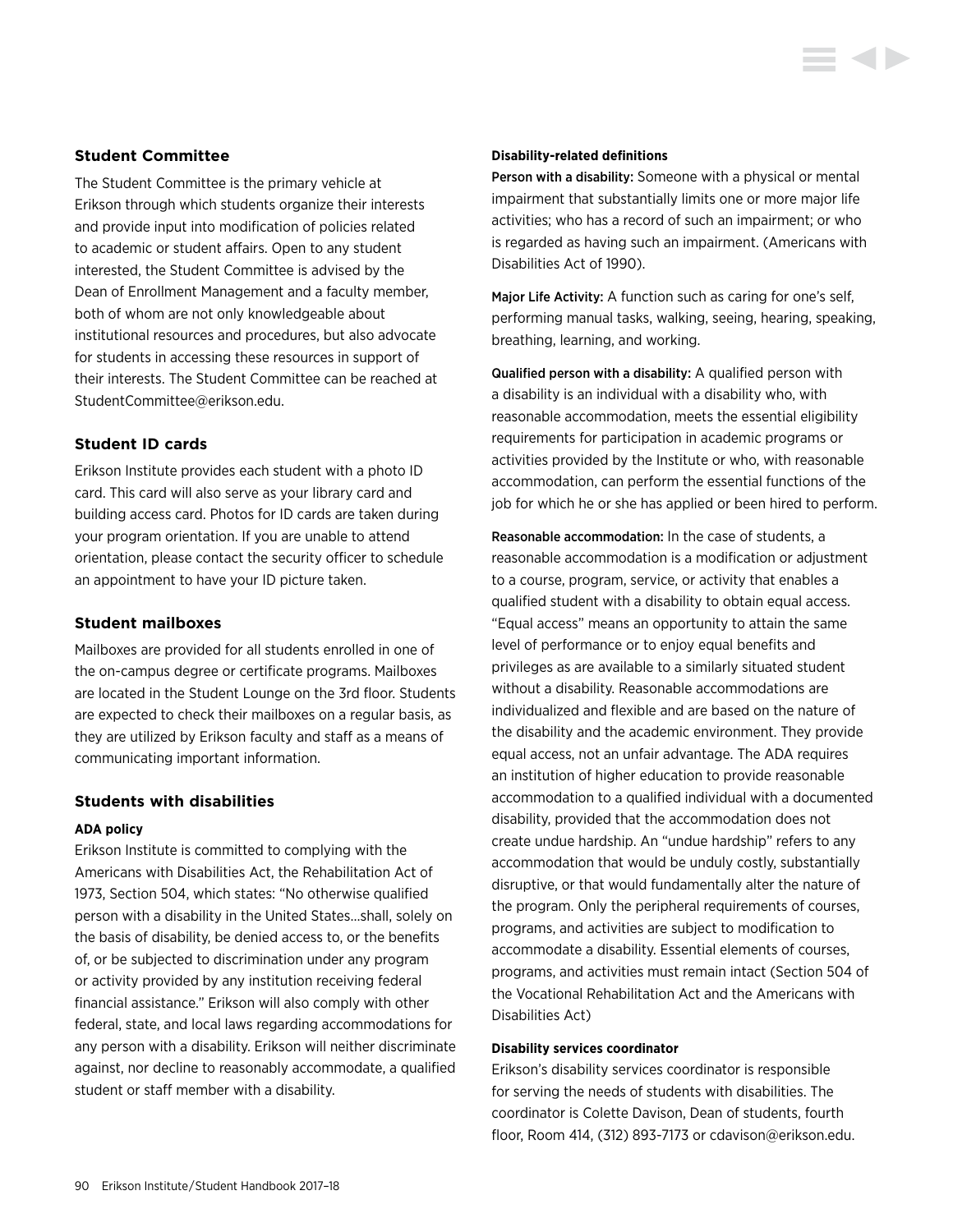## Student Committee

The Student Committee is the primary vehicle at Erikson through which students organize their interests and provide input into modification of policies related to academic or student affairs. Open to any student interested, the Student Committee is advised by the Dean of Enrollment Management and a faculty member, both of whom are not only knowledgeable about institutional resources and procedures, but also advocate for students in accessing these resources in support of their interests. The Student Committee can be reached at StudentCommittee@erikson.edu.

## Student ID cards

Erikson Institute provides each student with a photo ID card. This card will also serve as your library card and building access card. Photos for ID cards are taken during your program orientation. If you are unable to attend orientation, please contact the security officer to schedule an appointment to have your ID picture taken.

## Student mailboxes

Mailboxes are provided for all students enrolled in one of the on-campus degree or certificate programs. Mailboxes are located in the Student Lounge on the 3rd floor. Students are expected to check their mailboxes on a regular basis, as they are utilized by Erikson faculty and staff as a means of communicating important information.

## Students with disabilities

### ADA policy

Erikson Institute is committed to complying with the Americans with Disabilities Act, the Rehabilitation Act of 1973, Section 504, which states: "No otherwise qualified person with a disability in the United States…shall, solely on the basis of disability, be denied access to, or the benefits of, or be subjected to discrimination under any program or activity provided by any institution receiving federal financial assistance." Erikson will also comply with other federal, state, and local laws regarding accommodations for any person with a disability. Erikson will neither discriminate against, nor decline to reasonably accommodate, a qualified student or staff member with a disability.

### Disability-related definitions

**Person with a disability:** Someone with a physical or mental impairment that substantially limits one or more major life activities; who has a record of such an impairment; or who is regarded as having such an impairment. (Americans with Disabilities Act of 1990).

**Major Life Activity:** A function such as caring for one's self, performing manual tasks, walking, seeing, hearing, speaking, breathing, learning, and working.

**Qualified person with a disability:** A qualified person with a disability is an individual with a disability who, with reasonable accommodation, meets the essential eligibility requirements for participation in academic programs or activities provided by the Institute or who, with reasonable accommodation, can perform the essential functions of the job for which he or she has applied or been hired to perform.

**Reasonable accommodation:** In the case of students, a reasonable accommodation is a modification or adjustment to a course, program, service, or activity that enables a qualified student with a disability to obtain equal access. "Equal access" means an opportunity to attain the same level of performance or to enjoy equal benefits and privileges as are available to a similarly situated student without a disability. Reasonable accommodations are individualized and flexible and are based on the nature of the disability and the academic environment. They provide equal access, not an unfair advantage. The ADA requires an institution of higher education to provide reasonable accommodation to a qualified individual with a documented disability, provided that the accommodation does not create undue hardship. An "undue hardship" refers to any accommodation that would be unduly costly, substantially disruptive, or that would fundamentally alter the nature of the program. Only the peripheral requirements of courses, programs, and activities are subject to modification to accommodate a disability. Essential elements of courses, programs, and activities must remain intact (Section 504 of the Vocational Rehabilitation Act and the Americans with Disabilities Act)

### Disability services coordinator

Erikson's disability services coordinator is responsible for serving the needs of students with disabilities. The coordinator is Colette Davison, Dean of students, fourth floor, Room 414, (312) 893-7173 or cdavison@erikson.edu.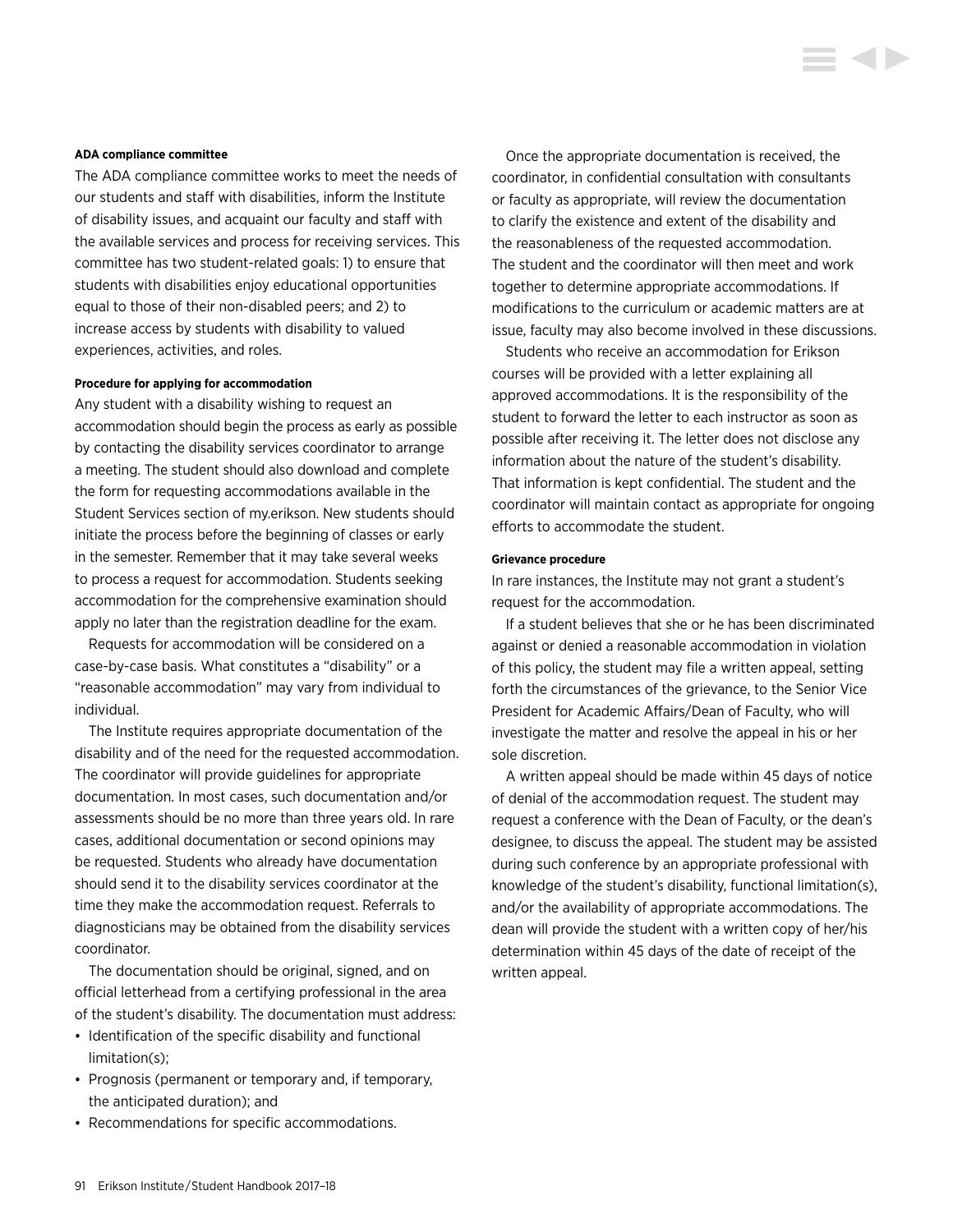#### ADA compliance committee

The ADA compliance committee works to meet the needs of our students and staff with disabilities, inform the Institute of disability issues, and acquaint our faculty and staff with the available services and process for receiving services. This committee has two student-related goals: 1) to ensure that students with disabilities enjoy educational opportunities equal to those of their non-disabled peers; and 2) to increase access by students with disability to valued experiences, activities, and roles.

#### Procedure for applying for accommodation

Any student with a disability wishing to request an accommodation should begin the process as early as possible by contacting the disability services coordinator to arrange a meeting. The student should also download and complete the form for requesting accommodations available in the Student Services section of my.erikson. New students should initiate the process before the beginning of classes or early in the semester. Remember that it may take several weeks to process a request for accommodation. Students seeking accommodation for the comprehensive examination should apply no later than the registration deadline for the exam.

Requests for accommodation will be considered on a case-by-case basis. What constitutes a "disability" or a "reasonable accommodation" may vary from individual to individual.

The Institute requires appropriate documentation of the disability and of the need for the requested accommodation. The coordinator will provide guidelines for appropriate documentation. In most cases, such documentation and/or assessments should be no more than three years old. In rare cases, additional documentation or second opinions may be requested. Students who already have documentation should send it to the disability services coordinator at the time they make the accommodation request. Referrals to diagnosticians may be obtained from the disability services coordinator.

The documentation should be original, signed, and on official letterhead from a certifying professional in the area of the student's disability. The documentation must address:

- Identification of the specific disability and functional limitation(s);
- Prognosis (permanent or temporary and, if temporary, the anticipated duration); and
- Recommendations for specific accommodations.

Once the appropriate documentation is received, the coordinator, in confidential consultation with consultants or faculty as appropriate, will review the documentation to clarify the existence and extent of the disability and the reasonableness of the requested accommodation. The student and the coordinator will then meet and work together to determine appropriate accommodations. If modifications to the curriculum or academic matters are at issue, faculty may also become involved in these discussions.

Students who receive an accommodation for Erikson courses will be provided with a letter explaining all approved accommodations. It is the responsibility of the student to forward the letter to each instructor as soon as possible after receiving it. The letter does not disclose any information about the nature of the student's disability. That information is kept confidential. The student and the coordinator will maintain contact as appropriate for ongoing efforts to accommodate the student.

#### Grievance procedure

In rare instances, the Institute may not grant a student's request for the accommodation.

If a student believes that she or he has been discriminated against or denied a reasonable accommodation in violation of this policy, the student may file a written appeal, setting forth the circumstances of the grievance, to the Senior Vice President for Academic Affairs/Dean of Faculty, who will investigate the matter and resolve the appeal in his or her sole discretion.

A written appeal should be made within 45 days of notice of denial of the accommodation request. The student may request a conference with the Dean of Faculty, or the dean's designee, to discuss the appeal. The student may be assisted during such conference by an appropriate professional with knowledge of the student's disability, functional limitation(s), and/or the availability of appropriate accommodations. The dean will provide the student with a written copy of her/his determination within 45 days of the date of receipt of the written appeal.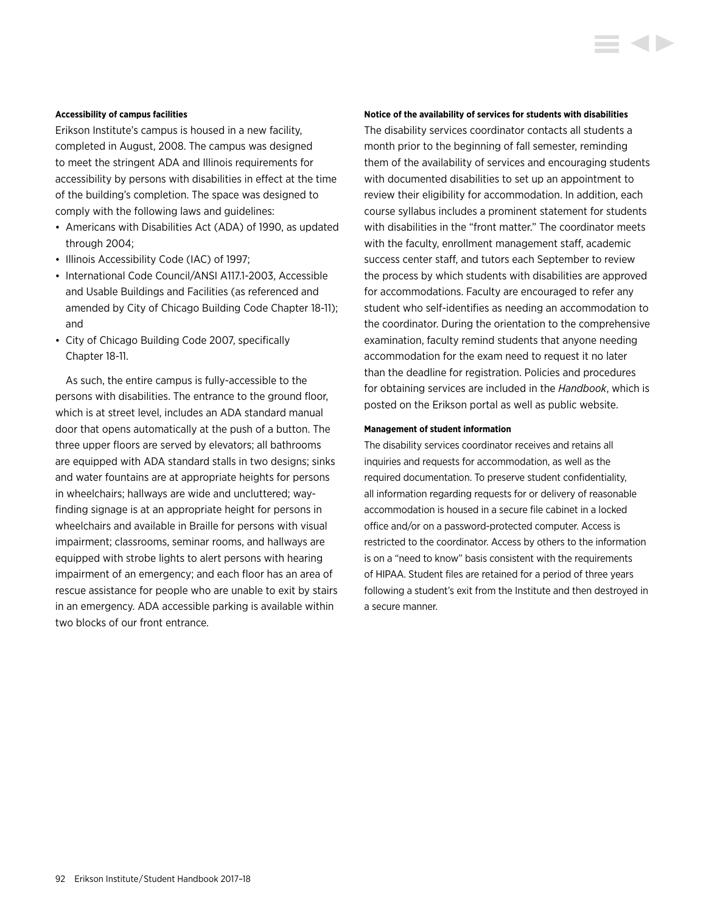#### Accessibility of campus facilities

Erikson Institute's campus is housed in a new facility, completed in August, 2008. The campus was designed to meet the stringent ADA and Illinois requirements for accessibility by persons with disabilities in effect at the time of the building's completion. The space was designed to comply with the following laws and guidelines:

- Americans with Disabilities Act (ADA) of 1990, as updated through 2004;
- Illinois Accessibility Code (IAC) of 1997;
- International Code Council/ANSI A117.1-2003, Accessible and Usable Buildings and Facilities (as referenced and amended by City of Chicago Building Code Chapter 18-11); and
- City of Chicago Building Code 2007, specifically Chapter 18-11.

As such, the entire campus is fully-accessible to the persons with disabilities. The entrance to the ground floor, which is at street level, includes an ADA standard manual door that opens automatically at the push of a button. The three upper floors are served by elevators; all bathrooms are equipped with ADA standard stalls in two designs; sinks and water fountains are at appropriate heights for persons in wheelchairs; hallways are wide and uncluttered; way-finding signage is at an appropriate height for persons in wheelchairs and available in Braille for persons with visual impairment; classrooms, seminar rooms, and hallways are equipped with strobe lights to alert persons with hearing impairment of an emergency; and each floor has an area of rescue assistance for people who are unable to exit by stairs in an emergency. ADA accessible parking is available within two blocks of our front entrance.

#### Notice of the availability of services for students with disabilities

The disability services coordinator contacts all students a month prior to the beginning of fall semester, reminding them of the availability of services and encouraging students with documented disabilities to set up an appointment to review their eligibility for accommodation. In addition, each course syllabus includes a prominent statement for students with disabilities in the "front matter." The coordinator meets with the faculty, enrollment management staff, academic success center staff, and tutors each September to review the process by which students with disabilities are approved for accommodations. Faculty are encouraged to refer any student who self-identifies as needing an accommodation to the coordinator. During the orientation to the comprehensive examination, faculty remind students that anyone needing accommodation for the exam need to request it no later than the deadline for registration. Policies and procedures for obtaining services are included in the *Handbook*, which is posted on the Erikson portal as well as public website.

#### Management of student information

The disability services coordinator receives and retains all inquiries and requests for accommodation, as well as the required documentation. To preserve student confidentiality, all information regarding requests for or delivery of reasonable accommodation is housed in a secure file cabinet in a locked office and/or on a password-protected computer. Access is restricted to the coordinator. Access by others to the information is on a "need to know" basis consistent with the requirements of HIPAA. Student files are retained for a period of three years following a student's exit from the Institute and then destroyed in a secure manner.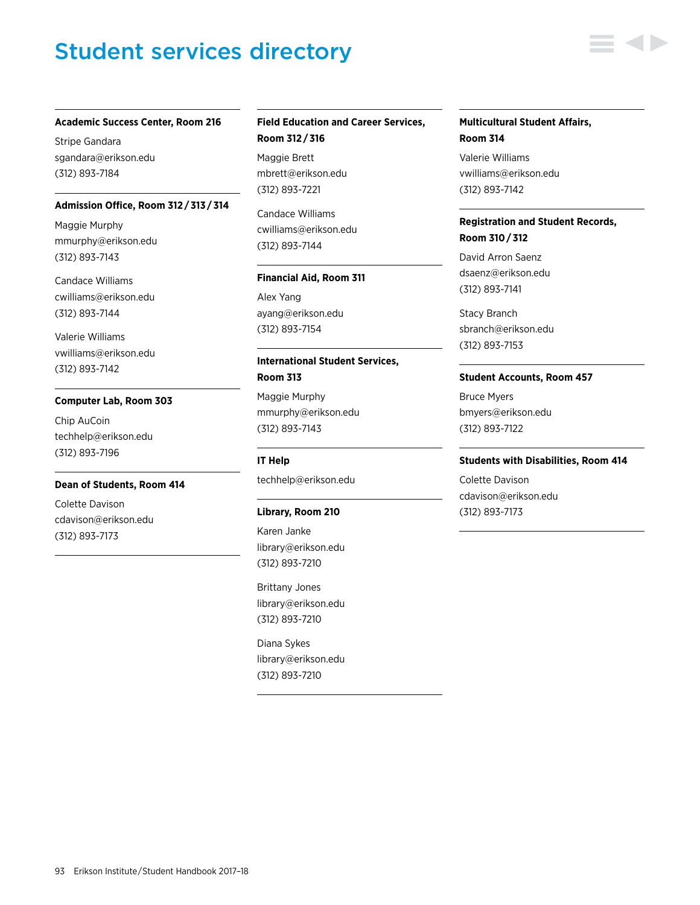# Student services directory

**Academic Success Center, Room 216**

Stripe Gandara
sgandara@erikson.edu
(312) 893-7184

**Admission Office, Room 312 / 313 / 314**

Maggie Murphy
mmurphy@erikson.edu
(312) 893-7143

Candace Williams
cwilliams@erikson.edu
(312) 893-7144

Valerie Williams
vwilliams@erikson.edu
(312) 893-7142

**Computer Lab, Room 303**

Chip AuCoin
techhelp@erikson.edu
(312) 893-7196

**Dean of Students, Room 414**

Colette Davison
cdavison@erikson.edu
(312) 893-7173

**Field Education and Career Services, Room 312 / 316**

Maggie Brett
mbrett@erikson.edu
(312) 893-7221

Candace Williams
cwilliams@erikson.edu
(312) 893-7144

**Financial Aid, Room 311**

Alex Yang
ayang@erikson.edu
(312) 893-7154

**International Student Services, Room 313**

Maggie Murphy
mmurphy@erikson.edu
(312) 893-7143

**IT Help**

techhelp@erikson.edu

**Library, Room 210**

Karen Janke
library@erikson.edu
(312) 893-7210

Brittany Jones
library@erikson.edu
(312) 893-7210

Diana Sykes
library@erikson.edu
(312) 893-7210

**Multicultural Student Affairs, Room 314**

Valerie Williams
vwilliams@erikson.edu
(312) 893-7142

**Registration and Student Records, Room 310 / 312**

David Arron Saenz
dsaenz@erikson.edu
(312) 893-7141

Stacy Branch
sbranch@erikson.edu
(312) 893-7153

**Student Accounts, Room 457**

Bruce Myers
bmyers@erikson.edu
(312) 893-7122

**Students with Disabilities, Room 414**

Colette Davison
cdavison@erikson.edu
(312) 893-7173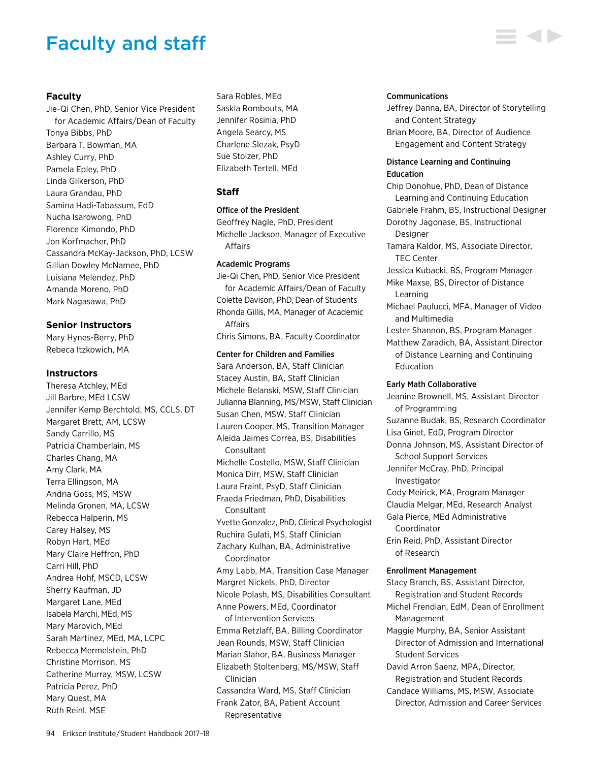# Faculty and staff

## Faculty

Jie-Qi Chen, PhD, Senior Vice President for Academic Affairs/Dean of Faculty
Tonya Bibbs, PhD
Barbara T. Bowman, MA
Ashley Curry, PhD
Pamela Epley, PhD
Linda Gilkerson, PhD
Laura Grandau, PhD
Samina Hadi-Tabassum, EdD
Nucha Isarowong, PhD
Florence Kimondo, PhD
Jon Korfmacher, PhD
Cassandra McKay-Jackson, PhD, LCSW
Gillian Dowley McNamee, PhD
Luisiana Melendez, PhD
Amanda Moreno, PhD
Mark Nagasawa, PhD

## Senior Instructors

Mary Hynes-Berry, PhD
Rebeca Itzkowich, MA

## Instructors

Theresa Atchley, MEd
Jill Barbre, MEd LCSW
Jennifer Kemp Berchtold, MS, CCLS, DT
Margaret Brett, AM, LCSW
Sandy Carrillo, MS
Patricia Chamberlain, MS
Charles Chang, MA
Amy Clark, MA
Terra Ellingson, MA
Andria Goss, MS, MSW
Melinda Gronen, MA, LCSW
Rebecca Halperin, MS
Carey Halsey, MS
Robyn Hart, MEd
Mary Claire Heffron, PhD
Carri Hill, PhD
Andrea Hohf, MSCD, LCSW
Sherry Kaufman, JD
Margaret Lane, MEd
Isabela Marchi, MEd, MS
Mary Marovich, MEd
Sarah Martinez, MEd, MA, LCPC
Rebecca Mermelstein, PhD
Christine Morrison, MS
Catherine Murray, MSW, LCSW
Patricia Perez, PhD
Mary Quest, MA
Ruth Reinl, MSE
Sara Robles, MEd
Saskia Rombouts, MA
Jennifer Rosinia, PhD
Angela Searcy, MS
Charlene Slezak, PsyD
Sue Stolzer, PhD
Elizabeth Tertell, MEd

## Staff

### Office of the President

Geoffrey Nagle, PhD, President
Michelle Jackson, Manager of Executive Affairs

### Academic Programs

Jie-Qi Chen, PhD, Senior Vice President for Academic Affairs/Dean of Faculty
Colette Davison, PhD, Dean of Students
Rhonda Gillis, MA, Manager of Academic Affairs
Chris Simons, BA, Faculty Coordinator

### Center for Children and Families

Sara Anderson, BA, Staff Clinician
Stacey Austin, BA, Staff Clinician
Michele Belanski, MSW, Staff Clinician
Julianna Blanning, MS/MSW, Staff Clinician
Susan Chen, MSW, Staff Clinician
Lauren Cooper, MS, Transition Manager
Aleida Jaimes Correa, BS, Disabilities Consultant
Michelle Costello, MSW, Staff Clinician
Monica Dirr, MSW, Staff Clinician
Laura Fraint, PsyD, Staff Clinician
Fraeda Friedman, PhD, Disabilities Consultant
Yvette Gonzalez, PhD, Clinical Psychologist
Ruchira Gulati, MS, Staff Clinician
Zachary Kulhan, BA, Administrative Coordinator
Amy Labb, MA, Transition Case Manager
Margret Nickels, PhD, Director
Nicole Polash, MS, Disabilities Consultant
Anne Powers, MEd, Coordinator of Intervention Services
Emma Retzlaff, BA, Billing Coordinator
Jean Rounds, MSW, Staff Clinician
Marian Slahor, BA, Business Manager
Elizabeth Stoltenberg, MS/MSW, Staff Clinician
Cassandra Ward, MS, Staff Clinician
Frank Zator, BA, Patient Account Representative

### Communications

Jeffrey Danna, BA, Director of Storytelling and Content Strategy
Brian Moore, BA, Director of Audience Engagement and Content Strategy

### Distance Learning and Continuing Education

Chip Donohue, PhD, Dean of Distance Learning and Continuing Education
Gabriele Frahm, BS, Instructional Designer
Dorothy Jagonase, BS, Instructional Designer
Tamara Kaldor, MS, Associate Director, TEC Center
Jessica Kubacki, BS, Program Manager
Mike Maxse, BS, Director of Distance Learning
Michael Paulucci, MFA, Manager of Video and Multimedia
Lester Shannon, BS, Program Manager
Matthew Zaradich, BA, Assistant Director of Distance Learning and Continuing Education

### Early Math Collaborative

Jeanine Brownell, MS, Assistant Director of Programming
Suzanne Budak, BS, Research Coordinator
Lisa Ginet, EdD, Program Director
Donna Johnson, MS, Assistant Director of School Support Services
Jennifer McCray, PhD, Principal Investigator
Cody Meirick, MA, Program Manager
Claudia Melgar, MEd, Research Analyst
Gala Pierce, MEd Administrative Coordinator
Erin Reid, PhD, Assistant Director of Research

### Enrollment Management

Stacy Branch, BS, Assistant Director, Registration and Student Records
Michel Frendian, EdM, Dean of Enrollment Management
Maggie Murphy, BA, Senior Assistant Director of Admission and International Student Services
David Arron Saenz, MPA, Director, Registration and Student Records
Candace Williams, MS, MSW, Associate Director, Admission and Career Services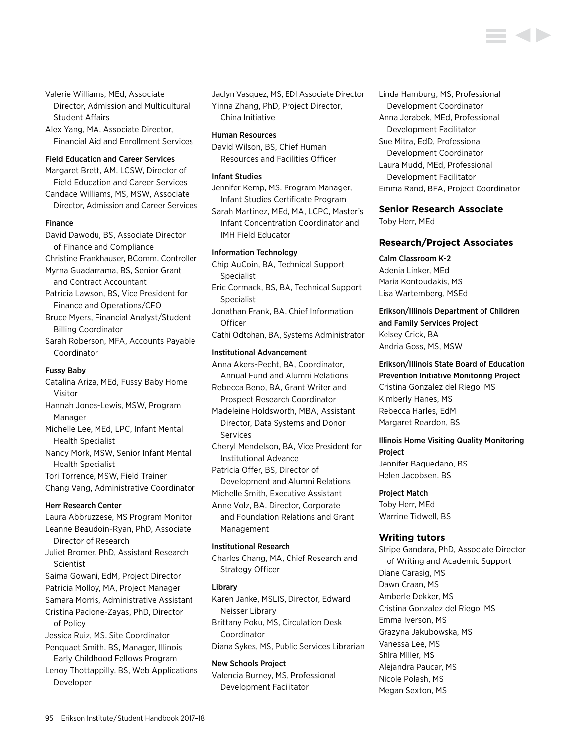Valerie Williams, MEd, Associate Director, Admission and Multicultural Student Affairs

Alex Yang, MA, Associate Director, Financial Aid and Enrollment Services

#### Field Education and Career Services

Margaret Brett, AM, LCSW, Director of Field Education and Career Services

Candace Williams, MS, MSW, Associate Director, Admission and Career Services

#### Finance

David Dawodu, BS, Associate Director of Finance and Compliance

Christine Frankhauser, BComm, Controller

Myrna Guadarrama, BS, Senior Grant and Contract Accountant

Patricia Lawson, BS, Vice President for Finance and Operations/CFO

Bruce Myers, Financial Analyst/Student Billing Coordinator

Sarah Roberson, MFA, Accounts Payable Coordinator

#### Fussy Baby

Catalina Ariza, MEd, Fussy Baby Home Visitor

Hannah Jones-Lewis, MSW, Program Manager

Michelle Lee, MEd, LPC, Infant Mental Health Specialist

Nancy Mork, MSW, Senior Infant Mental Health Specialist

Tori Torrence, MSW, Field Trainer

Chang Vang, Administrative Coordinator

#### Herr Research Center

Laura Abbruzzese, MS Program Monitor

Leanne Beaudoin-Ryan, PhD, Associate Director of Research

Juliet Bromer, PhD, Assistant Research Scientist

Saima Gowani, EdM, Project Director

Patricia Molloy, MA, Project Manager

Samara Morris, Administrative Assistant

Cristina Pacione-Zayas, PhD, Director of Policy

Jessica Ruiz, MS, Site Coordinator

Penquaet Smith, BS, Manager, Illinois Early Childhood Fellows Program

Lenoy Thottappilly, BS, Web Applications Developer

Jaclyn Vasquez, MS, EDI Associate Director

Yinna Zhang, PhD, Project Director, China Initiative

#### Human Resources

David Wilson, BS, Chief Human Resources and Facilities Officer

#### Infant Studies

Jennifer Kemp, MS, Program Manager, Infant Studies Certificate Program

Sarah Martinez, MEd, MA, LCPC, Master's Infant Concentration Coordinator and IMH Field Educator

#### Information Technology

Chip AuCoin, BA, Technical Support Specialist

Eric Cormack, BS, BA, Technical Support Specialist

Jonathan Frank, BA, Chief Information Officer

Cathi Odtohan, BA, Systems Administrator

#### Institutional Advancement

Anna Akers-Pecht, BA, Coordinator, Annual Fund and Alumni Relations

Rebecca Beno, BA, Grant Writer and Prospect Research Coordinator

Madeleine Holdsworth, MBA, Assistant Director, Data Systems and Donor Services

Cheryl Mendelson, BA, Vice President for Institutional Advance

Patricia Offer, BS, Director of Development and Alumni Relations

Michelle Smith, Executive Assistant

Anne Volz, BA, Director, Corporate and Foundation Relations and Grant Management

#### Institutional Research

Charles Chang, MA, Chief Research and Strategy Officer

#### Library

Karen Janke, MSLIS, Director, Edward Neisser Library

Brittany Poku, MS, Circulation Desk Coordinator

Diana Sykes, MS, Public Services Librarian

#### New Schools Project

Valencia Burney, MS, Professional Development Facilitator

Linda Hamburg, MS, Professional Development Coordinator

Anna Jerabek, MEd, Professional Development Facilitator

Sue Mitra, EdD, Professional Development Coordinator

Laura Mudd, MEd, Professional Development Facilitator

Emma Rand, BFA, Project Coordinator

### Senior Research Associate

Toby Herr, MEd

### Research/Project Associates

#### Calm Classroom K-2

Adenia Linker, MEd

Maria Kontoudakis, MS

Lisa Wartemberg, MSEd

#### Erikson/Illinois Department of Children and Family Services Project

Kelsey Crick, BA

Andria Goss, MS, MSW

#### Erikson/Illinois State Board of Education Prevention Initiative Monitoring Project

Cristina Gonzalez del Riego, MS

Kimberly Hanes, MS

Rebecca Harles, EdM

Margaret Reardon, BS

#### Illinois Home Visiting Quality Monitoring Project

Jennifer Baquedano, BS

Helen Jacobsen, BS

#### Project Match

Toby Herr, MEd

Warrine Tidwell, BS

### Writing tutors

Stripe Gandara, PhD, Associate Director of Writing and Academic Support

Diane Carasig, MS

Dawn Craan, MS

Amberle Dekker, MS

Cristina Gonzalez del Riego, MS

Emma Iverson, MS

Grazyna Jakubowska, MS

Vanessa Lee, MS

Shira Miller, MS

Alejandra Paucar, MS

Nicole Polash, MS

Megan Sexton, MS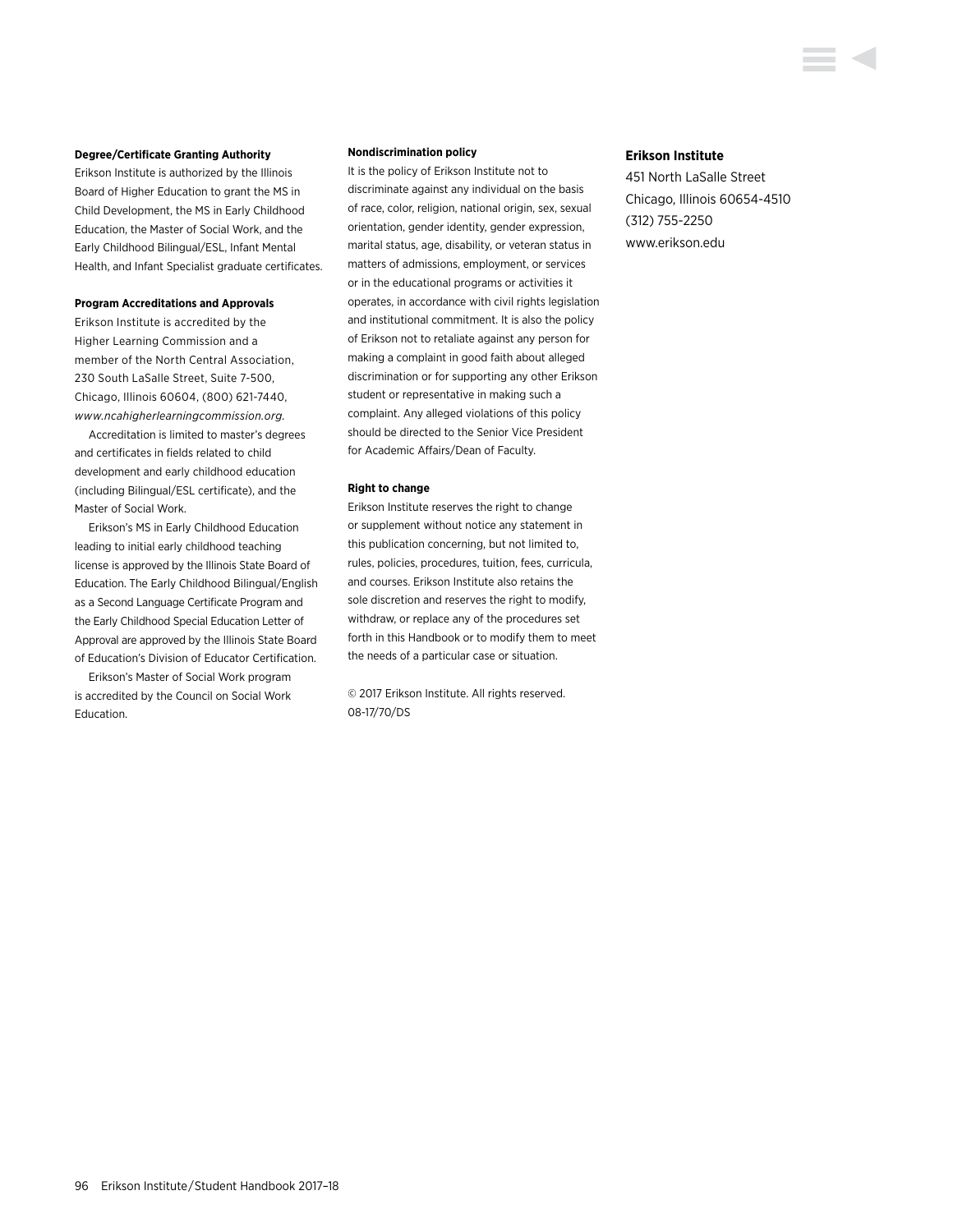#### Degree/Certificate Granting Authority

Erikson Institute is authorized by the Illinois Board of Higher Education to grant the MS in Child Development, the MS in Early Childhood Education, the Master of Social Work, and the Early Childhood Bilingual/ESL, Infant Mental Health, and Infant Specialist graduate certificates.

#### Program Accreditations and Approvals

Erikson Institute is accredited by the Higher Learning Commission and a member of the North Central Association, 230 South LaSalle Street, Suite 7-500, Chicago, Illinois 60604, (800) 621-7440, *www.ncahigherlearningcommission.org.*

Accreditation is limited to master's degrees and certificates in fields related to child development and early childhood education (including Bilingual/ESL certificate), and the Master of Social Work.

Erikson's MS in Early Childhood Education leading to initial early childhood teaching license is approved by the Illinois State Board of Education. The Early Childhood Bilingual/English as a Second Language Certificate Program and the Early Childhood Special Education Letter of Approval are approved by the Illinois State Board of Education's Division of Educator Certification.

Erikson's Master of Social Work program is accredited by the Council on Social Work Education.

#### Nondiscrimination policy

It is the policy of Erikson Institute not to discriminate against any individual on the basis of race, color, religion, national origin, sex, sexual orientation, gender identity, gender expression, marital status, age, disability, or veteran status in matters of admissions, employment, or services or in the educational programs or activities it operates, in accordance with civil rights legislation and institutional commitment. It is also the policy of Erikson not to retaliate against any person for making a complaint in good faith about alleged discrimination or for supporting any other Erikson student or representative in making such a complaint. Any alleged violations of this policy should be directed to the Senior Vice President for Academic Affairs/Dean of Faculty.

#### Right to change

Erikson Institute reserves the right to change or supplement without notice any statement in this publication concerning, but not limited to, rules, policies, procedures, tuition, fees, curricula, and courses. Erikson Institute also retains the sole discretion and reserves the right to modify, withdraw, or replace any of the procedures set forth in this Handbook or to modify them to meet the needs of a particular case or situation.

© 2017 Erikson Institute. All rights reserved.
08-17/70/DS

### Erikson Institute

451 North LaSalle Street
Chicago, Illinois 60654-4510
(312) 755-2250
www.erikson.edu